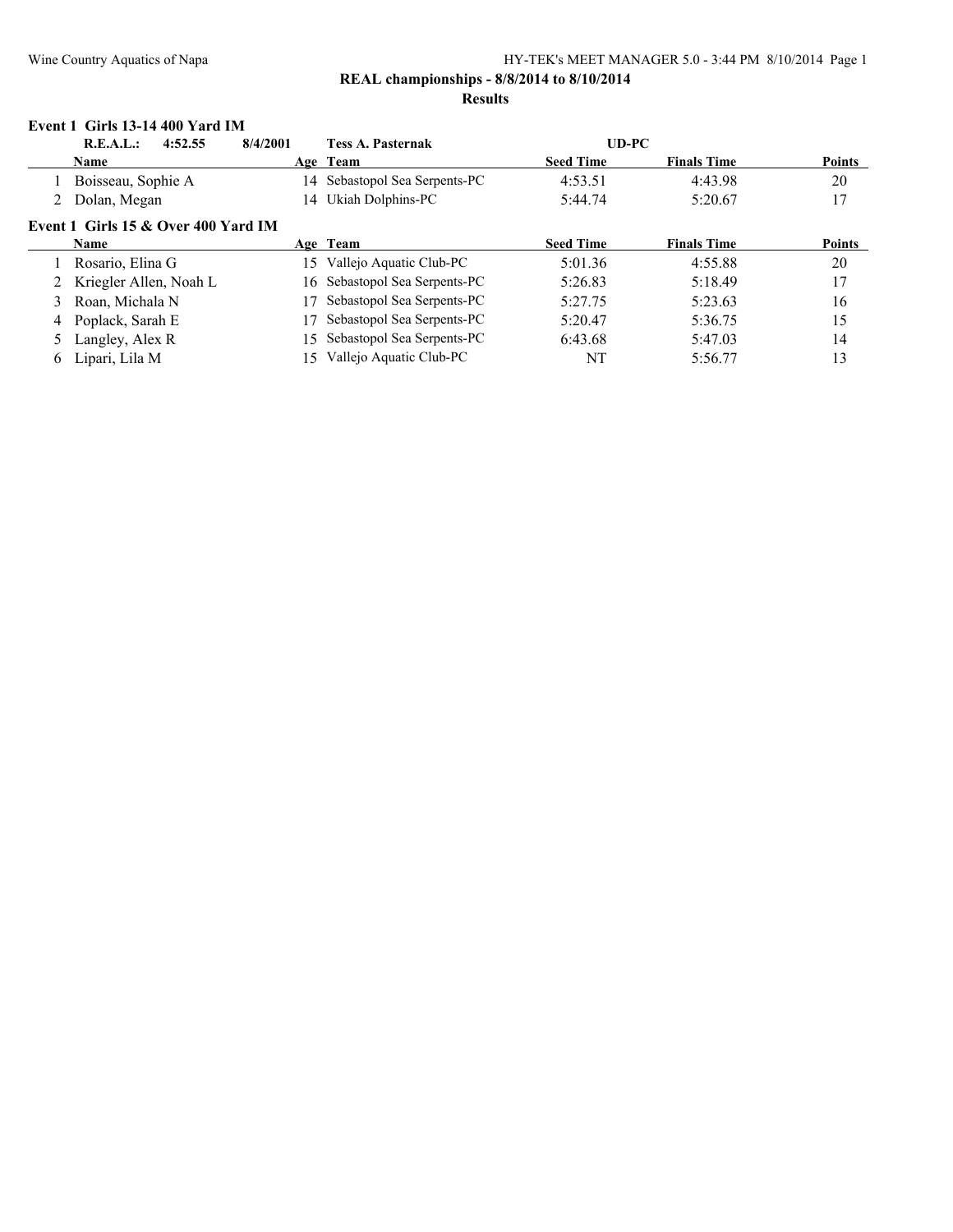**REAL championships - 8/8/2014 to 8/10/2014**

**Results**

### Event 1 Girls 13-14 400 Yard IM

**R.E.A.L.: 4:52.55 8/4/2001 Tess A. Pasternak UD-PC**

| | Name | Age | Team | Seed Time | Finals Time | Points |
|---|---|---|---|---|---|---|
| 1 | Boisseau, Sophie A | 14 | Sebastopol Sea Serpents-PC | 4:53.51 | 4:43.98 | 20 |
| 2 | Dolan, Megan | 14 | Ukiah Dolphins-PC | 5:44.74 | 5:20.67 | 17 |

### Event 1 Girls 15 & Over 400 Yard IM

| | Name | Age | Team | Seed Time | Finals Time | Points |
|---|---|---|---|---|---|---|
| 1 | Rosario, Elina G | 15 | Vallejo Aquatic Club-PC | 5:01.36 | 4:55.88 | 20 |
| 2 | Kriegler Allen, Noah L | 16 | Sebastopol Sea Serpents-PC | 5:26.83 | 5:18.49 | 17 |
| 3 | Roan, Michala N | 17 | Sebastopol Sea Serpents-PC | 5:27.75 | 5:23.63 | 16 |
| 4 | Poplack, Sarah E | 17 | Sebastopol Sea Serpents-PC | 5:20.47 | 5:36.75 | 15 |
| 5 | Langley, Alex R | 15 | Sebastopol Sea Serpents-PC | 6:43.68 | 5:47.03 | 14 |
| 6 | Lipari, Lila M | 15 | Vallejo Aquatic Club-PC | NT | 5:56.77 | 13 |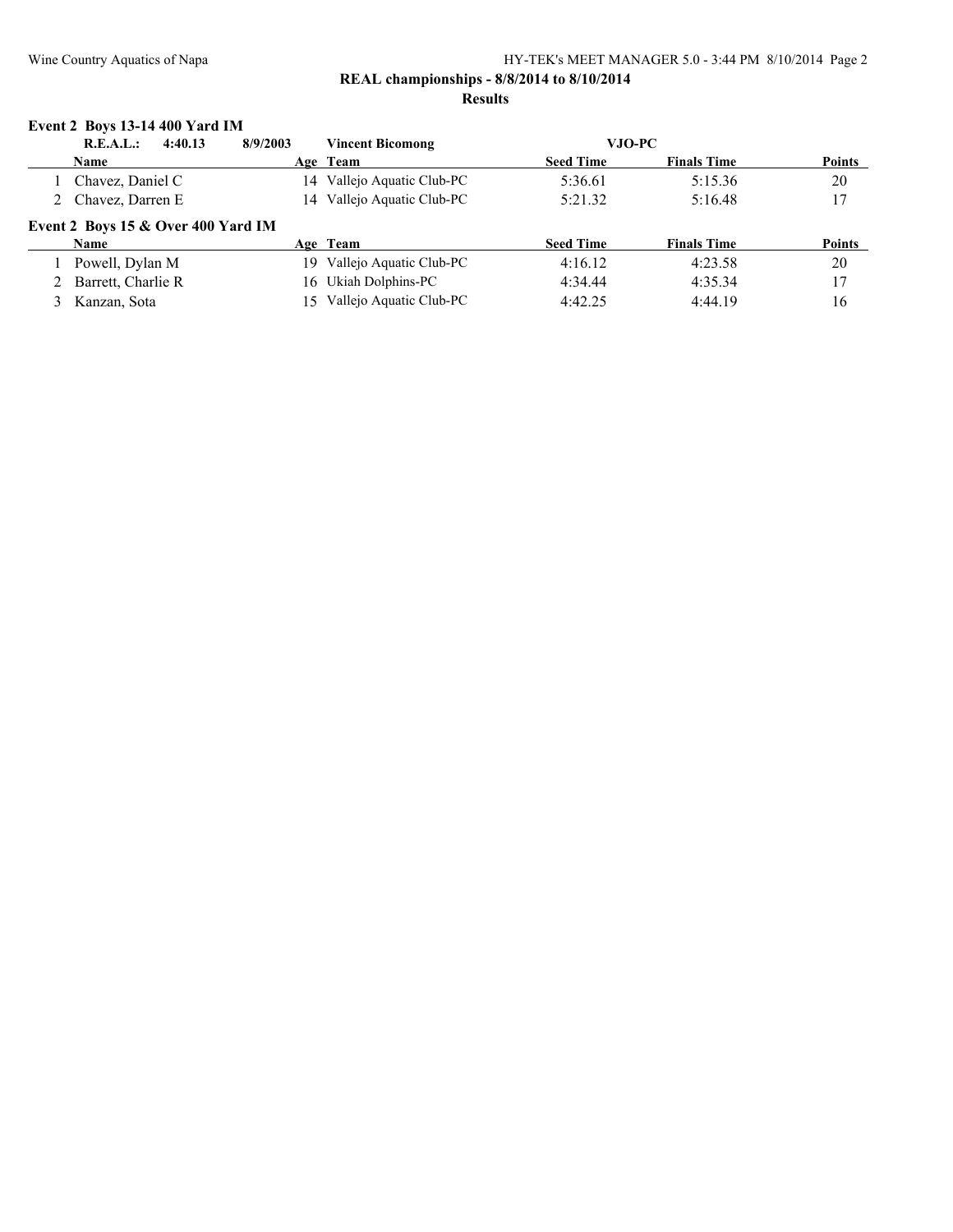### Event 2 Boys 13-14 400 Yard IM

**R.E.A.L.: 4:40.13 8/9/2003 Vincent Bicomong VJO-PC**

| | Name | Age | Team | Seed Time | Finals Time | Points |
|---|---|---|---|---|---|---|
| 1 | Chavez, Daniel C | 14 | Vallejo Aquatic Club-PC | 5:36.61 | 5:15.36 | 20 |
| 2 | Chavez, Darren E | 14 | Vallejo Aquatic Club-PC | 5:21.32 | 5:16.48 | 17 |

### Event 2 Boys 15 & Over 400 Yard IM

| | Name | Age | Team | Seed Time | Finals Time | Points |
|---|---|---|---|---|---|---|
| 1 | Powell, Dylan M | 19 | Vallejo Aquatic Club-PC | 4:16.12 | 4:23.58 | 20 |
| 2 | Barrett, Charlie R | 16 | Ukiah Dolphins-PC | 4:34.44 | 4:35.34 | 17 |
| 3 | Kanzan, Sota | 15 | Vallejo Aquatic Club-PC | 4:42.25 | 4:44.19 | 16 |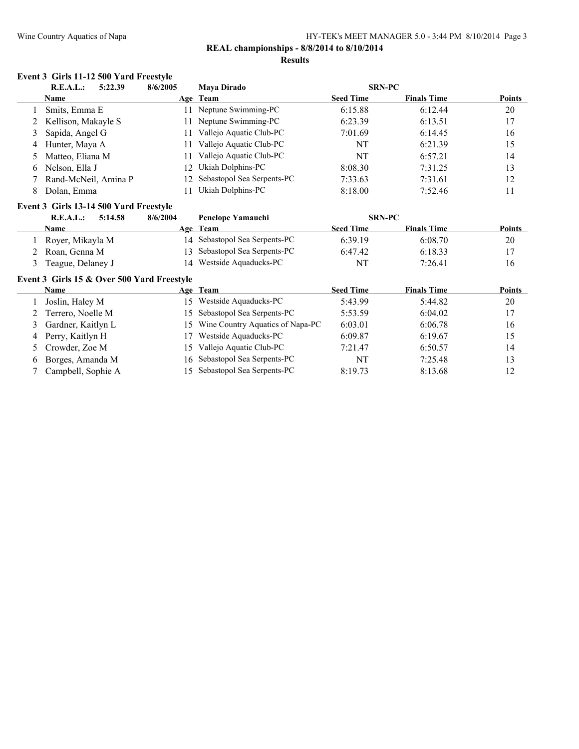**REAL championships - 8/8/2014 to 8/10/2014**

**Results**

### Event 3 Girls 11-12 500 Yard Freestyle

**R.E.A.L.: 5:22.39 8/6/2005 Maya Dirado SRN-PC**

| | Name | Age | Team | Seed Time | Finals Time | Points |
|---|---|---|---|---|---|---|
| 1 | Smits, Emma E | 11 | Neptune Swimming-PC | 6:15.88 | 6:12.44 | 20 |
| 2 | Kellison, Makayle S | 11 | Neptune Swimming-PC | 6:23.39 | 6:13.51 | 17 |
| 3 | Sapida, Angel G | 11 | Vallejo Aquatic Club-PC | 7:01.69 | 6:14.45 | 16 |
| 4 | Hunter, Maya A | 11 | Vallejo Aquatic Club-PC | NT | 6:21.39 | 15 |
| 5 | Matteo, Eliana M | 11 | Vallejo Aquatic Club-PC | NT | 6:57.21 | 14 |
| 6 | Nelson, Ella J | 12 | Ukiah Dolphins-PC | 8:08.30 | 7:31.25 | 13 |
| 7 | Rand-McNeil, Amina P | 12 | Sebastopol Sea Serpents-PC | 7:33.63 | 7:31.61 | 12 |
| 8 | Dolan, Emma | 11 | Ukiah Dolphins-PC | 8:18.00 | 7:52.46 | 11 |

### Event 3 Girls 13-14 500 Yard Freestyle

**R.E.A.L.: 5:14.58 8/6/2004 Penelope Yamauchi SRN-PC**

| | Name | Age | Team | Seed Time | Finals Time | Points |
|---|---|---|---|---|---|---|
| 1 | Royer, Mikayla M | 14 | Sebastopol Sea Serpents-PC | 6:39.19 | 6:08.70 | 20 |
| 2 | Roan, Genna M | 13 | Sebastopol Sea Serpents-PC | 6:47.42 | 6:18.33 | 17 |
| 3 | Teague, Delaney J | 14 | Westside Aquaducks-PC | NT | 7:26.41 | 16 |

### Event 3 Girls 15 & Over 500 Yard Freestyle

| | Name | Age | Team | Seed Time | Finals Time | Points |
|---|---|---|---|---|---|---|
| 1 | Joslin, Haley M | 15 | Westside Aquaducks-PC | 5:43.99 | 5:44.82 | 20 |
| 2 | Terrero, Noelle M | 15 | Sebastopol Sea Serpents-PC | 5:53.59 | 6:04.02 | 17 |
| 3 | Gardner, Kaitlyn L | 15 | Wine Country Aquatics of Napa-PC | 6:03.01 | 6:06.78 | 16 |
| 4 | Perry, Kaitlyn H | 17 | Westside Aquaducks-PC | 6:09.87 | 6:19.67 | 15 |
| 5 | Crowder, Zoe M | 15 | Vallejo Aquatic Club-PC | 7:21.47 | 6:50.57 | 14 |
| 6 | Borges, Amanda M | 16 | Sebastopol Sea Serpents-PC | NT | 7:25.48 | 13 |
| 7 | Campbell, Sophie A | 15 | Sebastopol Sea Serpents-PC | 8:19.73 | 8:13.68 | 12 |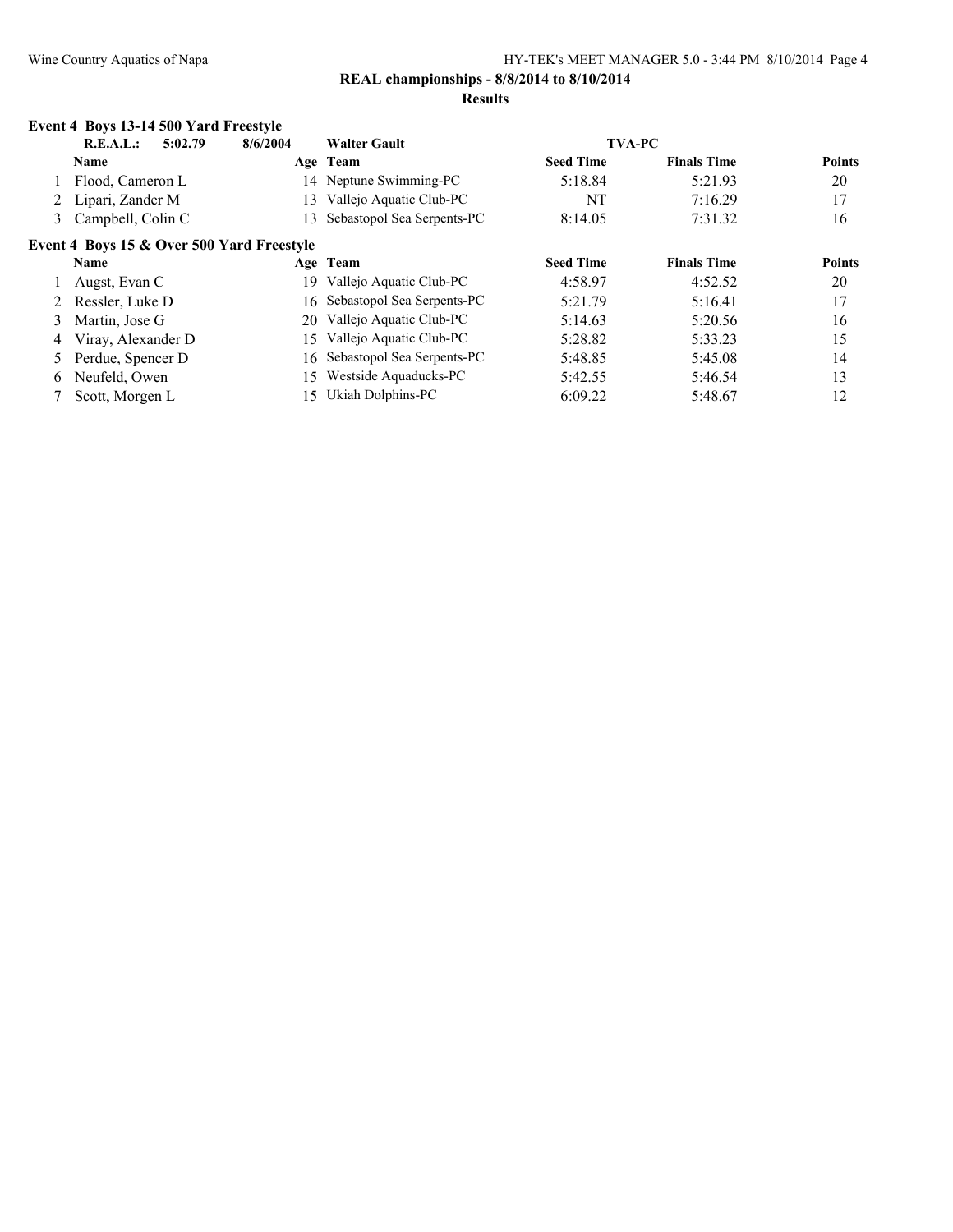## REAL championships - 8/8/2014 to 8/10/2014

### Results

#### Event 4 Boys 13-14 500 Yard Freestyle

**R.E.A.L.: 5:02.79 8/6/2004 Walter Gault TVA-PC**

| | Name | Age | Team | Seed Time | Finals Time | Points |
|---|---|---|---|---|---|---|
| 1 | Flood, Cameron L | 14 | Neptune Swimming-PC | 5:18.84 | 5:21.93 | 20 |
| 2 | Lipari, Zander M | 13 | Vallejo Aquatic Club-PC | NT | 7:16.29 | 17 |
| 3 | Campbell, Colin C | 13 | Sebastopol Sea Serpents-PC | 8:14.05 | 7:31.32 | 16 |

#### Event 4 Boys 15 & Over 500 Yard Freestyle

| | Name | Age | Team | Seed Time | Finals Time | Points |
|---|---|---|---|---|---|---|
| 1 | Augst, Evan C | 19 | Vallejo Aquatic Club-PC | 4:58.97 | 4:52.52 | 20 |
| 2 | Ressler, Luke D | 16 | Sebastopol Sea Serpents-PC | 5:21.79 | 5:16.41 | 17 |
| 3 | Martin, Jose G | 20 | Vallejo Aquatic Club-PC | 5:14.63 | 5:20.56 | 16 |
| 4 | Viray, Alexander D | 15 | Vallejo Aquatic Club-PC | 5:28.82 | 5:33.23 | 15 |
| 5 | Perdue, Spencer D | 16 | Sebastopol Sea Serpents-PC | 5:48.85 | 5:45.08 | 14 |
| 6 | Neufeld, Owen | 15 | Westside Aquaducks-PC | 5:42.55 | 5:46.54 | 13 |
| 7 | Scott, Morgen L | 15 | Ukiah Dolphins-PC | 6:09.22 | 5:48.67 | 12 |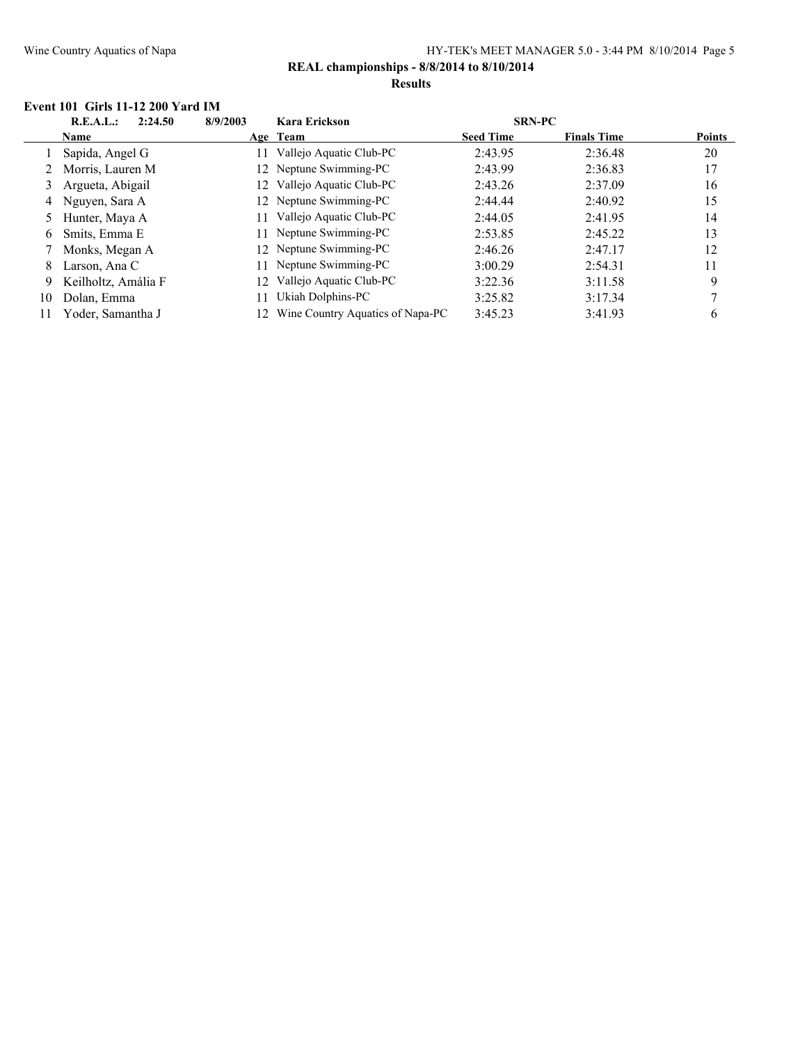**REAL championships - 8/8/2014 to 8/10/2014**

**Results**

### Event 101 Girls 11-12 200 Yard IM

| | Name | Age | Team | Seed Time | Finals Time | Points |
|---|---|---|---|---|---|---|
| | **R.E.A.L.: 2:24.50** | **8/9/2003** | **Kara Erickson** | **SRN-PC** | | |
| 1 | Sapida, Angel G | 11 | Vallejo Aquatic Club-PC | 2:43.95 | 2:36.48 | 20 |
| 2 | Morris, Lauren M | 12 | Neptune Swimming-PC | 2:43.99 | 2:36.83 | 17 |
| 3 | Argueta, Abigail | 12 | Vallejo Aquatic Club-PC | 2:43.26 | 2:37.09 | 16 |
| 4 | Nguyen, Sara A | 12 | Neptune Swimming-PC | 2:44.44 | 2:40.92 | 15 |
| 5 | Hunter, Maya A | 11 | Vallejo Aquatic Club-PC | 2:44.05 | 2:41.95 | 14 |
| 6 | Smits, Emma E | 11 | Neptune Swimming-PC | 2:53.85 | 2:45.22 | 13 |
| 7 | Monks, Megan A | 12 | Neptune Swimming-PC | 2:46.26 | 2:47.17 | 12 |
| 8 | Larson, Ana C | 11 | Neptune Swimming-PC | 3:00.29 | 2:54.31 | 11 |
| 9 | Keilholtz, Amália F | 12 | Vallejo Aquatic Club-PC | 3:22.36 | 3:11.58 | 9 |
| 10 | Dolan, Emma | 11 | Ukiah Dolphins-PC | 3:25.82 | 3:17.34 | 7 |
| 11 | Yoder, Samantha J | 12 | Wine Country Aquatics of Napa-PC | 3:45.23 | 3:41.93 | 6 |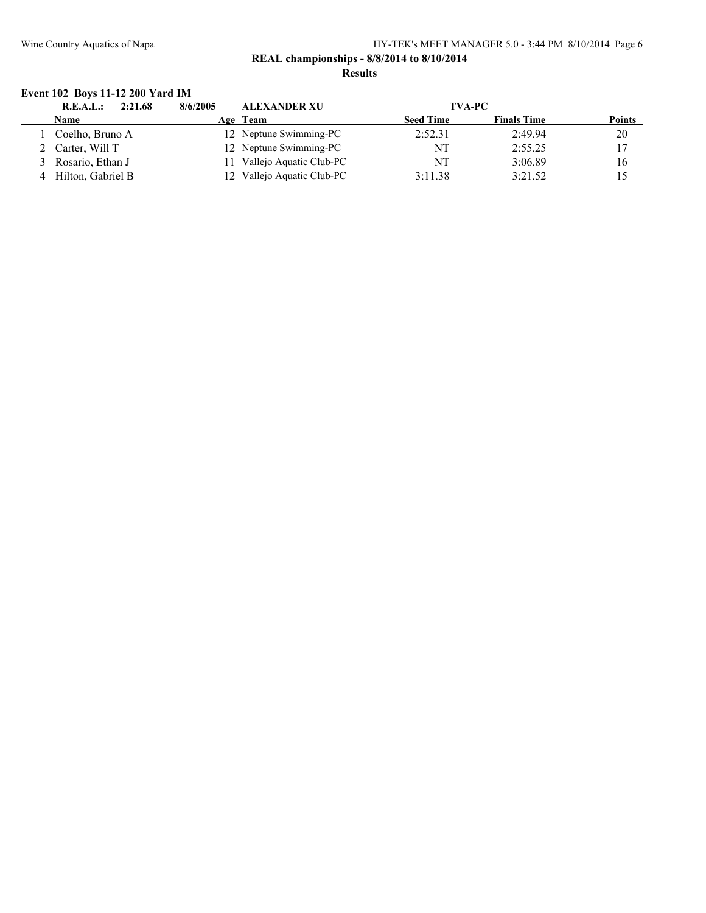**REAL championships - 8/8/2014 to 8/10/2014**

**Results**

### Event 102 Boys 11-12 200 Yard IM

| | R.E.A.L.: 2:21.68 | 8/6/2005 | ALEXANDER XU | TVA-PC | | |
|---|---|---|---|---|---|---|
| | **Name** | **Age** | **Team** | **Seed Time** | **Finals Time** | **Points** |
| 1 | Coelho, Bruno A | 12 | Neptune Swimming-PC | 2:52.31 | 2:49.94 | 20 |
| 2 | Carter, Will T | 12 | Neptune Swimming-PC | NT | 2:55.25 | 17 |
| 3 | Rosario, Ethan J | 11 | Vallejo Aquatic Club-PC | NT | 3:06.89 | 16 |
| 4 | Hilton, Gabriel B | 12 | Vallejo Aquatic Club-PC | 3:11.38 | 3:21.52 | 15 |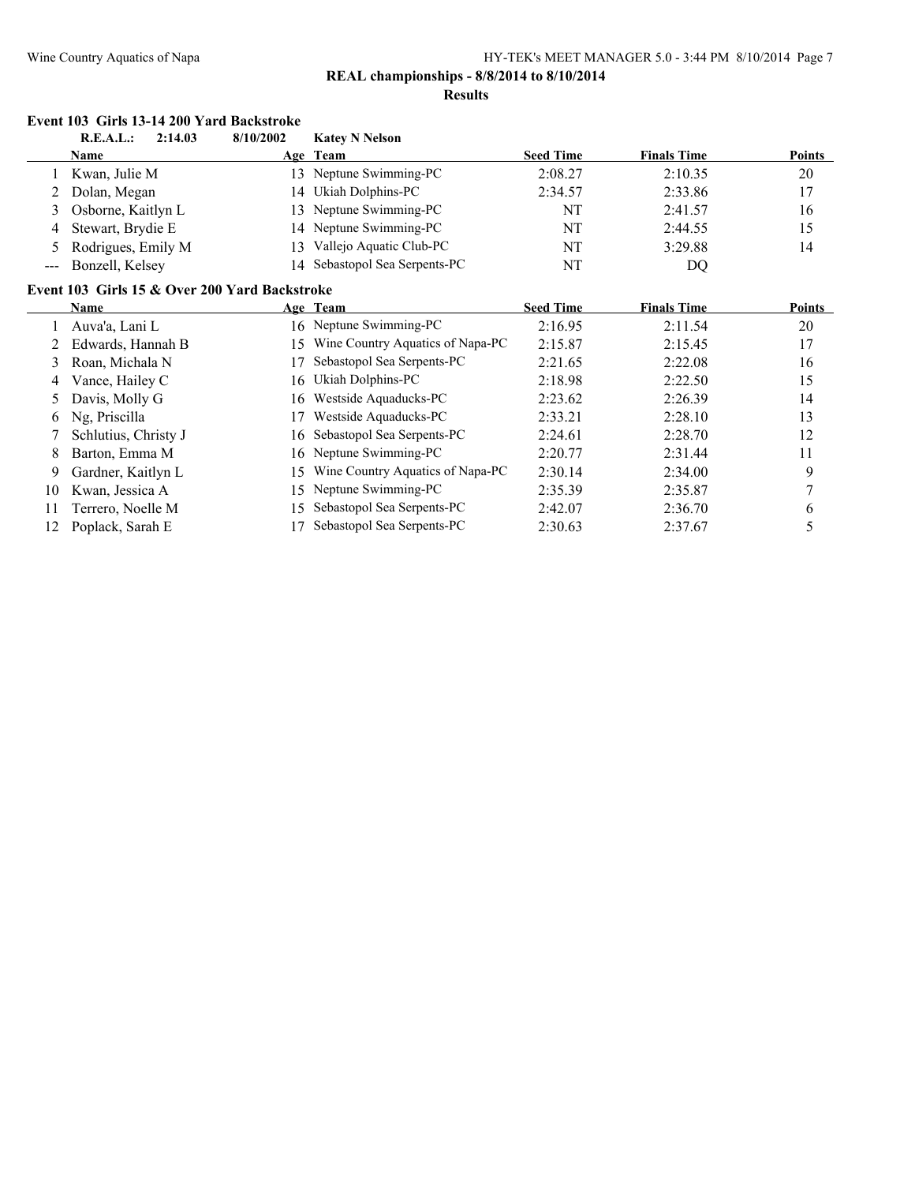**REAL championships - 8/8/2014 to 8/10/2014**

**Results**

### Event 103 Girls 13-14 200 Yard Backstroke

**R.E.A.L.: 2:14.03 8/10/2002 Katey N Nelson**

| | Name | Age | Team | Seed Time | Finals Time | Points |
|---|---|---|---|---|---|---|
| 1 | Kwan, Julie M | 13 | Neptune Swimming-PC | 2:08.27 | 2:10.35 | 20 |
| 2 | Dolan, Megan | 14 | Ukiah Dolphins-PC | 2:34.57 | 2:33.86 | 17 |
| 3 | Osborne, Kaitlyn L | 13 | Neptune Swimming-PC | NT | 2:41.57 | 16 |
| 4 | Stewart, Brydie E | 14 | Neptune Swimming-PC | NT | 2:44.55 | 15 |
| 5 | Rodrigues, Emily M | 13 | Vallejo Aquatic Club-PC | NT | 3:29.88 | 14 |
| --- | Bonzell, Kelsey | 14 | Sebastopol Sea Serpents-PC | NT | DQ | |

### Event 103 Girls 15 & Over 200 Yard Backstroke

| | Name | Age | Team | Seed Time | Finals Time | Points |
|---|---|---|---|---|---|---|
| 1 | Auva'a, Lani L | 16 | Neptune Swimming-PC | 2:16.95 | 2:11.54 | 20 |
| 2 | Edwards, Hannah B | 15 | Wine Country Aquatics of Napa-PC | 2:15.87 | 2:15.45 | 17 |
| 3 | Roan, Michala N | 17 | Sebastopol Sea Serpents-PC | 2:21.65 | 2:22.08 | 16 |
| 4 | Vance, Hailey C | 16 | Ukiah Dolphins-PC | 2:18.98 | 2:22.50 | 15 |
| 5 | Davis, Molly G | 16 | Westside Aquaducks-PC | 2:23.62 | 2:26.39 | 14 |
| 6 | Ng, Priscilla | 17 | Westside Aquaducks-PC | 2:33.21 | 2:28.10 | 13 |
| 7 | Schlutius, Christy J | 16 | Sebastopol Sea Serpents-PC | 2:24.61 | 2:28.70 | 12 |
| 8 | Barton, Emma M | 16 | Neptune Swimming-PC | 2:20.77 | 2:31.44 | 11 |
| 9 | Gardner, Kaitlyn L | 15 | Wine Country Aquatics of Napa-PC | 2:30.14 | 2:34.00 | 9 |
| 10 | Kwan, Jessica A | 15 | Neptune Swimming-PC | 2:35.39 | 2:35.87 | 7 |
| 11 | Terrero, Noelle M | 15 | Sebastopol Sea Serpents-PC | 2:42.07 | 2:36.70 | 6 |
| 12 | Poplack, Sarah E | 17 | Sebastopol Sea Serpents-PC | 2:30.63 | 2:37.67 | 5 |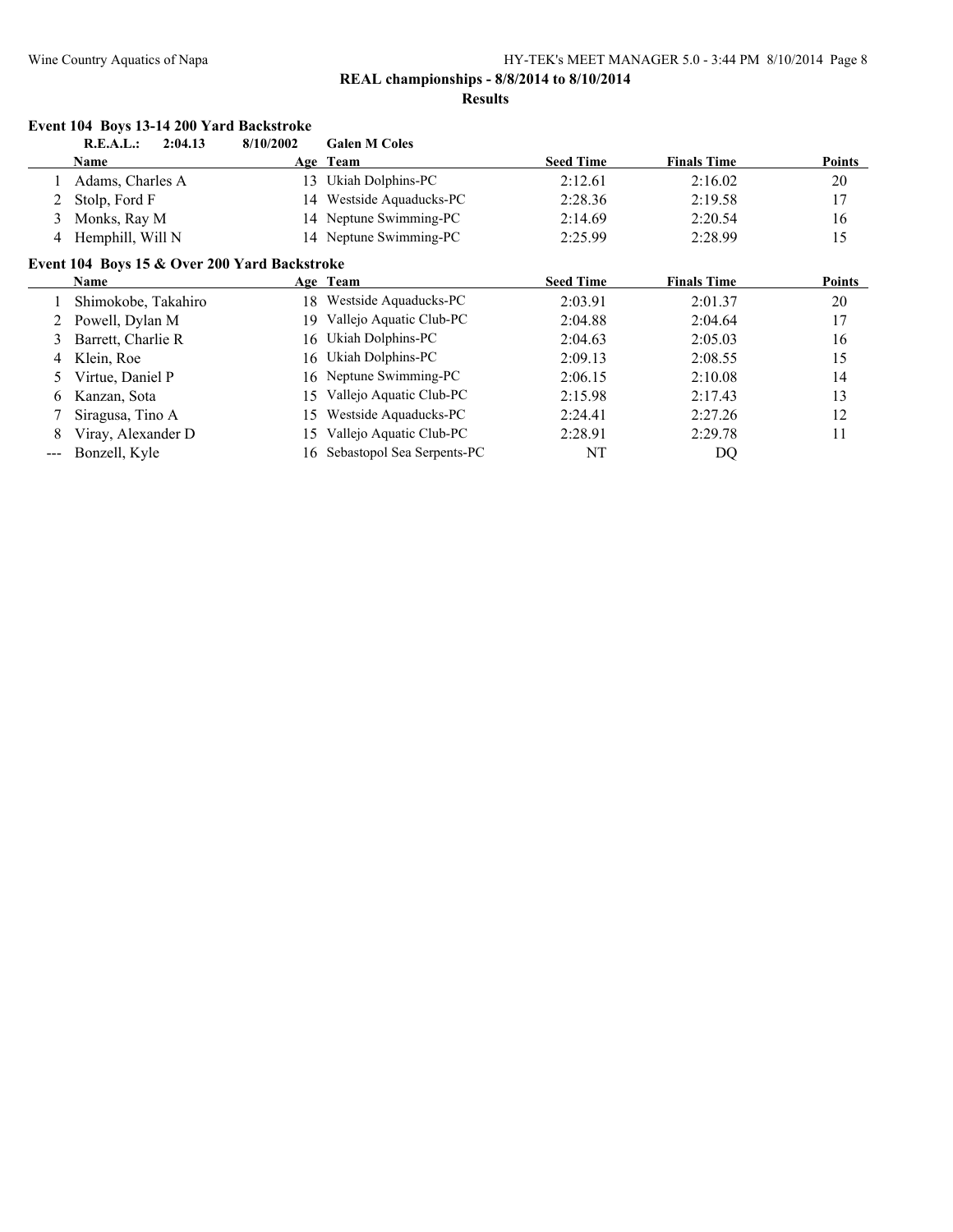## Event 104 Boys 13-14 200 Yard Backstroke

**R.E.A.L.: 2:04.13 8/10/2002 Galen M Coles**

| | Name | Age | Team | Seed Time | Finals Time | Points |
|---|---|---|---|---|---|---|
| 1 | Adams, Charles A | 13 | Ukiah Dolphins-PC | 2:12.61 | 2:16.02 | 20 |
| 2 | Stolp, Ford F | 14 | Westside Aquaducks-PC | 2:28.36 | 2:19.58 | 17 |
| 3 | Monks, Ray M | 14 | Neptune Swimming-PC | 2:14.69 | 2:20.54 | 16 |
| 4 | Hemphill, Will N | 14 | Neptune Swimming-PC | 2:25.99 | 2:28.99 | 15 |

## Event 104 Boys 15 & Over 200 Yard Backstroke

| | Name | Age | Team | Seed Time | Finals Time | Points |
|---|---|---|---|---|---|---|
| 1 | Shimokobe, Takahiro | 18 | Westside Aquaducks-PC | 2:03.91 | 2:01.37 | 20 |
| 2 | Powell, Dylan M | 19 | Vallejo Aquatic Club-PC | 2:04.88 | 2:04.64 | 17 |
| 3 | Barrett, Charlie R | 16 | Ukiah Dolphins-PC | 2:04.63 | 2:05.03 | 16 |
| 4 | Klein, Roe | 16 | Ukiah Dolphins-PC | 2:09.13 | 2:08.55 | 15 |
| 5 | Virtue, Daniel P | 16 | Neptune Swimming-PC | 2:06.15 | 2:10.08 | 14 |
| 6 | Kanzan, Sota | 15 | Vallejo Aquatic Club-PC | 2:15.98 | 2:17.43 | 13 |
| 7 | Siragusa, Tino A | 15 | Westside Aquaducks-PC | 2:24.41 | 2:27.26 | 12 |
| 8 | Viray, Alexander D | 15 | Vallejo Aquatic Club-PC | 2:28.91 | 2:29.78 | 11 |
| --- | Bonzell, Kyle | 16 | Sebastopol Sea Serpents-PC | NT | DQ | |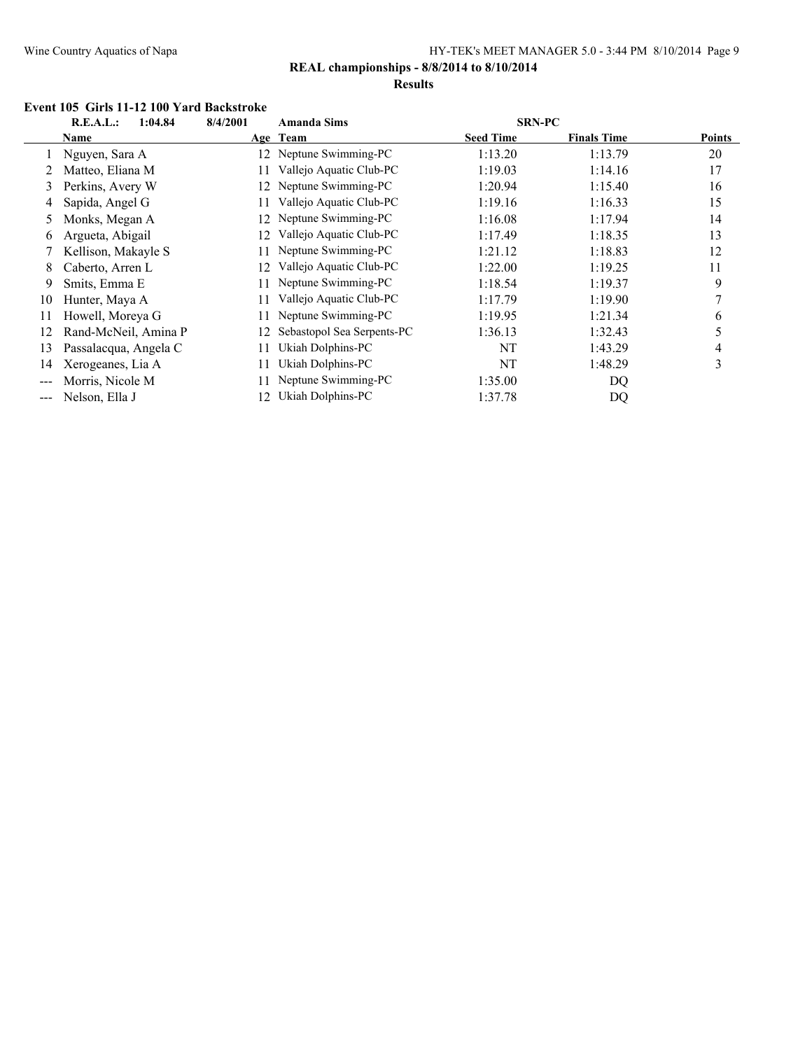**REAL championships - 8/8/2014 to 8/10/2014**

**Results**

### Event 105 Girls 11-12 100 Yard Backstroke

**R.E.A.L.: 1:04.84 8/4/2001 Amanda Sims SRN-PC**

| | Name | Age | Team | Seed Time | Finals Time | Points |
|---|---|---|---|---|---|---|
| 1 | Nguyen, Sara A | 12 | Neptune Swimming-PC | 1:13.20 | 1:13.79 | 20 |
| 2 | Matteo, Eliana M | 11 | Vallejo Aquatic Club-PC | 1:19.03 | 1:14.16 | 17 |
| 3 | Perkins, Avery W | 12 | Neptune Swimming-PC | 1:20.94 | 1:15.40 | 16 |
| 4 | Sapida, Angel G | 11 | Vallejo Aquatic Club-PC | 1:19.16 | 1:16.33 | 15 |
| 5 | Monks, Megan A | 12 | Neptune Swimming-PC | 1:16.08 | 1:17.94 | 14 |
| 6 | Argueta, Abigail | 12 | Vallejo Aquatic Club-PC | 1:17.49 | 1:18.35 | 13 |
| 7 | Kellison, Makayle S | 11 | Neptune Swimming-PC | 1:21.12 | 1:18.83 | 12 |
| 8 | Caberto, Arren L | 12 | Vallejo Aquatic Club-PC | 1:22.00 | 1:19.25 | 11 |
| 9 | Smits, Emma E | 11 | Neptune Swimming-PC | 1:18.54 | 1:19.37 | 9 |
| 10 | Hunter, Maya A | 11 | Vallejo Aquatic Club-PC | 1:17.79 | 1:19.90 | 7 |
| 11 | Howell, Moreya G | 11 | Neptune Swimming-PC | 1:19.95 | 1:21.34 | 6 |
| 12 | Rand-McNeil, Amina P | 12 | Sebastopol Sea Serpents-PC | 1:36.13 | 1:32.43 | 5 |
| 13 | Passalacqua, Angela C | 11 | Ukiah Dolphins-PC | NT | 1:43.29 | 4 |
| 14 | Xerogeanes, Lia A | 11 | Ukiah Dolphins-PC | NT | 1:48.29 | 3 |
| --- | Morris, Nicole M | 11 | Neptune Swimming-PC | 1:35.00 | DQ | |
| --- | Nelson, Ella J | 12 | Ukiah Dolphins-PC | 1:37.78 | DQ | |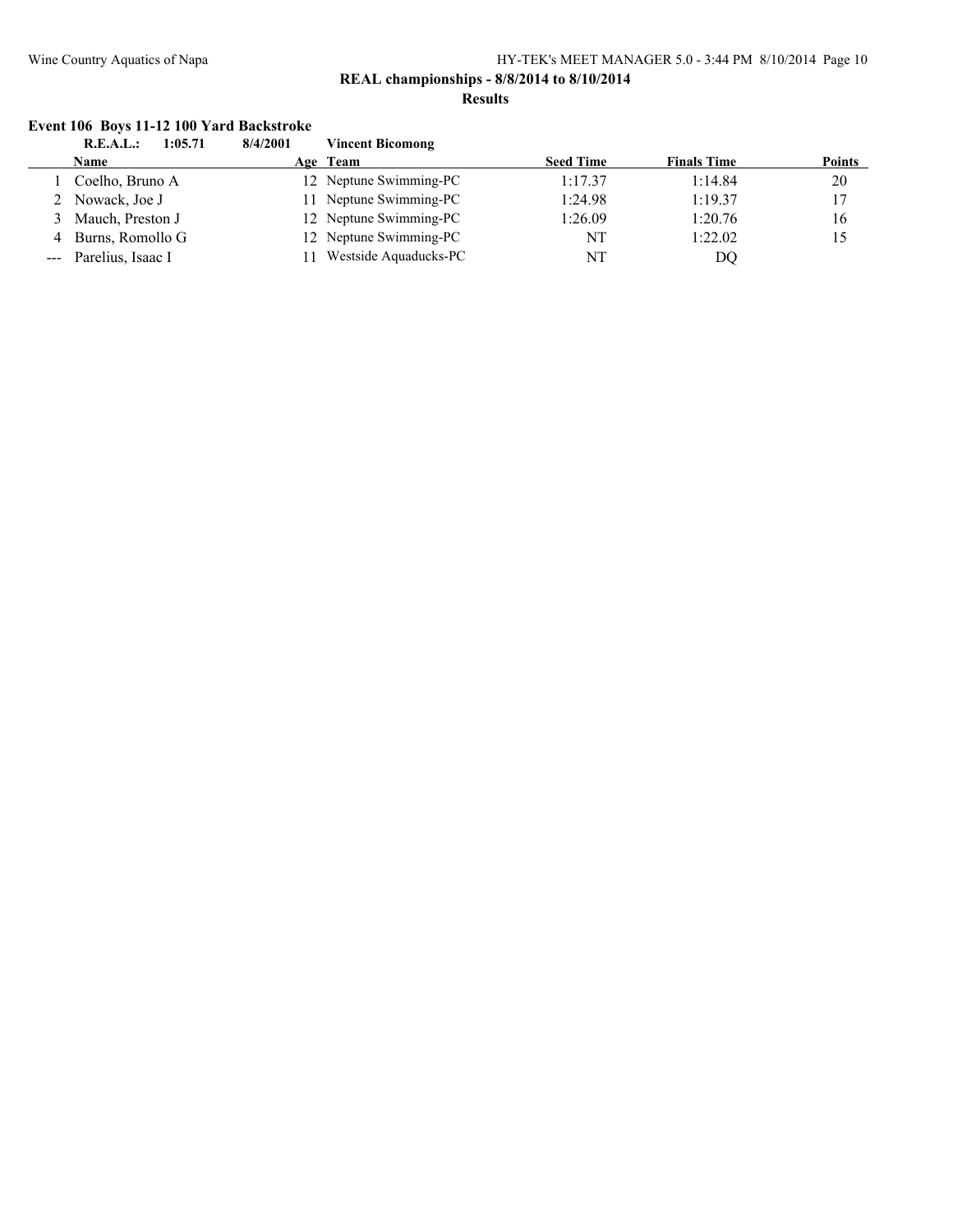**REAL championships - 8/8/2014 to 8/10/2014**

**Results**

### Event 106 Boys 11-12 100 Yard Backstroke

**R.E.A.L.: 1:05.71 8/4/2001 Vincent Bicomong**

| | Name | Age | Team | Seed Time | Finals Time | Points |
|---|---|---|---|---|---|---|
| 1 | Coelho, Bruno A | 12 | Neptune Swimming-PC | 1:17.37 | 1:14.84 | 20 |
| 2 | Nowack, Joe J | 11 | Neptune Swimming-PC | 1:24.98 | 1:19.37 | 17 |
| 3 | Mauch, Preston J | 12 | Neptune Swimming-PC | 1:26.09 | 1:20.76 | 16 |
| 4 | Burns, Romollo G | 12 | Neptune Swimming-PC | NT | 1:22.02 | 15 |
| --- | Parelius, Isaac I | 11 | Westside Aquaducks-PC | NT | DQ | |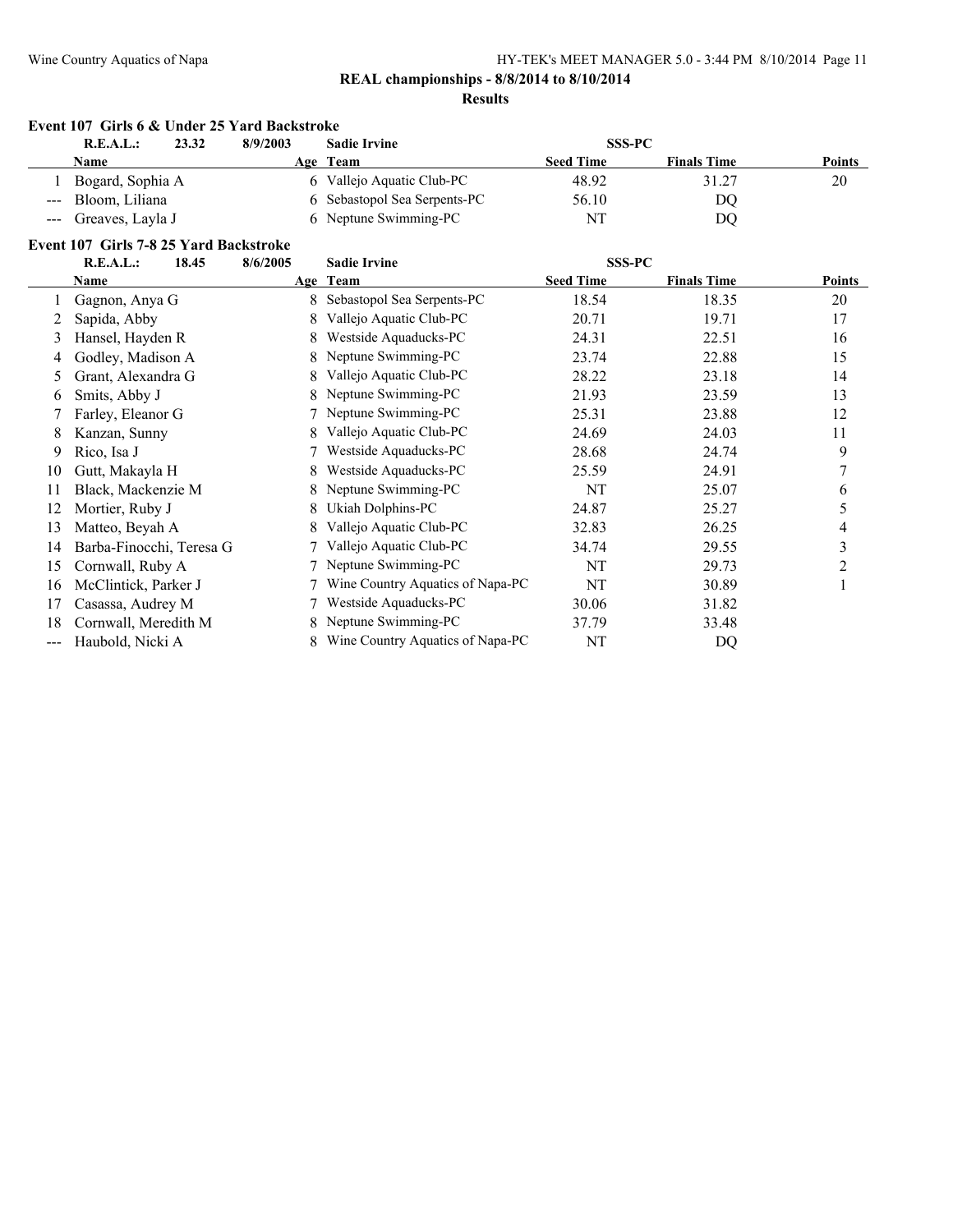**REAL championships - 8/8/2014 to 8/10/2014**

**Results**

### Event 107 Girls 6 & Under 25 Yard Backstroke

| | Name | Age | Team | Seed Time | Finals Time | Points |
|---|---|---|---|---|---|---|
| | **R.E.A.L.: 23.32 8/9/2003** | | **Sadie Irvine** | **SSS-PC** | | |
| 1 | Bogard, Sophia A | 6 | Vallejo Aquatic Club-PC | 48.92 | 31.27 | 20 |
| --- | Bloom, Liliana | 6 | Sebastopol Sea Serpents-PC | 56.10 | DQ | |
| --- | Greaves, Layla J | 6 | Neptune Swimming-PC | NT | DQ | |

### Event 107 Girls 7-8 25 Yard Backstroke

| | Name | Age | Team | Seed Time | Finals Time | Points |
|---|---|---|---|---|---|---|
| | **R.E.A.L.: 18.45 8/6/2005** | | **Sadie Irvine** | **SSS-PC** | | |
| 1 | Gagnon, Anya G | 8 | Sebastopol Sea Serpents-PC | 18.54 | 18.35 | 20 |
| 2 | Sapida, Abby | 8 | Vallejo Aquatic Club-PC | 20.71 | 19.71 | 17 |
| 3 | Hansel, Hayden R | 8 | Westside Aquaducks-PC | 24.31 | 22.51 | 16 |
| 4 | Godley, Madison A | 8 | Neptune Swimming-PC | 23.74 | 22.88 | 15 |
| 5 | Grant, Alexandra G | 8 | Vallejo Aquatic Club-PC | 28.22 | 23.18 | 14 |
| 6 | Smits, Abby J | 8 | Neptune Swimming-PC | 21.93 | 23.59 | 13 |
| 7 | Farley, Eleanor G | 7 | Neptune Swimming-PC | 25.31 | 23.88 | 12 |
| 8 | Kanzan, Sunny | 8 | Vallejo Aquatic Club-PC | 24.69 | 24.03 | 11 |
| 9 | Rico, Isa J | 7 | Westside Aquaducks-PC | 28.68 | 24.74 | 9 |
| 10 | Gutt, Makayla H | 8 | Westside Aquaducks-PC | 25.59 | 24.91 | 7 |
| 11 | Black, Mackenzie M | 8 | Neptune Swimming-PC | NT | 25.07 | 6 |
| 12 | Mortier, Ruby J | 8 | Ukiah Dolphins-PC | 24.87 | 25.27 | 5 |
| 13 | Matteo, Beyah A | 8 | Vallejo Aquatic Club-PC | 32.83 | 26.25 | 4 |
| 14 | Barba-Finocchi, Teresa G | 7 | Vallejo Aquatic Club-PC | 34.74 | 29.55 | 3 |
| 15 | Cornwall, Ruby A | 7 | Neptune Swimming-PC | NT | 29.73 | 2 |
| 16 | McClintick, Parker J | 7 | Wine Country Aquatics of Napa-PC | NT | 30.89 | 1 |
| 17 | Casassa, Audrey M | 7 | Westside Aquaducks-PC | 30.06 | 31.82 | |
| 18 | Cornwall, Meredith M | 8 | Neptune Swimming-PC | 37.79 | 33.48 | |
| --- | Haubold, Nicki A | 8 | Wine Country Aquatics of Napa-PC | NT | DQ | |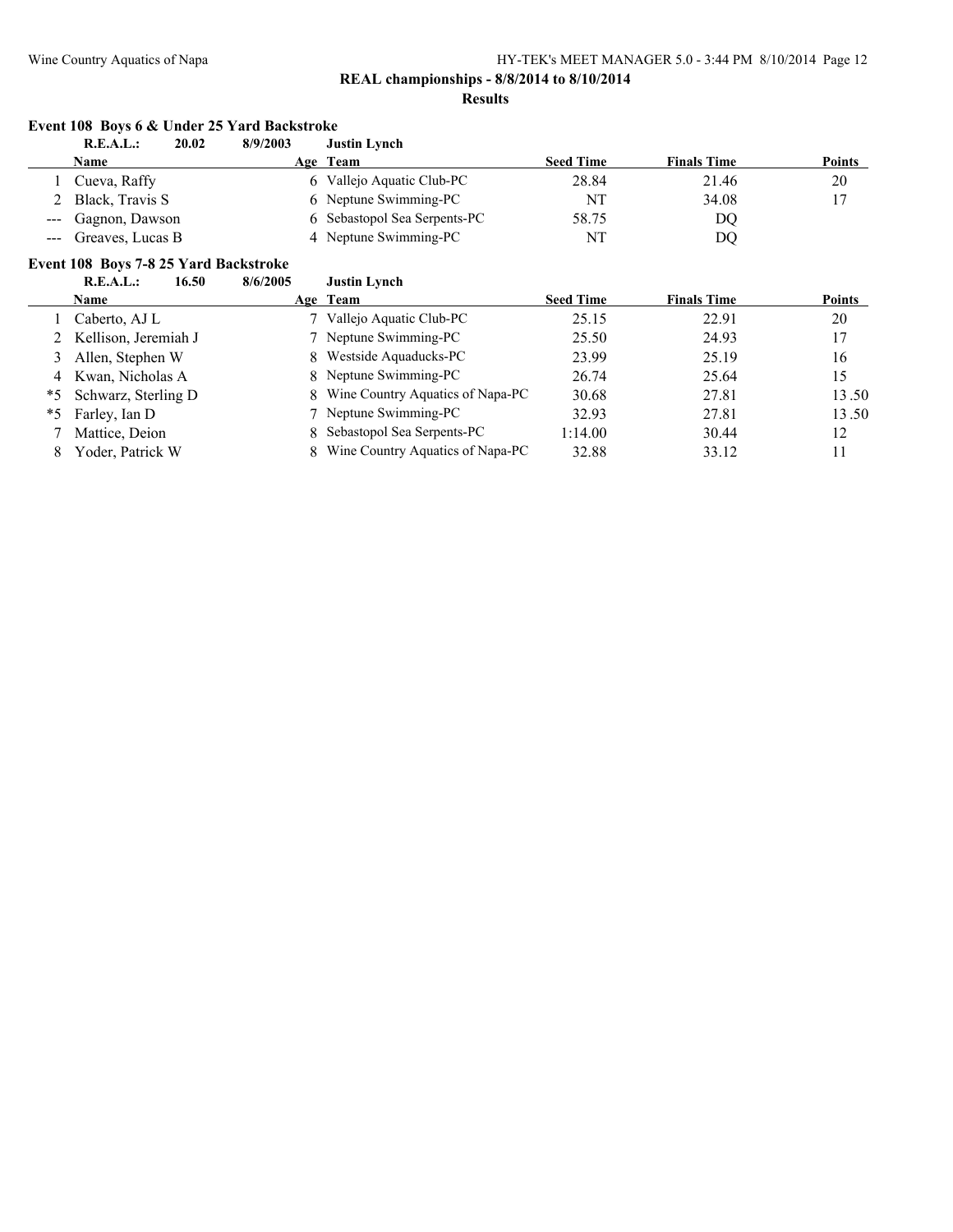**REAL championships - 8/8/2014 to 8/10/2014**

**Results**

### Event 108 Boys 6 & Under 25 Yard Backstroke

**R.E.A.L.: 20.02 8/9/2003 Justin Lynch**

| | Name | Age | Team | Seed Time | Finals Time | Points |
|---|---|---|---|---|---|---|
| 1 | Cueva, Raffy | 6 | Vallejo Aquatic Club-PC | 28.84 | 21.46 | 20 |
| 2 | Black, Travis S | 6 | Neptune Swimming-PC | NT | 34.08 | 17 |
| --- | Gagnon, Dawson | 6 | Sebastopol Sea Serpents-PC | 58.75 | DQ | |
| --- | Greaves, Lucas B | 4 | Neptune Swimming-PC | NT | DQ | |

### Event 108 Boys 7-8 25 Yard Backstroke

**R.E.A.L.: 16.50 8/6/2005 Justin Lynch**

| | Name | Age | Team | Seed Time | Finals Time | Points |
|---|---|---|---|---|---|---|
| 1 | Caberto, AJ L | 7 | Vallejo Aquatic Club-PC | 25.15 | 22.91 | 20 |
| 2 | Kellison, Jeremiah J | 7 | Neptune Swimming-PC | 25.50 | 24.93 | 17 |
| 3 | Allen, Stephen W | 8 | Westside Aquaducks-PC | 23.99 | 25.19 | 16 |
| 4 | Kwan, Nicholas A | 8 | Neptune Swimming-PC | 26.74 | 25.64 | 15 |
| *5 | Schwarz, Sterling D | 8 | Wine Country Aquatics of Napa-PC | 30.68 | 27.81 | 13.50 |
| *5 | Farley, Ian D | 7 | Neptune Swimming-PC | 32.93 | 27.81 | 13.50 |
| 7 | Mattice, Deion | 8 | Sebastopol Sea Serpents-PC | 1:14.00 | 30.44 | 12 |
| 8 | Yoder, Patrick W | 8 | Wine Country Aquatics of Napa-PC | 32.88 | 33.12 | 11 |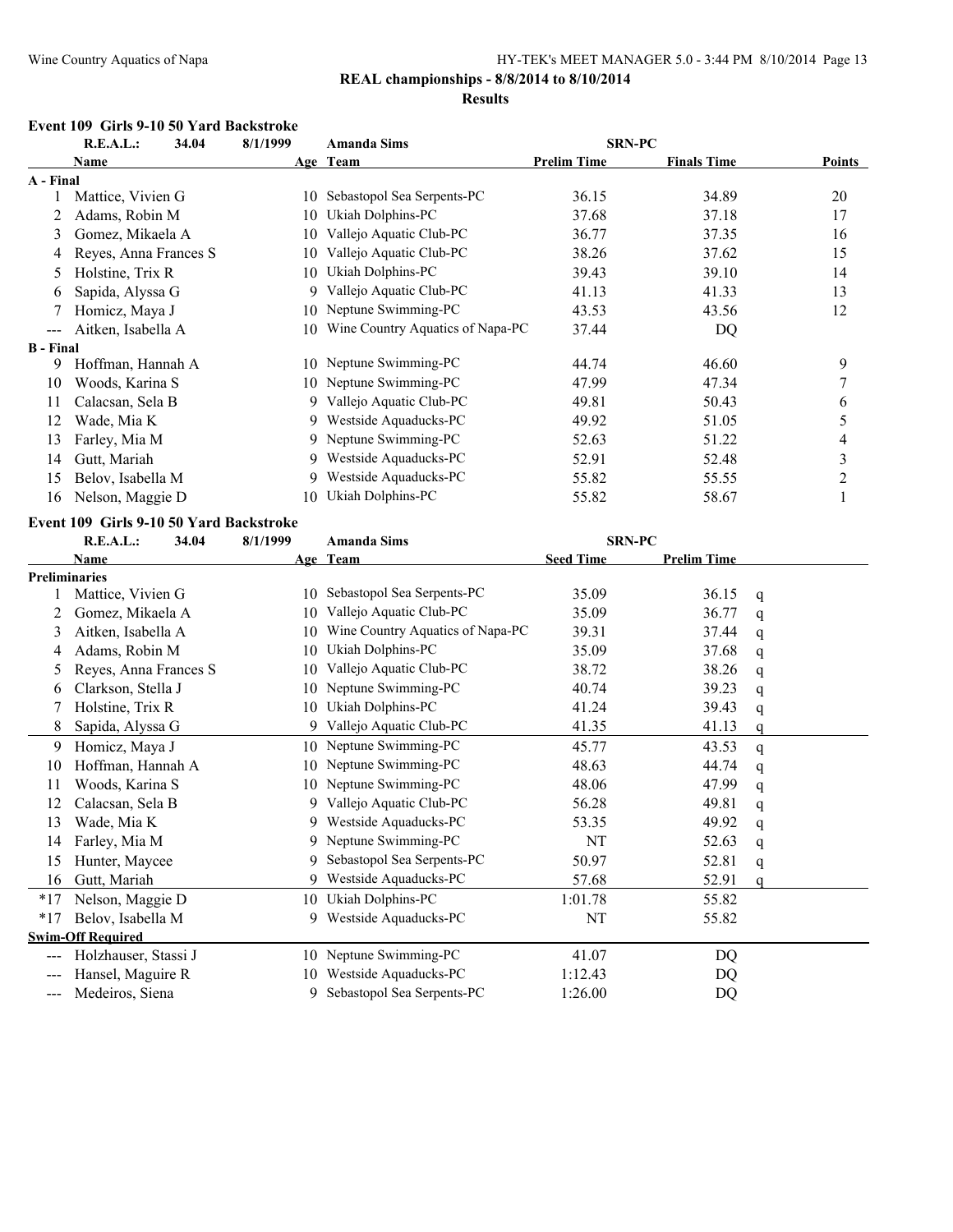**REAL championships - 8/8/2014 to 8/10/2014**

**Results**

### Event 109 Girls 9-10 50 Yard Backstroke

| | Name | Age | Team | Prelim Time | Finals Time | Points |
|---|---|---|---|---|---|---|
| | **R.E.A.L.: 34.04** | **8/1/1999** | **Amanda Sims** | **SRN-PC** | | |
| **A - Final** | | | | | | |
| 1 | Mattice, Vivien G | 10 | Sebastopol Sea Serpents-PC | 36.15 | 34.89 | 20 |
| 2 | Adams, Robin M | 10 | Ukiah Dolphins-PC | 37.68 | 37.18 | 17 |
| 3 | Gomez, Mikaela A | 10 | Vallejo Aquatic Club-PC | 36.77 | 37.35 | 16 |
| 4 | Reyes, Anna Frances S | 10 | Vallejo Aquatic Club-PC | 38.26 | 37.62 | 15 |
| 5 | Holstine, Trix R | 10 | Ukiah Dolphins-PC | 39.43 | 39.10 | 14 |
| 6 | Sapida, Alyssa G | 9 | Vallejo Aquatic Club-PC | 41.13 | 41.33 | 13 |
| 7 | Homicz, Maya J | 10 | Neptune Swimming-PC | 43.53 | 43.56 | 12 |
| --- | Aitken, Isabella A | 10 | Wine Country Aquatics of Napa-PC | 37.44 | DQ | |
| **B - Final** | | | | | | |
| 9 | Hoffman, Hannah A | 10 | Neptune Swimming-PC | 44.74 | 46.60 | 9 |
| 10 | Woods, Karina S | 10 | Neptune Swimming-PC | 47.99 | 47.34 | 7 |
| 11 | Calacsan, Sela B | 9 | Vallejo Aquatic Club-PC | 49.81 | 50.43 | 6 |
| 12 | Wade, Mia K | 9 | Westside Aquaducks-PC | 49.92 | 51.05 | 5 |
| 13 | Farley, Mia M | 9 | Neptune Swimming-PC | 52.63 | 51.22 | 4 |
| 14 | Gutt, Mariah | 9 | Westside Aquaducks-PC | 52.91 | 52.48 | 3 |
| 15 | Belov, Isabella M | 9 | Westside Aquaducks-PC | 55.82 | 55.55 | 2 |
| 16 | Nelson, Maggie D | 10 | Ukiah Dolphins-PC | 55.82 | 58.67 | 1 |

### Event 109 Girls 9-10 50 Yard Backstroke

| | Name | Age | Team | Seed Time | Prelim Time | |
|---|---|---|---|---|---|---|
| | **R.E.A.L.: 34.04** | **8/1/1999** | **Amanda Sims** | **SRN-PC** | | |
| **Preliminaries** | | | | | | |
| 1 | Mattice, Vivien G | 10 | Sebastopol Sea Serpents-PC | 35.09 | 36.15 | q |
| 2 | Gomez, Mikaela A | 10 | Vallejo Aquatic Club-PC | 35.09 | 36.77 | q |
| 3 | Aitken, Isabella A | 10 | Wine Country Aquatics of Napa-PC | 39.31 | 37.44 | q |
| 4 | Adams, Robin M | 10 | Ukiah Dolphins-PC | 35.09 | 37.68 | q |
| 5 | Reyes, Anna Frances S | 10 | Vallejo Aquatic Club-PC | 38.72 | 38.26 | q |
| 6 | Clarkson, Stella J | 10 | Neptune Swimming-PC | 40.74 | 39.23 | q |
| 7 | Holstine, Trix R | 10 | Ukiah Dolphins-PC | 41.24 | 39.43 | q |
| 8 | Sapida, Alyssa G | 9 | Vallejo Aquatic Club-PC | 41.35 | 41.13 | q |
| 9 | Homicz, Maya J | 10 | Neptune Swimming-PC | 45.77 | 43.53 | q |
| 10 | Hoffman, Hannah A | 10 | Neptune Swimming-PC | 48.63 | 44.74 | q |
| 11 | Woods, Karina S | 10 | Neptune Swimming-PC | 48.06 | 47.99 | q |
| 12 | Calacsan, Sela B | 9 | Vallejo Aquatic Club-PC | 56.28 | 49.81 | q |
| 13 | Wade, Mia K | 9 | Westside Aquaducks-PC | 53.35 | 49.92 | q |
| 14 | Farley, Mia M | 9 | Neptune Swimming-PC | NT | 52.63 | q |
| 15 | Hunter, Maycee | 9 | Sebastopol Sea Serpents-PC | 50.97 | 52.81 | q |
| 16 | Gutt, Mariah | 9 | Westside Aquaducks-PC | 57.68 | 52.91 | q |
| *17 | Nelson, Maggie D | 10 | Ukiah Dolphins-PC | 1:01.78 | 55.82 | |
| *17 | Belov, Isabella M | 9 | Westside Aquaducks-PC | NT | 55.82 | |
| **Swim-Off Required** | | | | | | |
| --- | Holzhauser, Stassi J | 10 | Neptune Swimming-PC | 41.07 | DQ | |
| --- | Hansel, Maguire R | 10 | Westside Aquaducks-PC | 1:12.43 | DQ | |
| --- | Medeiros, Siena | 9 | Sebastopol Sea Serpents-PC | 1:26.00 | DQ | |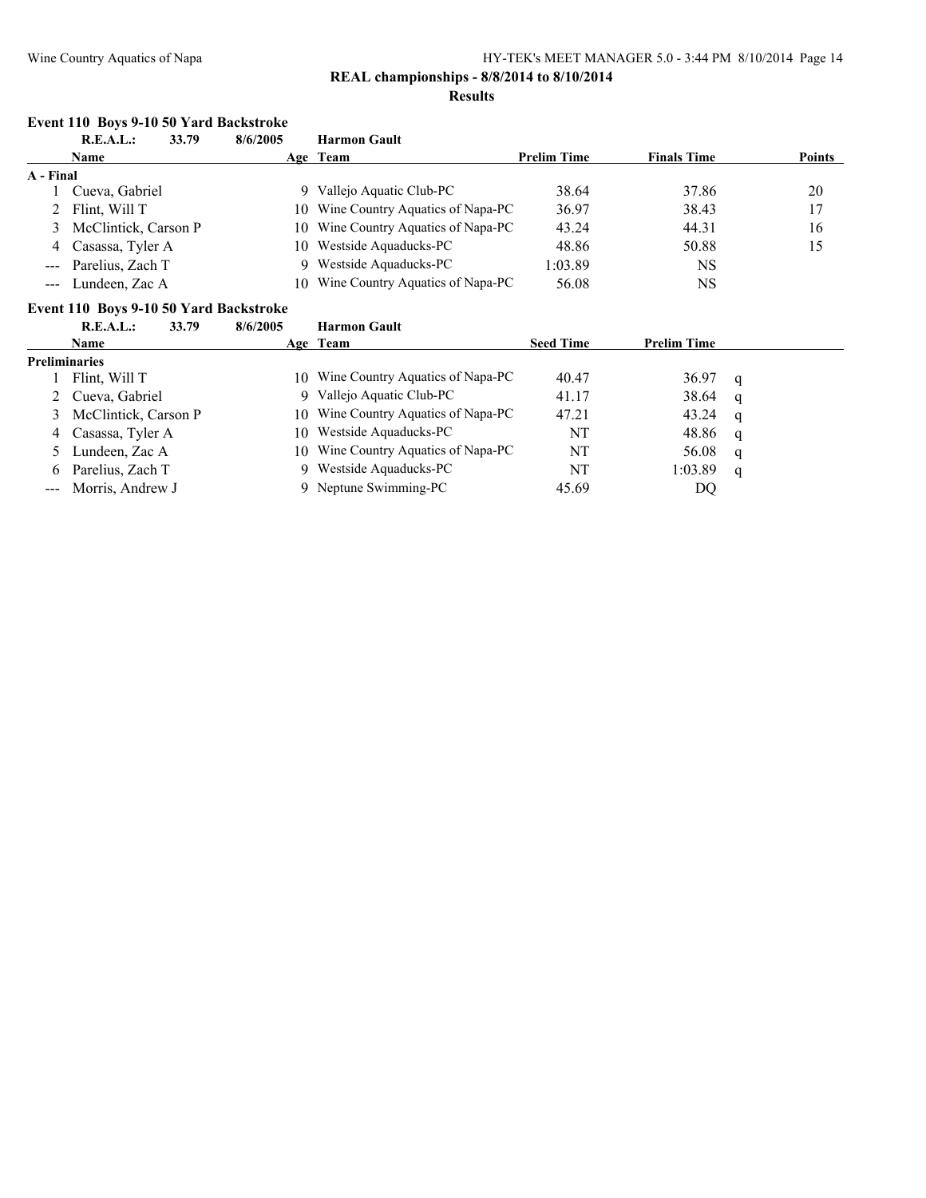**REAL championships - 8/8/2014 to 8/10/2014**

**Results**

### Event 110 Boys 9-10 50 Yard Backstroke

**R.E.A.L.: 33.79 8/6/2005 Harmon Gault**

| | Name | Age | Team | Prelim Time | Finals Time | Points |
|---|---|---|---|---|---|---|
| **A - Final** | | | | | | |
| 1 | Cueva, Gabriel | 9 | Vallejo Aquatic Club-PC | 38.64 | 37.86 | 20 |
| 2 | Flint, Will T | 10 | Wine Country Aquatics of Napa-PC | 36.97 | 38.43 | 17 |
| 3 | McClintick, Carson P | 10 | Wine Country Aquatics of Napa-PC | 43.24 | 44.31 | 16 |
| 4 | Casassa, Tyler A | 10 | Westside Aquaducks-PC | 48.86 | 50.88 | 15 |
| --- | Parelius, Zach T | 9 | Westside Aquaducks-PC | 1:03.89 | NS | |
| --- | Lundeen, Zac A | 10 | Wine Country Aquatics of Napa-PC | 56.08 | NS | |

### Event 110 Boys 9-10 50 Yard Backstroke

**R.E.A.L.: 33.79 8/6/2005 Harmon Gault**

| | Name | Age | Team | Seed Time | Prelim Time | |
|---|---|---|---|---|---|---|
| **Preliminaries** | | | | | | |
| 1 | Flint, Will T | 10 | Wine Country Aquatics of Napa-PC | 40.47 | 36.97 | q |
| 2 | Cueva, Gabriel | 9 | Vallejo Aquatic Club-PC | 41.17 | 38.64 | q |
| 3 | McClintick, Carson P | 10 | Wine Country Aquatics of Napa-PC | 47.21 | 43.24 | q |
| 4 | Casassa, Tyler A | 10 | Westside Aquaducks-PC | NT | 48.86 | q |
| 5 | Lundeen, Zac A | 10 | Wine Country Aquatics of Napa-PC | NT | 56.08 | q |
| 6 | Parelius, Zach T | 9 | Westside Aquaducks-PC | NT | 1:03.89 | q |
| --- | Morris, Andrew J | 9 | Neptune Swimming-PC | 45.69 | DQ | |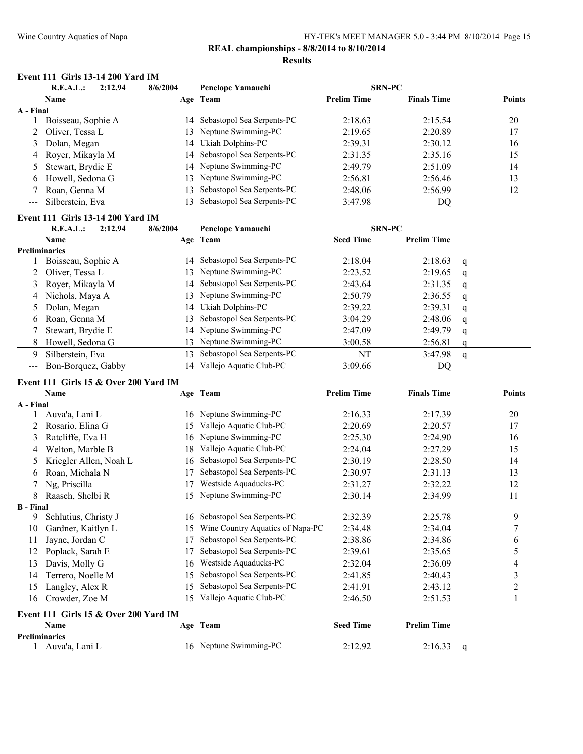**REAL championships - 8/8/2014 to 8/10/2014**

**Results**

### Event 111 Girls 13-14 200 Yard IM

R.E.A.L.: 2:12.94 8/6/2004 Penelope Yamauchi SRN-PC

| | Name | Age | Team | Prelim Time | Finals Time | Points |
|---|---|---|---|---|---|---|
| **A - Final** | | | | | | |
| 1 | Boisseau, Sophie A | 14 | Sebastopol Sea Serpents-PC | 2:18.63 | 2:15.54 | 20 |
| 2 | Oliver, Tessa L | 13 | Neptune Swimming-PC | 2:19.65 | 2:20.89 | 17 |
| 3 | Dolan, Megan | 14 | Ukiah Dolphins-PC | 2:39.31 | 2:30.12 | 16 |
| 4 | Royer, Mikayla M | 14 | Sebastopol Sea Serpents-PC | 2:31.35 | 2:35.16 | 15 |
| 5 | Stewart, Brydie E | 14 | Neptune Swimming-PC | 2:49.79 | 2:51.09 | 14 |
| 6 | Howell, Sedona G | 13 | Neptune Swimming-PC | 2:56.81 | 2:56.46 | 13 |
| 7 | Roan, Genna M | 13 | Sebastopol Sea Serpents-PC | 2:48.06 | 2:56.99 | 12 |
| --- | Silberstein, Eva | 13 | Sebastopol Sea Serpents-PC | 3:47.98 | DQ | |

### Event 111 Girls 13-14 200 Yard IM

R.E.A.L.: 2:12.94 8/6/2004 Penelope Yamauchi SRN-PC

| | Name | Age | Team | Seed Time | Prelim Time | |
|---|---|---|---|---|---|---|
| **Preliminaries** | | | | | | |
| 1 | Boisseau, Sophie A | 14 | Sebastopol Sea Serpents-PC | 2:18.04 | 2:18.63 | q |
| 2 | Oliver, Tessa L | 13 | Neptune Swimming-PC | 2:23.52 | 2:19.65 | q |
| 3 | Royer, Mikayla M | 14 | Sebastopol Sea Serpents-PC | 2:43.64 | 2:31.35 | q |
| 4 | Nichols, Maya A | 13 | Neptune Swimming-PC | 2:50.79 | 2:36.55 | q |
| 5 | Dolan, Megan | 14 | Ukiah Dolphins-PC | 2:39.22 | 2:39.31 | q |
| 6 | Roan, Genna M | 13 | Sebastopol Sea Serpents-PC | 3:04.29 | 2:48.06 | q |
| 7 | Stewart, Brydie E | 14 | Neptune Swimming-PC | 2:47.09 | 2:49.79 | q |
| 8 | Howell, Sedona G | 13 | Neptune Swimming-PC | 3:00.58 | 2:56.81 | q |
| 9 | Silberstein, Eva | 13 | Sebastopol Sea Serpents-PC | NT | 3:47.98 | q |
| --- | Bon-Borquez, Gabby | 14 | Vallejo Aquatic Club-PC | 3:09.66 | DQ | |

### Event 111 Girls 15 & Over 200 Yard IM

| | Name | Age | Team | Prelim Time | Finals Time | Points |
|---|---|---|---|---|---|---|
| **A - Final** | | | | | | |
| 1 | Auva'a, Lani L | 16 | Neptune Swimming-PC | 2:16.33 | 2:17.39 | 20 |
| 2 | Rosario, Elina G | 15 | Vallejo Aquatic Club-PC | 2:20.69 | 2:20.57 | 17 |
| 3 | Ratcliffe, Eva H | 16 | Neptune Swimming-PC | 2:25.30 | 2:24.90 | 16 |
| 4 | Welton, Marble B | 18 | Vallejo Aquatic Club-PC | 2:24.04 | 2:27.29 | 15 |
| 5 | Kriegler Allen, Noah L | 16 | Sebastopol Sea Serpents-PC | 2:30.19 | 2:28.50 | 14 |
| 6 | Roan, Michala N | 17 | Sebastopol Sea Serpents-PC | 2:30.97 | 2:31.13 | 13 |
| 7 | Ng, Priscilla | 17 | Westside Aquaducks-PC | 2:31.27 | 2:32.22 | 12 |
| 8 | Raasch, Shelbi R | 15 | Neptune Swimming-PC | 2:30.14 | 2:34.99 | 11 |
| **B - Final** | | | | | | |
| 9 | Schlutius, Christy J | 16 | Sebastopol Sea Serpents-PC | 2:32.39 | 2:25.78 | 9 |
| 10 | Gardner, Kaitlyn L | 15 | Wine Country Aquatics of Napa-PC | 2:34.48 | 2:34.04 | 7 |
| 11 | Jayne, Jordan C | 17 | Sebastopol Sea Serpents-PC | 2:38.86 | 2:34.86 | 6 |
| 12 | Poplack, Sarah E | 17 | Sebastopol Sea Serpents-PC | 2:39.61 | 2:35.65 | 5 |
| 13 | Davis, Molly G | 16 | Westside Aquaducks-PC | 2:32.04 | 2:36.09 | 4 |
| 14 | Terrero, Noelle M | 15 | Sebastopol Sea Serpents-PC | 2:41.85 | 2:40.43 | 3 |
| 15 | Langley, Alex R | 15 | Sebastopol Sea Serpents-PC | 2:41.91 | 2:43.12 | 2 |
| 16 | Crowder, Zoe M | 15 | Vallejo Aquatic Club-PC | 2:46.50 | 2:51.53 | 1 |

### Event 111 Girls 15 & Over 200 Yard IM

| | Name | Age | Team | Seed Time | Prelim Time | |
|---|---|---|---|---|---|---|
| **Preliminaries** | | | | | | |
| 1 | Auva'a, Lani L | 16 | Neptune Swimming-PC | 2:12.92 | 2:16.33 | q |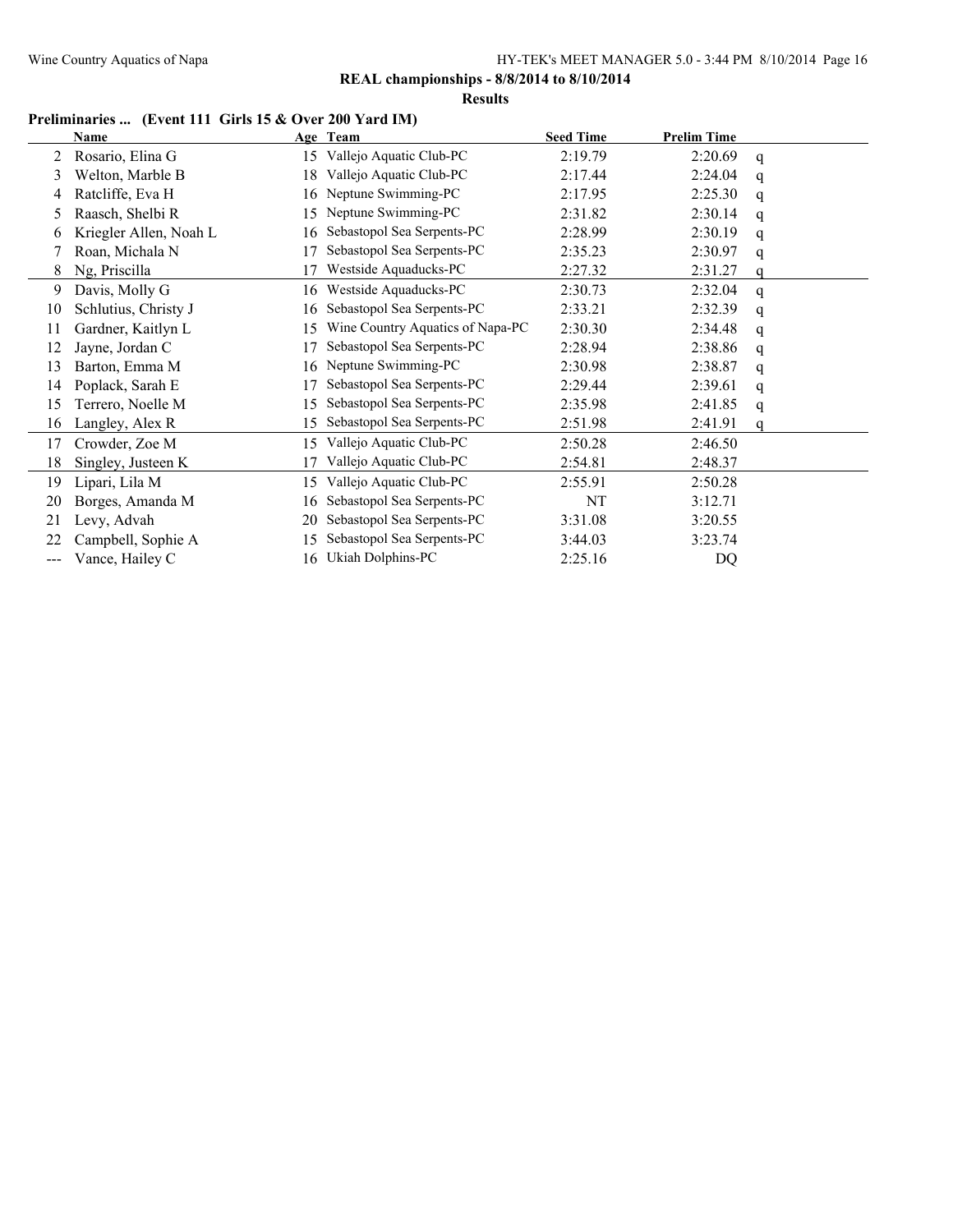**REAL championships - 8/8/2014 to 8/10/2014**

**Results**

**Preliminaries ... (Event 111 Girls 15 & Over 200 Yard IM)**

| | Name | Age | Team | Seed Time | Prelim Time | |
|---|---|---|---|---|---|---|
| 2 | Rosario, Elina G | 15 | Vallejo Aquatic Club-PC | 2:19.79 | 2:20.69 | q |
| 3 | Welton, Marble B | 18 | Vallejo Aquatic Club-PC | 2:17.44 | 2:24.04 | q |
| 4 | Ratcliffe, Eva H | 16 | Neptune Swimming-PC | 2:17.95 | 2:25.30 | q |
| 5 | Raasch, Shelbi R | 15 | Neptune Swimming-PC | 2:31.82 | 2:30.14 | q |
| 6 | Kriegler Allen, Noah L | 16 | Sebastopol Sea Serpents-PC | 2:28.99 | 2:30.19 | q |
| 7 | Roan, Michala N | 17 | Sebastopol Sea Serpents-PC | 2:35.23 | 2:30.97 | q |
| 8 | Ng, Priscilla | 17 | Westside Aquaducks-PC | 2:27.32 | 2:31.27 | q |
| 9 | Davis, Molly G | 16 | Westside Aquaducks-PC | 2:30.73 | 2:32.04 | q |
| 10 | Schlutius, Christy J | 16 | Sebastopol Sea Serpents-PC | 2:33.21 | 2:32.39 | q |
| 11 | Gardner, Kaitlyn L | 15 | Wine Country Aquatics of Napa-PC | 2:30.30 | 2:34.48 | q |
| 12 | Jayne, Jordan C | 17 | Sebastopol Sea Serpents-PC | 2:28.94 | 2:38.86 | q |
| 13 | Barton, Emma M | 16 | Neptune Swimming-PC | 2:30.98 | 2:38.87 | q |
| 14 | Poplack, Sarah E | 17 | Sebastopol Sea Serpents-PC | 2:29.44 | 2:39.61 | q |
| 15 | Terrero, Noelle M | 15 | Sebastopol Sea Serpents-PC | 2:35.98 | 2:41.85 | q |
| 16 | Langley, Alex R | 15 | Sebastopol Sea Serpents-PC | 2:51.98 | 2:41.91 | q |
| 17 | Crowder, Zoe M | 15 | Vallejo Aquatic Club-PC | 2:50.28 | 2:46.50 | |
| 18 | Singley, Justeen K | 17 | Vallejo Aquatic Club-PC | 2:54.81 | 2:48.37 | |
| 19 | Lipari, Lila M | 15 | Vallejo Aquatic Club-PC | 2:55.91 | 2:50.28 | |
| 20 | Borges, Amanda M | 16 | Sebastopol Sea Serpents-PC | NT | 3:12.71 | |
| 21 | Levy, Advah | 20 | Sebastopol Sea Serpents-PC | 3:31.08 | 3:20.55 | |
| 22 | Campbell, Sophie A | 15 | Sebastopol Sea Serpents-PC | 3:44.03 | 3:23.74 | |
| --- | Vance, Hailey C | 16 | Ukiah Dolphins-PC | 2:25.16 | DQ | |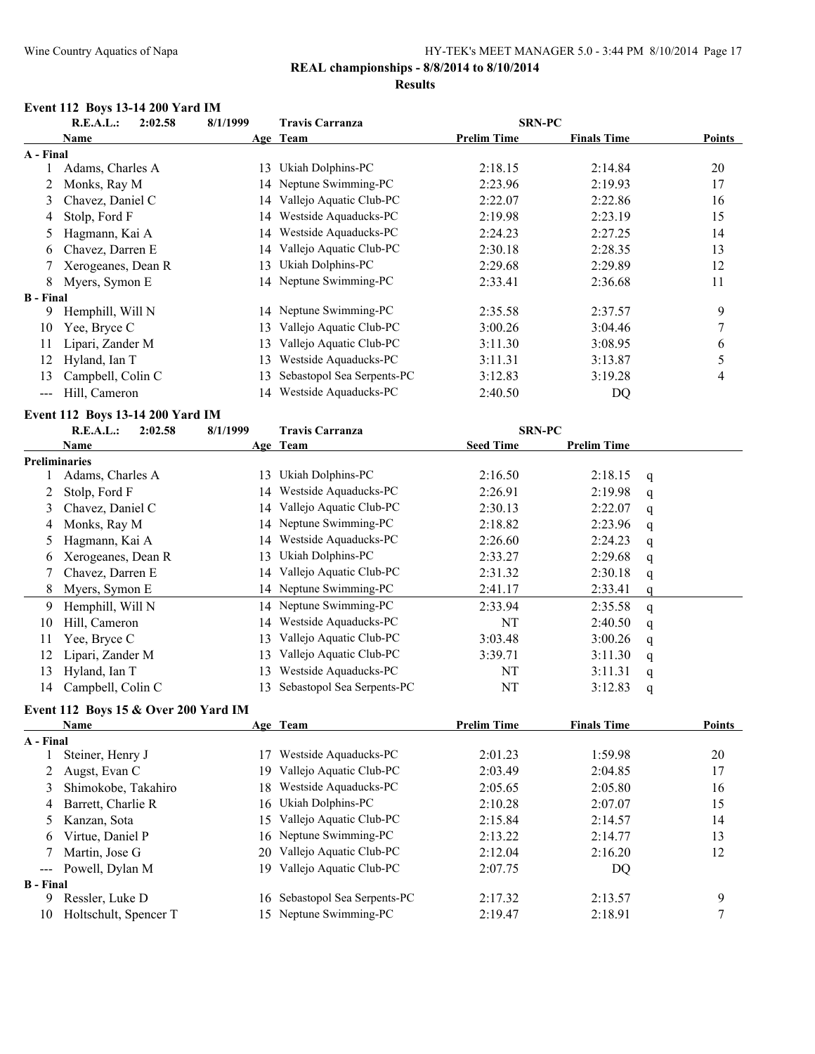**REAL championships - 8/8/2014 to 8/10/2014**

**Results**

### Event 112 Boys 13-14 200 Yard IM

| | Name | Age | Team | Prelim Time | Finals Time | Points |
|---|---|---|---|---|---|---|
| | **R.E.A.L.: 2:02.58 8/1/1999** | | **Travis Carranza** | **SRN-PC** | | |
| **A - Final** | | | | | | |
| 1 | Adams, Charles A | 13 | Ukiah Dolphins-PC | 2:18.15 | 2:14.84 | 20 |
| 2 | Monks, Ray M | 14 | Neptune Swimming-PC | 2:23.96 | 2:19.93 | 17 |
| 3 | Chavez, Daniel C | 14 | Vallejo Aquatic Club-PC | 2:22.07 | 2:22.86 | 16 |
| 4 | Stolp, Ford F | 14 | Westside Aquaducks-PC | 2:19.98 | 2:23.19 | 15 |
| 5 | Hagmann, Kai A | 14 | Westside Aquaducks-PC | 2:24.23 | 2:27.25 | 14 |
| 6 | Chavez, Darren E | 14 | Vallejo Aquatic Club-PC | 2:30.18 | 2:28.35 | 13 |
| 7 | Xerogeanes, Dean R | 13 | Ukiah Dolphins-PC | 2:29.68 | 2:29.89 | 12 |
| 8 | Myers, Symon E | 14 | Neptune Swimming-PC | 2:33.41 | 2:36.68 | 11 |
| **B - Final** | | | | | | |
| 9 | Hemphill, Will N | 14 | Neptune Swimming-PC | 2:35.58 | 2:37.57 | 9 |
| 10 | Yee, Bryce C | 13 | Vallejo Aquatic Club-PC | 3:00.26 | 3:04.46 | 7 |
| 11 | Lipari, Zander M | 13 | Vallejo Aquatic Club-PC | 3:11.30 | 3:08.95 | 6 |
| 12 | Hyland, Ian T | 13 | Westside Aquaducks-PC | 3:11.31 | 3:13.87 | 5 |
| 13 | Campbell, Colin C | 13 | Sebastopol Sea Serpents-PC | 3:12.83 | 3:19.28 | 4 |
| --- | Hill, Cameron | 14 | Westside Aquaducks-PC | 2:40.50 | DQ | |

### Event 112 Boys 13-14 200 Yard IM

| | Name | Age | Team | Seed Time | Prelim Time | |
|---|---|---|---|---|---|---|
| | **R.E.A.L.: 2:02.58 8/1/1999** | | **Travis Carranza** | **SRN-PC** | | |
| **Preliminaries** | | | | | | |
| 1 | Adams, Charles A | 13 | Ukiah Dolphins-PC | 2:16.50 | 2:18.15 | q |
| 2 | Stolp, Ford F | 14 | Westside Aquaducks-PC | 2:26.91 | 2:19.98 | q |
| 3 | Chavez, Daniel C | 14 | Vallejo Aquatic Club-PC | 2:30.13 | 2:22.07 | q |
| 4 | Monks, Ray M | 14 | Neptune Swimming-PC | 2:18.82 | 2:23.96 | q |
| 5 | Hagmann, Kai A | 14 | Westside Aquaducks-PC | 2:26.60 | 2:24.23 | q |
| 6 | Xerogeanes, Dean R | 13 | Ukiah Dolphins-PC | 2:33.27 | 2:29.68 | q |
| 7 | Chavez, Darren E | 14 | Vallejo Aquatic Club-PC | 2:31.32 | 2:30.18 | q |
| 8 | Myers, Symon E | 14 | Neptune Swimming-PC | 2:41.17 | 2:33.41 | q |
| 9 | Hemphill, Will N | 14 | Neptune Swimming-PC | 2:33.94 | 2:35.58 | q |
| 10 | Hill, Cameron | 14 | Westside Aquaducks-PC | NT | 2:40.50 | q |
| 11 | Yee, Bryce C | 13 | Vallejo Aquatic Club-PC | 3:03.48 | 3:00.26 | q |
| 12 | Lipari, Zander M | 13 | Vallejo Aquatic Club-PC | 3:39.71 | 3:11.30 | q |
| 13 | Hyland, Ian T | 13 | Westside Aquaducks-PC | NT | 3:11.31 | q |
| 14 | Campbell, Colin C | 13 | Sebastopol Sea Serpents-PC | NT | 3:12.83 | q |

### Event 112 Boys 15 & Over 200 Yard IM

| | Name | Age | Team | Prelim Time | Finals Time | Points |
|---|---|---|---|---|---|---|
| **A - Final** | | | | | | |
| 1 | Steiner, Henry J | 17 | Westside Aquaducks-PC | 2:01.23 | 1:59.98 | 20 |
| 2 | Augst, Evan C | 19 | Vallejo Aquatic Club-PC | 2:03.49 | 2:04.85 | 17 |
| 3 | Shimokobe, Takahiro | 18 | Westside Aquaducks-PC | 2:05.65 | 2:05.80 | 16 |
| 4 | Barrett, Charlie R | 16 | Ukiah Dolphins-PC | 2:10.28 | 2:07.07 | 15 |
| 5 | Kanzan, Sota | 15 | Vallejo Aquatic Club-PC | 2:15.84 | 2:14.57 | 14 |
| 6 | Virtue, Daniel P | 16 | Neptune Swimming-PC | 2:13.22 | 2:14.77 | 13 |
| 7 | Martin, Jose G | 20 | Vallejo Aquatic Club-PC | 2:12.04 | 2:16.20 | 12 |
| --- | Powell, Dylan M | 19 | Vallejo Aquatic Club-PC | 2:07.75 | DQ | |
| **B - Final** | | | | | | |
| 9 | Ressler, Luke D | 16 | Sebastopol Sea Serpents-PC | 2:17.32 | 2:13.57 | 9 |
| 10 | Holtschult, Spencer T | 15 | Neptune Swimming-PC | 2:19.47 | 2:18.91 | 7 |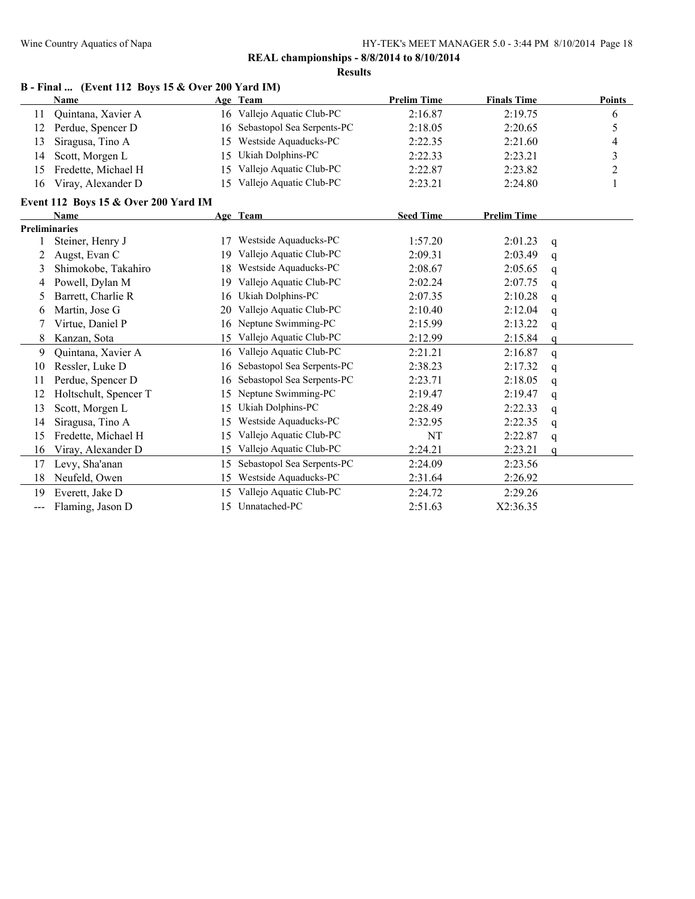**REAL championships - 8/8/2014 to 8/10/2014**

**Results**

### B - Final ... (Event 112 Boys 15 & Over 200 Yard IM)

| | Name | Age | Team | Prelim Time | Finals Time | Points |
|---|---|---|---|---|---|---|
| 11 | Quintana, Xavier A | 16 | Vallejo Aquatic Club-PC | 2:16.87 | 2:19.75 | 6 |
| 12 | Perdue, Spencer D | 16 | Sebastopol Sea Serpents-PC | 2:18.05 | 2:20.65 | 5 |
| 13 | Siragusa, Tino A | 15 | Westside Aquaducks-PC | 2:22.35 | 2:21.60 | 4 |
| 14 | Scott, Morgen L | 15 | Ukiah Dolphins-PC | 2:22.33 | 2:23.21 | 3 |
| 15 | Fredette, Michael H | 15 | Vallejo Aquatic Club-PC | 2:22.87 | 2:23.82 | 2 |
| 16 | Viray, Alexander D | 15 | Vallejo Aquatic Club-PC | 2:23.21 | 2:24.80 | 1 |

### Event 112 Boys 15 & Over 200 Yard IM

| | Name | Age | Team | Seed Time | Prelim Time | |
|---|---|---|---|---|---|---|
| **Preliminaries** | | | | | | |
| 1 | Steiner, Henry J | 17 | Westside Aquaducks-PC | 1:57.20 | 2:01.23 | q |
| 2 | Augst, Evan C | 19 | Vallejo Aquatic Club-PC | 2:09.31 | 2:03.49 | q |
| 3 | Shimokobe, Takahiro | 18 | Westside Aquaducks-PC | 2:08.67 | 2:05.65 | q |
| 4 | Powell, Dylan M | 19 | Vallejo Aquatic Club-PC | 2:02.24 | 2:07.75 | q |
| 5 | Barrett, Charlie R | 16 | Ukiah Dolphins-PC | 2:07.35 | 2:10.28 | q |
| 6 | Martin, Jose G | 20 | Vallejo Aquatic Club-PC | 2:10.40 | 2:12.04 | q |
| 7 | Virtue, Daniel P | 16 | Neptune Swimming-PC | 2:15.99 | 2:13.22 | q |
| 8 | Kanzan, Sota | 15 | Vallejo Aquatic Club-PC | 2:12.99 | 2:15.84 | q |
| 9 | Quintana, Xavier A | 16 | Vallejo Aquatic Club-PC | 2:21.21 | 2:16.87 | q |
| 10 | Ressler, Luke D | 16 | Sebastopol Sea Serpents-PC | 2:38.23 | 2:17.32 | q |
| 11 | Perdue, Spencer D | 16 | Sebastopol Sea Serpents-PC | 2:23.71 | 2:18.05 | q |
| 12 | Holtschult, Spencer T | 15 | Neptune Swimming-PC | 2:19.47 | 2:19.47 | q |
| 13 | Scott, Morgen L | 15 | Ukiah Dolphins-PC | 2:28.49 | 2:22.33 | q |
| 14 | Siragusa, Tino A | 15 | Westside Aquaducks-PC | 2:32.95 | 2:22.35 | q |
| 15 | Fredette, Michael H | 15 | Vallejo Aquatic Club-PC | NT | 2:22.87 | q |
| 16 | Viray, Alexander D | 15 | Vallejo Aquatic Club-PC | 2:24.21 | 2:23.21 | q |
| 17 | Levy, Sha'anan | 15 | Sebastopol Sea Serpents-PC | 2:24.09 | 2:23.56 | |
| 18 | Neufeld, Owen | 15 | Westside Aquaducks-PC | 2:31.64 | 2:26.92 | |
| 19 | Everett, Jake D | 15 | Vallejo Aquatic Club-PC | 2:24.72 | 2:29.26 | |
| --- | Flaming, Jason D | 15 | Unnatached-PC | 2:51.63 | X2:36.35 | |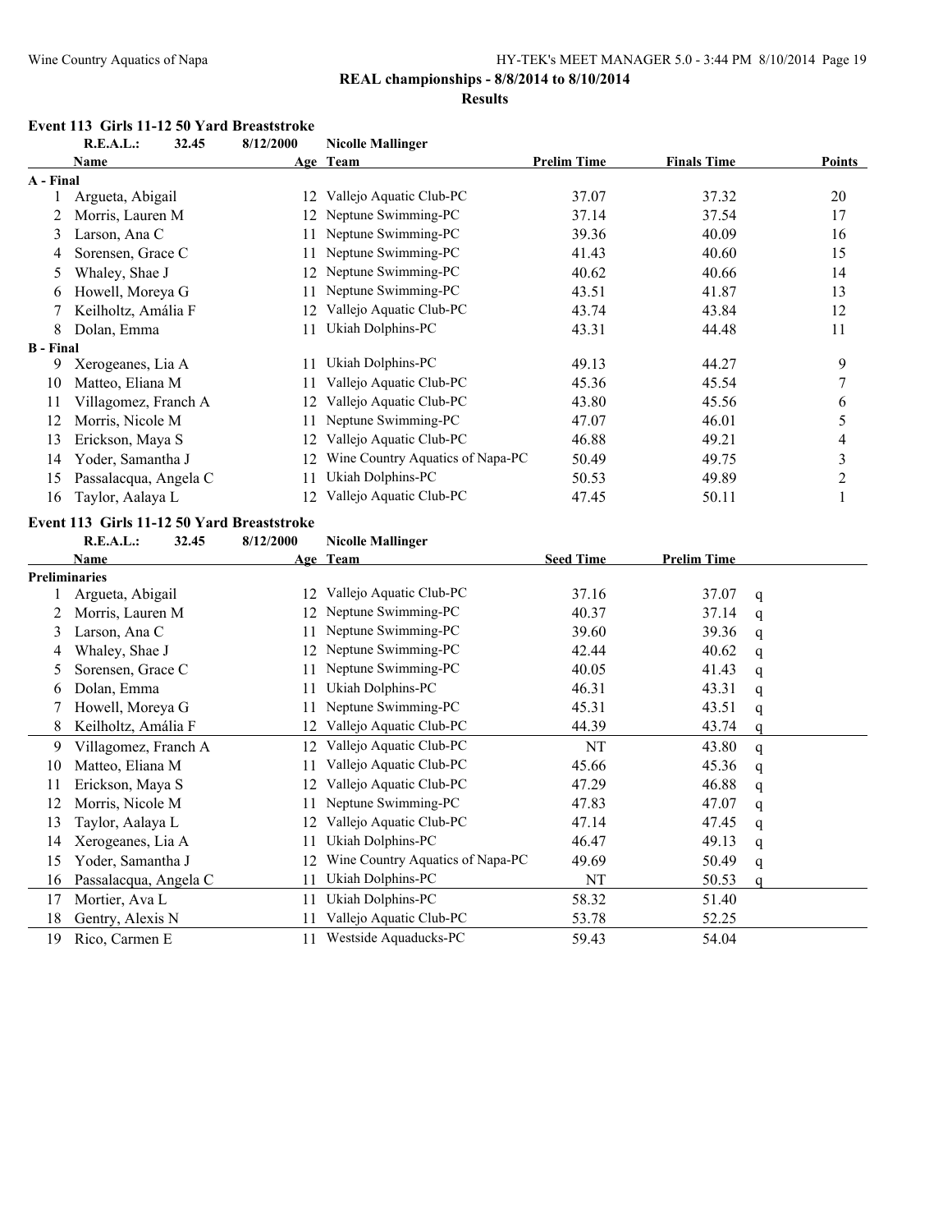**REAL championships - 8/8/2014 to 8/10/2014**

**Results**

### Event 113 Girls 11-12 50 Yard Breaststroke

**R.E.A.L.: 32.45 8/12/2000 Nicolle Mallinger**

| | Name | Age | Team | Prelim Time | Finals Time | Points |
|---|---|---|---|---|---|---|
| **A - Final** | | | | | | |
| 1 | Argueta, Abigail | 12 | Vallejo Aquatic Club-PC | 37.07 | 37.32 | 20 |
| 2 | Morris, Lauren M | 12 | Neptune Swimming-PC | 37.14 | 37.54 | 17 |
| 3 | Larson, Ana C | 11 | Neptune Swimming-PC | 39.36 | 40.09 | 16 |
| 4 | Sorensen, Grace C | 11 | Neptune Swimming-PC | 41.43 | 40.60 | 15 |
| 5 | Whaley, Shae J | 12 | Neptune Swimming-PC | 40.62 | 40.66 | 14 |
| 6 | Howell, Moreya G | 11 | Neptune Swimming-PC | 43.51 | 41.87 | 13 |
| 7 | Keilholtz, Amália F | 12 | Vallejo Aquatic Club-PC | 43.74 | 43.84 | 12 |
| 8 | Dolan, Emma | 11 | Ukiah Dolphins-PC | 43.31 | 44.48 | 11 |
| **B - Final** | | | | | | |
| 9 | Xerogeanes, Lia A | 11 | Ukiah Dolphins-PC | 49.13 | 44.27 | 9 |
| 10 | Matteo, Eliana M | 11 | Vallejo Aquatic Club-PC | 45.36 | 45.54 | 7 |
| 11 | Villagomez, Franch A | 12 | Vallejo Aquatic Club-PC | 43.80 | 45.56 | 6 |
| 12 | Morris, Nicole M | 11 | Neptune Swimming-PC | 47.07 | 46.01 | 5 |
| 13 | Erickson, Maya S | 12 | Vallejo Aquatic Club-PC | 46.88 | 49.21 | 4 |
| 14 | Yoder, Samantha J | 12 | Wine Country Aquatics of Napa-PC | 50.49 | 49.75 | 3 |
| 15 | Passalacqua, Angela C | 11 | Ukiah Dolphins-PC | 50.53 | 49.89 | 2 |
| 16 | Taylor, Aalaya L | 12 | Vallejo Aquatic Club-PC | 47.45 | 50.11 | 1 |

### Event 113 Girls 11-12 50 Yard Breaststroke

**R.E.A.L.: 32.45 8/12/2000 Nicolle Mallinger**

| | Name | Age | Team | Seed Time | Prelim Time | |
|---|---|---|---|---|---|---|
| **Preliminaries** | | | | | | |
| 1 | Argueta, Abigail | 12 | Vallejo Aquatic Club-PC | 37.16 | 37.07 | q |
| 2 | Morris, Lauren M | 12 | Neptune Swimming-PC | 40.37 | 37.14 | q |
| 3 | Larson, Ana C | 11 | Neptune Swimming-PC | 39.60 | 39.36 | q |
| 4 | Whaley, Shae J | 12 | Neptune Swimming-PC | 42.44 | 40.62 | q |
| 5 | Sorensen, Grace C | 11 | Neptune Swimming-PC | 40.05 | 41.43 | q |
| 6 | Dolan, Emma | 11 | Ukiah Dolphins-PC | 46.31 | 43.31 | q |
| 7 | Howell, Moreya G | 11 | Neptune Swimming-PC | 45.31 | 43.51 | q |
| 8 | Keilholtz, Amália F | 12 | Vallejo Aquatic Club-PC | 44.39 | 43.74 | q |
| 9 | Villagomez, Franch A | 12 | Vallejo Aquatic Club-PC | NT | 43.80 | q |
| 10 | Matteo, Eliana M | 11 | Vallejo Aquatic Club-PC | 45.66 | 45.36 | q |
| 11 | Erickson, Maya S | 12 | Vallejo Aquatic Club-PC | 47.29 | 46.88 | q |
| 12 | Morris, Nicole M | 11 | Neptune Swimming-PC | 47.83 | 47.07 | q |
| 13 | Taylor, Aalaya L | 12 | Vallejo Aquatic Club-PC | 47.14 | 47.45 | q |
| 14 | Xerogeanes, Lia A | 11 | Ukiah Dolphins-PC | 46.47 | 49.13 | q |
| 15 | Yoder, Samantha J | 12 | Wine Country Aquatics of Napa-PC | 49.69 | 50.49 | q |
| 16 | Passalacqua, Angela C | 11 | Ukiah Dolphins-PC | NT | 50.53 | q |
| 17 | Mortier, Ava L | 11 | Ukiah Dolphins-PC | 58.32 | 51.40 | |
| 18 | Gentry, Alexis N | 11 | Vallejo Aquatic Club-PC | 53.78 | 52.25 | |
| 19 | Rico, Carmen E | 11 | Westside Aquaducks-PC | 59.43 | 54.04 | |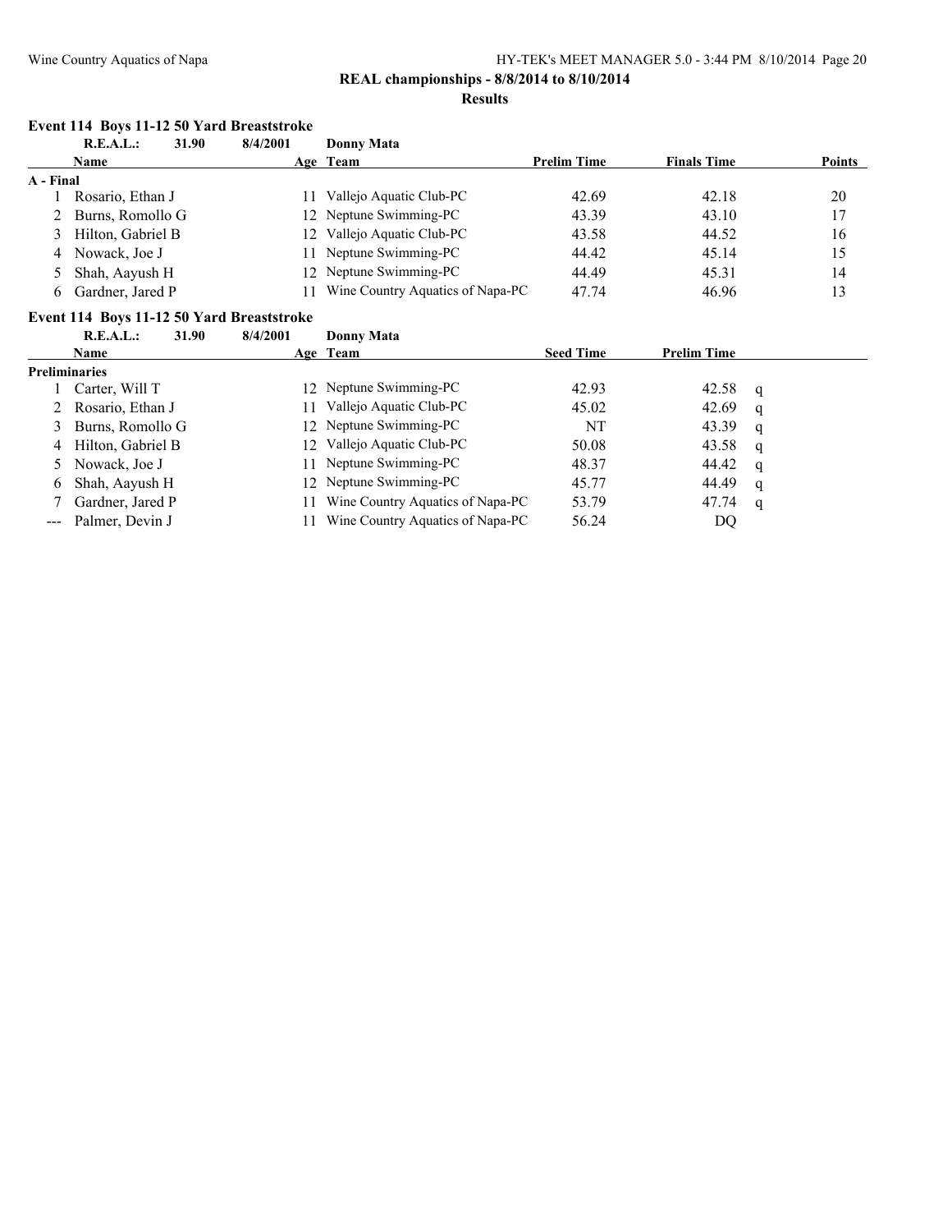**REAL championships - 8/8/2014 to 8/10/2014**

**Results**

### Event 114 Boys 11-12 50 Yard Breaststroke

**R.E.A.L.: 31.90 8/4/2001 Donny Mata**

| | Name | Age | Team | Prelim Time | Finals Time | Points |
|---|---|---|---|---|---|---|
| **A - Final** | | | | | | |
| 1 | Rosario, Ethan J | 11 | Vallejo Aquatic Club-PC | 42.69 | 42.18 | 20 |
| 2 | Burns, Romollo G | 12 | Neptune Swimming-PC | 43.39 | 43.10 | 17 |
| 3 | Hilton, Gabriel B | 12 | Vallejo Aquatic Club-PC | 43.58 | 44.52 | 16 |
| 4 | Nowack, Joe J | 11 | Neptune Swimming-PC | 44.42 | 45.14 | 15 |
| 5 | Shah, Aayush H | 12 | Neptune Swimming-PC | 44.49 | 45.31 | 14 |
| 6 | Gardner, Jared P | 11 | Wine Country Aquatics of Napa-PC | 47.74 | 46.96 | 13 |

### Event 114 Boys 11-12 50 Yard Breaststroke

**R.E.A.L.: 31.90 8/4/2001 Donny Mata**

| | Name | Age | Team | Seed Time | Prelim Time | |
|---|---|---|---|---|---|---|
| **Preliminaries** | | | | | | |
| 1 | Carter, Will T | 12 | Neptune Swimming-PC | 42.93 | 42.58 | q |
| 2 | Rosario, Ethan J | 11 | Vallejo Aquatic Club-PC | 45.02 | 42.69 | q |
| 3 | Burns, Romollo G | 12 | Neptune Swimming-PC | NT | 43.39 | q |
| 4 | Hilton, Gabriel B | 12 | Vallejo Aquatic Club-PC | 50.08 | 43.58 | q |
| 5 | Nowack, Joe J | 11 | Neptune Swimming-PC | 48.37 | 44.42 | q |
| 6 | Shah, Aayush H | 12 | Neptune Swimming-PC | 45.77 | 44.49 | q |
| 7 | Gardner, Jared P | 11 | Wine Country Aquatics of Napa-PC | 53.79 | 47.74 | q |
| --- | Palmer, Devin J | 11 | Wine Country Aquatics of Napa-PC | 56.24 | DQ | |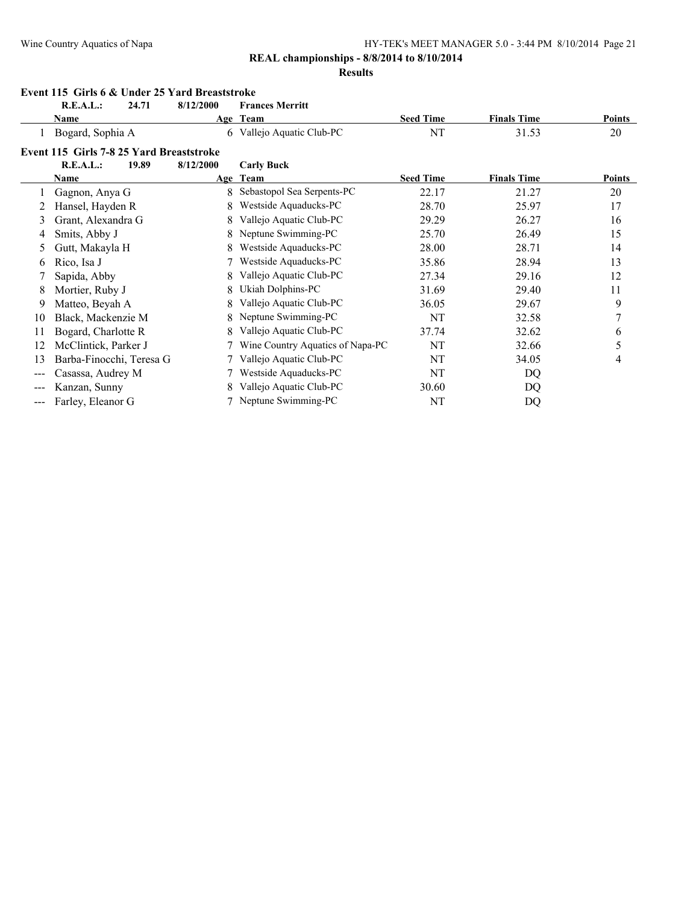**REAL championships - 8/8/2014 to 8/10/2014**

**Results**

### Event 115 Girls 6 & Under 25 Yard Breaststroke

**R.E.A.L.: 24.71 8/12/2000 Frances Merritt**

| | Name | Age | Team | Seed Time | Finals Time | Points |
|---|---|---|---|---|---|---|
| 1 | Bogard, Sophia A | 6 | Vallejo Aquatic Club-PC | NT | 31.53 | 20 |

### Event 115 Girls 7-8 25 Yard Breaststroke

**R.E.A.L.: 19.89 8/12/2000 Carly Buck**

| | Name | Age | Team | Seed Time | Finals Time | Points |
|---|---|---|---|---|---|---|
| 1 | Gagnon, Anya G | 8 | Sebastopol Sea Serpents-PC | 22.17 | 21.27 | 20 |
| 2 | Hansel, Hayden R | 8 | Westside Aquaducks-PC | 28.70 | 25.97 | 17 |
| 3 | Grant, Alexandra G | 8 | Vallejo Aquatic Club-PC | 29.29 | 26.27 | 16 |
| 4 | Smits, Abby J | 8 | Neptune Swimming-PC | 25.70 | 26.49 | 15 |
| 5 | Gutt, Makayla H | 8 | Westside Aquaducks-PC | 28.00 | 28.71 | 14 |
| 6 | Rico, Isa J | 7 | Westside Aquaducks-PC | 35.86 | 28.94 | 13 |
| 7 | Sapida, Abby | 8 | Vallejo Aquatic Club-PC | 27.34 | 29.16 | 12 |
| 8 | Mortier, Ruby J | 8 | Ukiah Dolphins-PC | 31.69 | 29.40 | 11 |
| 9 | Matteo, Beyah A | 8 | Vallejo Aquatic Club-PC | 36.05 | 29.67 | 9 |
| 10 | Black, Mackenzie M | 8 | Neptune Swimming-PC | NT | 32.58 | 7 |
| 11 | Bogard, Charlotte R | 8 | Vallejo Aquatic Club-PC | 37.74 | 32.62 | 6 |
| 12 | McClintick, Parker J | 7 | Wine Country Aquatics of Napa-PC | NT | 32.66 | 5 |
| 13 | Barba-Finocchi, Teresa G | 7 | Vallejo Aquatic Club-PC | NT | 34.05 | 4 |
| --- | Casassa, Audrey M | 7 | Westside Aquaducks-PC | NT | DQ | |
| --- | Kanzan, Sunny | 8 | Vallejo Aquatic Club-PC | 30.60 | DQ | |
| --- | Farley, Eleanor G | 7 | Neptune Swimming-PC | NT | DQ | |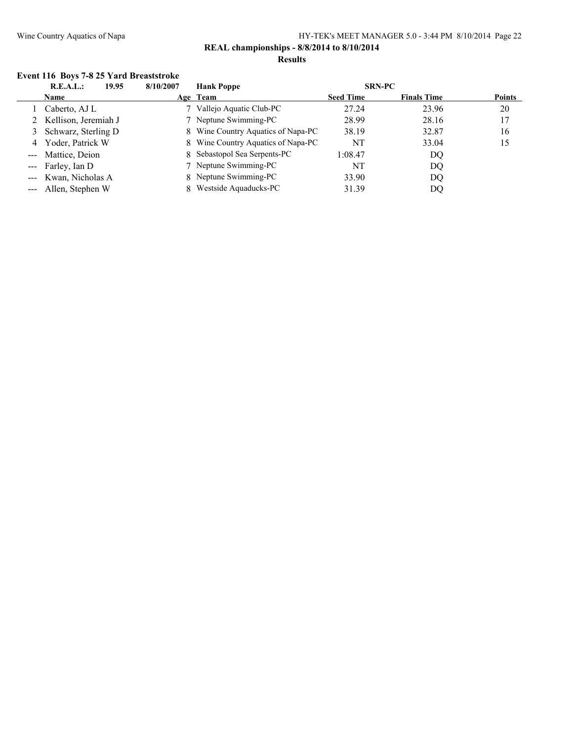**REAL championships - 8/8/2014 to 8/10/2014**

**Results**

### Event 116 Boys 7-8 25 Yard Breaststroke

| | R.E.A.L.: | 19.95 8/10/2007 | Hank Poppe | SRN-PC | | |
|---|---|---|---|---|---|---|
| | **Name** | **Age** | **Team** | **Seed Time** | **Finals Time** | **Points** |
| 1 | Caberto, AJ L | 7 | Vallejo Aquatic Club-PC | 27.24 | 23.96 | 20 |
| 2 | Kellison, Jeremiah J | 7 | Neptune Swimming-PC | 28.99 | 28.16 | 17 |
| 3 | Schwarz, Sterling D | 8 | Wine Country Aquatics of Napa-PC | 38.19 | 32.87 | 16 |
| 4 | Yoder, Patrick W | 8 | Wine Country Aquatics of Napa-PC | NT | 33.04 | 15 |
| --- | Mattice, Deion | 8 | Sebastopol Sea Serpents-PC | 1:08.47 | DQ | |
| --- | Farley, Ian D | 7 | Neptune Swimming-PC | NT | DQ | |
| --- | Kwan, Nicholas A | 8 | Neptune Swimming-PC | 33.90 | DQ | |
| --- | Allen, Stephen W | 8 | Westside Aquaducks-PC | 31.39 | DQ | |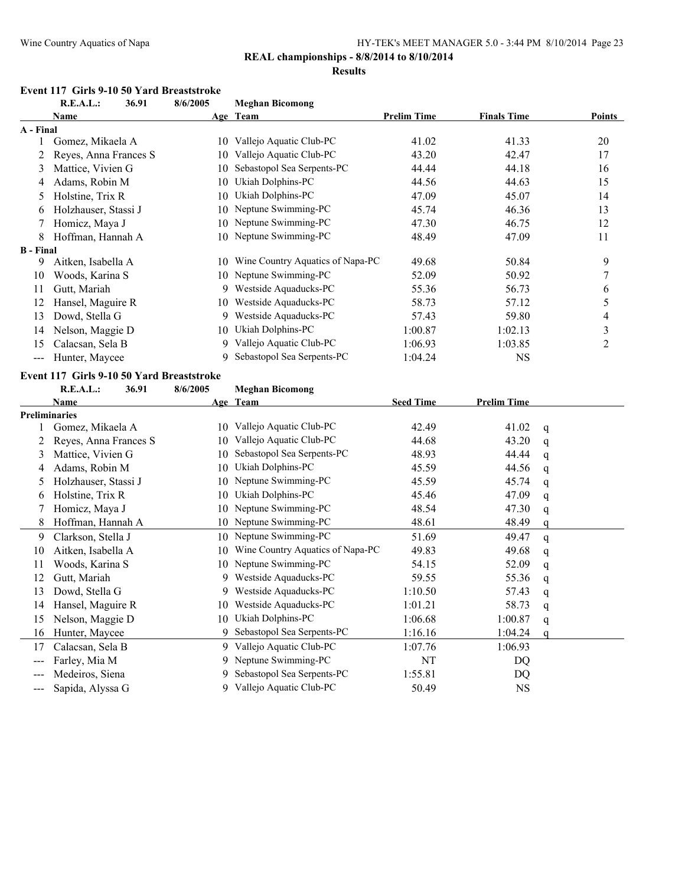**REAL championships - 8/8/2014 to 8/10/2014**

**Results**

### Event 117 Girls 9-10 50 Yard Breaststroke

**R.E.A.L.: 36.91 8/6/2005 Meghan Bicomong**

| | Name | Age | Team | Prelim Time | Finals Time | Points |
|---|---|---|---|---|---|---|
| **A - Final** | | | | | | |
| 1 | Gomez, Mikaela A | 10 | Vallejo Aquatic Club-PC | 41.02 | 41.33 | 20 |
| 2 | Reyes, Anna Frances S | 10 | Vallejo Aquatic Club-PC | 43.20 | 42.47 | 17 |
| 3 | Mattice, Vivien G | 10 | Sebastopol Sea Serpents-PC | 44.44 | 44.18 | 16 |
| 4 | Adams, Robin M | 10 | Ukiah Dolphins-PC | 44.56 | 44.63 | 15 |
| 5 | Holstine, Trix R | 10 | Ukiah Dolphins-PC | 47.09 | 45.07 | 14 |
| 6 | Holzhauser, Stassi J | 10 | Neptune Swimming-PC | 45.74 | 46.36 | 13 |
| 7 | Homicz, Maya J | 10 | Neptune Swimming-PC | 47.30 | 46.75 | 12 |
| 8 | Hoffman, Hannah A | 10 | Neptune Swimming-PC | 48.49 | 47.09 | 11 |
| **B - Final** | | | | | | |
| 9 | Aitken, Isabella A | 10 | Wine Country Aquatics of Napa-PC | 49.68 | 50.84 | 9 |
| 10 | Woods, Karina S | 10 | Neptune Swimming-PC | 52.09 | 50.92 | 7 |
| 11 | Gutt, Mariah | 9 | Westside Aquaducks-PC | 55.36 | 56.73 | 6 |
| 12 | Hansel, Maguire R | 10 | Westside Aquaducks-PC | 58.73 | 57.12 | 5 |
| 13 | Dowd, Stella G | 9 | Westside Aquaducks-PC | 57.43 | 59.80 | 4 |
| 14 | Nelson, Maggie D | 10 | Ukiah Dolphins-PC | 1:00.87 | 1:02.13 | 3 |
| 15 | Calacsan, Sela B | 9 | Vallejo Aquatic Club-PC | 1:06.93 | 1:03.85 | 2 |
| --- | Hunter, Maycee | 9 | Sebastopol Sea Serpents-PC | 1:04.24 | NS | |

### Event 117 Girls 9-10 50 Yard Breaststroke

**R.E.A.L.: 36.91 8/6/2005 Meghan Bicomong**

| | Name | Age | Team | Seed Time | Prelim Time | |
|---|---|---|---|---|---|---|
| **Preliminaries** | | | | | | |
| 1 | Gomez, Mikaela A | 10 | Vallejo Aquatic Club-PC | 42.49 | 41.02 | q |
| 2 | Reyes, Anna Frances S | 10 | Vallejo Aquatic Club-PC | 44.68 | 43.20 | q |
| 3 | Mattice, Vivien G | 10 | Sebastopol Sea Serpents-PC | 48.93 | 44.44 | q |
| 4 | Adams, Robin M | 10 | Ukiah Dolphins-PC | 45.59 | 44.56 | q |
| 5 | Holzhauser, Stassi J | 10 | Neptune Swimming-PC | 45.59 | 45.74 | q |
| 6 | Holstine, Trix R | 10 | Ukiah Dolphins-PC | 45.46 | 47.09 | q |
| 7 | Homicz, Maya J | 10 | Neptune Swimming-PC | 48.54 | 47.30 | q |
| 8 | Hoffman, Hannah A | 10 | Neptune Swimming-PC | 48.61 | 48.49 | q |
| 9 | Clarkson, Stella J | 10 | Neptune Swimming-PC | 51.69 | 49.47 | q |
| 10 | Aitken, Isabella A | 10 | Wine Country Aquatics of Napa-PC | 49.83 | 49.68 | q |
| 11 | Woods, Karina S | 10 | Neptune Swimming-PC | 54.15 | 52.09 | q |
| 12 | Gutt, Mariah | 9 | Westside Aquaducks-PC | 59.55 | 55.36 | q |
| 13 | Dowd, Stella G | 9 | Westside Aquaducks-PC | 1:10.50 | 57.43 | q |
| 14 | Hansel, Maguire R | 10 | Westside Aquaducks-PC | 1:01.21 | 58.73 | q |
| 15 | Nelson, Maggie D | 10 | Ukiah Dolphins-PC | 1:06.68 | 1:00.87 | q |
| 16 | Hunter, Maycee | 9 | Sebastopol Sea Serpents-PC | 1:16.16 | 1:04.24 | q |
| 17 | Calacsan, Sela B | 9 | Vallejo Aquatic Club-PC | 1:07.76 | 1:06.93 | |
| --- | Farley, Mia M | 9 | Neptune Swimming-PC | NT | DQ | |
| --- | Medeiros, Siena | 9 | Sebastopol Sea Serpents-PC | 1:55.81 | DQ | |
| --- | Sapida, Alyssa G | 9 | Vallejo Aquatic Club-PC | 50.49 | NS | |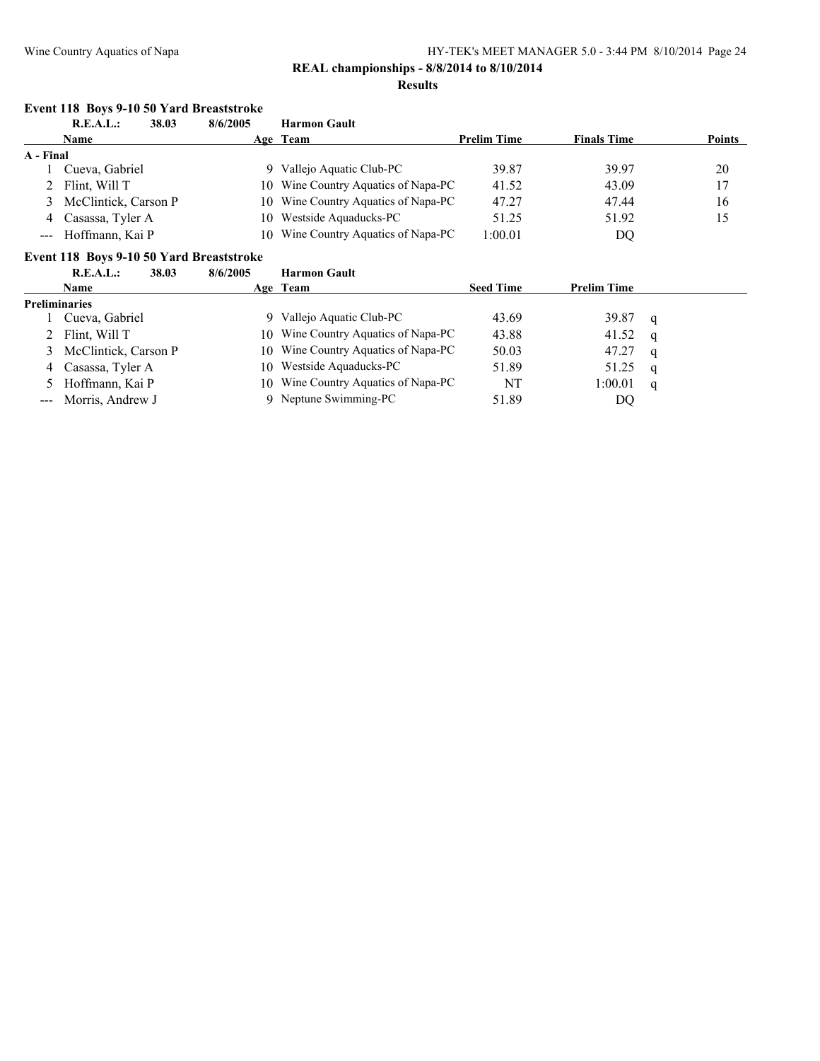**REAL championships - 8/8/2014 to 8/10/2014**

**Results**

### Event 118 Boys 9-10 50 Yard Breaststroke

| R.E.A.L.: | 38.03 | 8/6/2005 | Harmon Gault | | | |
|---|---|---|---|---|---|---|
| **Name** | | **Age** | **Team** | **Prelim Time** | **Finals Time** | **Points** |
| **A - Final** | | | | | | |
| 1 | Cueva, Gabriel | 9 | Vallejo Aquatic Club-PC | 39.87 | 39.97 | 20 |
| 2 | Flint, Will T | 10 | Wine Country Aquatics of Napa-PC | 41.52 | 43.09 | 17 |
| 3 | McClintick, Carson P | 10 | Wine Country Aquatics of Napa-PC | 47.27 | 47.44 | 16 |
| 4 | Casassa, Tyler A | 10 | Westside Aquaducks-PC | 51.25 | 51.92 | 15 |
| --- | Hoffmann, Kai P | 10 | Wine Country Aquatics of Napa-PC | 1:00.01 | DQ | |

### Event 118 Boys 9-10 50 Yard Breaststroke

| R.E.A.L.: | 38.03 | 8/6/2005 | Harmon Gault | | | |
|---|---|---|---|---|---|---|
| **Name** | | **Age** | **Team** | **Seed Time** | **Prelim Time** | |
| **Preliminaries** | | | | | | |
| 1 | Cueva, Gabriel | 9 | Vallejo Aquatic Club-PC | 43.69 | 39.87 | q |
| 2 | Flint, Will T | 10 | Wine Country Aquatics of Napa-PC | 43.88 | 41.52 | q |
| 3 | McClintick, Carson P | 10 | Wine Country Aquatics of Napa-PC | 50.03 | 47.27 | q |
| 4 | Casassa, Tyler A | 10 | Westside Aquaducks-PC | 51.89 | 51.25 | q |
| 5 | Hoffmann, Kai P | 10 | Wine Country Aquatics of Napa-PC | NT | 1:00.01 | q |
| --- | Morris, Andrew J | 9 | Neptune Swimming-PC | 51.89 | DQ | |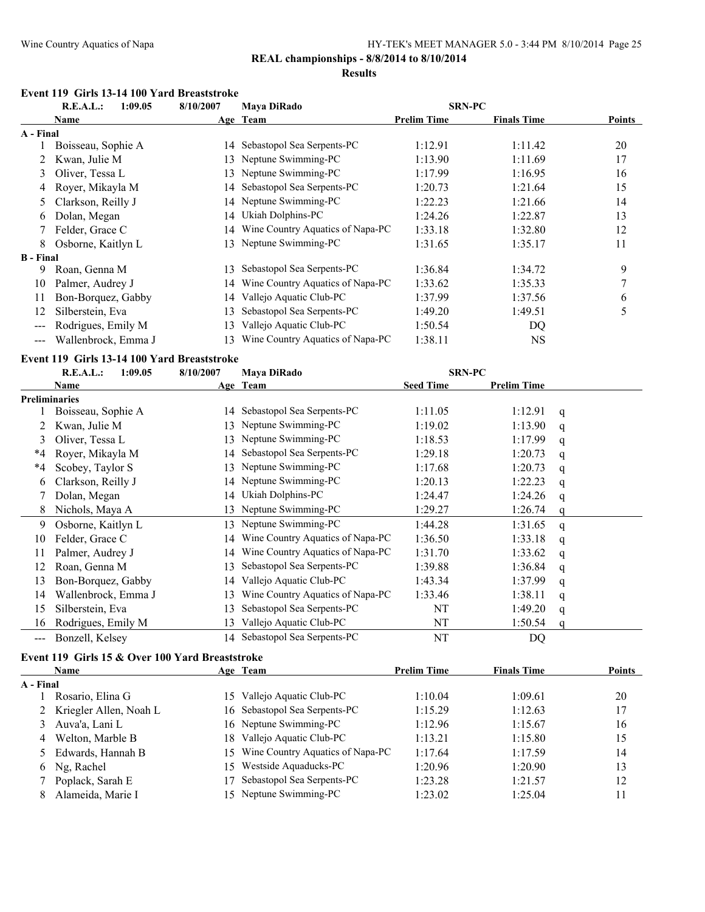**REAL championships - 8/8/2014 to 8/10/2014**

**Results**

### Event 119 Girls 13-14 100 Yard Breaststroke

R.E.A.L.: 1:09.05 8/10/2007 Maya DiRado SRN-PC

| | Name | Age | Team | Prelim Time | Finals Time | Points |
|---|---|---|---|---|---|---|
| **A - Final** | | | | | | |
| 1 | Boisseau, Sophie A | 14 | Sebastopol Sea Serpents-PC | 1:12.91 | 1:11.42 | 20 |
| 2 | Kwan, Julie M | 13 | Neptune Swimming-PC | 1:13.90 | 1:11.69 | 17 |
| 3 | Oliver, Tessa L | 13 | Neptune Swimming-PC | 1:17.99 | 1:16.95 | 16 |
| 4 | Royer, Mikayla M | 14 | Sebastopol Sea Serpents-PC | 1:20.73 | 1:21.64 | 15 |
| 5 | Clarkson, Reilly J | 14 | Neptune Swimming-PC | 1:22.23 | 1:21.66 | 14 |
| 6 | Dolan, Megan | 14 | Ukiah Dolphins-PC | 1:24.26 | 1:22.87 | 13 |
| 7 | Felder, Grace C | 14 | Wine Country Aquatics of Napa-PC | 1:33.18 | 1:32.80 | 12 |
| 8 | Osborne, Kaitlyn L | 13 | Neptune Swimming-PC | 1:31.65 | 1:35.17 | 11 |
| **B - Final** | | | | | | |
| 9 | Roan, Genna M | 13 | Sebastopol Sea Serpents-PC | 1:36.84 | 1:34.72 | 9 |
| 10 | Palmer, Audrey J | 14 | Wine Country Aquatics of Napa-PC | 1:33.62 | 1:35.33 | 7 |
| 11 | Bon-Borquez, Gabby | 14 | Vallejo Aquatic Club-PC | 1:37.99 | 1:37.56 | 6 |
| 12 | Silberstein, Eva | 13 | Sebastopol Sea Serpents-PC | 1:49.20 | 1:49.51 | 5 |
| --- | Rodrigues, Emily M | 13 | Vallejo Aquatic Club-PC | 1:50.54 | DQ | |
| --- | Wallenbrock, Emma J | 13 | Wine Country Aquatics of Napa-PC | 1:38.11 | NS | |

### Event 119 Girls 13-14 100 Yard Breaststroke

R.E.A.L.: 1:09.05 8/10/2007 Maya DiRado SRN-PC

| | Name | Age | Team | Seed Time | Prelim Time | |
|---|---|---|---|---|---|---|
| **Preliminaries** | | | | | | |
| 1 | Boisseau, Sophie A | 14 | Sebastopol Sea Serpents-PC | 1:11.05 | 1:12.91 | q |
| 2 | Kwan, Julie M | 13 | Neptune Swimming-PC | 1:19.02 | 1:13.90 | q |
| 3 | Oliver, Tessa L | 13 | Neptune Swimming-PC | 1:18.53 | 1:17.99 | q |
| *4 | Royer, Mikayla M | 14 | Sebastopol Sea Serpents-PC | 1:29.18 | 1:20.73 | q |
| *4 | Scobey, Taylor S | 13 | Neptune Swimming-PC | 1:17.68 | 1:20.73 | q |
| 6 | Clarkson, Reilly J | 14 | Neptune Swimming-PC | 1:20.13 | 1:22.23 | q |
| 7 | Dolan, Megan | 14 | Ukiah Dolphins-PC | 1:24.47 | 1:24.26 | q |
| 8 | Nichols, Maya A | 13 | Neptune Swimming-PC | 1:29.27 | 1:26.74 | q |
| 9 | Osborne, Kaitlyn L | 13 | Neptune Swimming-PC | 1:44.28 | 1:31.65 | q |
| 10 | Felder, Grace C | 14 | Wine Country Aquatics of Napa-PC | 1:36.50 | 1:33.18 | q |
| 11 | Palmer, Audrey J | 14 | Wine Country Aquatics of Napa-PC | 1:31.70 | 1:33.62 | q |
| 12 | Roan, Genna M | 13 | Sebastopol Sea Serpents-PC | 1:39.88 | 1:36.84 | q |
| 13 | Bon-Borquez, Gabby | 14 | Vallejo Aquatic Club-PC | 1:43.34 | 1:37.99 | q |
| 14 | Wallenbrock, Emma J | 13 | Wine Country Aquatics of Napa-PC | 1:33.46 | 1:38.11 | q |
| 15 | Silberstein, Eva | 13 | Sebastopol Sea Serpents-PC | NT | 1:49.20 | q |
| 16 | Rodrigues, Emily M | 13 | Vallejo Aquatic Club-PC | NT | 1:50.54 | q |
| --- | Bonzell, Kelsey | 14 | Sebastopol Sea Serpents-PC | NT | DQ | |

### Event 119 Girls 15 & Over 100 Yard Breaststroke

| | Name | Age | Team | Prelim Time | Finals Time | Points |
|---|---|---|---|---|---|---|
| **A - Final** | | | | | | |
| 1 | Rosario, Elina G | 15 | Vallejo Aquatic Club-PC | 1:10.04 | 1:09.61 | 20 |
| 2 | Kriegler Allen, Noah L | 16 | Sebastopol Sea Serpents-PC | 1:15.29 | 1:12.63 | 17 |
| 3 | Auva'a, Lani L | 16 | Neptune Swimming-PC | 1:12.96 | 1:15.67 | 16 |
| 4 | Welton, Marble B | 18 | Vallejo Aquatic Club-PC | 1:13.21 | 1:15.80 | 15 |
| 5 | Edwards, Hannah B | 15 | Wine Country Aquatics of Napa-PC | 1:17.64 | 1:17.59 | 14 |
| 6 | Ng, Rachel | 15 | Westside Aquaducks-PC | 1:20.96 | 1:20.90 | 13 |
| 7 | Poplack, Sarah E | 17 | Sebastopol Sea Serpents-PC | 1:23.28 | 1:21.57 | 12 |
| 8 | Alameida, Marie I | 15 | Neptune Swimming-PC | 1:23.02 | 1:25.04 | 11 |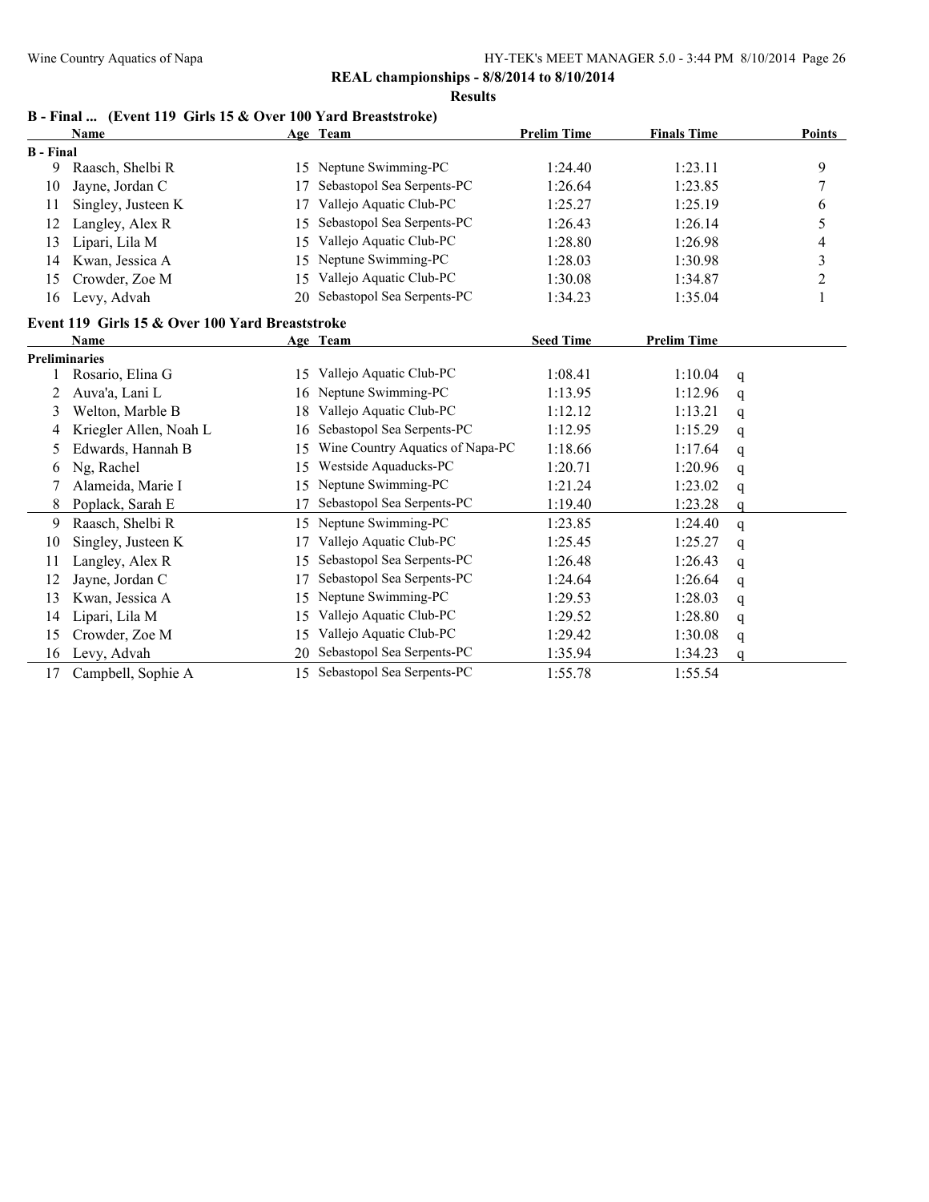**REAL championships - 8/8/2014 to 8/10/2014**

**Results**

## B - Final ... (Event 119 Girls 15 & Over 100 Yard Breaststroke)

| | Name | Age | Team | Prelim Time | Finals Time | Points |
|---|---|---|---|---|---|---|
| **B - Final** | | | | | | |
| 9 | Raasch, Shelbi R | 15 | Neptune Swimming-PC | 1:24.40 | 1:23.11 | 9 |
| 10 | Jayne, Jordan C | 17 | Sebastopol Sea Serpents-PC | 1:26.64 | 1:23.85 | 7 |
| 11 | Singley, Justeen K | 17 | Vallejo Aquatic Club-PC | 1:25.27 | 1:25.19 | 6 |
| 12 | Langley, Alex R | 15 | Sebastopol Sea Serpents-PC | 1:26.43 | 1:26.14 | 5 |
| 13 | Lipari, Lila M | 15 | Vallejo Aquatic Club-PC | 1:28.80 | 1:26.98 | 4 |
| 14 | Kwan, Jessica A | 15 | Neptune Swimming-PC | 1:28.03 | 1:30.98 | 3 |
| 15 | Crowder, Zoe M | 15 | Vallejo Aquatic Club-PC | 1:30.08 | 1:34.87 | 2 |
| 16 | Levy, Advah | 20 | Sebastopol Sea Serpents-PC | 1:34.23 | 1:35.04 | 1 |

## Event 119 Girls 15 & Over 100 Yard Breaststroke

| | Name | Age | Team | Seed Time | Prelim Time | |
|---|---|---|---|---|---|---|
| **Preliminaries** | | | | | | |
| 1 | Rosario, Elina G | 15 | Vallejo Aquatic Club-PC | 1:08.41 | 1:10.04 | q |
| 2 | Auva'a, Lani L | 16 | Neptune Swimming-PC | 1:13.95 | 1:12.96 | q |
| 3 | Welton, Marble B | 18 | Vallejo Aquatic Club-PC | 1:12.12 | 1:13.21 | q |
| 4 | Kriegler Allen, Noah L | 16 | Sebastopol Sea Serpents-PC | 1:12.95 | 1:15.29 | q |
| 5 | Edwards, Hannah B | 15 | Wine Country Aquatics of Napa-PC | 1:18.66 | 1:17.64 | q |
| 6 | Ng, Rachel | 15 | Westside Aquaducks-PC | 1:20.71 | 1:20.96 | q |
| 7 | Alameida, Marie I | 15 | Neptune Swimming-PC | 1:21.24 | 1:23.02 | q |
| 8 | Poplack, Sarah E | 17 | Sebastopol Sea Serpents-PC | 1:19.40 | 1:23.28 | q |
| 9 | Raasch, Shelbi R | 15 | Neptune Swimming-PC | 1:23.85 | 1:24.40 | q |
| 10 | Singley, Justeen K | 17 | Vallejo Aquatic Club-PC | 1:25.45 | 1:25.27 | q |
| 11 | Langley, Alex R | 15 | Sebastopol Sea Serpents-PC | 1:26.48 | 1:26.43 | q |
| 12 | Jayne, Jordan C | 17 | Sebastopol Sea Serpents-PC | 1:24.64 | 1:26.64 | q |
| 13 | Kwan, Jessica A | 15 | Neptune Swimming-PC | 1:29.53 | 1:28.03 | q |
| 14 | Lipari, Lila M | 15 | Vallejo Aquatic Club-PC | 1:29.52 | 1:28.80 | q |
| 15 | Crowder, Zoe M | 15 | Vallejo Aquatic Club-PC | 1:29.42 | 1:30.08 | q |
| 16 | Levy, Advah | 20 | Sebastopol Sea Serpents-PC | 1:35.94 | 1:34.23 | q |
| 17 | Campbell, Sophie A | 15 | Sebastopol Sea Serpents-PC | 1:55.78 | 1:55.54 | |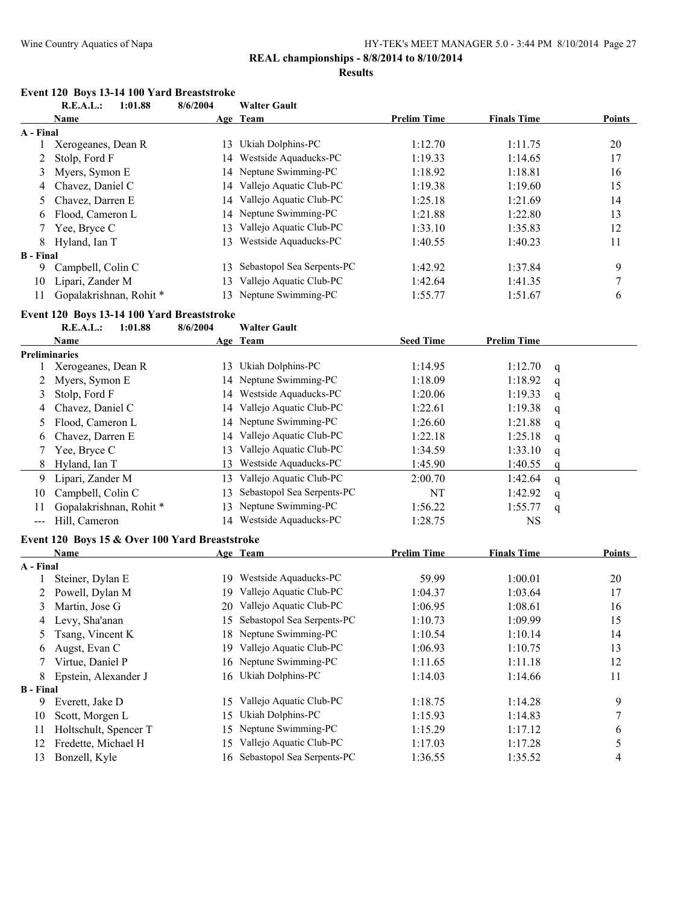**REAL championships - 8/8/2014 to 8/10/2014**

**Results**

### Event 120 Boys 13-14 100 Yard Breaststroke

**R.E.A.L.: 1:01.88 8/6/2004 Walter Gault**

| | Name | Age | Team | Prelim Time | Finals Time | Points |
|---|---|---|---|---|---|---|
| **A - Final** | | | | | | |
| 1 | Xerogeanes, Dean R | 13 | Ukiah Dolphins-PC | 1:12.70 | 1:11.75 | 20 |
| 2 | Stolp, Ford F | 14 | Westside Aquaducks-PC | 1:19.33 | 1:14.65 | 17 |
| 3 | Myers, Symon E | 14 | Neptune Swimming-PC | 1:18.92 | 1:18.81 | 16 |
| 4 | Chavez, Daniel C | 14 | Vallejo Aquatic Club-PC | 1:19.38 | 1:19.60 | 15 |
| 5 | Chavez, Darren E | 14 | Vallejo Aquatic Club-PC | 1:25.18 | 1:21.69 | 14 |
| 6 | Flood, Cameron L | 14 | Neptune Swimming-PC | 1:21.88 | 1:22.80 | 13 |
| 7 | Yee, Bryce C | 13 | Vallejo Aquatic Club-PC | 1:33.10 | 1:35.83 | 12 |
| 8 | Hyland, Ian T | 13 | Westside Aquaducks-PC | 1:40.55 | 1:40.23 | 11 |
| **B - Final** | | | | | | |
| 9 | Campbell, Colin C | 13 | Sebastopol Sea Serpents-PC | 1:42.92 | 1:37.84 | 9 |
| 10 | Lipari, Zander M | 13 | Vallejo Aquatic Club-PC | 1:42.64 | 1:41.35 | 7 |
| 11 | Gopalakrishnan, Rohit * | 13 | Neptune Swimming-PC | 1:55.77 | 1:51.67 | 6 |

### Event 120 Boys 13-14 100 Yard Breaststroke

**R.E.A.L.: 1:01.88 8/6/2004 Walter Gault**

| | Name | Age | Team | Seed Time | Prelim Time | |
|---|---|---|---|---|---|---|
| **Preliminaries** | | | | | | |
| 1 | Xerogeanes, Dean R | 13 | Ukiah Dolphins-PC | 1:14.95 | 1:12.70 | q |
| 2 | Myers, Symon E | 14 | Neptune Swimming-PC | 1:18.09 | 1:18.92 | q |
| 3 | Stolp, Ford F | 14 | Westside Aquaducks-PC | 1:20.06 | 1:19.33 | q |
| 4 | Chavez, Daniel C | 14 | Vallejo Aquatic Club-PC | 1:22.61 | 1:19.38 | q |
| 5 | Flood, Cameron L | 14 | Neptune Swimming-PC | 1:26.60 | 1:21.88 | q |
| 6 | Chavez, Darren E | 14 | Vallejo Aquatic Club-PC | 1:22.18 | 1:25.18 | q |
| 7 | Yee, Bryce C | 13 | Vallejo Aquatic Club-PC | 1:34.59 | 1:33.10 | q |
| 8 | Hyland, Ian T | 13 | Westside Aquaducks-PC | 1:45.90 | 1:40.55 | q |
| 9 | Lipari, Zander M | 13 | Vallejo Aquatic Club-PC | 2:00.70 | 1:42.64 | q |
| 10 | Campbell, Colin C | 13 | Sebastopol Sea Serpents-PC | NT | 1:42.92 | q |
| 11 | Gopalakrishnan, Rohit * | 13 | Neptune Swimming-PC | 1:56.22 | 1:55.77 | q |
| --- | Hill, Cameron | 14 | Westside Aquaducks-PC | 1:28.75 | NS | |

### Event 120 Boys 15 & Over 100 Yard Breaststroke

| | Name | Age | Team | Prelim Time | Finals Time | Points |
|---|---|---|---|---|---|---|
| **A - Final** | | | | | | |
| 1 | Steiner, Dylan E | 19 | Westside Aquaducks-PC | 59.99 | 1:00.01 | 20 |
| 2 | Powell, Dylan M | 19 | Vallejo Aquatic Club-PC | 1:04.37 | 1:03.64 | 17 |
| 3 | Martin, Jose G | 20 | Vallejo Aquatic Club-PC | 1:06.95 | 1:08.61 | 16 |
| 4 | Levy, Sha'anan | 15 | Sebastopol Sea Serpents-PC | 1:10.73 | 1:09.99 | 15 |
| 5 | Tsang, Vincent K | 18 | Neptune Swimming-PC | 1:10.54 | 1:10.14 | 14 |
| 6 | Augst, Evan C | 19 | Vallejo Aquatic Club-PC | 1:06.93 | 1:10.75 | 13 |
| 7 | Virtue, Daniel P | 16 | Neptune Swimming-PC | 1:11.65 | 1:11.18 | 12 |
| 8 | Epstein, Alexander J | 16 | Ukiah Dolphins-PC | 1:14.03 | 1:14.66 | 11 |
| **B - Final** | | | | | | |
| 9 | Everett, Jake D | 15 | Vallejo Aquatic Club-PC | 1:18.75 | 1:14.28 | 9 |
| 10 | Scott, Morgen L | 15 | Ukiah Dolphins-PC | 1:15.93 | 1:14.83 | 7 |
| 11 | Holtschult, Spencer T | 15 | Neptune Swimming-PC | 1:15.29 | 1:17.12 | 6 |
| 12 | Fredette, Michael H | 15 | Vallejo Aquatic Club-PC | 1:17.03 | 1:17.28 | 5 |
| 13 | Bonzell, Kyle | 16 | Sebastopol Sea Serpents-PC | 1:36.55 | 1:35.52 | 4 |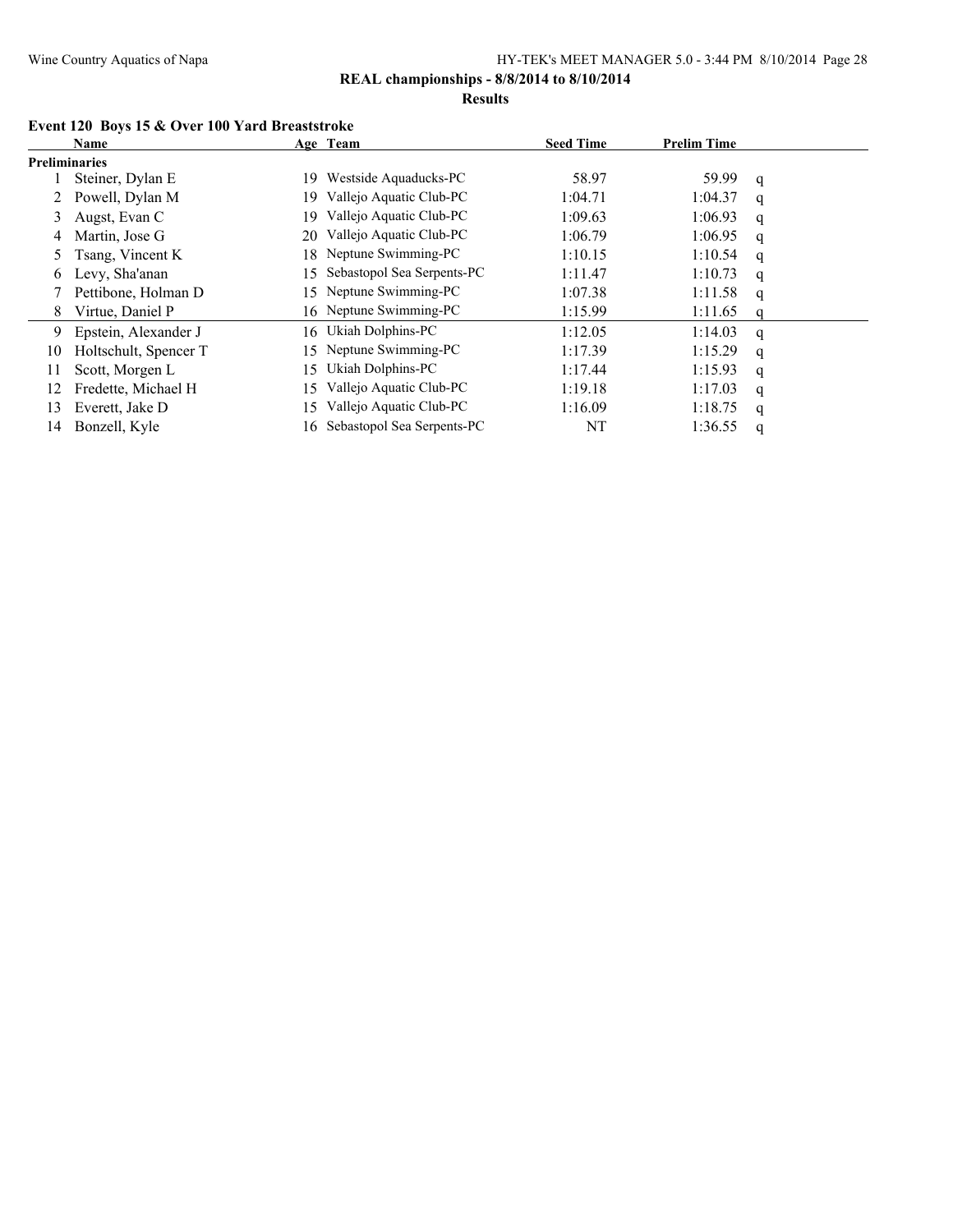**REAL championships - 8/8/2014 to 8/10/2014**

**Results**

### Event 120 Boys 15 & Over 100 Yard Breaststroke

| | Name | Age | Team | Seed Time | Prelim Time | |
|---|---|---|---|---|---|---|
| **Preliminaries** | | | | | | |
| 1 | Steiner, Dylan E | 19 | Westside Aquaducks-PC | 58.97 | 59.99 | q |
| 2 | Powell, Dylan M | 19 | Vallejo Aquatic Club-PC | 1:04.71 | 1:04.37 | q |
| 3 | Augst, Evan C | 19 | Vallejo Aquatic Club-PC | 1:09.63 | 1:06.93 | q |
| 4 | Martin, Jose G | 20 | Vallejo Aquatic Club-PC | 1:06.79 | 1:06.95 | q |
| 5 | Tsang, Vincent K | 18 | Neptune Swimming-PC | 1:10.15 | 1:10.54 | q |
| 6 | Levy, Sha'anan | 15 | Sebastopol Sea Serpents-PC | 1:11.47 | 1:10.73 | q |
| 7 | Pettibone, Holman D | 15 | Neptune Swimming-PC | 1:07.38 | 1:11.58 | q |
| 8 | Virtue, Daniel P | 16 | Neptune Swimming-PC | 1:15.99 | 1:11.65 | q |
| 9 | Epstein, Alexander J | 16 | Ukiah Dolphins-PC | 1:12.05 | 1:14.03 | q |
| 10 | Holtschult, Spencer T | 15 | Neptune Swimming-PC | 1:17.39 | 1:15.29 | q |
| 11 | Scott, Morgen L | 15 | Ukiah Dolphins-PC | 1:17.44 | 1:15.93 | q |
| 12 | Fredette, Michael H | 15 | Vallejo Aquatic Club-PC | 1:19.18 | 1:17.03 | q |
| 13 | Everett, Jake D | 15 | Vallejo Aquatic Club-PC | 1:16.09 | 1:18.75 | q |
| 14 | Bonzell, Kyle | 16 | Sebastopol Sea Serpents-PC | NT | 1:36.55 | q |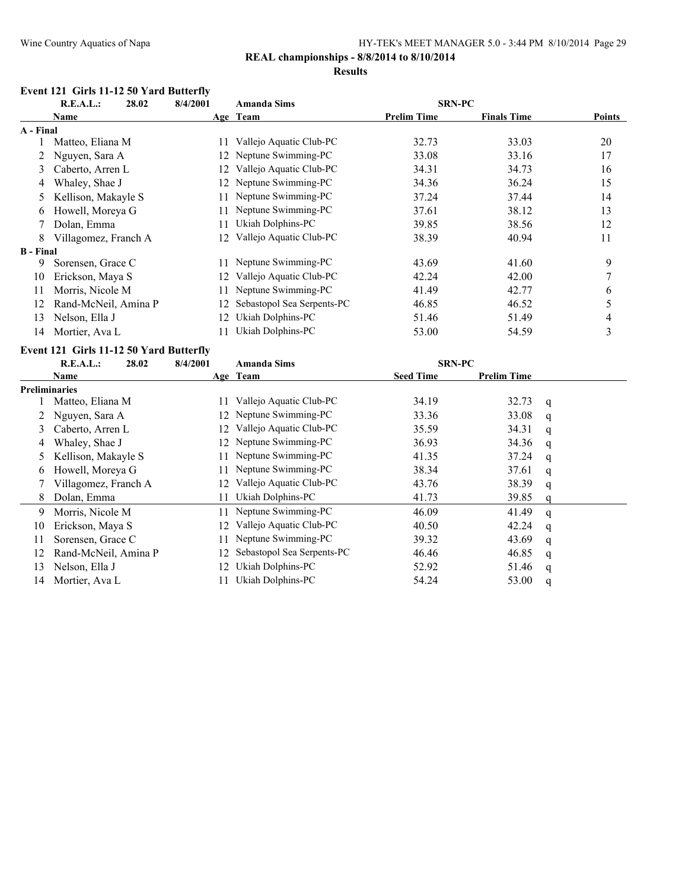**REAL championships - 8/8/2014 to 8/10/2014**

**Results**

### Event 121 Girls 11-12 50 Yard Butterfly

| | Name | Age | Team | Prelim Time | Finals Time | Points |
|---|---|---|---|---|---|---|
| | **R.E.A.L.: 28.02** | **8/4/2001** | **Amanda Sims** | **SRN-PC** | | |
| **A - Final** | | | | | | |
| 1 | Matteo, Eliana M | 11 | Vallejo Aquatic Club-PC | 32.73 | 33.03 | 20 |
| 2 | Nguyen, Sara A | 12 | Neptune Swimming-PC | 33.08 | 33.16 | 17 |
| 3 | Caberto, Arren L | 12 | Vallejo Aquatic Club-PC | 34.31 | 34.73 | 16 |
| 4 | Whaley, Shae J | 12 | Neptune Swimming-PC | 34.36 | 36.24 | 15 |
| 5 | Kellison, Makayle S | 11 | Neptune Swimming-PC | 37.24 | 37.44 | 14 |
| 6 | Howell, Moreya G | 11 | Neptune Swimming-PC | 37.61 | 38.12 | 13 |
| 7 | Dolan, Emma | 11 | Ukiah Dolphins-PC | 39.85 | 38.56 | 12 |
| 8 | Villagomez, Franch A | 12 | Vallejo Aquatic Club-PC | 38.39 | 40.94 | 11 |
| **B - Final** | | | | | | |
| 9 | Sorensen, Grace C | 11 | Neptune Swimming-PC | 43.69 | 41.60 | 9 |
| 10 | Erickson, Maya S | 12 | Vallejo Aquatic Club-PC | 42.24 | 42.00 | 7 |
| 11 | Morris, Nicole M | 11 | Neptune Swimming-PC | 41.49 | 42.77 | 6 |
| 12 | Rand-McNeil, Amina P | 12 | Sebastopol Sea Serpents-PC | 46.85 | 46.52 | 5 |
| 13 | Nelson, Ella J | 12 | Ukiah Dolphins-PC | 51.46 | 51.49 | 4 |
| 14 | Mortier, Ava L | 11 | Ukiah Dolphins-PC | 53.00 | 54.59 | 3 |

### Event 121 Girls 11-12 50 Yard Butterfly

| | Name | Age | Team | Seed Time | Prelim Time | |
|---|---|---|---|---|---|---|
| | **R.E.A.L.: 28.02** | **8/4/2001** | **Amanda Sims** | **SRN-PC** | | |
| **Preliminaries** | | | | | | |
| 1 | Matteo, Eliana M | 11 | Vallejo Aquatic Club-PC | 34.19 | 32.73 | q |
| 2 | Nguyen, Sara A | 12 | Neptune Swimming-PC | 33.36 | 33.08 | q |
| 3 | Caberto, Arren L | 12 | Vallejo Aquatic Club-PC | 35.59 | 34.31 | q |
| 4 | Whaley, Shae J | 12 | Neptune Swimming-PC | 36.93 | 34.36 | q |
| 5 | Kellison, Makayle S | 11 | Neptune Swimming-PC | 41.35 | 37.24 | q |
| 6 | Howell, Moreya G | 11 | Neptune Swimming-PC | 38.34 | 37.61 | q |
| 7 | Villagomez, Franch A | 12 | Vallejo Aquatic Club-PC | 43.76 | 38.39 | q |
| 8 | Dolan, Emma | 11 | Ukiah Dolphins-PC | 41.73 | 39.85 | q |
| 9 | Morris, Nicole M | 11 | Neptune Swimming-PC | 46.09 | 41.49 | q |
| 10 | Erickson, Maya S | 12 | Vallejo Aquatic Club-PC | 40.50 | 42.24 | q |
| 11 | Sorensen, Grace C | 11 | Neptune Swimming-PC | 39.32 | 43.69 | q |
| 12 | Rand-McNeil, Amina P | 12 | Sebastopol Sea Serpents-PC | 46.46 | 46.85 | q |
| 13 | Nelson, Ella J | 12 | Ukiah Dolphins-PC | 52.92 | 51.46 | q |
| 14 | Mortier, Ava L | 11 | Ukiah Dolphins-PC | 54.24 | 53.00 | q |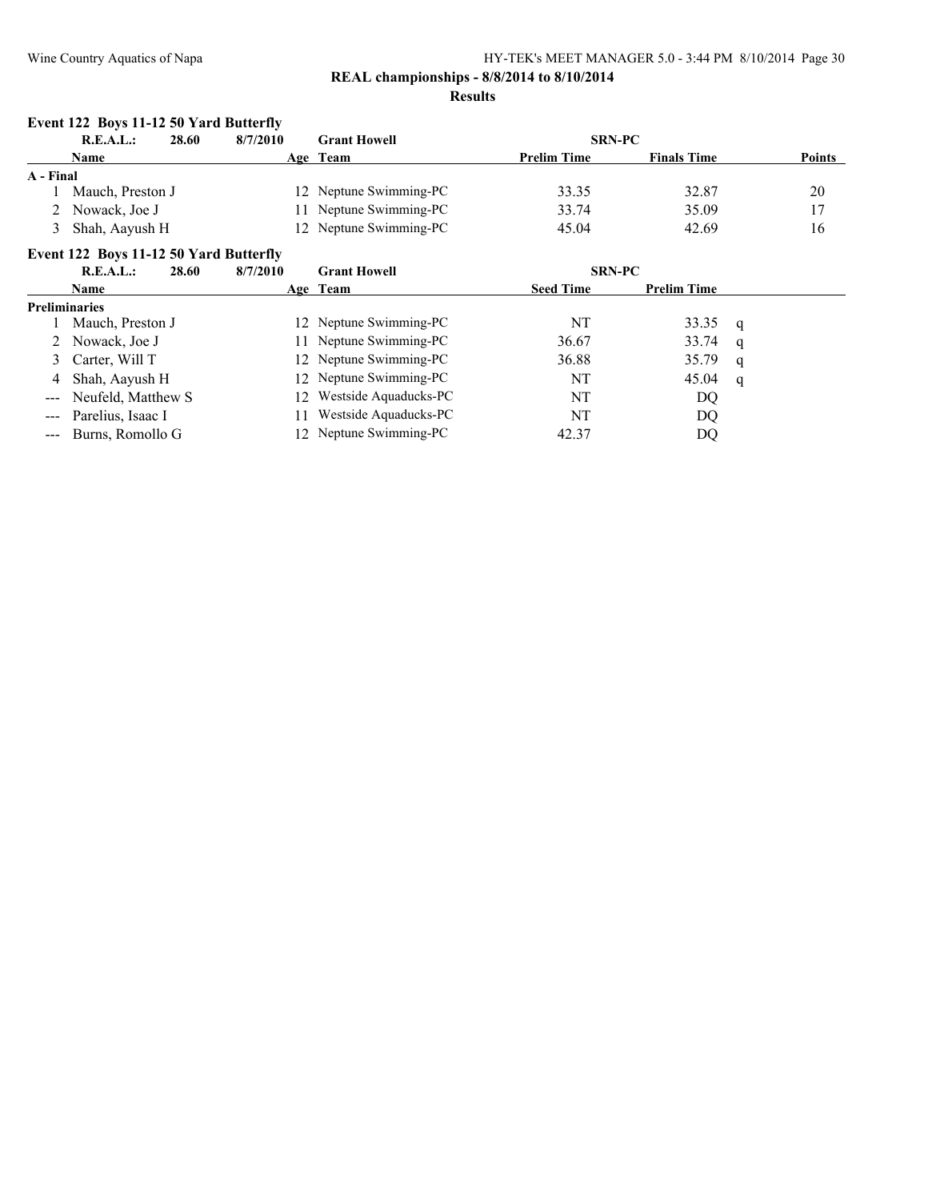## REAL championships - 8/8/2014 to 8/10/2014

### Results

#### Event 122 Boys 11-12 50 Yard Butterfly

| | Name | Age | Team | Prelim Time | Finals Time | Points |
|---|---|---|---|---|---|---|
| | R.E.A.L.: 28.60 8/7/2010 | | Grant Howell | SRN-PC | | |
| **A - Final** | | | | | | |
| 1 | Mauch, Preston J | 12 | Neptune Swimming-PC | 33.35 | 32.87 | 20 |
| 2 | Nowack, Joe J | 11 | Neptune Swimming-PC | 33.74 | 35.09 | 17 |
| 3 | Shah, Aayush H | 12 | Neptune Swimming-PC | 45.04 | 42.69 | 16 |

#### Event 122 Boys 11-12 50 Yard Butterfly

| | Name | Age | Team | Seed Time | Prelim Time | |
|---|---|---|---|---|---|---|
| | R.E.A.L.: 28.60 8/7/2010 | | Grant Howell | SRN-PC | | |
| **Preliminaries** | | | | | | |
| 1 | Mauch, Preston J | 12 | Neptune Swimming-PC | NT | 33.35 | q |
| 2 | Nowack, Joe J | 11 | Neptune Swimming-PC | 36.67 | 33.74 | q |
| 3 | Carter, Will T | 12 | Neptune Swimming-PC | 36.88 | 35.79 | q |
| 4 | Shah, Aayush H | 12 | Neptune Swimming-PC | NT | 45.04 | q |
| --- | Neufeld, Matthew S | 12 | Westside Aquaducks-PC | NT | DQ | |
| --- | Parelius, Isaac I | 11 | Westside Aquaducks-PC | NT | DQ | |
| --- | Burns, Romollo G | 12 | Neptune Swimming-PC | 42.37 | DQ | |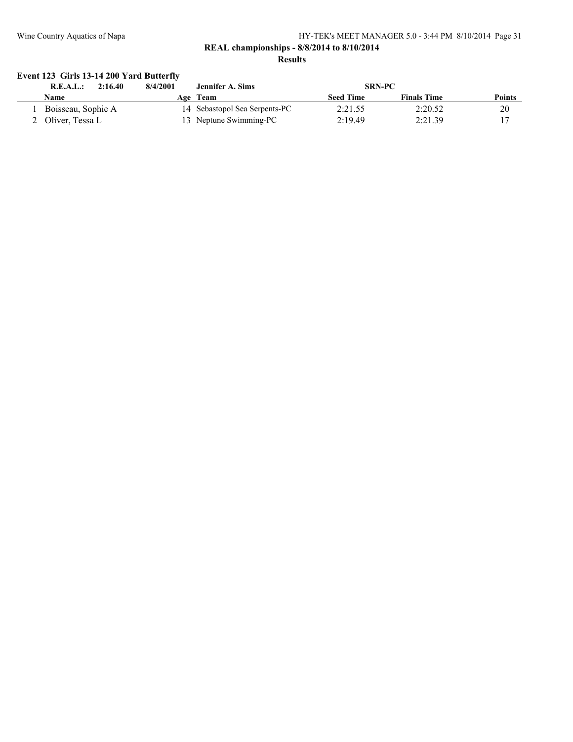**REAL championships - 8/8/2014 to 8/10/2014**

**Results**

### Event 123 Girls 13-14 200 Yard Butterfly

**R.E.A.L.: 2:16.40 8/4/2001 Jennifer A. Sims SRN-PC**

| | Name | Age | Team | Seed Time | Finals Time | Points |
|---|---|---|---|---|---|---|
| 1 | Boisseau, Sophie A | 14 | Sebastopol Sea Serpents-PC | 2:21.55 | 2:20.52 | 20 |
| 2 | Oliver, Tessa L | 13 | Neptune Swimming-PC | 2:19.49 | 2:21.39 | 17 |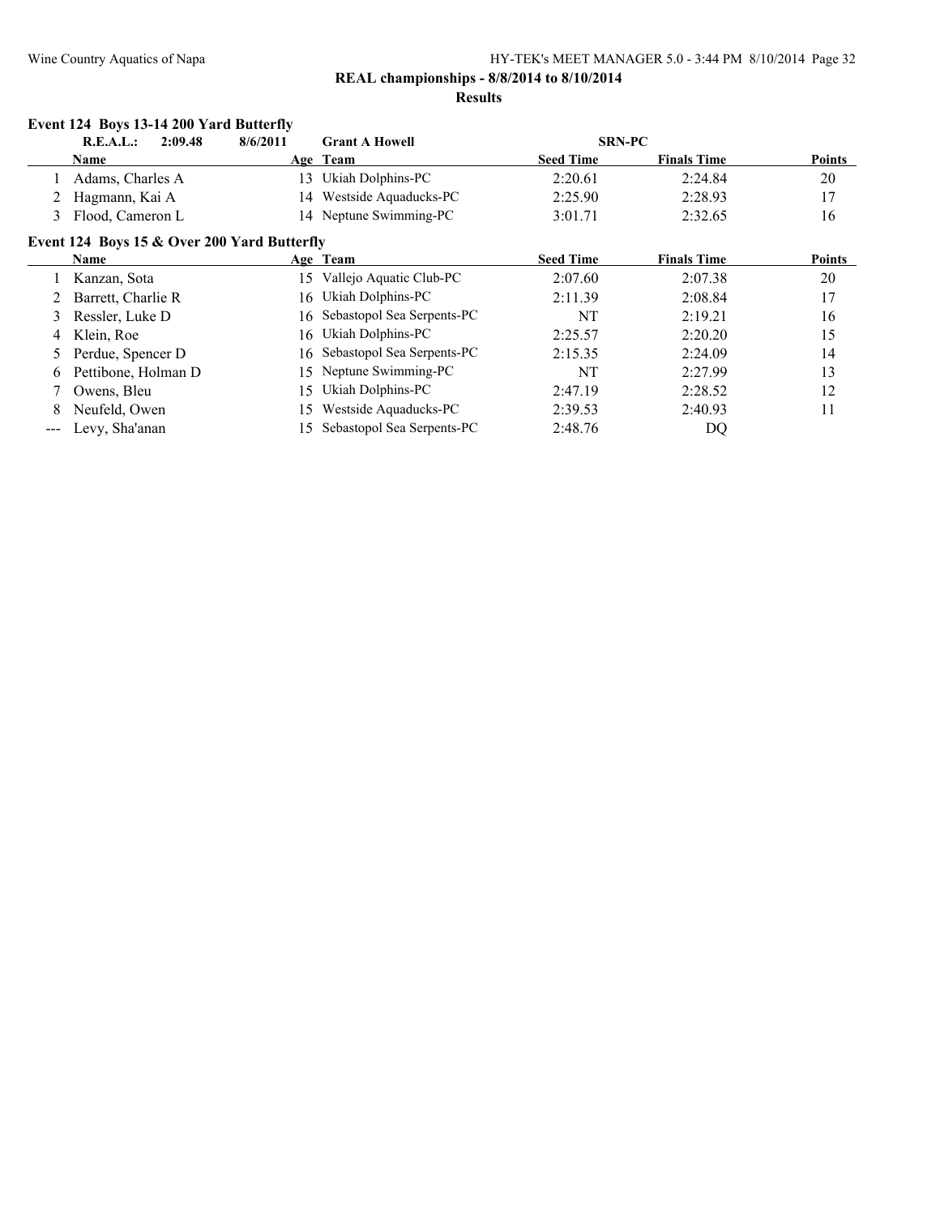**REAL championships - 8/8/2014 to 8/10/2014**

**Results**

### Event 124 Boys 13-14 200 Yard Butterfly

| | R.E.A.L.: | 2:09.48 | 8/6/2011 | Grant A Howell | SRN-PC | |
|---|---|---|---|---|---|---|
| | **Name** | **Age** | **Team** | **Seed Time** | **Finals Time** | **Points** |
| 1 | Adams, Charles A | 13 | Ukiah Dolphins-PC | 2:20.61 | 2:24.84 | 20 |
| 2 | Hagmann, Kai A | 14 | Westside Aquaducks-PC | 2:25.90 | 2:28.93 | 17 |
| 3 | Flood, Cameron L | 14 | Neptune Swimming-PC | 3:01.71 | 2:32.65 | 16 |

### Event 124 Boys 15 & Over 200 Yard Butterfly

| | Name | Age | Team | Seed Time | Finals Time | Points |
|---|---|---|---|---|---|---|
| 1 | Kanzan, Sota | 15 | Vallejo Aquatic Club-PC | 2:07.60 | 2:07.38 | 20 |
| 2 | Barrett, Charlie R | 16 | Ukiah Dolphins-PC | 2:11.39 | 2:08.84 | 17 |
| 3 | Ressler, Luke D | 16 | Sebastopol Sea Serpents-PC | NT | 2:19.21 | 16 |
| 4 | Klein, Roe | 16 | Ukiah Dolphins-PC | 2:25.57 | 2:20.20 | 15 |
| 5 | Perdue, Spencer D | 16 | Sebastopol Sea Serpents-PC | 2:15.35 | 2:24.09 | 14 |
| 6 | Pettibone, Holman D | 15 | Neptune Swimming-PC | NT | 2:27.99 | 13 |
| 7 | Owens, Bleu | 15 | Ukiah Dolphins-PC | 2:47.19 | 2:28.52 | 12 |
| 8 | Neufeld, Owen | 15 | Westside Aquaducks-PC | 2:39.53 | 2:40.93 | 11 |
| --- | Levy, Sha'anan | 15 | Sebastopol Sea Serpents-PC | 2:48.76 | DQ | |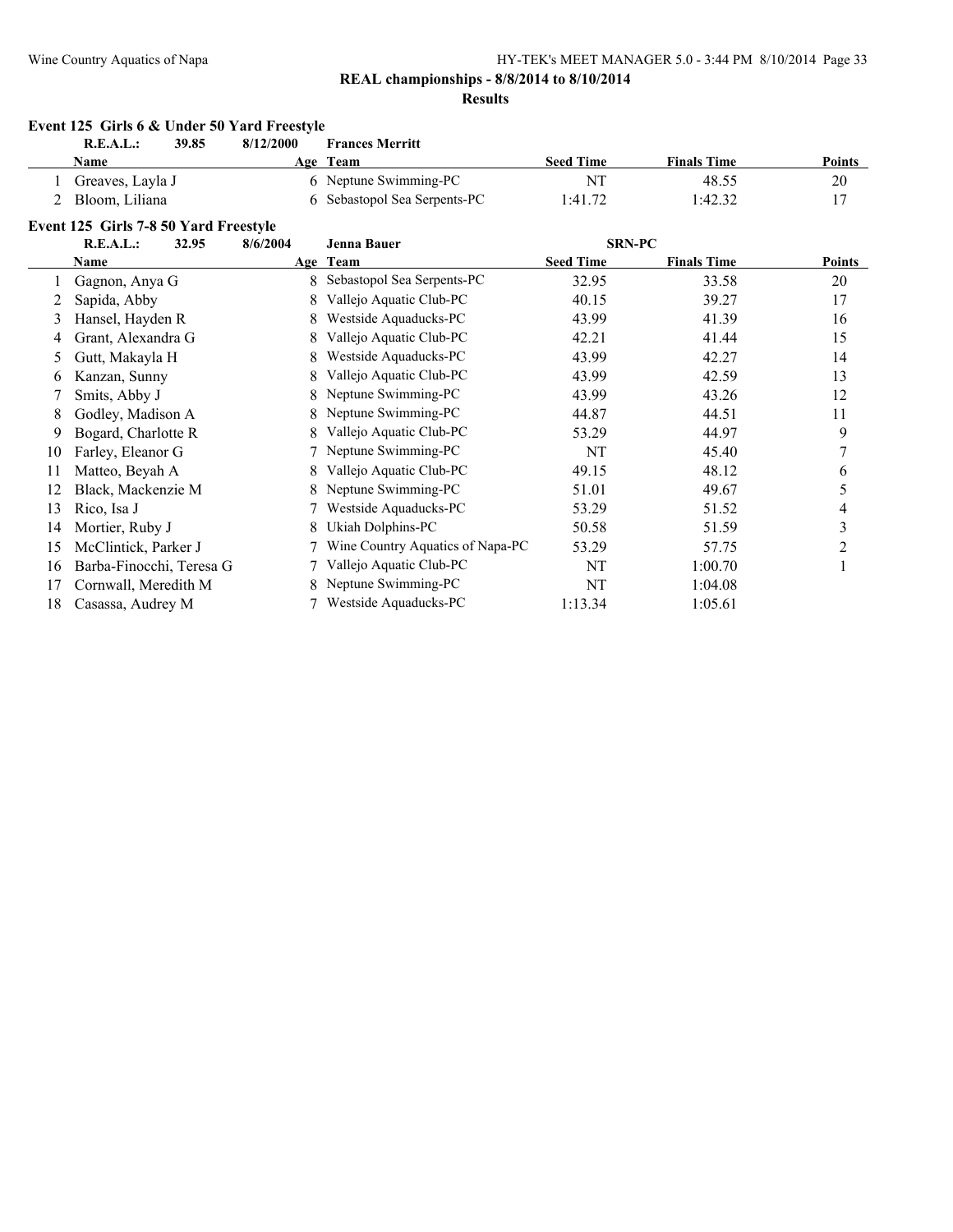**REAL championships - 8/8/2014 to 8/10/2014**

**Results**

### Event 125 Girls 6 & Under 50 Yard Freestyle

**R.E.A.L.: 39.85 8/12/2000 Frances Merritt**

| | Name | Age | Team | Seed Time | Finals Time | Points |
|---|---|---|---|---|---|---|
| 1 | Greaves, Layla J | 6 | Neptune Swimming-PC | NT | 48.55 | 20 |
| 2 | Bloom, Liliana | 6 | Sebastopol Sea Serpents-PC | 1:41.72 | 1:42.32 | 17 |

### Event 125 Girls 7-8 50 Yard Freestyle

**R.E.A.L.: 32.95 8/6/2004 Jenna Bauer SRN-PC**

| | Name | Age | Team | Seed Time | Finals Time | Points |
|---|---|---|---|---|---|---|
| 1 | Gagnon, Anya G | 8 | Sebastopol Sea Serpents-PC | 32.95 | 33.58 | 20 |
| 2 | Sapida, Abby | 8 | Vallejo Aquatic Club-PC | 40.15 | 39.27 | 17 |
| 3 | Hansel, Hayden R | 8 | Westside Aquaducks-PC | 43.99 | 41.39 | 16 |
| 4 | Grant, Alexandra G | 8 | Vallejo Aquatic Club-PC | 42.21 | 41.44 | 15 |
| 5 | Gutt, Makayla H | 8 | Westside Aquaducks-PC | 43.99 | 42.27 | 14 |
| 6 | Kanzan, Sunny | 8 | Vallejo Aquatic Club-PC | 43.99 | 42.59 | 13 |
| 7 | Smits, Abby J | 8 | Neptune Swimming-PC | 43.99 | 43.26 | 12 |
| 8 | Godley, Madison A | 8 | Neptune Swimming-PC | 44.87 | 44.51 | 11 |
| 9 | Bogard, Charlotte R | 8 | Vallejo Aquatic Club-PC | 53.29 | 44.97 | 9 |
| 10 | Farley, Eleanor G | 7 | Neptune Swimming-PC | NT | 45.40 | 7 |
| 11 | Matteo, Beyah A | 8 | Vallejo Aquatic Club-PC | 49.15 | 48.12 | 6 |
| 12 | Black, Mackenzie M | 8 | Neptune Swimming-PC | 51.01 | 49.67 | 5 |
| 13 | Rico, Isa J | 7 | Westside Aquaducks-PC | 53.29 | 51.52 | 4 |
| 14 | Mortier, Ruby J | 8 | Ukiah Dolphins-PC | 50.58 | 51.59 | 3 |
| 15 | McClintick, Parker J | 7 | Wine Country Aquatics of Napa-PC | 53.29 | 57.75 | 2 |
| 16 | Barba-Finocchi, Teresa G | 7 | Vallejo Aquatic Club-PC | NT | 1:00.70 | 1 |
| 17 | Cornwall, Meredith M | 8 | Neptune Swimming-PC | NT | 1:04.08 | |
| 18 | Casassa, Audrey M | 7 | Westside Aquaducks-PC | 1:13.34 | 1:05.61 | |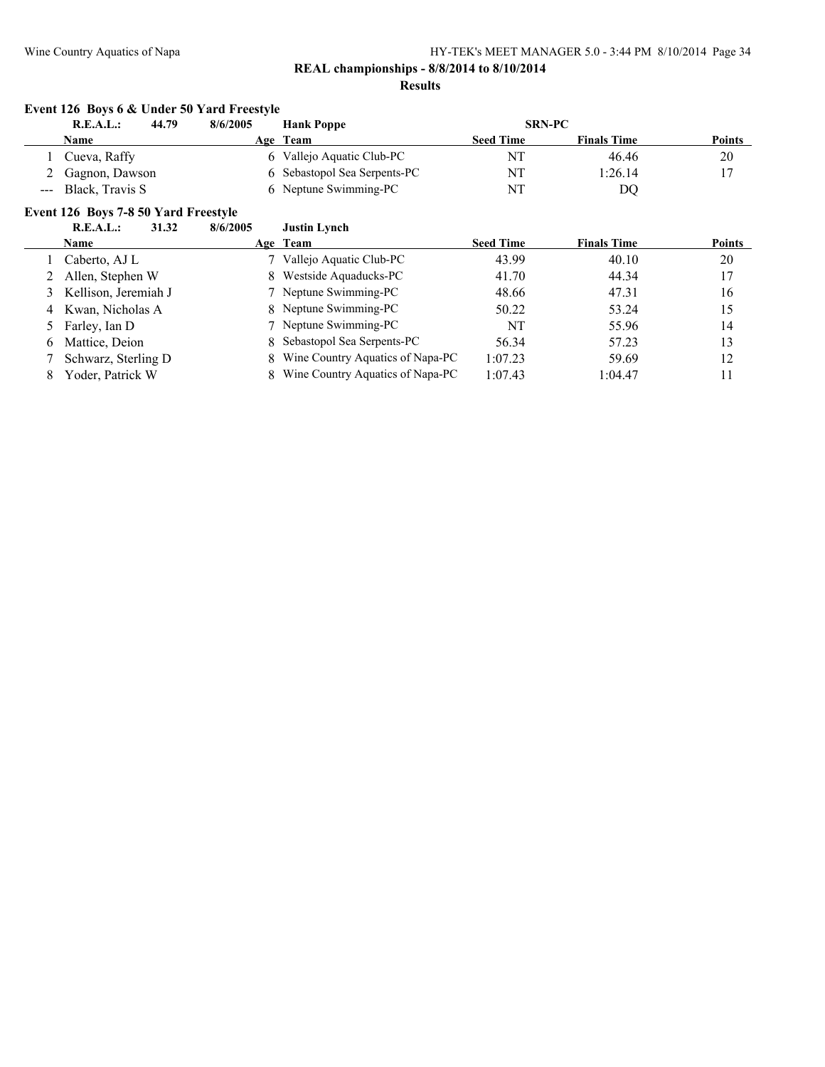**REAL championships - 8/8/2014 to 8/10/2014**

**Results**

### Event 126 Boys 6 & Under 50 Yard Freestyle

**R.E.A.L.: 44.79 8/6/2005 Hank Poppe SRN-PC**

| | Name | Age | Team | Seed Time | Finals Time | Points |
|---|---|---|---|---|---|---|
| 1 | Cueva, Raffy | 6 | Vallejo Aquatic Club-PC | NT | 46.46 | 20 |
| 2 | Gagnon, Dawson | 6 | Sebastopol Sea Serpents-PC | NT | 1:26.14 | 17 |
| --- | Black, Travis S | 6 | Neptune Swimming-PC | NT | DQ | |

### Event 126 Boys 7-8 50 Yard Freestyle

**R.E.A.L.: 31.32 8/6/2005 Justin Lynch**

| | Name | Age | Team | Seed Time | Finals Time | Points |
|---|---|---|---|---|---|---|
| 1 | Caberto, AJ L | 7 | Vallejo Aquatic Club-PC | 43.99 | 40.10 | 20 |
| 2 | Allen, Stephen W | 8 | Westside Aquaducks-PC | 41.70 | 44.34 | 17 |
| 3 | Kellison, Jeremiah J | 7 | Neptune Swimming-PC | 48.66 | 47.31 | 16 |
| 4 | Kwan, Nicholas A | 8 | Neptune Swimming-PC | 50.22 | 53.24 | 15 |
| 5 | Farley, Ian D | 7 | Neptune Swimming-PC | NT | 55.96 | 14 |
| 6 | Mattice, Deion | 8 | Sebastopol Sea Serpents-PC | 56.34 | 57.23 | 13 |
| 7 | Schwarz, Sterling D | 8 | Wine Country Aquatics of Napa-PC | 1:07.23 | 59.69 | 12 |
| 8 | Yoder, Patrick W | 8 | Wine Country Aquatics of Napa-PC | 1:07.43 | 1:04.47 | 11 |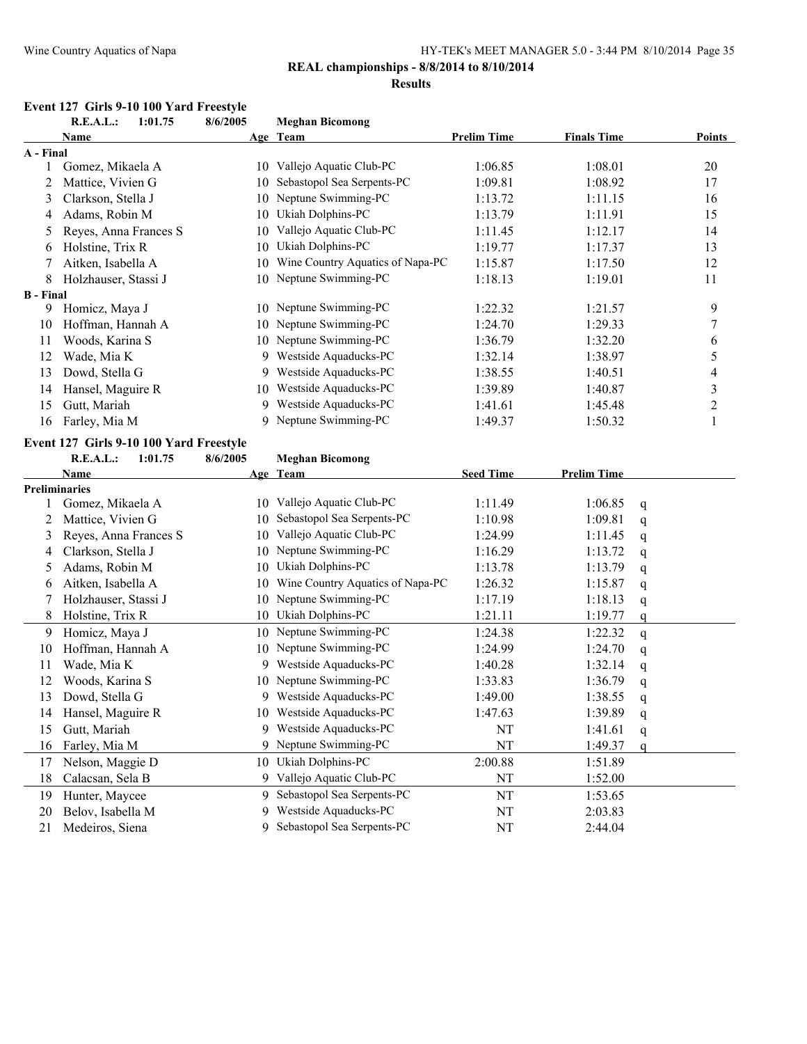**REAL championships - 8/8/2014 to 8/10/2014**

**Results**

### Event 127 Girls 9-10 100 Yard Freestyle

**R.E.A.L.: 1:01.75 8/6/2005 Meghan Bicomong**

| | Name | Age | Team | Prelim Time | Finals Time | Points |
|---|---|---|---|---|---|---|
| **A - Final** | | | | | | |
| 1 | Gomez, Mikaela A | 10 | Vallejo Aquatic Club-PC | 1:06.85 | 1:08.01 | 20 |
| 2 | Mattice, Vivien G | 10 | Sebastopol Sea Serpents-PC | 1:09.81 | 1:08.92 | 17 |
| 3 | Clarkson, Stella J | 10 | Neptune Swimming-PC | 1:13.72 | 1:11.15 | 16 |
| 4 | Adams, Robin M | 10 | Ukiah Dolphins-PC | 1:13.79 | 1:11.91 | 15 |
| 5 | Reyes, Anna Frances S | 10 | Vallejo Aquatic Club-PC | 1:11.45 | 1:12.17 | 14 |
| 6 | Holstine, Trix R | 10 | Ukiah Dolphins-PC | 1:19.77 | 1:17.37 | 13 |
| 7 | Aitken, Isabella A | 10 | Wine Country Aquatics of Napa-PC | 1:15.87 | 1:17.50 | 12 |
| 8 | Holzhauser, Stassi J | 10 | Neptune Swimming-PC | 1:18.13 | 1:19.01 | 11 |
| **B - Final** | | | | | | |
| 9 | Homicz, Maya J | 10 | Neptune Swimming-PC | 1:22.32 | 1:21.57 | 9 |
| 10 | Hoffman, Hannah A | 10 | Neptune Swimming-PC | 1:24.70 | 1:29.33 | 7 |
| 11 | Woods, Karina S | 10 | Neptune Swimming-PC | 1:36.79 | 1:32.20 | 6 |
| 12 | Wade, Mia K | 9 | Westside Aquaducks-PC | 1:32.14 | 1:38.97 | 5 |
| 13 | Dowd, Stella G | 9 | Westside Aquaducks-PC | 1:38.55 | 1:40.51 | 4 |
| 14 | Hansel, Maguire R | 10 | Westside Aquaducks-PC | 1:39.89 | 1:40.87 | 3 |
| 15 | Gutt, Mariah | 9 | Westside Aquaducks-PC | 1:41.61 | 1:45.48 | 2 |
| 16 | Farley, Mia M | 9 | Neptune Swimming-PC | 1:49.37 | 1:50.32 | 1 |

### Event 127 Girls 9-10 100 Yard Freestyle

**R.E.A.L.: 1:01.75 8/6/2005 Meghan Bicomong**

| | Name | Age | Team | Seed Time | Prelim Time | |
|---|---|---|---|---|---|---|
| **Preliminaries** | | | | | | |
| 1 | Gomez, Mikaela A | 10 | Vallejo Aquatic Club-PC | 1:11.49 | 1:06.85 | q |
| 2 | Mattice, Vivien G | 10 | Sebastopol Sea Serpents-PC | 1:10.98 | 1:09.81 | q |
| 3 | Reyes, Anna Frances S | 10 | Vallejo Aquatic Club-PC | 1:24.99 | 1:11.45 | q |
| 4 | Clarkson, Stella J | 10 | Neptune Swimming-PC | 1:16.29 | 1:13.72 | q |
| 5 | Adams, Robin M | 10 | Ukiah Dolphins-PC | 1:13.78 | 1:13.79 | q |
| 6 | Aitken, Isabella A | 10 | Wine Country Aquatics of Napa-PC | 1:26.32 | 1:15.87 | q |
| 7 | Holzhauser, Stassi J | 10 | Neptune Swimming-PC | 1:17.19 | 1:18.13 | q |
| 8 | Holstine, Trix R | 10 | Ukiah Dolphins-PC | 1:21.11 | 1:19.77 | q |
| 9 | Homicz, Maya J | 10 | Neptune Swimming-PC | 1:24.38 | 1:22.32 | q |
| 10 | Hoffman, Hannah A | 10 | Neptune Swimming-PC | 1:24.99 | 1:24.70 | q |
| 11 | Wade, Mia K | 9 | Westside Aquaducks-PC | 1:40.28 | 1:32.14 | q |
| 12 | Woods, Karina S | 10 | Neptune Swimming-PC | 1:33.83 | 1:36.79 | q |
| 13 | Dowd, Stella G | 9 | Westside Aquaducks-PC | 1:49.00 | 1:38.55 | q |
| 14 | Hansel, Maguire R | 10 | Westside Aquaducks-PC | 1:47.63 | 1:39.89 | q |
| 15 | Gutt, Mariah | 9 | Westside Aquaducks-PC | NT | 1:41.61 | q |
| 16 | Farley, Mia M | 9 | Neptune Swimming-PC | NT | 1:49.37 | q |
| 17 | Nelson, Maggie D | 10 | Ukiah Dolphins-PC | 2:00.88 | 1:51.89 | |
| 18 | Calacsan, Sela B | 9 | Vallejo Aquatic Club-PC | NT | 1:52.00 | |
| 19 | Hunter, Maycee | 9 | Sebastopol Sea Serpents-PC | NT | 1:53.65 | |
| 20 | Belov, Isabella M | 9 | Westside Aquaducks-PC | NT | 2:03.83 | |
| 21 | Medeiros, Siena | 9 | Sebastopol Sea Serpents-PC | NT | 2:44.04 | |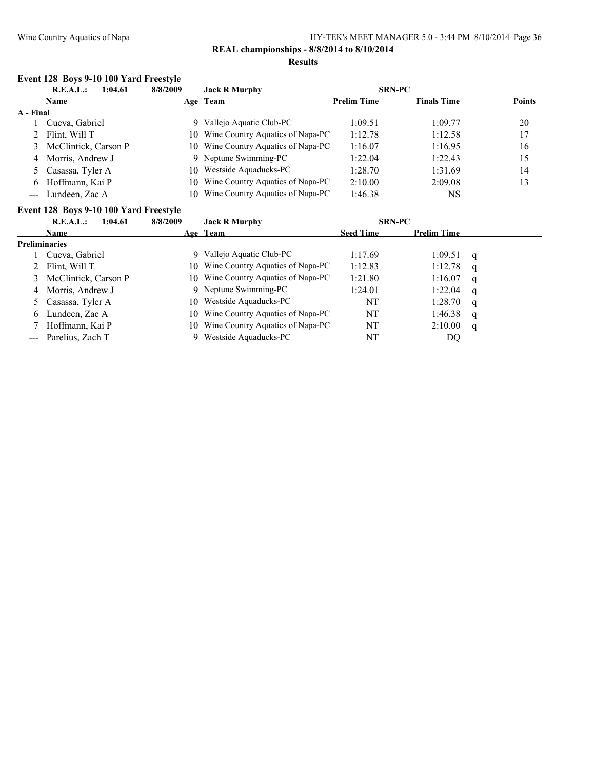**REAL championships - 8/8/2014 to 8/10/2014**

**Results**

### Event 128 Boys 9-10 100 Yard Freestyle

R.E.A.L.: 1:04.61 8/8/2009 Jack R Murphy SRN-PC

| | Name | Age | Team | Prelim Time | Finals Time | Points |
|---|---|---|---|---|---|---|
| **A - Final** | | | | | | |
| 1 | Cueva, Gabriel | 9 | Vallejo Aquatic Club-PC | 1:09.51 | 1:09.77 | 20 |
| 2 | Flint, Will T | 10 | Wine Country Aquatics of Napa-PC | 1:12.78 | 1:12.58 | 17 |
| 3 | McClintick, Carson P | 10 | Wine Country Aquatics of Napa-PC | 1:16.07 | 1:16.95 | 16 |
| 4 | Morris, Andrew J | 9 | Neptune Swimming-PC | 1:22.04 | 1:22.43 | 15 |
| 5 | Casassa, Tyler A | 10 | Westside Aquaducks-PC | 1:28.70 | 1:31.69 | 14 |
| 6 | Hoffmann, Kai P | 10 | Wine Country Aquatics of Napa-PC | 2:10.00 | 2:09.08 | 13 |
| --- | Lundeen, Zac A | 10 | Wine Country Aquatics of Napa-PC | 1:46.38 | NS | |

### Event 128 Boys 9-10 100 Yard Freestyle

R.E.A.L.: 1:04.61 8/8/2009 Jack R Murphy SRN-PC

| | Name | Age | Team | Seed Time | Prelim Time | |
|---|---|---|---|---|---|---|
| **Preliminaries** | | | | | | |
| 1 | Cueva, Gabriel | 9 | Vallejo Aquatic Club-PC | 1:17.69 | 1:09.51 | q |
| 2 | Flint, Will T | 10 | Wine Country Aquatics of Napa-PC | 1:12.83 | 1:12.78 | q |
| 3 | McClintick, Carson P | 10 | Wine Country Aquatics of Napa-PC | 1:21.80 | 1:16.07 | q |
| 4 | Morris, Andrew J | 9 | Neptune Swimming-PC | 1:24.01 | 1:22.04 | q |
| 5 | Casassa, Tyler A | 10 | Westside Aquaducks-PC | NT | 1:28.70 | q |
| 6 | Lundeen, Zac A | 10 | Wine Country Aquatics of Napa-PC | NT | 1:46.38 | q |
| 7 | Hoffmann, Kai P | 10 | Wine Country Aquatics of Napa-PC | NT | 2:10.00 | q |
| --- | Parelius, Zach T | 9 | Westside Aquaducks-PC | NT | DQ | |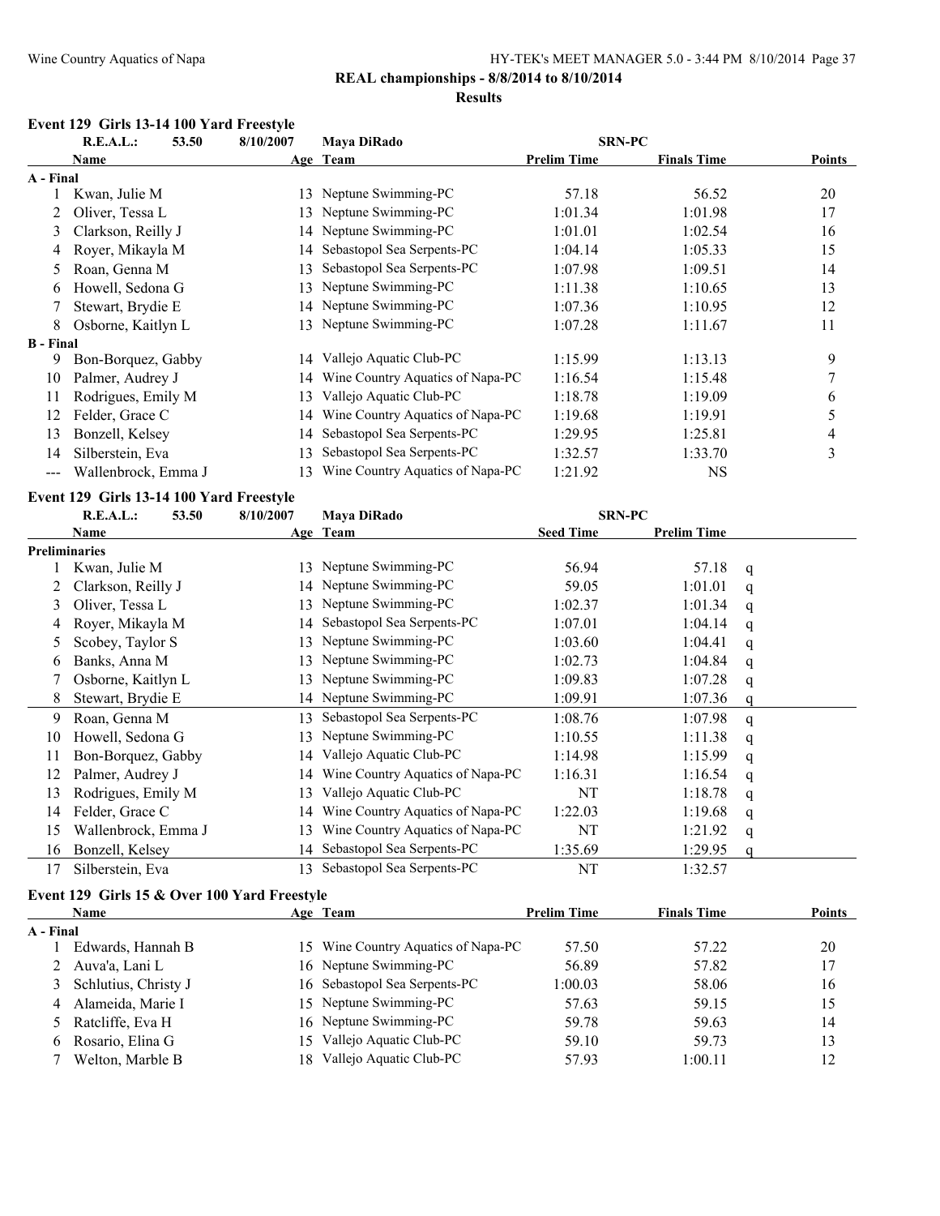**REAL championships - 8/8/2014 to 8/10/2014**

**Results**

### Event 129 Girls 13-14 100 Yard Freestyle

| | R.E.A.L.: | 53.50 | 8/10/2007 | Maya DiRado | SRN-PC | |
|---|---|---|---|---|---|---|
| | **Name** | **Age** | **Team** | **Prelim Time** | **Finals Time** | **Points** |
| **A - Final** | | | | | | |
| 1 | Kwan, Julie M | 13 | Neptune Swimming-PC | 57.18 | 56.52 | 20 |
| 2 | Oliver, Tessa L | 13 | Neptune Swimming-PC | 1:01.34 | 1:01.98 | 17 |
| 3 | Clarkson, Reilly J | 14 | Neptune Swimming-PC | 1:01.01 | 1:02.54 | 16 |
| 4 | Royer, Mikayla M | 14 | Sebastopol Sea Serpents-PC | 1:04.14 | 1:05.33 | 15 |
| 5 | Roan, Genna M | 13 | Sebastopol Sea Serpents-PC | 1:07.98 | 1:09.51 | 14 |
| 6 | Howell, Sedona G | 13 | Neptune Swimming-PC | 1:11.38 | 1:10.65 | 13 |
| 7 | Stewart, Brydie E | 14 | Neptune Swimming-PC | 1:07.36 | 1:10.95 | 12 |
| 8 | Osborne, Kaitlyn L | 13 | Neptune Swimming-PC | 1:07.28 | 1:11.67 | 11 |
| **B - Final** | | | | | | |
| 9 | Bon-Borquez, Gabby | 14 | Vallejo Aquatic Club-PC | 1:15.99 | 1:13.13 | 9 |
| 10 | Palmer, Audrey J | 14 | Wine Country Aquatics of Napa-PC | 1:16.54 | 1:15.48 | 7 |
| 11 | Rodrigues, Emily M | 13 | Vallejo Aquatic Club-PC | 1:18.78 | 1:19.09 | 6 |
| 12 | Felder, Grace C | 14 | Wine Country Aquatics of Napa-PC | 1:19.68 | 1:19.91 | 5 |
| 13 | Bonzell, Kelsey | 14 | Sebastopol Sea Serpents-PC | 1:29.95 | 1:25.81 | 4 |
| 14 | Silberstein, Eva | 13 | Sebastopol Sea Serpents-PC | 1:32.57 | 1:33.70 | 3 |
| --- | Wallenbrock, Emma J | 13 | Wine Country Aquatics of Napa-PC | 1:21.92 | NS | |

### Event 129 Girls 13-14 100 Yard Freestyle

| | R.E.A.L.: | 53.50 | 8/10/2007 | Maya DiRado | SRN-PC | |
|---|---|---|---|---|---|---|
| | **Name** | **Age** | **Team** | **Seed Time** | **Prelim Time** | |
| **Preliminaries** | | | | | | |
| 1 | Kwan, Julie M | 13 | Neptune Swimming-PC | 56.94 | 57.18 | q |
| 2 | Clarkson, Reilly J | 14 | Neptune Swimming-PC | 59.05 | 1:01.01 | q |
| 3 | Oliver, Tessa L | 13 | Neptune Swimming-PC | 1:02.37 | 1:01.34 | q |
| 4 | Royer, Mikayla M | 14 | Sebastopol Sea Serpents-PC | 1:07.01 | 1:04.14 | q |
| 5 | Scobey, Taylor S | 13 | Neptune Swimming-PC | 1:03.60 | 1:04.41 | q |
| 6 | Banks, Anna M | 13 | Neptune Swimming-PC | 1:02.73 | 1:04.84 | q |
| 7 | Osborne, Kaitlyn L | 13 | Neptune Swimming-PC | 1:09.83 | 1:07.28 | q |
| 8 | Stewart, Brydie E | 14 | Neptune Swimming-PC | 1:09.91 | 1:07.36 | q |
| 9 | Roan, Genna M | 13 | Sebastopol Sea Serpents-PC | 1:08.76 | 1:07.98 | q |
| 10 | Howell, Sedona G | 13 | Neptune Swimming-PC | 1:10.55 | 1:11.38 | q |
| 11 | Bon-Borquez, Gabby | 14 | Vallejo Aquatic Club-PC | 1:14.98 | 1:15.99 | q |
| 12 | Palmer, Audrey J | 14 | Wine Country Aquatics of Napa-PC | 1:16.31 | 1:16.54 | q |
| 13 | Rodrigues, Emily M | 13 | Vallejo Aquatic Club-PC | NT | 1:18.78 | q |
| 14 | Felder, Grace C | 14 | Wine Country Aquatics of Napa-PC | 1:22.03 | 1:19.68 | q |
| 15 | Wallenbrock, Emma J | 13 | Wine Country Aquatics of Napa-PC | NT | 1:21.92 | q |
| 16 | Bonzell, Kelsey | 14 | Sebastopol Sea Serpents-PC | 1:35.69 | 1:29.95 | q |
| 17 | Silberstein, Eva | 13 | Sebastopol Sea Serpents-PC | NT | 1:32.57 | |

### Event 129 Girls 15 & Over 100 Yard Freestyle

| | **Name** | **Age** | **Team** | **Prelim Time** | **Finals Time** | **Points** |
|---|---|---|---|---|---|---|
| **A - Final** | | | | | | |
| 1 | Edwards, Hannah B | 15 | Wine Country Aquatics of Napa-PC | 57.50 | 57.22 | 20 |
| 2 | Auva'a, Lani L | 16 | Neptune Swimming-PC | 56.89 | 57.82 | 17 |
| 3 | Schlutius, Christy J | 16 | Sebastopol Sea Serpents-PC | 1:00.03 | 58.06 | 16 |
| 4 | Alameida, Marie I | 15 | Neptune Swimming-PC | 57.63 | 59.15 | 15 |
| 5 | Ratcliffe, Eva H | 16 | Neptune Swimming-PC | 59.78 | 59.63 | 14 |
| 6 | Rosario, Elina G | 15 | Vallejo Aquatic Club-PC | 59.10 | 59.73 | 13 |
| 7 | Welton, Marble B | 18 | Vallejo Aquatic Club-PC | 57.93 | 1:00.11 | 12 |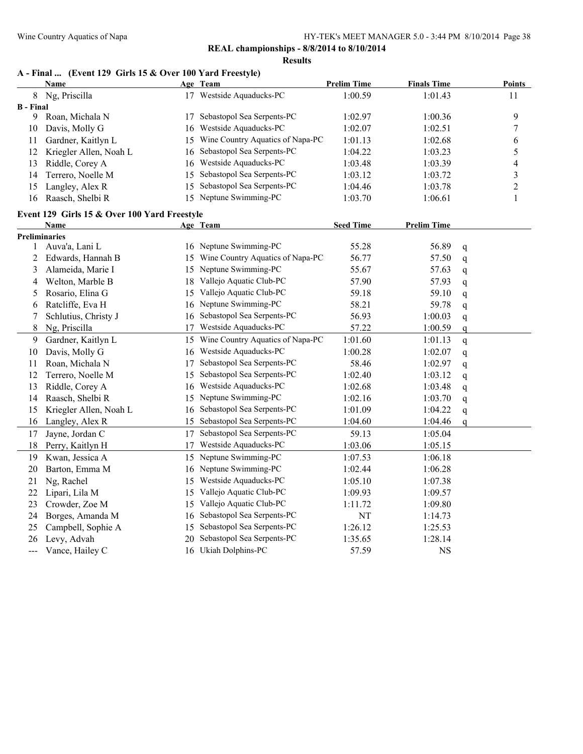**REAL championships - 8/8/2014 to 8/10/2014**

**Results**

### A - Final ... (Event 129 Girls 15 & Over 100 Yard Freestyle)

| | Name | Age | Team | Prelim Time | Finals Time | Points |
|---|---|---|---|---|---|---|
| 8 | Ng, Priscilla | 17 | Westside Aquaducks-PC | 1:00.59 | 1:01.43 | 11 |
| **B - Final** | | | | | | |
| 9 | Roan, Michala N | 17 | Sebastopol Sea Serpents-PC | 1:02.97 | 1:00.36 | 9 |
| 10 | Davis, Molly G | 16 | Westside Aquaducks-PC | 1:02.07 | 1:02.51 | 7 |
| 11 | Gardner, Kaitlyn L | 15 | Wine Country Aquatics of Napa-PC | 1:01.13 | 1:02.68 | 6 |
| 12 | Kriegler Allen, Noah L | 16 | Sebastopol Sea Serpents-PC | 1:04.22 | 1:03.23 | 5 |
| 13 | Riddle, Corey A | 16 | Westside Aquaducks-PC | 1:03.48 | 1:03.39 | 4 |
| 14 | Terrero, Noelle M | 15 | Sebastopol Sea Serpents-PC | 1:03.12 | 1:03.72 | 3 |
| 15 | Langley, Alex R | 15 | Sebastopol Sea Serpents-PC | 1:04.46 | 1:03.78 | 2 |
| 16 | Raasch, Shelbi R | 15 | Neptune Swimming-PC | 1:03.70 | 1:06.61 | 1 |

### Event 129 Girls 15 & Over 100 Yard Freestyle

| | Name | Age | Team | Seed Time | Prelim Time | |
|---|---|---|---|---|---|---|
| **Preliminaries** | | | | | | |
| 1 | Auva'a, Lani L | 16 | Neptune Swimming-PC | 55.28 | 56.89 | q |
| 2 | Edwards, Hannah B | 15 | Wine Country Aquatics of Napa-PC | 56.77 | 57.50 | q |
| 3 | Alameida, Marie I | 15 | Neptune Swimming-PC | 55.67 | 57.63 | q |
| 4 | Welton, Marble B | 18 | Vallejo Aquatic Club-PC | 57.90 | 57.93 | q |
| 5 | Rosario, Elina G | 15 | Vallejo Aquatic Club-PC | 59.18 | 59.10 | q |
| 6 | Ratcliffe, Eva H | 16 | Neptune Swimming-PC | 58.21 | 59.78 | q |
| 7 | Schlutius, Christy J | 16 | Sebastopol Sea Serpents-PC | 56.93 | 1:00.03 | q |
| 8 | Ng, Priscilla | 17 | Westside Aquaducks-PC | 57.22 | 1:00.59 | q |
| 9 | Gardner, Kaitlyn L | 15 | Wine Country Aquatics of Napa-PC | 1:01.60 | 1:01.13 | q |
| 10 | Davis, Molly G | 16 | Westside Aquaducks-PC | 1:00.28 | 1:02.07 | q |
| 11 | Roan, Michala N | 17 | Sebastopol Sea Serpents-PC | 58.46 | 1:02.97 | q |
| 12 | Terrero, Noelle M | 15 | Sebastopol Sea Serpents-PC | 1:02.40 | 1:03.12 | q |
| 13 | Riddle, Corey A | 16 | Westside Aquaducks-PC | 1:02.68 | 1:03.48 | q |
| 14 | Raasch, Shelbi R | 15 | Neptune Swimming-PC | 1:02.16 | 1:03.70 | q |
| 15 | Kriegler Allen, Noah L | 16 | Sebastopol Sea Serpents-PC | 1:01.09 | 1:04.22 | q |
| 16 | Langley, Alex R | 15 | Sebastopol Sea Serpents-PC | 1:04.60 | 1:04.46 | q |
| 17 | Jayne, Jordan C | 17 | Sebastopol Sea Serpents-PC | 59.13 | 1:05.04 | |
| 18 | Perry, Kaitlyn H | 17 | Westside Aquaducks-PC | 1:03.06 | 1:05.15 | |
| 19 | Kwan, Jessica A | 15 | Neptune Swimming-PC | 1:07.53 | 1:06.18 | |
| 20 | Barton, Emma M | 16 | Neptune Swimming-PC | 1:02.44 | 1:06.28 | |
| 21 | Ng, Rachel | 15 | Westside Aquaducks-PC | 1:05.10 | 1:07.38 | |
| 22 | Lipari, Lila M | 15 | Vallejo Aquatic Club-PC | 1:09.93 | 1:09.57 | |
| 23 | Crowder, Zoe M | 15 | Vallejo Aquatic Club-PC | 1:11.72 | 1:09.80 | |
| 24 | Borges, Amanda M | 16 | Sebastopol Sea Serpents-PC | NT | 1:14.73 | |
| 25 | Campbell, Sophie A | 15 | Sebastopol Sea Serpents-PC | 1:26.12 | 1:25.53 | |
| 26 | Levy, Advah | 20 | Sebastopol Sea Serpents-PC | 1:35.65 | 1:28.14 | |
| --- | Vance, Hailey C | 16 | Ukiah Dolphins-PC | 57.59 | NS | |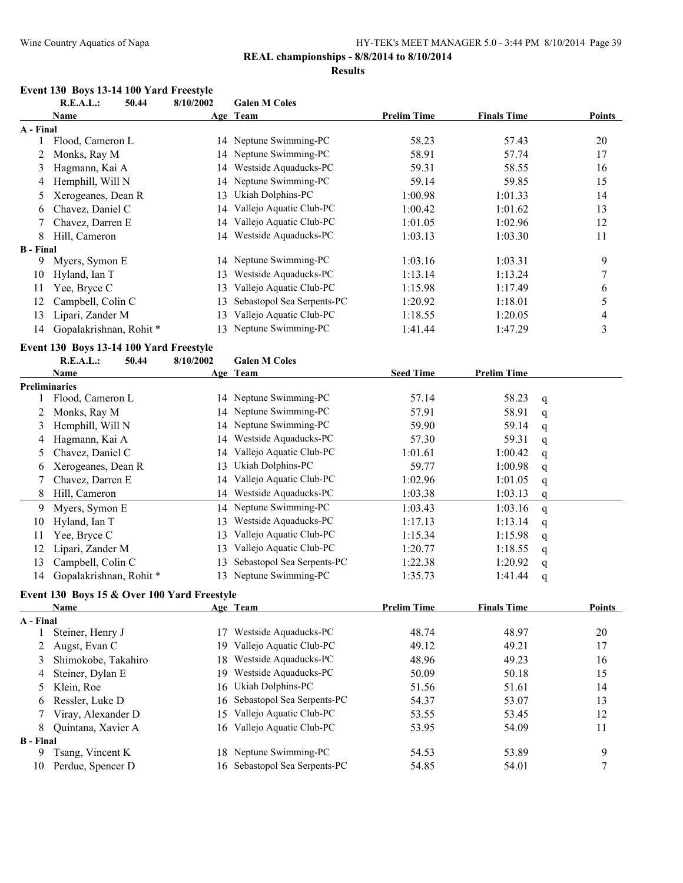## REAL championships - 8/8/2014 to 8/10/2014

### Results

#### Event 130 Boys 13-14 100 Yard Freestyle

R.E.A.L.: 50.44 8/10/2002 Galen M Coles

| | Name | Age | Team | Prelim Time | Finals Time | Points |
|---|---|---|---|---|---|---|
| **A - Final** | | | | | | |
| 1 | Flood, Cameron L | 14 | Neptune Swimming-PC | 58.23 | 57.43 | 20 |
| 2 | Monks, Ray M | 14 | Neptune Swimming-PC | 58.91 | 57.74 | 17 |
| 3 | Hagmann, Kai A | 14 | Westside Aquaducks-PC | 59.31 | 58.55 | 16 |
| 4 | Hemphill, Will N | 14 | Neptune Swimming-PC | 59.14 | 59.85 | 15 |
| 5 | Xerogeanes, Dean R | 13 | Ukiah Dolphins-PC | 1:00.98 | 1:01.33 | 14 |
| 6 | Chavez, Daniel C | 14 | Vallejo Aquatic Club-PC | 1:00.42 | 1:01.62 | 13 |
| 7 | Chavez, Darren E | 14 | Vallejo Aquatic Club-PC | 1:01.05 | 1:02.96 | 12 |
| 8 | Hill, Cameron | 14 | Westside Aquaducks-PC | 1:03.13 | 1:03.30 | 11 |
| **B - Final** | | | | | | |
| 9 | Myers, Symon E | 14 | Neptune Swimming-PC | 1:03.16 | 1:03.31 | 9 |
| 10 | Hyland, Ian T | 13 | Westside Aquaducks-PC | 1:13.14 | 1:13.24 | 7 |
| 11 | Yee, Bryce C | 13 | Vallejo Aquatic Club-PC | 1:15.98 | 1:17.49 | 6 |
| 12 | Campbell, Colin C | 13 | Sebastopol Sea Serpents-PC | 1:20.92 | 1:18.01 | 5 |
| 13 | Lipari, Zander M | 13 | Vallejo Aquatic Club-PC | 1:18.55 | 1:20.05 | 4 |
| 14 | Gopalakrishnan, Rohit * | 13 | Neptune Swimming-PC | 1:41.44 | 1:47.29 | 3 |

#### Event 130 Boys 13-14 100 Yard Freestyle

R.E.A.L.: 50.44 8/10/2002 Galen M Coles

| | Name | Age | Team | Seed Time | Prelim Time | |
|---|---|---|---|---|---|---|
| **Preliminaries** | | | | | | |
| 1 | Flood, Cameron L | 14 | Neptune Swimming-PC | 57.14 | 58.23 | q |
| 2 | Monks, Ray M | 14 | Neptune Swimming-PC | 57.91 | 58.91 | q |
| 3 | Hemphill, Will N | 14 | Neptune Swimming-PC | 59.90 | 59.14 | q |
| 4 | Hagmann, Kai A | 14 | Westside Aquaducks-PC | 57.30 | 59.31 | q |
| 5 | Chavez, Daniel C | 14 | Vallejo Aquatic Club-PC | 1:01.61 | 1:00.42 | q |
| 6 | Xerogeanes, Dean R | 13 | Ukiah Dolphins-PC | 59.77 | 1:00.98 | q |
| 7 | Chavez, Darren E | 14 | Vallejo Aquatic Club-PC | 1:02.96 | 1:01.05 | q |
| 8 | Hill, Cameron | 14 | Westside Aquaducks-PC | 1:03.38 | 1:03.13 | q |
| 9 | Myers, Symon E | 14 | Neptune Swimming-PC | 1:03.43 | 1:03.16 | q |
| 10 | Hyland, Ian T | 13 | Westside Aquaducks-PC | 1:17.13 | 1:13.14 | q |
| 11 | Yee, Bryce C | 13 | Vallejo Aquatic Club-PC | 1:15.34 | 1:15.98 | q |
| 12 | Lipari, Zander M | 13 | Vallejo Aquatic Club-PC | 1:20.77 | 1:18.55 | q |
| 13 | Campbell, Colin C | 13 | Sebastopol Sea Serpents-PC | 1:22.38 | 1:20.92 | q |
| 14 | Gopalakrishnan, Rohit * | 13 | Neptune Swimming-PC | 1:35.73 | 1:41.44 | q |

#### Event 130 Boys 15 & Over 100 Yard Freestyle

| | Name | Age | Team | Prelim Time | Finals Time | Points |
|---|---|---|---|---|---|---|
| **A - Final** | | | | | | |
| 1 | Steiner, Henry J | 17 | Westside Aquaducks-PC | 48.74 | 48.97 | 20 |
| 2 | Augst, Evan C | 19 | Vallejo Aquatic Club-PC | 49.12 | 49.21 | 17 |
| 3 | Shimokobe, Takahiro | 18 | Westside Aquaducks-PC | 48.96 | 49.23 | 16 |
| 4 | Steiner, Dylan E | 19 | Westside Aquaducks-PC | 50.09 | 50.18 | 15 |
| 5 | Klein, Roe | 16 | Ukiah Dolphins-PC | 51.56 | 51.61 | 14 |
| 6 | Ressler, Luke D | 16 | Sebastopol Sea Serpents-PC | 54.37 | 53.07 | 13 |
| 7 | Viray, Alexander D | 15 | Vallejo Aquatic Club-PC | 53.55 | 53.45 | 12 |
| 8 | Quintana, Xavier A | 16 | Vallejo Aquatic Club-PC | 53.95 | 54.09 | 11 |
| **B - Final** | | | | | | |
| 9 | Tsang, Vincent K | 18 | Neptune Swimming-PC | 54.53 | 53.89 | 9 |
| 10 | Perdue, Spencer D | 16 | Sebastopol Sea Serpents-PC | 54.85 | 54.01 | 7 |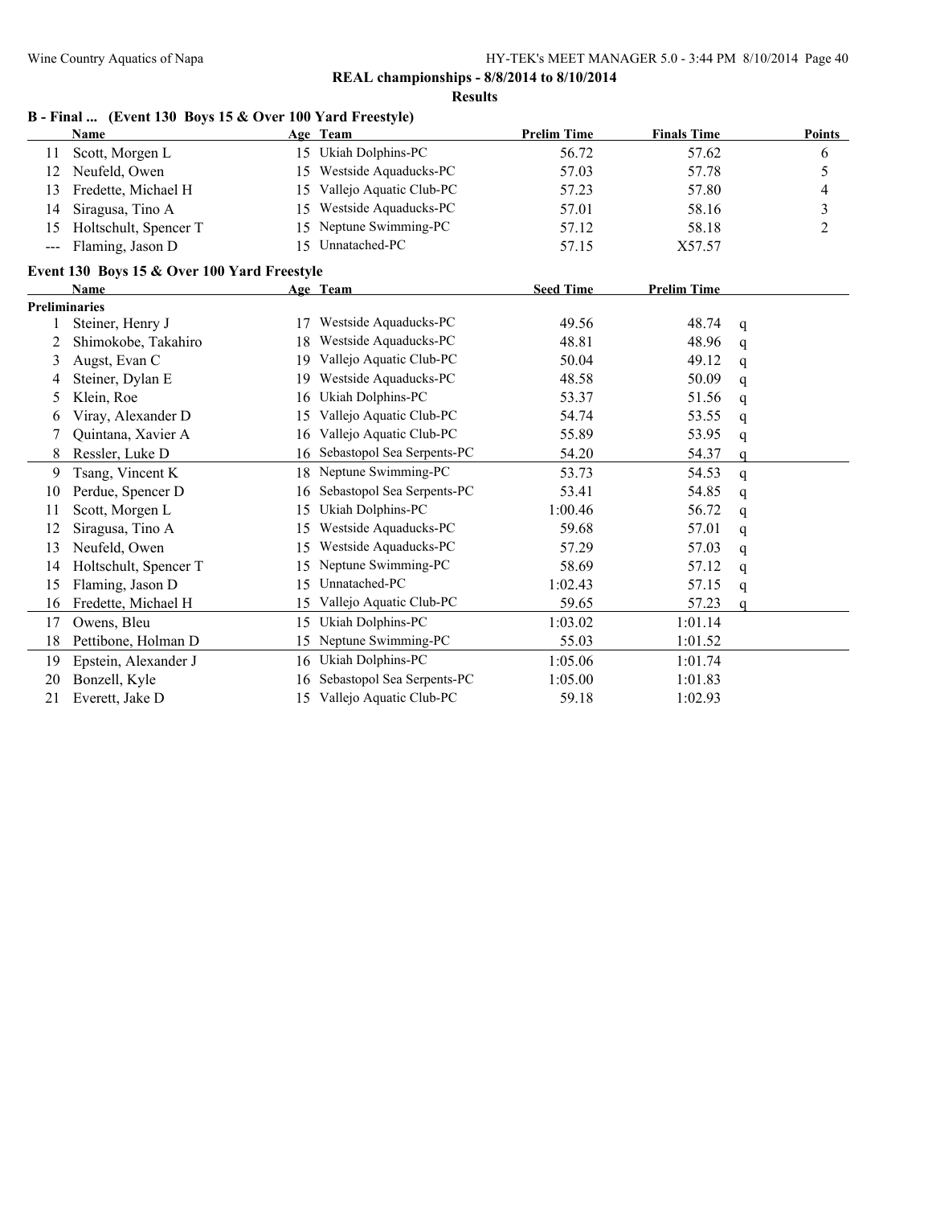**REAL championships - 8/8/2014 to 8/10/2014**

**Results**

### B - Final ... (Event 130 Boys 15 & Over 100 Yard Freestyle)

| | Name | Age | Team | Prelim Time | Finals Time | Points |
|---|---|---|---|---|---|---|
| 11 | Scott, Morgen L | 15 | Ukiah Dolphins-PC | 56.72 | 57.62 | 6 |
| 12 | Neufeld, Owen | 15 | Westside Aquaducks-PC | 57.03 | 57.78 | 5 |
| 13 | Fredette, Michael H | 15 | Vallejo Aquatic Club-PC | 57.23 | 57.80 | 4 |
| 14 | Siragusa, Tino A | 15 | Westside Aquaducks-PC | 57.01 | 58.16 | 3 |
| 15 | Holtschult, Spencer T | 15 | Neptune Swimming-PC | 57.12 | 58.18 | 2 |
| --- | Flaming, Jason D | 15 | Unnatached-PC | 57.15 | X57.57 | |

### Event 130 Boys 15 & Over 100 Yard Freestyle

| | Name | Age | Team | Seed Time | Prelim Time | |
|---|---|---|---|---|---|---|
| **Preliminaries** | | | | | | |
| 1 | Steiner, Henry J | 17 | Westside Aquaducks-PC | 49.56 | 48.74 | q |
| 2 | Shimokobe, Takahiro | 18 | Westside Aquaducks-PC | 48.81 | 48.96 | q |
| 3 | Augst, Evan C | 19 | Vallejo Aquatic Club-PC | 50.04 | 49.12 | q |
| 4 | Steiner, Dylan E | 19 | Westside Aquaducks-PC | 48.58 | 50.09 | q |
| 5 | Klein, Roe | 16 | Ukiah Dolphins-PC | 53.37 | 51.56 | q |
| 6 | Viray, Alexander D | 15 | Vallejo Aquatic Club-PC | 54.74 | 53.55 | q |
| 7 | Quintana, Xavier A | 16 | Vallejo Aquatic Club-PC | 55.89 | 53.95 | q |
| 8 | Ressler, Luke D | 16 | Sebastopol Sea Serpents-PC | 54.20 | 54.37 | q |
| 9 | Tsang, Vincent K | 18 | Neptune Swimming-PC | 53.73 | 54.53 | q |
| 10 | Perdue, Spencer D | 16 | Sebastopol Sea Serpents-PC | 53.41 | 54.85 | q |
| 11 | Scott, Morgen L | 15 | Ukiah Dolphins-PC | 1:00.46 | 56.72 | q |
| 12 | Siragusa, Tino A | 15 | Westside Aquaducks-PC | 59.68 | 57.01 | q |
| 13 | Neufeld, Owen | 15 | Westside Aquaducks-PC | 57.29 | 57.03 | q |
| 14 | Holtschult, Spencer T | 15 | Neptune Swimming-PC | 58.69 | 57.12 | q |
| 15 | Flaming, Jason D | 15 | Unnatached-PC | 1:02.43 | 57.15 | q |
| 16 | Fredette, Michael H | 15 | Vallejo Aquatic Club-PC | 59.65 | 57.23 | q |
| 17 | Owens, Bleu | 15 | Ukiah Dolphins-PC | 1:03.02 | 1:01.14 | |
| 18 | Pettibone, Holman D | 15 | Neptune Swimming-PC | 55.03 | 1:01.52 | |
| 19 | Epstein, Alexander J | 16 | Ukiah Dolphins-PC | 1:05.06 | 1:01.74 | |
| 20 | Bonzell, Kyle | 16 | Sebastopol Sea Serpents-PC | 1:05.00 | 1:01.83 | |
| 21 | Everett, Jake D | 15 | Vallejo Aquatic Club-PC | 59.18 | 1:02.93 | |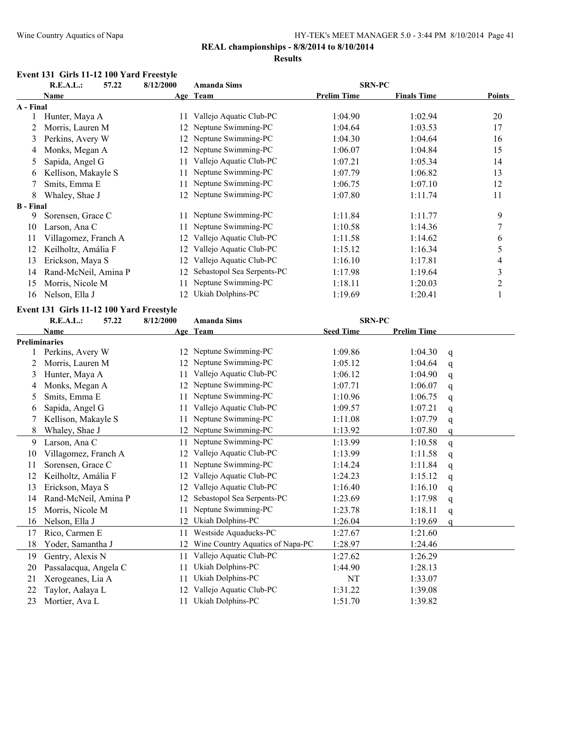**REAL championships - 8/8/2014 to 8/10/2014**

**Results**

### Event 131 Girls 11-12 100 Yard Freestyle

R.E.A.L.: 57.22 8/12/2000 Amanda Sims SRN-PC

| | Name | Age | Team | Prelim Time | Finals Time | Points |
|---|---|---|---|---|---|---|
| **A - Final** | | | | | | |
| 1 | Hunter, Maya A | 11 | Vallejo Aquatic Club-PC | 1:04.90 | 1:02.94 | 20 |
| 2 | Morris, Lauren M | 12 | Neptune Swimming-PC | 1:04.64 | 1:03.53 | 17 |
| 3 | Perkins, Avery W | 12 | Neptune Swimming-PC | 1:04.30 | 1:04.64 | 16 |
| 4 | Monks, Megan A | 12 | Neptune Swimming-PC | 1:06.07 | 1:04.84 | 15 |
| 5 | Sapida, Angel G | 11 | Vallejo Aquatic Club-PC | 1:07.21 | 1:05.34 | 14 |
| 6 | Kellison, Makayle S | 11 | Neptune Swimming-PC | 1:07.79 | 1:06.82 | 13 |
| 7 | Smits, Emma E | 11 | Neptune Swimming-PC | 1:06.75 | 1:07.10 | 12 |
| 8 | Whaley, Shae J | 12 | Neptune Swimming-PC | 1:07.80 | 1:11.74 | 11 |
| **B - Final** | | | | | | |
| 9 | Sorensen, Grace C | 11 | Neptune Swimming-PC | 1:11.84 | 1:11.77 | 9 |
| 10 | Larson, Ana C | 11 | Neptune Swimming-PC | 1:10.58 | 1:14.36 | 7 |
| 11 | Villagomez, Franch A | 12 | Vallejo Aquatic Club-PC | 1:11.58 | 1:14.62 | 6 |
| 12 | Keilholtz, Amália F | 12 | Vallejo Aquatic Club-PC | 1:15.12 | 1:16.34 | 5 |
| 13 | Erickson, Maya S | 12 | Vallejo Aquatic Club-PC | 1:16.10 | 1:17.81 | 4 |
| 14 | Rand-McNeil, Amina P | 12 | Sebastopol Sea Serpents-PC | 1:17.98 | 1:19.64 | 3 |
| 15 | Morris, Nicole M | 11 | Neptune Swimming-PC | 1:18.11 | 1:20.03 | 2 |
| 16 | Nelson, Ella J | 12 | Ukiah Dolphins-PC | 1:19.69 | 1:20.41 | 1 |

### Event 131 Girls 11-12 100 Yard Freestyle

R.E.A.L.: 57.22 8/12/2000 Amanda Sims SRN-PC

| | Name | Age | Team | Seed Time | Prelim Time | |
|---|---|---|---|---|---|---|
| **Preliminaries** | | | | | | |
| 1 | Perkins, Avery W | 12 | Neptune Swimming-PC | 1:09.86 | 1:04.30 | q |
| 2 | Morris, Lauren M | 12 | Neptune Swimming-PC | 1:05.12 | 1:04.64 | q |
| 3 | Hunter, Maya A | 11 | Vallejo Aquatic Club-PC | 1:06.12 | 1:04.90 | q |
| 4 | Monks, Megan A | 12 | Neptune Swimming-PC | 1:07.71 | 1:06.07 | q |
| 5 | Smits, Emma E | 11 | Neptune Swimming-PC | 1:10.96 | 1:06.75 | q |
| 6 | Sapida, Angel G | 11 | Vallejo Aquatic Club-PC | 1:09.57 | 1:07.21 | q |
| 7 | Kellison, Makayle S | 11 | Neptune Swimming-PC | 1:11.08 | 1:07.79 | q |
| 8 | Whaley, Shae J | 12 | Neptune Swimming-PC | 1:13.92 | 1:07.80 | q |
| 9 | Larson, Ana C | 11 | Neptune Swimming-PC | 1:13.99 | 1:10.58 | q |
| 10 | Villagomez, Franch A | 12 | Vallejo Aquatic Club-PC | 1:13.99 | 1:11.58 | q |
| 11 | Sorensen, Grace C | 11 | Neptune Swimming-PC | 1:14.24 | 1:11.84 | q |
| 12 | Keilholtz, Amália F | 12 | Vallejo Aquatic Club-PC | 1:24.23 | 1:15.12 | q |
| 13 | Erickson, Maya S | 12 | Vallejo Aquatic Club-PC | 1:16.40 | 1:16.10 | q |
| 14 | Rand-McNeil, Amina P | 12 | Sebastopol Sea Serpents-PC | 1:23.69 | 1:17.98 | q |
| 15 | Morris, Nicole M | 11 | Neptune Swimming-PC | 1:23.78 | 1:18.11 | q |
| 16 | Nelson, Ella J | 12 | Ukiah Dolphins-PC | 1:26.04 | 1:19.69 | q |
| 17 | Rico, Carmen E | 11 | Westside Aquaducks-PC | 1:27.67 | 1:21.60 | |
| 18 | Yoder, Samantha J | 12 | Wine Country Aquatics of Napa-PC | 1:28.97 | 1:24.46 | |
| 19 | Gentry, Alexis N | 11 | Vallejo Aquatic Club-PC | 1:27.62 | 1:26.29 | |
| 20 | Passalacqua, Angela C | 11 | Ukiah Dolphins-PC | 1:44.90 | 1:28.13 | |
| 21 | Xerogeanes, Lia A | 11 | Ukiah Dolphins-PC | NT | 1:33.07 | |
| 22 | Taylor, Aalaya L | 12 | Vallejo Aquatic Club-PC | 1:31.22 | 1:39.08 | |
| 23 | Mortier, Ava L | 11 | Ukiah Dolphins-PC | 1:51.70 | 1:39.82 | |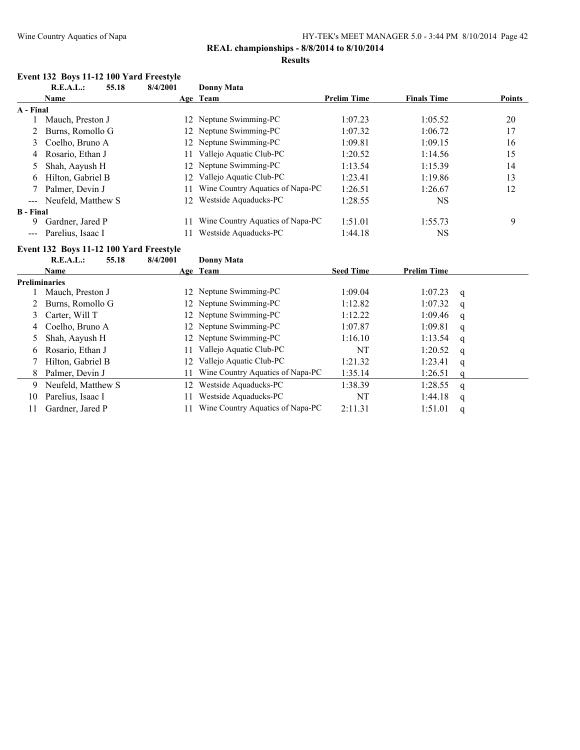**REAL championships - 8/8/2014 to 8/10/2014**

**Results**

### Event 132 Boys 11-12 100 Yard Freestyle

**R.E.A.L.: 55.18 8/4/2001 Donny Mata**

| | Name | Age | Team | Prelim Time | Finals Time | Points |
|---|---|---|---|---|---|---|
| **A - Final** | | | | | | |
| 1 | Mauch, Preston J | 12 | Neptune Swimming-PC | 1:07.23 | 1:05.52 | 20 |
| 2 | Burns, Romollo G | 12 | Neptune Swimming-PC | 1:07.32 | 1:06.72 | 17 |
| 3 | Coelho, Bruno A | 12 | Neptune Swimming-PC | 1:09.81 | 1:09.15 | 16 |
| 4 | Rosario, Ethan J | 11 | Vallejo Aquatic Club-PC | 1:20.52 | 1:14.56 | 15 |
| 5 | Shah, Aayush H | 12 | Neptune Swimming-PC | 1:13.54 | 1:15.39 | 14 |
| 6 | Hilton, Gabriel B | 12 | Vallejo Aquatic Club-PC | 1:23.41 | 1:19.86 | 13 |
| 7 | Palmer, Devin J | 11 | Wine Country Aquatics of Napa-PC | 1:26.51 | 1:26.67 | 12 |
| --- | Neufeld, Matthew S | 12 | Westside Aquaducks-PC | 1:28.55 | NS | |
| **B - Final** | | | | | | |
| 9 | Gardner, Jared P | 11 | Wine Country Aquatics of Napa-PC | 1:51.01 | 1:55.73 | 9 |
| --- | Parelius, Isaac I | 11 | Westside Aquaducks-PC | 1:44.18 | NS | |

### Event 132 Boys 11-12 100 Yard Freestyle

**R.E.A.L.: 55.18 8/4/2001 Donny Mata**

| | Name | Age | Team | Seed Time | Prelim Time | |
|---|---|---|---|---|---|---|
| **Preliminaries** | | | | | | |
| 1 | Mauch, Preston J | 12 | Neptune Swimming-PC | 1:09.04 | 1:07.23 | q |
| 2 | Burns, Romollo G | 12 | Neptune Swimming-PC | 1:12.82 | 1:07.32 | q |
| 3 | Carter, Will T | 12 | Neptune Swimming-PC | 1:12.22 | 1:09.46 | q |
| 4 | Coelho, Bruno A | 12 | Neptune Swimming-PC | 1:07.87 | 1:09.81 | q |
| 5 | Shah, Aayush H | 12 | Neptune Swimming-PC | 1:16.10 | 1:13.54 | q |
| 6 | Rosario, Ethan J | 11 | Vallejo Aquatic Club-PC | NT | 1:20.52 | q |
| 7 | Hilton, Gabriel B | 12 | Vallejo Aquatic Club-PC | 1:21.32 | 1:23.41 | q |
| 8 | Palmer, Devin J | 11 | Wine Country Aquatics of Napa-PC | 1:35.14 | 1:26.51 | q |
| 9 | Neufeld, Matthew S | 12 | Westside Aquaducks-PC | 1:38.39 | 1:28.55 | q |
| 10 | Parelius, Isaac I | 11 | Westside Aquaducks-PC | NT | 1:44.18 | q |
| 11 | Gardner, Jared P | 11 | Wine Country Aquatics of Napa-PC | 2:11.31 | 1:51.01 | q |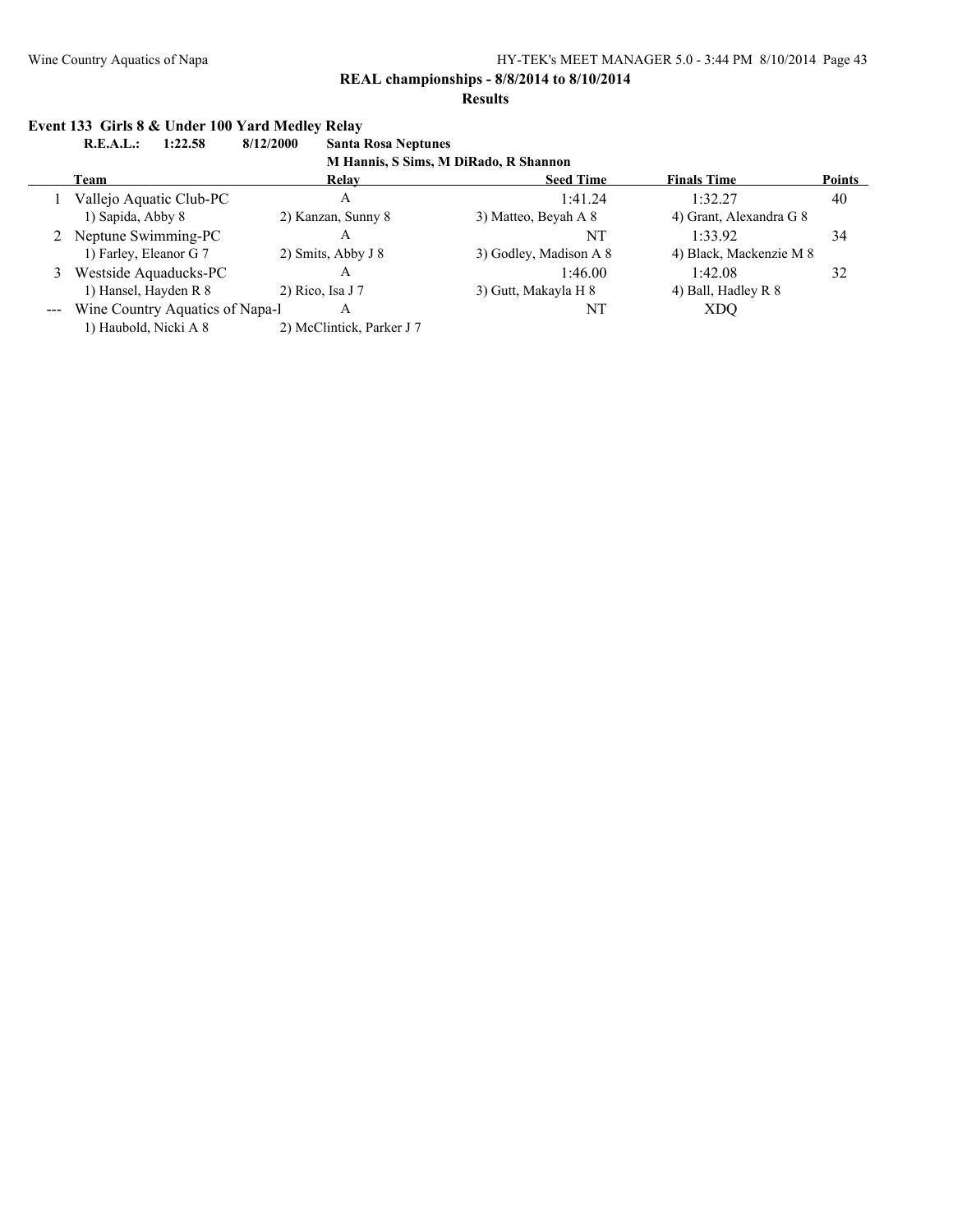**REAL championships - 8/8/2014 to 8/10/2014**

**Results**

### Event 133 Girls 8 & Under 100 Yard Medley Relay

**R.E.A.L.: 1:22.58 8/12/2000 Santa Rosa Neptunes**
**M Hannis, S Sims, M DiRado, R Shannon**

| | Team | Relay | Seed Time | Finals Time | Points |
|---|---|---|---|---|---|
| 1 | Vallejo Aquatic Club-PC | A | 1:41.24 | 1:32.27 | 40 |
| | 1) Sapida, Abby 8 | 2) Kanzan, Sunny 8 | 3) Matteo, Beyah A 8 | 4) Grant, Alexandra G 8 | |
| 2 | Neptune Swimming-PC | A | NT | 1:33.92 | 34 |
| | 1) Farley, Eleanor G 7 | 2) Smits, Abby J 8 | 3) Godley, Madison A 8 | 4) Black, Mackenzie M 8 | |
| 3 | Westside Aquaducks-PC | A | 1:46.00 | 1:42.08 | 32 |
| | 1) Hansel, Hayden R 8 | 2) Rico, Isa J 7 | 3) Gutt, Makayla H 8 | 4) Ball, Hadley R 8 | |
| --- | Wine Country Aquatics of Napa-l | A | NT | XDQ | |
| | 1) Haubold, Nicki A 8 | 2) McClintick, Parker J 7 | | | |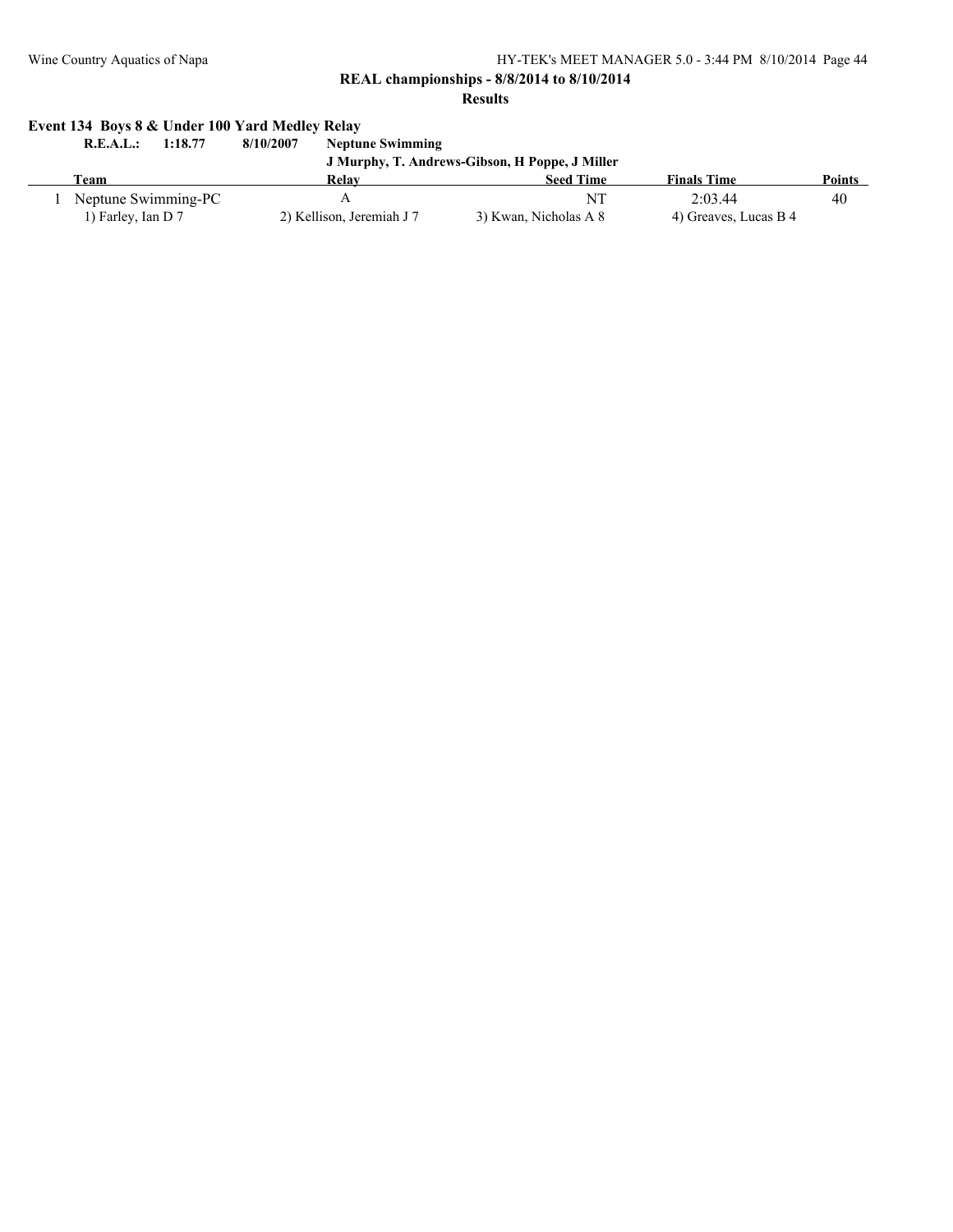**REAL championships - 8/8/2014 to 8/10/2014**

**Results**

### Event 134 Boys 8 & Under 100 Yard Medley Relay

**R.E.A.L.: 1:18.77 8/10/2007 Neptune Swimming**
**J Murphy, T. Andrews-Gibson, H Poppe, J Miller**

| | Team | Relay | Seed Time | Finals Time | Points |
|---|---|---|---|---|---|
| 1 | Neptune Swimming-PC | A | NT | 2:03.44 | 40 |
| | 1) Farley, Ian D 7 | 2) Kellison, Jeremiah J 7 | 3) Kwan, Nicholas A 8 | 4) Greaves, Lucas B 4 | |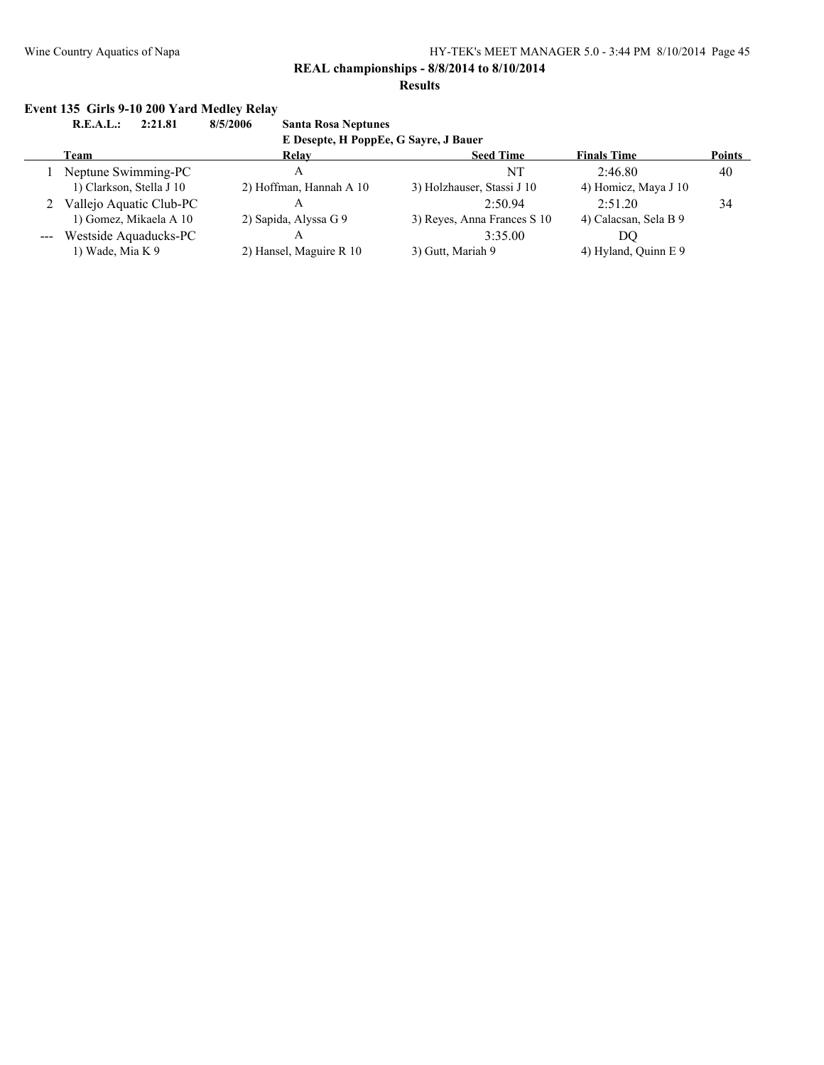**REAL championships - 8/8/2014 to 8/10/2014**

**Results**

### Event 135 Girls 9-10 200 Yard Medley Relay

**R.E.A.L.: 2:21.81 8/5/2006 Santa Rosa Neptunes**
**E Desepte, H PoppEe, G Sayre, J Bauer**

| | Team | Relay | Seed Time | Finals Time | Points |
|---|---|---|---|---|---|
| 1 | Neptune Swimming-PC | A | NT | 2:46.80 | 40 |
| | 1) Clarkson, Stella J 10 | 2) Hoffman, Hannah A 10 | 3) Holzhauser, Stassi J 10 | 4) Homicz, Maya J 10 | |
| 2 | Vallejo Aquatic Club-PC | A | 2:50.94 | 2:51.20 | 34 |
| | 1) Gomez, Mikaela A 10 | 2) Sapida, Alyssa G 9 | 3) Reyes, Anna Frances S 10 | 4) Calacsan, Sela B 9 | |
| --- | Westside Aquaducks-PC | A | 3:35.00 | DQ | |
| | 1) Wade, Mia K 9 | 2) Hansel, Maguire R 10 | 3) Gutt, Mariah 9 | 4) Hyland, Quinn E 9 | |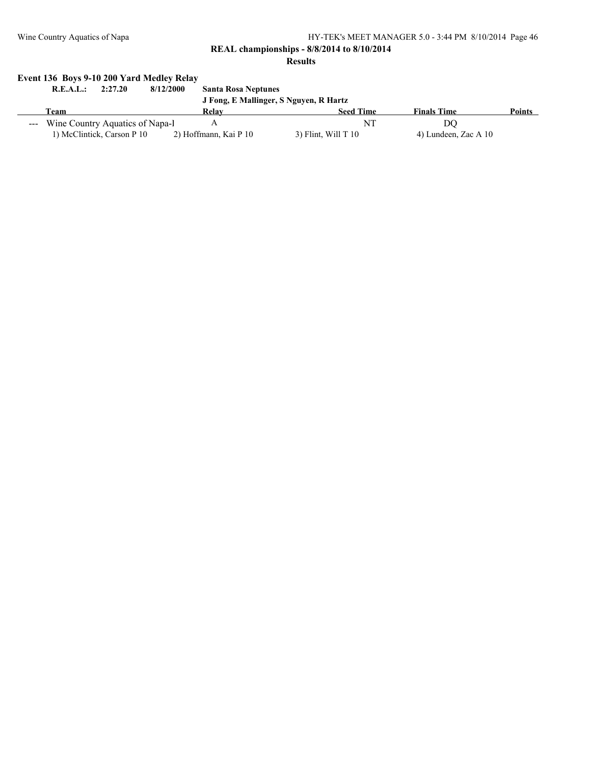**REAL championships - 8/8/2014 to 8/10/2014**

**Results**

### Event 136 Boys 9-10 200 Yard Medley Relay

**R.E.A.L.: 2:27.20 8/12/2000 Santa Rosa Neptunes**
**J Fong, E Mallinger, S Nguyen, R Hartz**

| | Team | Relay | Seed Time | Finals Time | Points |
|---|---|---|---|---|---|
| --- | Wine Country Aquatics of Napa-I | A | NT | DQ | |
| | 1) McClintick, Carson P 10 | 2) Hoffmann, Kai P 10 | 3) Flint, Will T 10 | 4) Lundeen, Zac A 10 | |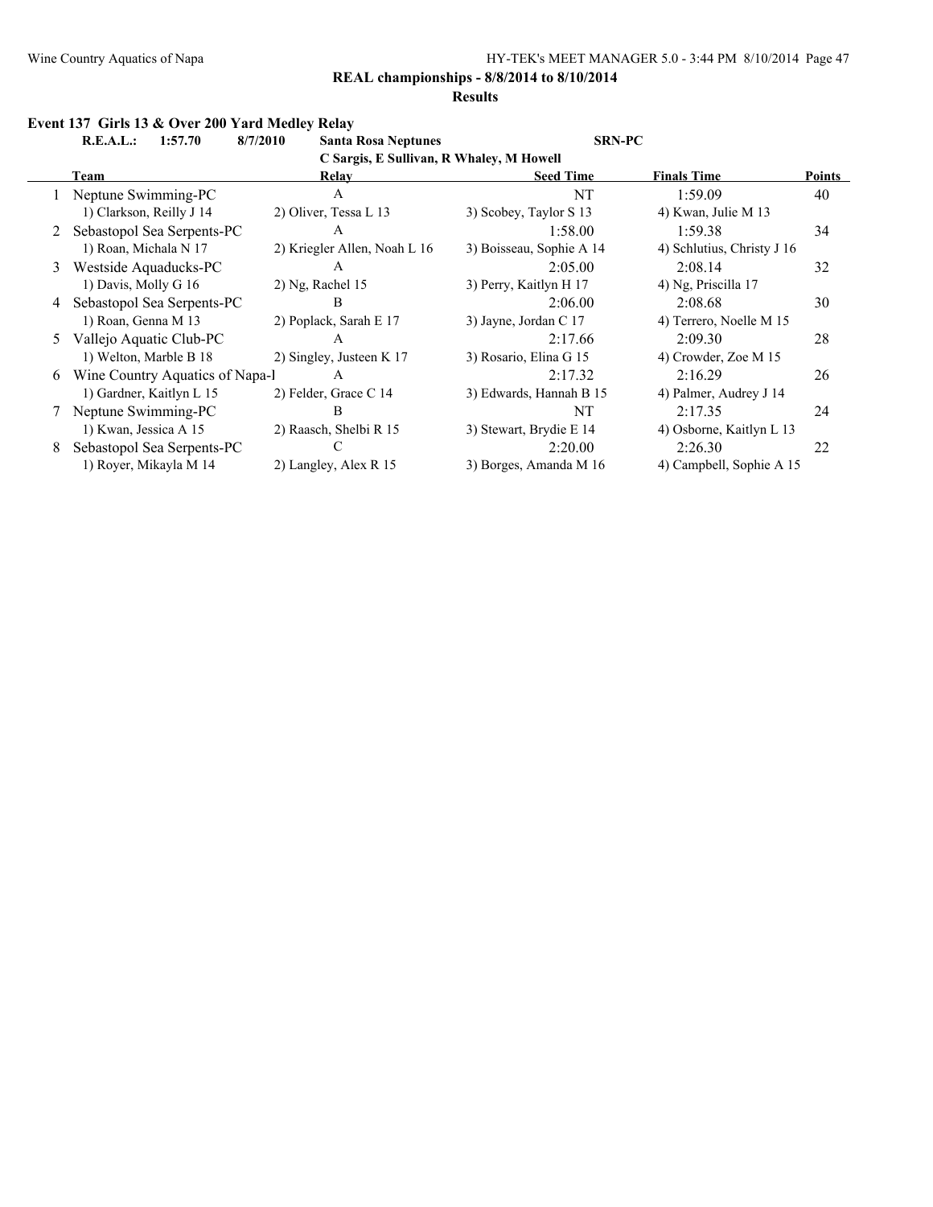**REAL championships - 8/8/2014 to 8/10/2014**

**Results**

### Event 137 Girls 13 & Over 200 Yard Medley Relay

**R.E.A.L.: 1:57.70 8/7/2010 Santa Rosa Neptunes SRN-PC**
**C Sargis, E Sullivan, R Whaley, M Howell**

| | Team | Relay | Seed Time | Finals Time | Points |
|---|---|---|---|---|---|
| 1 | Neptune Swimming-PC | A | NT | 1:59.09 | 40 |
| | 1) Clarkson, Reilly J 14 | 2) Oliver, Tessa L 13 | 3) Scobey, Taylor S 13 | 4) Kwan, Julie M 13 | |
| 2 | Sebastopol Sea Serpents-PC | A | 1:58.00 | 1:59.38 | 34 |
| | 1) Roan, Michala N 17 | 2) Kriegler Allen, Noah L 16 | 3) Boisseau, Sophie A 14 | 4) Schlutius, Christy J 16 | |
| 3 | Westside Aquaducks-PC | A | 2:05.00 | 2:08.14 | 32 |
| | 1) Davis, Molly G 16 | 2) Ng, Rachel 15 | 3) Perry, Kaitlyn H 17 | 4) Ng, Priscilla 17 | |
| 4 | Sebastopol Sea Serpents-PC | B | 2:06.00 | 2:08.68 | 30 |
| | 1) Roan, Genna M 13 | 2) Poplack, Sarah E 17 | 3) Jayne, Jordan C 17 | 4) Terrero, Noelle M 15 | |
| 5 | Vallejo Aquatic Club-PC | A | 2:17.66 | 2:09.30 | 28 |
| | 1) Welton, Marble B 18 | 2) Singley, Justeen K 17 | 3) Rosario, Elina G 15 | 4) Crowder, Zoe M 15 | |
| 6 | Wine Country Aquatics of Napa-I | A | 2:17.32 | 2:16.29 | 26 |
| | 1) Gardner, Kaitlyn L 15 | 2) Felder, Grace C 14 | 3) Edwards, Hannah B 15 | 4) Palmer, Audrey J 14 | |
| 7 | Neptune Swimming-PC | B | NT | 2:17.35 | 24 |
| | 1) Kwan, Jessica A 15 | 2) Raasch, Shelbi R 15 | 3) Stewart, Brydie E 14 | 4) Osborne, Kaitlyn L 13 | |
| 8 | Sebastopol Sea Serpents-PC | C | 2:20.00 | 2:26.30 | 22 |
| | 1) Royer, Mikayla M 14 | 2) Langley, Alex R 15 | 3) Borges, Amanda M 16 | 4) Campbell, Sophie A 15 | |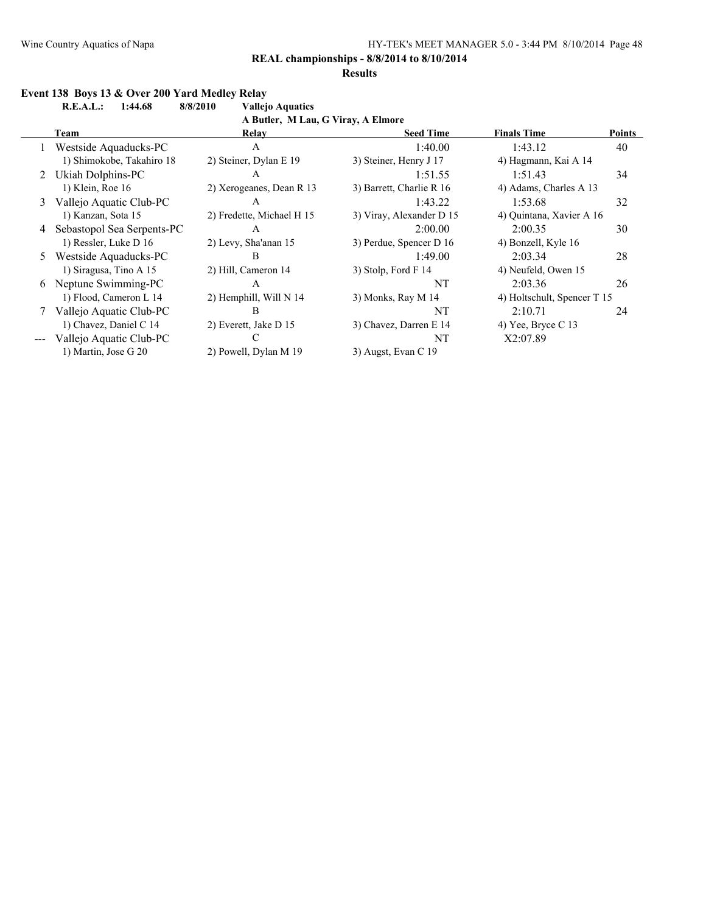**REAL championships - 8/8/2014 to 8/10/2014**

**Results**

### Event 138 Boys 13 & Over 200 Yard Medley Relay

**R.E.A.L.: 1:44.68 8/8/2010 Vallejo Aquatics**
**A Butler, M Lau, G Viray, A Elmore**

| | Team | Relay | Seed Time | Finals Time | Points |
|---|---|---|---|---|---|
| 1 | Westside Aquaducks-PC | A | 1:40.00 | 1:43.12 | 40 |
| | 1) Shimokobe, Takahiro 18 | 2) Steiner, Dylan E 19 | 3) Steiner, Henry J 17 | 4) Hagmann, Kai A 14 | |
| 2 | Ukiah Dolphins-PC | A | 1:51.55 | 1:51.43 | 34 |
| | 1) Klein, Roe 16 | 2) Xerogeanes, Dean R 13 | 3) Barrett, Charlie R 16 | 4) Adams, Charles A 13 | |
| 3 | Vallejo Aquatic Club-PC | A | 1:43.22 | 1:53.68 | 32 |
| | 1) Kanzan, Sota 15 | 2) Fredette, Michael H 15 | 3) Viray, Alexander D 15 | 4) Quintana, Xavier A 16 | |
| 4 | Sebastopol Sea Serpents-PC | A | 2:00.00 | 2:00.35 | 30 |
| | 1) Ressler, Luke D 16 | 2) Levy, Sha'anan 15 | 3) Perdue, Spencer D 16 | 4) Bonzell, Kyle 16 | |
| 5 | Westside Aquaducks-PC | B | 1:49.00 | 2:03.34 | 28 |
| | 1) Siragusa, Tino A 15 | 2) Hill, Cameron 14 | 3) Stolp, Ford F 14 | 4) Neufeld, Owen 15 | |
| 6 | Neptune Swimming-PC | A | NT | 2:03.36 | 26 |
| | 1) Flood, Cameron L 14 | 2) Hemphill, Will N 14 | 3) Monks, Ray M 14 | 4) Holtschult, Spencer T 15 | |
| 7 | Vallejo Aquatic Club-PC | B | NT | 2:10.71 | 24 |
| | 1) Chavez, Daniel C 14 | 2) Everett, Jake D 15 | 3) Chavez, Darren E 14 | 4) Yee, Bryce C 13 | |
| --- | Vallejo Aquatic Club-PC | C | NT | X2:07.89 | |
| | 1) Martin, Jose G 20 | 2) Powell, Dylan M 19 | 3) Augst, Evan C 19 | | |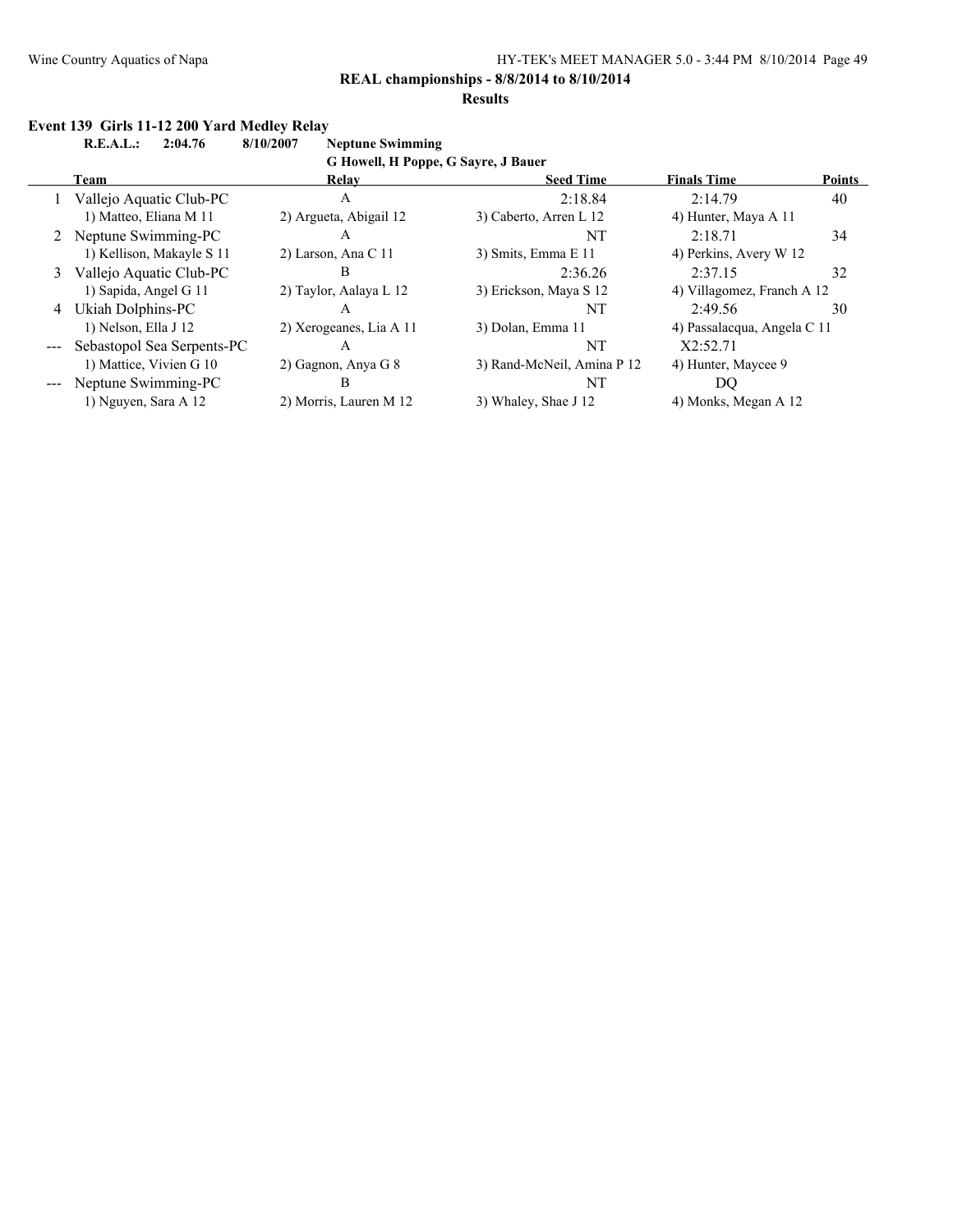**REAL championships - 8/8/2014 to 8/10/2014**

**Results**

### Event 139 Girls 11-12 200 Yard Medley Relay

**R.E.A.L.: 2:04.76 8/10/2007 Neptune Swimming**
**G Howell, H Poppe, G Sayre, J Bauer**

| | Team | Relay | Seed Time | Finals Time | Points |
|---|---|---|---|---|---|
| 1 | Vallejo Aquatic Club-PC | A | 2:18.84 | 2:14.79 | 40 |
| | 1) Matteo, Eliana M 11 | 2) Argueta, Abigail 12 | 3) Caberto, Arren L 12 | 4) Hunter, Maya A 11 | |
| 2 | Neptune Swimming-PC | A | NT | 2:18.71 | 34 |
| | 1) Kellison, Makayle S 11 | 2) Larson, Ana C 11 | 3) Smits, Emma E 11 | 4) Perkins, Avery W 12 | |
| 3 | Vallejo Aquatic Club-PC | B | 2:36.26 | 2:37.15 | 32 |
| | 1) Sapida, Angel G 11 | 2) Taylor, Aalaya L 12 | 3) Erickson, Maya S 12 | 4) Villagomez, Franch A 12 | |
| 4 | Ukiah Dolphins-PC | A | NT | 2:49.56 | 30 |
| | 1) Nelson, Ella J 12 | 2) Xerogeanes, Lia A 11 | 3) Dolan, Emma 11 | 4) Passalacqua, Angela C 11 | |
| --- | Sebastopol Sea Serpents-PC | A | NT | X2:52.71 | |
| | 1) Mattice, Vivien G 10 | 2) Gagnon, Anya G 8 | 3) Rand-McNeil, Amina P 12 | 4) Hunter, Maycee 9 | |
| --- | Neptune Swimming-PC | B | NT | DQ | |
| | 1) Nguyen, Sara A 12 | 2) Morris, Lauren M 12 | 3) Whaley, Shae J 12 | 4) Monks, Megan A 12 | |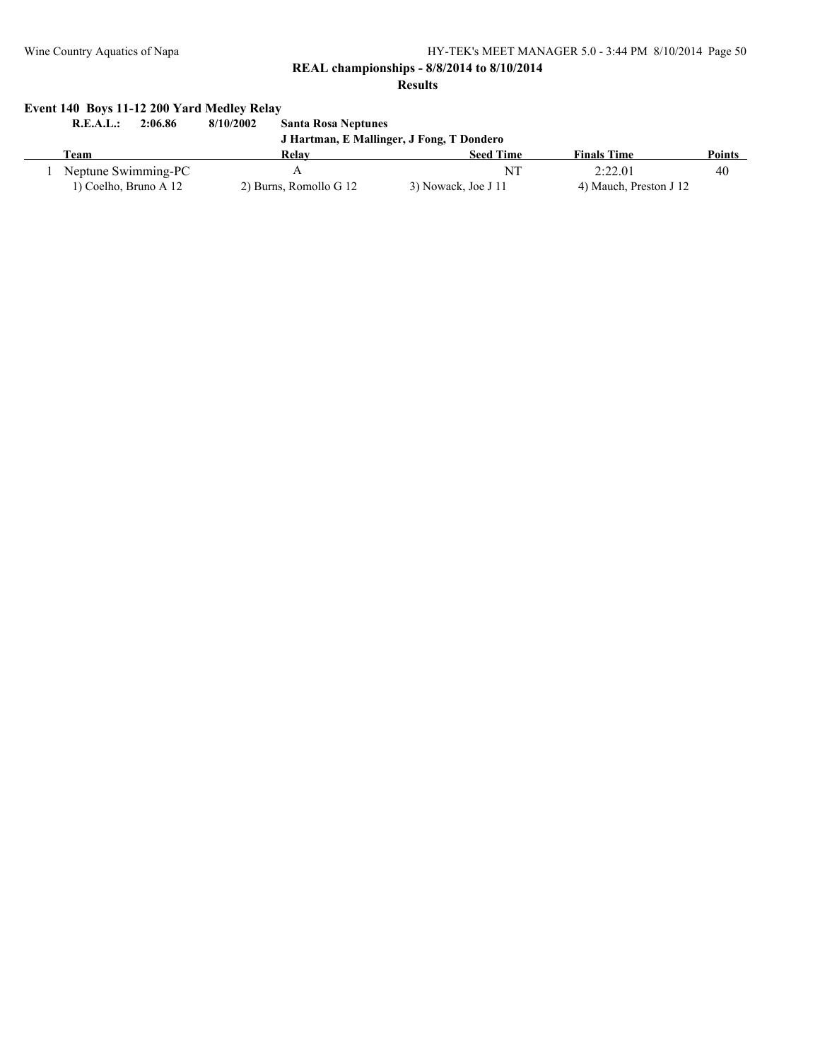## REAL championships - 8/8/2014 to 8/10/2014

### Results

**Event 140 Boys 11-12 200 Yard Medley Relay**

**R.E.A.L.: 2:06.86 8/10/2002 Santa Rosa Neptunes**
**J Hartman, E Mallinger, J Fong, T Dondero**

| | Team | Relay | Seed Time | Finals Time | Points |
|---|---|---|---|---|---|
| 1 | Neptune Swimming-PC | A | NT | 2:22.01 | 40 |
| | 1) Coelho, Bruno A 12 | 2) Burns, Romollo G 12 | 3) Nowack, Joe J 11 | 4) Mauch, Preston J 12 | |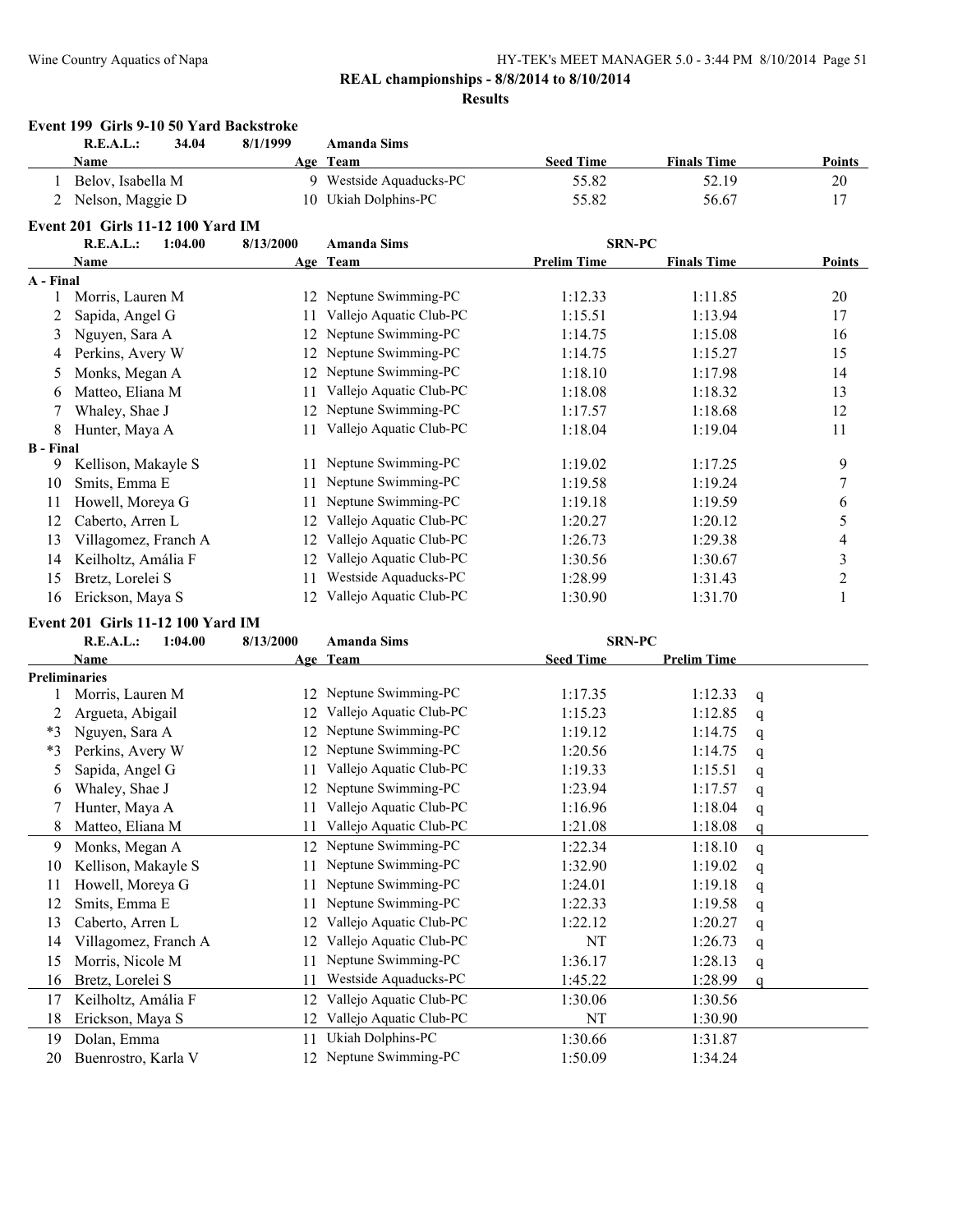**REAL championships - 8/8/2014 to 8/10/2014**

**Results**

### Event 199 Girls 9-10 50 Yard Backstroke

| | Name | Age | Team | Seed Time | Finals Time | Points |
|---|---|---|---|---|---|---|
| | **R.E.A.L.: 34.04** | | **8/1/1999 Amanda Sims** | | | |
| 1 | Belov, Isabella M | 9 | Westside Aquaducks-PC | 55.82 | 52.19 | 20 |
| 2 | Nelson, Maggie D | 10 | Ukiah Dolphins-PC | 55.82 | 56.67 | 17 |

### Event 201 Girls 11-12 100 Yard IM

| | Name | Age | Team | Prelim Time | Finals Time | Points |
|---|---|---|---|---|---|---|
| | **R.E.A.L.: 1:04.00** | | **8/13/2000 Amanda Sims** | **SRN-PC** | | |
| **A - Final** | | | | | | |
| 1 | Morris, Lauren M | 12 | Neptune Swimming-PC | 1:12.33 | 1:11.85 | 20 |
| 2 | Sapida, Angel G | 11 | Vallejo Aquatic Club-PC | 1:15.51 | 1:13.94 | 17 |
| 3 | Nguyen, Sara A | 12 | Neptune Swimming-PC | 1:14.75 | 1:15.08 | 16 |
| 4 | Perkins, Avery W | 12 | Neptune Swimming-PC | 1:14.75 | 1:15.27 | 15 |
| 5 | Monks, Megan A | 12 | Neptune Swimming-PC | 1:18.10 | 1:17.98 | 14 |
| 6 | Matteo, Eliana M | 11 | Vallejo Aquatic Club-PC | 1:18.08 | 1:18.32 | 13 |
| 7 | Whaley, Shae J | 12 | Neptune Swimming-PC | 1:17.57 | 1:18.68 | 12 |
| 8 | Hunter, Maya A | 11 | Vallejo Aquatic Club-PC | 1:18.04 | 1:19.04 | 11 |
| **B - Final** | | | | | | |
| 9 | Kellison, Makayle S | 11 | Neptune Swimming-PC | 1:19.02 | 1:17.25 | 9 |
| 10 | Smits, Emma E | 11 | Neptune Swimming-PC | 1:19.58 | 1:19.24 | 7 |
| 11 | Howell, Moreya G | 11 | Neptune Swimming-PC | 1:19.18 | 1:19.59 | 6 |
| 12 | Caberto, Arren L | 12 | Vallejo Aquatic Club-PC | 1:20.27 | 1:20.12 | 5 |
| 13 | Villagomez, Franch A | 12 | Vallejo Aquatic Club-PC | 1:26.73 | 1:29.38 | 4 |
| 14 | Keilholtz, Amália F | 12 | Vallejo Aquatic Club-PC | 1:30.56 | 1:30.67 | 3 |
| 15 | Bretz, Lorelei S | 11 | Westside Aquaducks-PC | 1:28.99 | 1:31.43 | 2 |
| 16 | Erickson, Maya S | 12 | Vallejo Aquatic Club-PC | 1:30.90 | 1:31.70 | 1 |

### Event 201 Girls 11-12 100 Yard IM

| | Name | Age | Team | Seed Time | Prelim Time | |
|---|---|---|---|---|---|---|
| | **R.E.A.L.: 1:04.00** | | **8/13/2000 Amanda Sims** | **SRN-PC** | | |
| **Preliminaries** | | | | | | |
| 1 | Morris, Lauren M | 12 | Neptune Swimming-PC | 1:17.35 | 1:12.33 | q |
| 2 | Argueta, Abigail | 12 | Vallejo Aquatic Club-PC | 1:15.23 | 1:12.85 | q |
| *3 | Nguyen, Sara A | 12 | Neptune Swimming-PC | 1:19.12 | 1:14.75 | q |
| *3 | Perkins, Avery W | 12 | Neptune Swimming-PC | 1:20.56 | 1:14.75 | q |
| 5 | Sapida, Angel G | 11 | Vallejo Aquatic Club-PC | 1:19.33 | 1:15.51 | q |
| 6 | Whaley, Shae J | 12 | Neptune Swimming-PC | 1:23.94 | 1:17.57 | q |
| 7 | Hunter, Maya A | 11 | Vallejo Aquatic Club-PC | 1:16.96 | 1:18.04 | q |
| 8 | Matteo, Eliana M | 11 | Vallejo Aquatic Club-PC | 1:21.08 | 1:18.08 | q |
| 9 | Monks, Megan A | 12 | Neptune Swimming-PC | 1:22.34 | 1:18.10 | q |
| 10 | Kellison, Makayle S | 11 | Neptune Swimming-PC | 1:32.90 | 1:19.02 | q |
| 11 | Howell, Moreya G | 11 | Neptune Swimming-PC | 1:24.01 | 1:19.18 | q |
| 12 | Smits, Emma E | 11 | Neptune Swimming-PC | 1:22.33 | 1:19.58 | q |
| 13 | Caberto, Arren L | 12 | Vallejo Aquatic Club-PC | 1:22.12 | 1:20.27 | q |
| 14 | Villagomez, Franch A | 12 | Vallejo Aquatic Club-PC | NT | 1:26.73 | q |
| 15 | Morris, Nicole M | 11 | Neptune Swimming-PC | 1:36.17 | 1:28.13 | q |
| 16 | Bretz, Lorelei S | 11 | Westside Aquaducks-PC | 1:45.22 | 1:28.99 | q |
| 17 | Keilholtz, Amália F | 12 | Vallejo Aquatic Club-PC | 1:30.06 | 1:30.56 | |
| 18 | Erickson, Maya S | 12 | Vallejo Aquatic Club-PC | NT | 1:30.90 | |
| 19 | Dolan, Emma | 11 | Ukiah Dolphins-PC | 1:30.66 | 1:31.87 | |
| 20 | Buenrostro, Karla V | 12 | Neptune Swimming-PC | 1:50.09 | 1:34.24 | |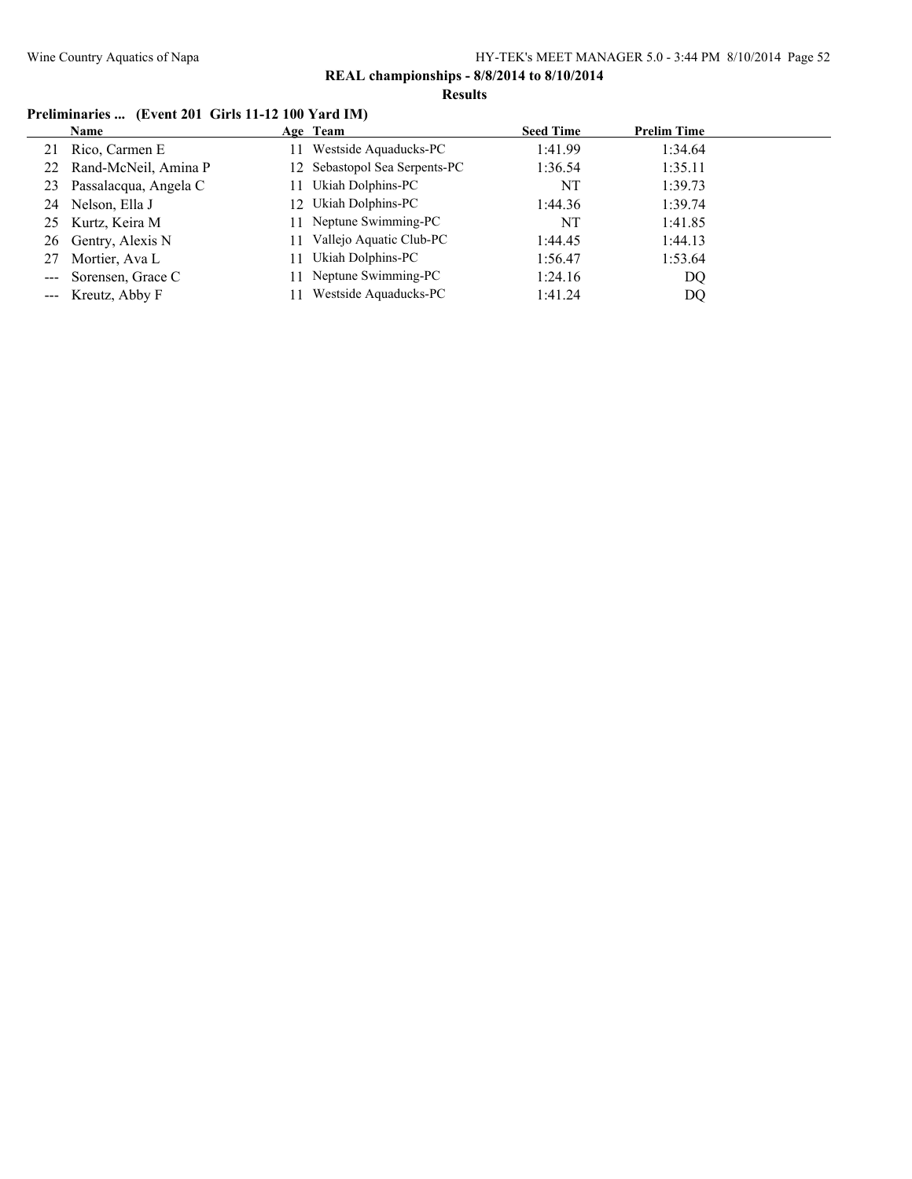**REAL championships - 8/8/2014 to 8/10/2014**

**Results**

### Preliminaries ... (Event 201 Girls 11-12 100 Yard IM)

| | Name | Age | Team | Seed Time | Prelim Time |
|---|---|---|---|---|---|
| 21 | Rico, Carmen E | 11 | Westside Aquaducks-PC | 1:41.99 | 1:34.64 |
| 22 | Rand-McNeil, Amina P | 12 | Sebastopol Sea Serpents-PC | 1:36.54 | 1:35.11 |
| 23 | Passalacqua, Angela C | 11 | Ukiah Dolphins-PC | NT | 1:39.73 |
| 24 | Nelson, Ella J | 12 | Ukiah Dolphins-PC | 1:44.36 | 1:39.74 |
| 25 | Kurtz, Keira M | 11 | Neptune Swimming-PC | NT | 1:41.85 |
| 26 | Gentry, Alexis N | 11 | Vallejo Aquatic Club-PC | 1:44.45 | 1:44.13 |
| 27 | Mortier, Ava L | 11 | Ukiah Dolphins-PC | 1:56.47 | 1:53.64 |
| --- | Sorensen, Grace C | 11 | Neptune Swimming-PC | 1:24.16 | DQ |
| --- | Kreutz, Abby F | 11 | Westside Aquaducks-PC | 1:41.24 | DQ |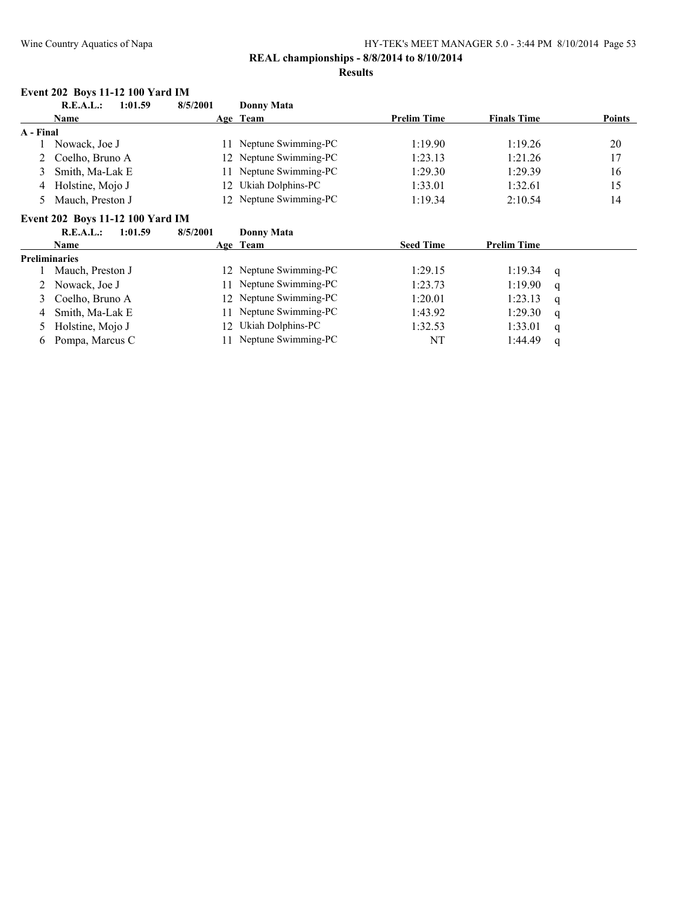**REAL championships - 8/8/2014 to 8/10/2014**

**Results**

### Event 202 Boys 11-12 100 Yard IM

**R.E.A.L.: 1:01.59 8/5/2001 Donny Mata**

| | Name | Age | Team | Prelim Time | Finals Time | Points |
|---|---|---|---|---|---|---|
| **A - Final** | | | | | | |
| 1 | Nowack, Joe J | 11 | Neptune Swimming-PC | 1:19.90 | 1:19.26 | 20 |
| 2 | Coelho, Bruno A | 12 | Neptune Swimming-PC | 1:23.13 | 1:21.26 | 17 |
| 3 | Smith, Ma-Lak E | 11 | Neptune Swimming-PC | 1:29.30 | 1:29.39 | 16 |
| 4 | Holstine, Mojo J | 12 | Ukiah Dolphins-PC | 1:33.01 | 1:32.61 | 15 |
| 5 | Mauch, Preston J | 12 | Neptune Swimming-PC | 1:19.34 | 2:10.54 | 14 |

### Event 202 Boys 11-12 100 Yard IM

**R.E.A.L.: 1:01.59 8/5/2001 Donny Mata**

| | Name | Age | Team | Seed Time | Prelim Time | |
|---|---|---|---|---|---|---|
| **Preliminaries** | | | | | | |
| 1 | Mauch, Preston J | 12 | Neptune Swimming-PC | 1:29.15 | 1:19.34 | q |
| 2 | Nowack, Joe J | 11 | Neptune Swimming-PC | 1:23.73 | 1:19.90 | q |
| 3 | Coelho, Bruno A | 12 | Neptune Swimming-PC | 1:20.01 | 1:23.13 | q |
| 4 | Smith, Ma-Lak E | 11 | Neptune Swimming-PC | 1:43.92 | 1:29.30 | q |
| 5 | Holstine, Mojo J | 12 | Ukiah Dolphins-PC | 1:32.53 | 1:33.01 | q |
| 6 | Pompa, Marcus C | 11 | Neptune Swimming-PC | NT | 1:44.49 | q |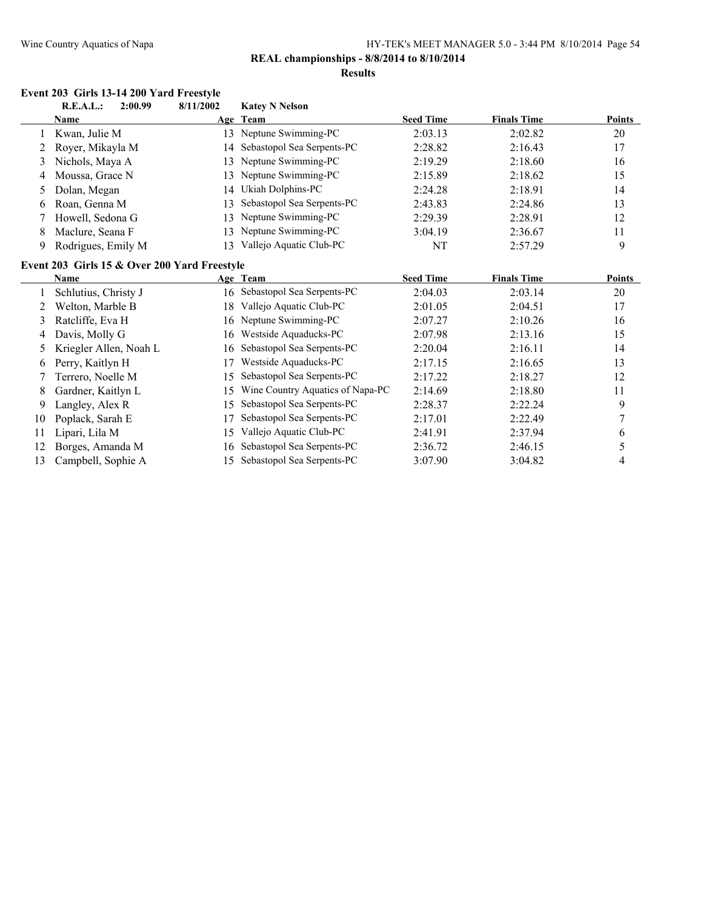**REAL championships - 8/8/2014 to 8/10/2014**

**Results**

### Event 203 Girls 13-14 200 Yard Freestyle

**R.E.A.L.: 2:00.99 8/11/2002 Katey N Nelson**

| | Name | Age | Team | Seed Time | Finals Time | Points |
|---|---|---|---|---|---|---|
| 1 | Kwan, Julie M | 13 | Neptune Swimming-PC | 2:03.13 | 2:02.82 | 20 |
| 2 | Royer, Mikayla M | 14 | Sebastopol Sea Serpents-PC | 2:28.82 | 2:16.43 | 17 |
| 3 | Nichols, Maya A | 13 | Neptune Swimming-PC | 2:19.29 | 2:18.60 | 16 |
| 4 | Moussa, Grace N | 13 | Neptune Swimming-PC | 2:15.89 | 2:18.62 | 15 |
| 5 | Dolan, Megan | 14 | Ukiah Dolphins-PC | 2:24.28 | 2:18.91 | 14 |
| 6 | Roan, Genna M | 13 | Sebastopol Sea Serpents-PC | 2:43.83 | 2:24.86 | 13 |
| 7 | Howell, Sedona G | 13 | Neptune Swimming-PC | 2:29.39 | 2:28.91 | 12 |
| 8 | Maclure, Seana F | 13 | Neptune Swimming-PC | 3:04.19 | 2:36.67 | 11 |
| 9 | Rodrigues, Emily M | 13 | Vallejo Aquatic Club-PC | NT | 2:57.29 | 9 |

### Event 203 Girls 15 & Over 200 Yard Freestyle

| | Name | Age | Team | Seed Time | Finals Time | Points |
|---|---|---|---|---|---|---|
| 1 | Schlutius, Christy J | 16 | Sebastopol Sea Serpents-PC | 2:04.03 | 2:03.14 | 20 |
| 2 | Welton, Marble B | 18 | Vallejo Aquatic Club-PC | 2:01.05 | 2:04.51 | 17 |
| 3 | Ratcliffe, Eva H | 16 | Neptune Swimming-PC | 2:07.27 | 2:10.26 | 16 |
| 4 | Davis, Molly G | 16 | Westside Aquaducks-PC | 2:07.98 | 2:13.16 | 15 |
| 5 | Kriegler Allen, Noah L | 16 | Sebastopol Sea Serpents-PC | 2:20.04 | 2:16.11 | 14 |
| 6 | Perry, Kaitlyn H | 17 | Westside Aquaducks-PC | 2:17.15 | 2:16.65 | 13 |
| 7 | Terrero, Noelle M | 15 | Sebastopol Sea Serpents-PC | 2:17.22 | 2:18.27 | 12 |
| 8 | Gardner, Kaitlyn L | 15 | Wine Country Aquatics of Napa-PC | 2:14.69 | 2:18.80 | 11 |
| 9 | Langley, Alex R | 15 | Sebastopol Sea Serpents-PC | 2:28.37 | 2:22.24 | 9 |
| 10 | Poplack, Sarah E | 17 | Sebastopol Sea Serpents-PC | 2:17.01 | 2:22.49 | 7 |
| 11 | Lipari, Lila M | 15 | Vallejo Aquatic Club-PC | 2:41.91 | 2:37.94 | 6 |
| 12 | Borges, Amanda M | 16 | Sebastopol Sea Serpents-PC | 2:36.72 | 2:46.15 | 5 |
| 13 | Campbell, Sophie A | 15 | Sebastopol Sea Serpents-PC | 3:07.90 | 3:04.82 | 4 |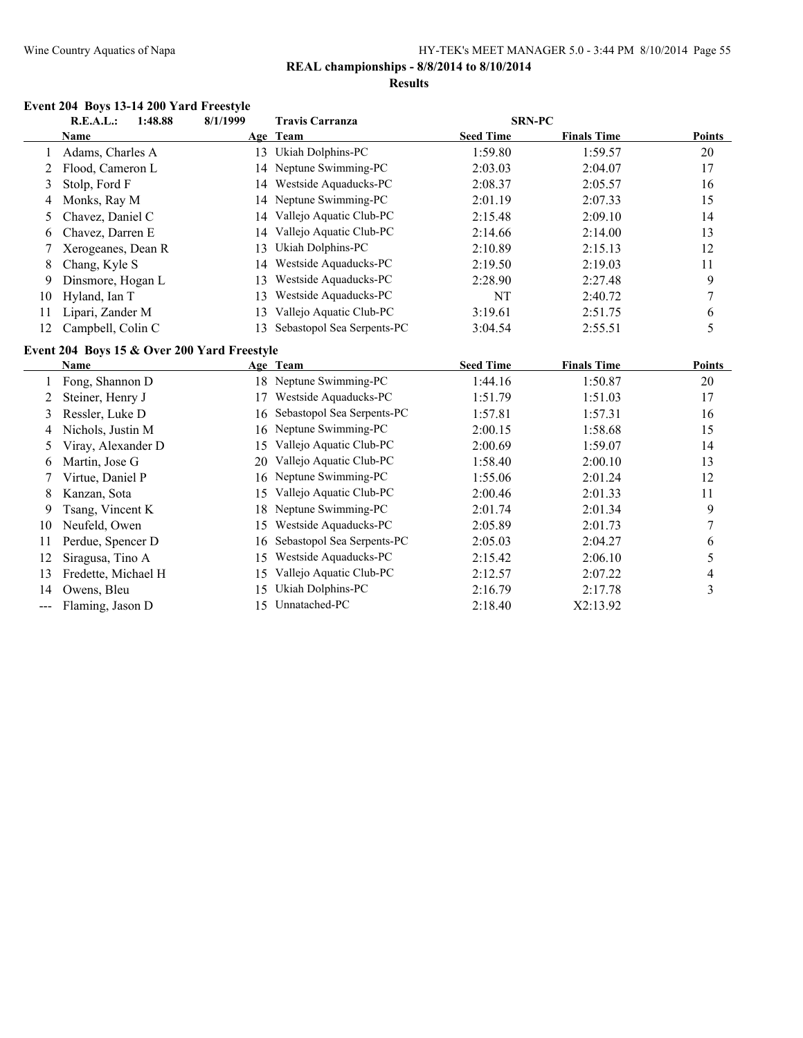**REAL championships - 8/8/2014 to 8/10/2014**

**Results**

### Event 204 Boys 13-14 200 Yard Freestyle

| | Name | Age | Team | Seed Time | Finals Time | Points |
|---|---|---|---|---|---|---|
| | **R.E.A.L.: 1:48.88** | **8/1/1999** | **Travis Carranza** | **SRN-PC** | | |
| 1 | Adams, Charles A | 13 | Ukiah Dolphins-PC | 1:59.80 | 1:59.57 | 20 |
| 2 | Flood, Cameron L | 14 | Neptune Swimming-PC | 2:03.03 | 2:04.07 | 17 |
| 3 | Stolp, Ford F | 14 | Westside Aquaducks-PC | 2:08.37 | 2:05.57 | 16 |
| 4 | Monks, Ray M | 14 | Neptune Swimming-PC | 2:01.19 | 2:07.33 | 15 |
| 5 | Chavez, Daniel C | 14 | Vallejo Aquatic Club-PC | 2:15.48 | 2:09.10 | 14 |
| 6 | Chavez, Darren E | 14 | Vallejo Aquatic Club-PC | 2:14.66 | 2:14.00 | 13 |
| 7 | Xerogeanes, Dean R | 13 | Ukiah Dolphins-PC | 2:10.89 | 2:15.13 | 12 |
| 8 | Chang, Kyle S | 14 | Westside Aquaducks-PC | 2:19.50 | 2:19.03 | 11 |
| 9 | Dinsmore, Hogan L | 13 | Westside Aquaducks-PC | 2:28.90 | 2:27.48 | 9 |
| 10 | Hyland, Ian T | 13 | Westside Aquaducks-PC | NT | 2:40.72 | 7 |
| 11 | Lipari, Zander M | 13 | Vallejo Aquatic Club-PC | 3:19.61 | 2:51.75 | 6 |
| 12 | Campbell, Colin C | 13 | Sebastopol Sea Serpents-PC | 3:04.54 | 2:55.51 | 5 |

### Event 204 Boys 15 & Over 200 Yard Freestyle

| | Name | Age | Team | Seed Time | Finals Time | Points |
|---|---|---|---|---|---|---|
| 1 | Fong, Shannon D | 18 | Neptune Swimming-PC | 1:44.16 | 1:50.87 | 20 |
| 2 | Steiner, Henry J | 17 | Westside Aquaducks-PC | 1:51.79 | 1:51.03 | 17 |
| 3 | Ressler, Luke D | 16 | Sebastopol Sea Serpents-PC | 1:57.81 | 1:57.31 | 16 |
| 4 | Nichols, Justin M | 16 | Neptune Swimming-PC | 2:00.15 | 1:58.68 | 15 |
| 5 | Viray, Alexander D | 15 | Vallejo Aquatic Club-PC | 2:00.69 | 1:59.07 | 14 |
| 6 | Martin, Jose G | 20 | Vallejo Aquatic Club-PC | 1:58.40 | 2:00.10 | 13 |
| 7 | Virtue, Daniel P | 16 | Neptune Swimming-PC | 1:55.06 | 2:01.24 | 12 |
| 8 | Kanzan, Sota | 15 | Vallejo Aquatic Club-PC | 2:00.46 | 2:01.33 | 11 |
| 9 | Tsang, Vincent K | 18 | Neptune Swimming-PC | 2:01.74 | 2:01.34 | 9 |
| 10 | Neufeld, Owen | 15 | Westside Aquaducks-PC | 2:05.89 | 2:01.73 | 7 |
| 11 | Perdue, Spencer D | 16 | Sebastopol Sea Serpents-PC | 2:05.03 | 2:04.27 | 6 |
| 12 | Siragusa, Tino A | 15 | Westside Aquaducks-PC | 2:15.42 | 2:06.10 | 5 |
| 13 | Fredette, Michael H | 15 | Vallejo Aquatic Club-PC | 2:12.57 | 2:07.22 | 4 |
| 14 | Owens, Bleu | 15 | Ukiah Dolphins-PC | 2:16.79 | 2:17.78 | 3 |
| --- | Flaming, Jason D | 15 | Unnatached-PC | 2:18.40 | X2:13.92 | |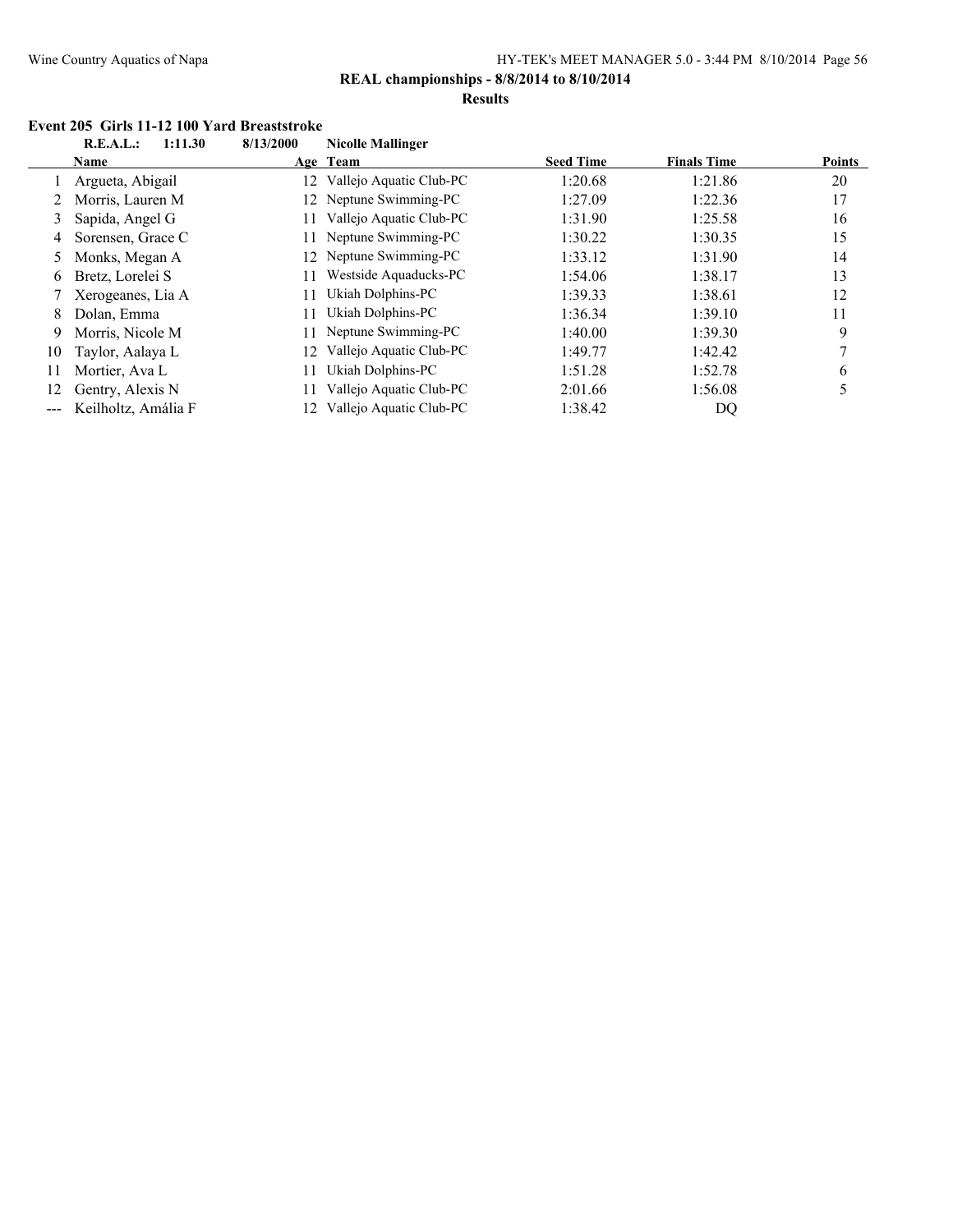**REAL championships - 8/8/2014 to 8/10/2014**

**Results**

### Event 205 Girls 11-12 100 Yard Breaststroke

**R.E.A.L.: 1:11.30 8/13/2000 Nicolle Mallinger**

| | Name | Age | Team | Seed Time | Finals Time | Points |
|---|---|---|---|---|---|---|
| 1 | Argueta, Abigail | 12 | Vallejo Aquatic Club-PC | 1:20.68 | 1:21.86 | 20 |
| 2 | Morris, Lauren M | 12 | Neptune Swimming-PC | 1:27.09 | 1:22.36 | 17 |
| 3 | Sapida, Angel G | 11 | Vallejo Aquatic Club-PC | 1:31.90 | 1:25.58 | 16 |
| 4 | Sorensen, Grace C | 11 | Neptune Swimming-PC | 1:30.22 | 1:30.35 | 15 |
| 5 | Monks, Megan A | 12 | Neptune Swimming-PC | 1:33.12 | 1:31.90 | 14 |
| 6 | Bretz, Lorelei S | 11 | Westside Aquaducks-PC | 1:54.06 | 1:38.17 | 13 |
| 7 | Xerogeanes, Lia A | 11 | Ukiah Dolphins-PC | 1:39.33 | 1:38.61 | 12 |
| 8 | Dolan, Emma | 11 | Ukiah Dolphins-PC | 1:36.34 | 1:39.10 | 11 |
| 9 | Morris, Nicole M | 11 | Neptune Swimming-PC | 1:40.00 | 1:39.30 | 9 |
| 10 | Taylor, Aalaya L | 12 | Vallejo Aquatic Club-PC | 1:49.77 | 1:42.42 | 7 |
| 11 | Mortier, Ava L | 11 | Ukiah Dolphins-PC | 1:51.28 | 1:52.78 | 6 |
| 12 | Gentry, Alexis N | 11 | Vallejo Aquatic Club-PC | 2:01.66 | 1:56.08 | 5 |
| --- | Keilholtz, Amália F | 12 | Vallejo Aquatic Club-PC | 1:38.42 | DQ | |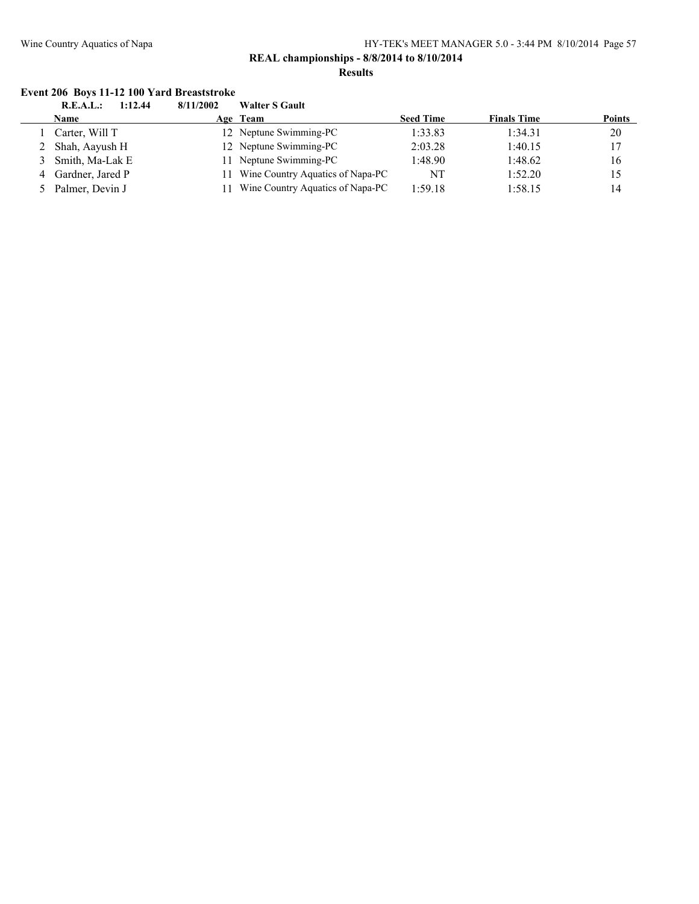**REAL championships - 8/8/2014 to 8/10/2014**

**Results**

### Event 206 Boys 11-12 100 Yard Breaststroke

**R.E.A.L.: 1:12.44 8/11/2002 Walter S Gault**

| | Name | Age | Team | Seed Time | Finals Time | Points |
|---|---|---|---|---|---|---|
| 1 | Carter, Will T | 12 | Neptune Swimming-PC | 1:33.83 | 1:34.31 | 20 |
| 2 | Shah, Aayush H | 12 | Neptune Swimming-PC | 2:03.28 | 1:40.15 | 17 |
| 3 | Smith, Ma-Lak E | 11 | Neptune Swimming-PC | 1:48.90 | 1:48.62 | 16 |
| 4 | Gardner, Jared P | 11 | Wine Country Aquatics of Napa-PC | NT | 1:52.20 | 15 |
| 5 | Palmer, Devin J | 11 | Wine Country Aquatics of Napa-PC | 1:59.18 | 1:58.15 | 14 |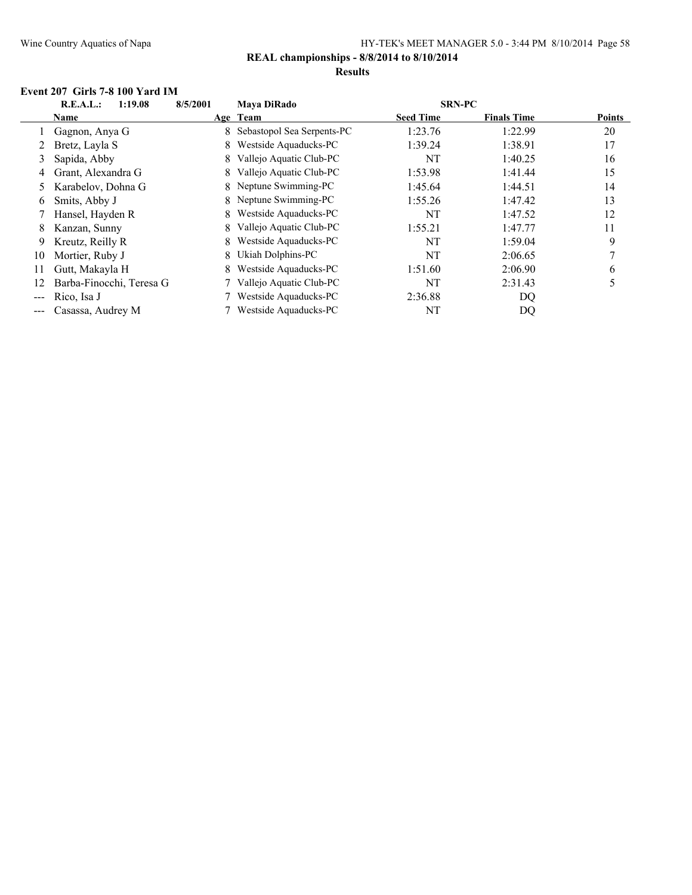**REAL championships - 8/8/2014 to 8/10/2014**

**Results**

### Event 207 Girls 7-8 100 Yard IM

| | | | | | | |
|---|---|---|---|---|---|---|
| | **R.E.A.L.: 1:19.08** | **8/5/2001** | **Maya DiRado** | **SRN-PC** | | |
| | **Name** | **Age** | **Team** | **Seed Time** | **Finals Time** | **Points** |
| 1 | Gagnon, Anya G | 8 | Sebastopol Sea Serpents-PC | 1:23.76 | 1:22.99 | 20 |
| 2 | Bretz, Layla S | 8 | Westside Aquaducks-PC | 1:39.24 | 1:38.91 | 17 |
| 3 | Sapida, Abby | 8 | Vallejo Aquatic Club-PC | NT | 1:40.25 | 16 |
| 4 | Grant, Alexandra G | 8 | Vallejo Aquatic Club-PC | 1:53.98 | 1:41.44 | 15 |
| 5 | Karabelov, Dohna G | 8 | Neptune Swimming-PC | 1:45.64 | 1:44.51 | 14 |
| 6 | Smits, Abby J | 8 | Neptune Swimming-PC | 1:55.26 | 1:47.42 | 13 |
| 7 | Hansel, Hayden R | 8 | Westside Aquaducks-PC | NT | 1:47.52 | 12 |
| 8 | Kanzan, Sunny | 8 | Vallejo Aquatic Club-PC | 1:55.21 | 1:47.77 | 11 |
| 9 | Kreutz, Reilly R | 8 | Westside Aquaducks-PC | NT | 1:59.04 | 9 |
| 10 | Mortier, Ruby J | 8 | Ukiah Dolphins-PC | NT | 2:06.65 | 7 |
| 11 | Gutt, Makayla H | 8 | Westside Aquaducks-PC | 1:51.60 | 2:06.90 | 6 |
| 12 | Barba-Finocchi, Teresa G | 7 | Vallejo Aquatic Club-PC | NT | 2:31.43 | 5 |
| --- | Rico, Isa J | 7 | Westside Aquaducks-PC | 2:36.88 | DQ | |
| --- | Casassa, Audrey M | 7 | Westside Aquaducks-PC | NT | DQ | |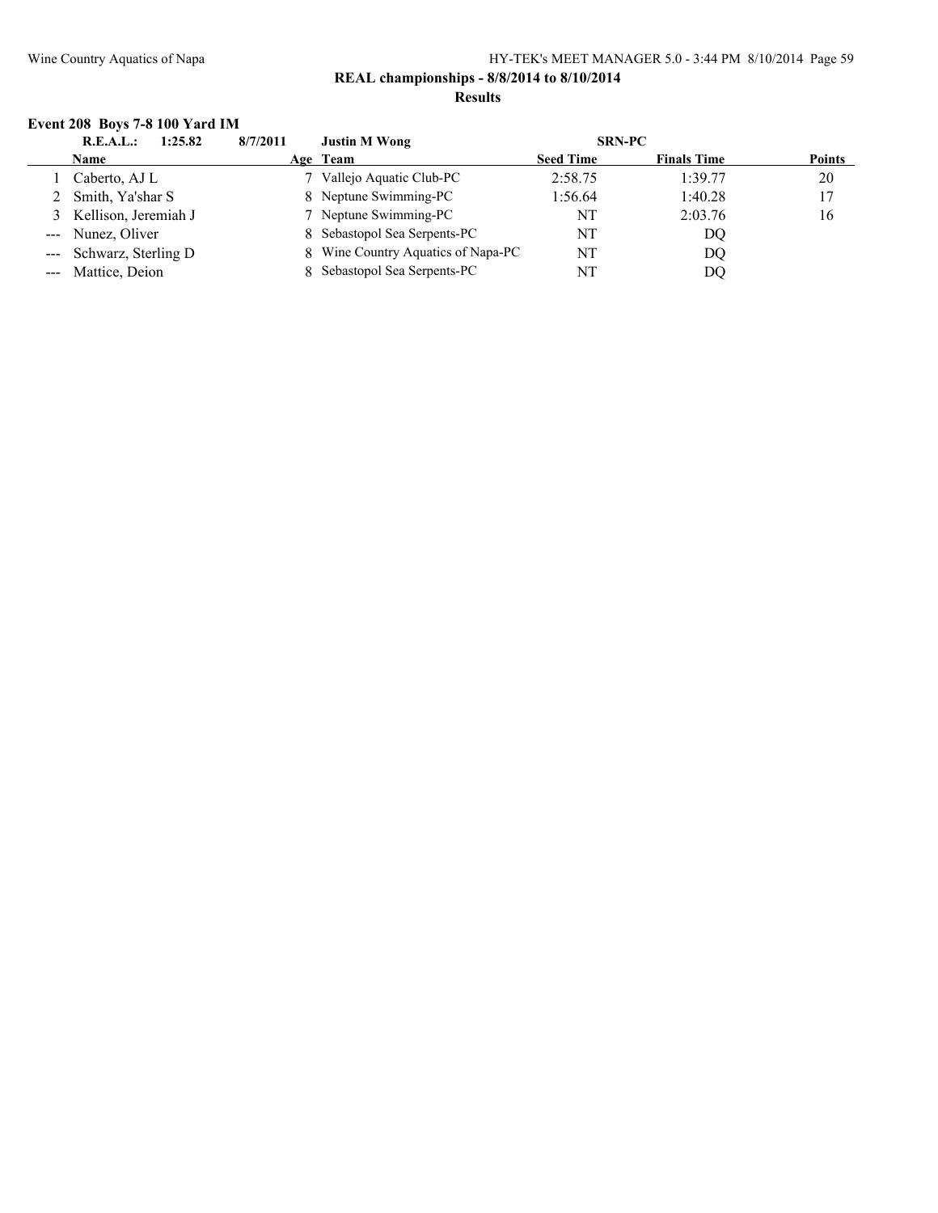**REAL championships - 8/8/2014 to 8/10/2014**

**Results**

### Event 208 Boys 7-8 100 Yard IM

**R.E.A.L.: 1:25.82 8/7/2011 Justin M Wong SRN-PC**

| | Name | Age | Team | Seed Time | Finals Time | Points |
|---|---|---|---|---|---|---|
| 1 | Caberto, AJ L | 7 | Vallejo Aquatic Club-PC | 2:58.75 | 1:39.77 | 20 |
| 2 | Smith, Ya'shar S | 8 | Neptune Swimming-PC | 1:56.64 | 1:40.28 | 17 |
| 3 | Kellison, Jeremiah J | 7 | Neptune Swimming-PC | NT | 2:03.76 | 16 |
| --- | Nunez, Oliver | 8 | Sebastopol Sea Serpents-PC | NT | DQ | |
| --- | Schwarz, Sterling D | 8 | Wine Country Aquatics of Napa-PC | NT | DQ | |
| --- | Mattice, Deion | 8 | Sebastopol Sea Serpents-PC | NT | DQ | |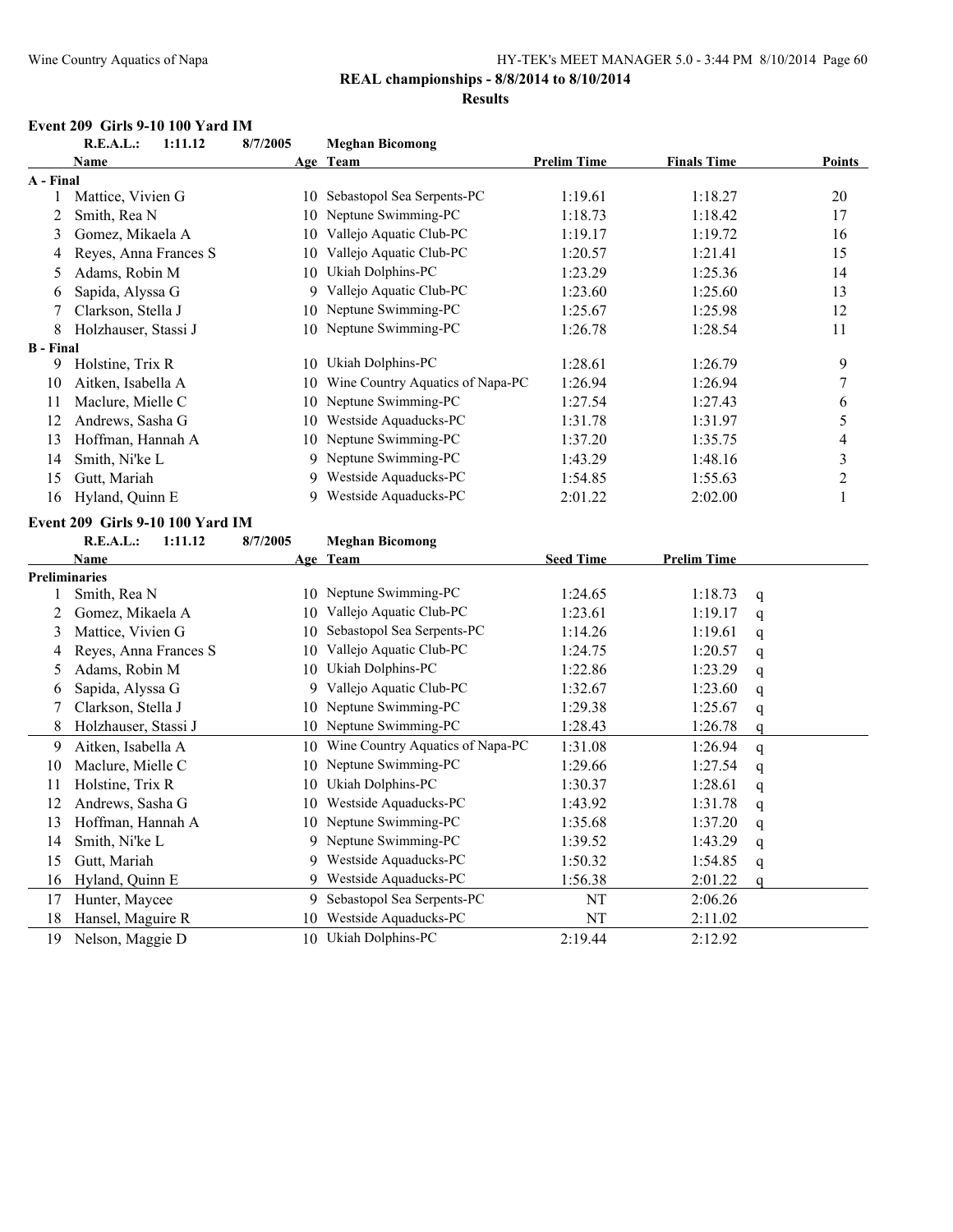**REAL championships - 8/8/2014 to 8/10/2014**

**Results**

### Event 209 Girls 9-10 100 Yard IM

**R.E.A.L.: 1:11.12 8/7/2005 Meghan Bicomong**

| | Name | Age | Team | Prelim Time | Finals Time | Points |
|---|---|---|---|---|---|---|
| **A - Final** | | | | | | |
| 1 | Mattice, Vivien G | 10 | Sebastopol Sea Serpents-PC | 1:19.61 | 1:18.27 | 20 |
| 2 | Smith, Rea N | 10 | Neptune Swimming-PC | 1:18.73 | 1:18.42 | 17 |
| 3 | Gomez, Mikaela A | 10 | Vallejo Aquatic Club-PC | 1:19.17 | 1:19.72 | 16 |
| 4 | Reyes, Anna Frances S | 10 | Vallejo Aquatic Club-PC | 1:20.57 | 1:21.41 | 15 |
| 5 | Adams, Robin M | 10 | Ukiah Dolphins-PC | 1:23.29 | 1:25.36 | 14 |
| 6 | Sapida, Alyssa G | 9 | Vallejo Aquatic Club-PC | 1:23.60 | 1:25.60 | 13 |
| 7 | Clarkson, Stella J | 10 | Neptune Swimming-PC | 1:25.67 | 1:25.98 | 12 |
| 8 | Holzhauser, Stassi J | 10 | Neptune Swimming-PC | 1:26.78 | 1:28.54 | 11 |
| **B - Final** | | | | | | |
| 9 | Holstine, Trix R | 10 | Ukiah Dolphins-PC | 1:28.61 | 1:26.79 | 9 |
| 10 | Aitken, Isabella A | 10 | Wine Country Aquatics of Napa-PC | 1:26.94 | 1:26.94 | 7 |
| 11 | Maclure, Mielle C | 10 | Neptune Swimming-PC | 1:27.54 | 1:27.43 | 6 |
| 12 | Andrews, Sasha G | 10 | Westside Aquaducks-PC | 1:31.78 | 1:31.97 | 5 |
| 13 | Hoffman, Hannah A | 10 | Neptune Swimming-PC | 1:37.20 | 1:35.75 | 4 |
| 14 | Smith, Ni'ke L | 9 | Neptune Swimming-PC | 1:43.29 | 1:48.16 | 3 |
| 15 | Gutt, Mariah | 9 | Westside Aquaducks-PC | 1:54.85 | 1:55.63 | 2 |
| 16 | Hyland, Quinn E | 9 | Westside Aquaducks-PC | 2:01.22 | 2:02.00 | 1 |

### Event 209 Girls 9-10 100 Yard IM

**R.E.A.L.: 1:11.12 8/7/2005 Meghan Bicomong**

| | Name | Age | Team | Seed Time | Prelim Time | |
|---|---|---|---|---|---|---|
| **Preliminaries** | | | | | | |
| 1 | Smith, Rea N | 10 | Neptune Swimming-PC | 1:24.65 | 1:18.73 | q |
| 2 | Gomez, Mikaela A | 10 | Vallejo Aquatic Club-PC | 1:23.61 | 1:19.17 | q |
| 3 | Mattice, Vivien G | 10 | Sebastopol Sea Serpents-PC | 1:14.26 | 1:19.61 | q |
| 4 | Reyes, Anna Frances S | 10 | Vallejo Aquatic Club-PC | 1:24.75 | 1:20.57 | q |
| 5 | Adams, Robin M | 10 | Ukiah Dolphins-PC | 1:22.86 | 1:23.29 | q |
| 6 | Sapida, Alyssa G | 9 | Vallejo Aquatic Club-PC | 1:32.67 | 1:23.60 | q |
| 7 | Clarkson, Stella J | 10 | Neptune Swimming-PC | 1:29.38 | 1:25.67 | q |
| 8 | Holzhauser, Stassi J | 10 | Neptune Swimming-PC | 1:28.43 | 1:26.78 | q |
| 9 | Aitken, Isabella A | 10 | Wine Country Aquatics of Napa-PC | 1:31.08 | 1:26.94 | q |
| 10 | Maclure, Mielle C | 10 | Neptune Swimming-PC | 1:29.66 | 1:27.54 | q |
| 11 | Holstine, Trix R | 10 | Ukiah Dolphins-PC | 1:30.37 | 1:28.61 | q |
| 12 | Andrews, Sasha G | 10 | Westside Aquaducks-PC | 1:43.92 | 1:31.78 | q |
| 13 | Hoffman, Hannah A | 10 | Neptune Swimming-PC | 1:35.68 | 1:37.20 | q |
| 14 | Smith, Ni'ke L | 9 | Neptune Swimming-PC | 1:39.52 | 1:43.29 | q |
| 15 | Gutt, Mariah | 9 | Westside Aquaducks-PC | 1:50.32 | 1:54.85 | q |
| 16 | Hyland, Quinn E | 9 | Westside Aquaducks-PC | 1:56.38 | 2:01.22 | q |
| 17 | Hunter, Maycee | 9 | Sebastopol Sea Serpents-PC | NT | 2:06.26 | |
| 18 | Hansel, Maguire R | 10 | Westside Aquaducks-PC | NT | 2:11.02 | |
| 19 | Nelson, Maggie D | 10 | Ukiah Dolphins-PC | 2:19.44 | 2:12.92 | |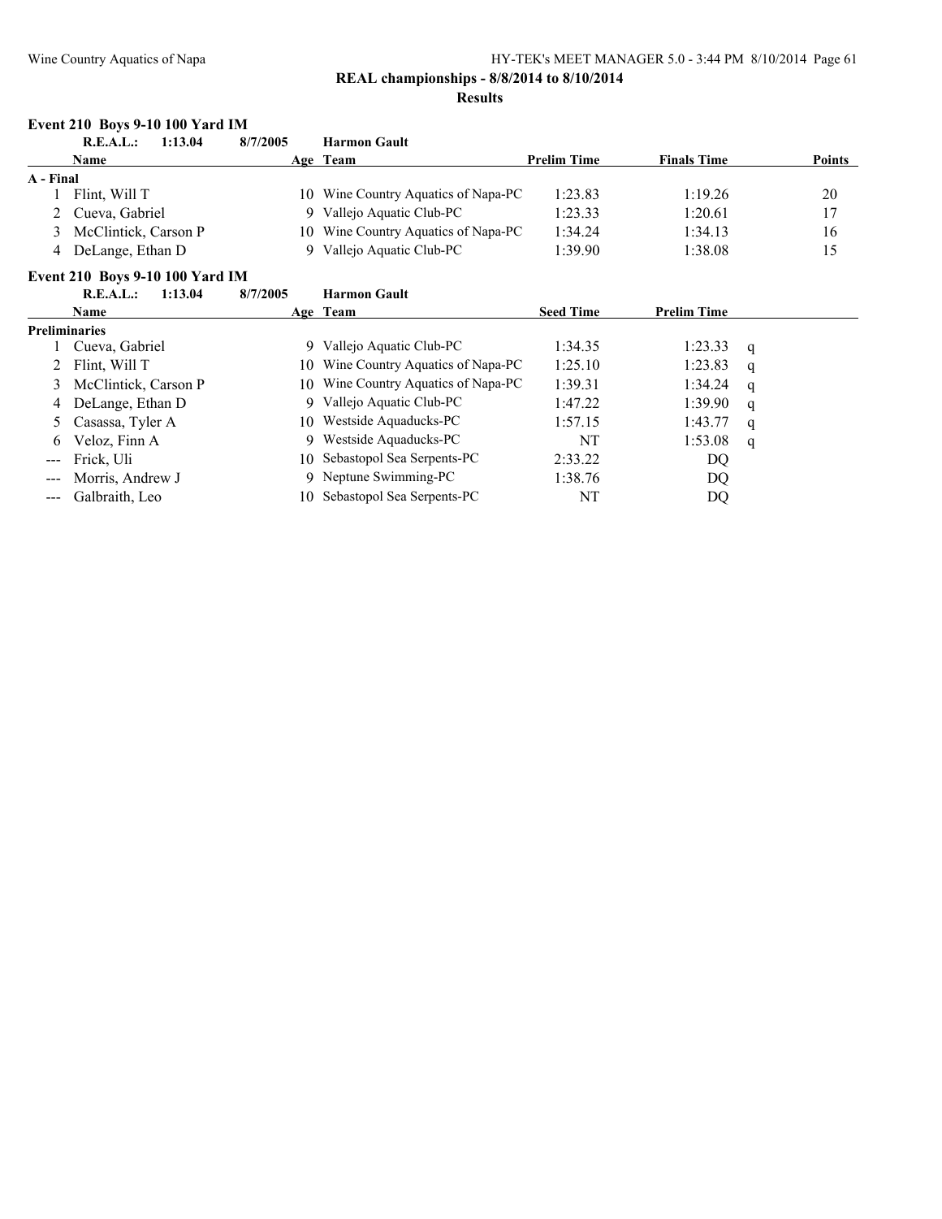**REAL championships - 8/8/2014 to 8/10/2014**

**Results**

### Event 210 Boys 9-10 100 Yard IM

**R.E.A.L.: 1:13.04 8/7/2005 Harmon Gault**

| | Name | Age | Team | Prelim Time | Finals Time | Points |
|---|---|---|---|---|---|---|
| **A - Final** | | | | | | |
| 1 | Flint, Will T | 10 | Wine Country Aquatics of Napa-PC | 1:23.83 | 1:19.26 | 20 |
| 2 | Cueva, Gabriel | 9 | Vallejo Aquatic Club-PC | 1:23.33 | 1:20.61 | 17 |
| 3 | McClintick, Carson P | 10 | Wine Country Aquatics of Napa-PC | 1:34.24 | 1:34.13 | 16 |
| 4 | DeLange, Ethan D | 9 | Vallejo Aquatic Club-PC | 1:39.90 | 1:38.08 | 15 |

### Event 210 Boys 9-10 100 Yard IM

**R.E.A.L.: 1:13.04 8/7/2005 Harmon Gault**

| | Name | Age | Team | Seed Time | Prelim Time | |
|---|---|---|---|---|---|---|
| **Preliminaries** | | | | | | |
| 1 | Cueva, Gabriel | 9 | Vallejo Aquatic Club-PC | 1:34.35 | 1:23.33 | q |
| 2 | Flint, Will T | 10 | Wine Country Aquatics of Napa-PC | 1:25.10 | 1:23.83 | q |
| 3 | McClintick, Carson P | 10 | Wine Country Aquatics of Napa-PC | 1:39.31 | 1:34.24 | q |
| 4 | DeLange, Ethan D | 9 | Vallejo Aquatic Club-PC | 1:47.22 | 1:39.90 | q |
| 5 | Casassa, Tyler A | 10 | Westside Aquaducks-PC | 1:57.15 | 1:43.77 | q |
| 6 | Veloz, Finn A | 9 | Westside Aquaducks-PC | NT | 1:53.08 | q |
| --- | Frick, Uli | 10 | Sebastopol Sea Serpents-PC | 2:33.22 | DQ | |
| --- | Morris, Andrew J | 9 | Neptune Swimming-PC | 1:38.76 | DQ | |
| --- | Galbraith, Leo | 10 | Sebastopol Sea Serpents-PC | NT | DQ | |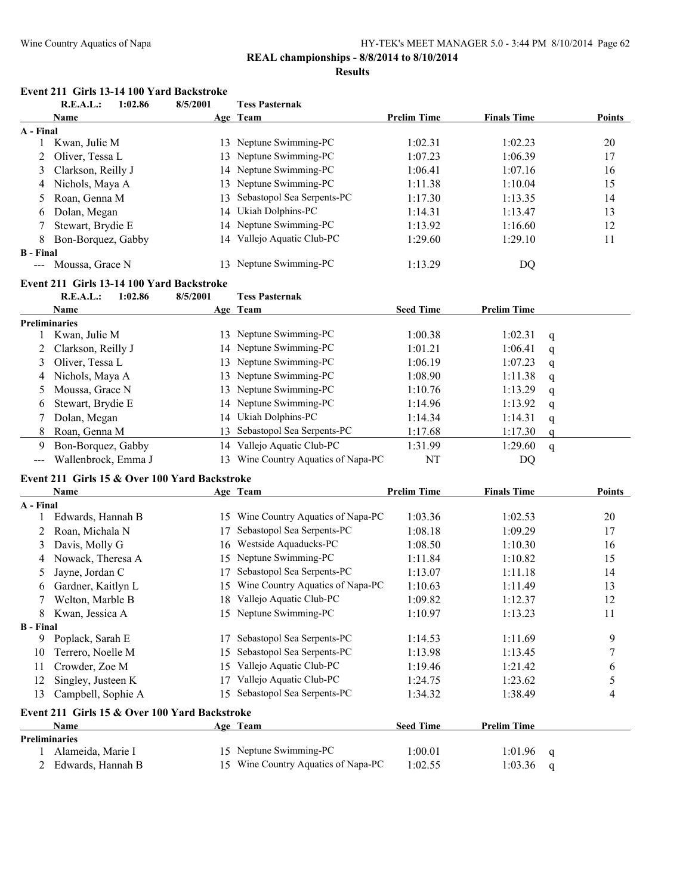**REAL championships - 8/8/2014 to 8/10/2014**

**Results**

### Event 211 Girls 13-14 100 Yard Backstroke

**R.E.A.L.: 1:02.86 8/5/2001 Tess Pasternak**

| | Name | Age | Team | Prelim Time | Finals Time | Points |
|---|---|---|---|---|---|---|
| **A - Final** | | | | | | |
| 1 | Kwan, Julie M | 13 | Neptune Swimming-PC | 1:02.31 | 1:02.23 | 20 |
| 2 | Oliver, Tessa L | 13 | Neptune Swimming-PC | 1:07.23 | 1:06.39 | 17 |
| 3 | Clarkson, Reilly J | 14 | Neptune Swimming-PC | 1:06.41 | 1:07.16 | 16 |
| 4 | Nichols, Maya A | 13 | Neptune Swimming-PC | 1:11.38 | 1:10.04 | 15 |
| 5 | Roan, Genna M | 13 | Sebastopol Sea Serpents-PC | 1:17.30 | 1:13.35 | 14 |
| 6 | Dolan, Megan | 14 | Ukiah Dolphins-PC | 1:14.31 | 1:13.47 | 13 |
| 7 | Stewart, Brydie E | 14 | Neptune Swimming-PC | 1:13.92 | 1:16.60 | 12 |
| 8 | Bon-Borquez, Gabby | 14 | Vallejo Aquatic Club-PC | 1:29.60 | 1:29.10 | 11 |
| **B - Final** | | | | | | |
| --- | Moussa, Grace N | 13 | Neptune Swimming-PC | 1:13.29 | DQ | |

### Event 211 Girls 13-14 100 Yard Backstroke

**R.E.A.L.: 1:02.86 8/5/2001 Tess Pasternak**

| | Name | Age | Team | Seed Time | Prelim Time | |
|---|---|---|---|---|---|---|
| **Preliminaries** | | | | | | |
| 1 | Kwan, Julie M | 13 | Neptune Swimming-PC | 1:00.38 | 1:02.31 | q |
| 2 | Clarkson, Reilly J | 14 | Neptune Swimming-PC | 1:01.21 | 1:06.41 | q |
| 3 | Oliver, Tessa L | 13 | Neptune Swimming-PC | 1:06.19 | 1:07.23 | q |
| 4 | Nichols, Maya A | 13 | Neptune Swimming-PC | 1:08.90 | 1:11.38 | q |
| 5 | Moussa, Grace N | 13 | Neptune Swimming-PC | 1:10.76 | 1:13.29 | q |
| 6 | Stewart, Brydie E | 14 | Neptune Swimming-PC | 1:14.96 | 1:13.92 | q |
| 7 | Dolan, Megan | 14 | Ukiah Dolphins-PC | 1:14.34 | 1:14.31 | q |
| 8 | Roan, Genna M | 13 | Sebastopol Sea Serpents-PC | 1:17.68 | 1:17.30 | q |
| 9 | Bon-Borquez, Gabby | 14 | Vallejo Aquatic Club-PC | 1:31.99 | 1:29.60 | q |
| --- | Wallenbrock, Emma J | 13 | Wine Country Aquatics of Napa-PC | NT | DQ | |

### Event 211 Girls 15 & Over 100 Yard Backstroke

| | Name | Age | Team | Prelim Time | Finals Time | Points |
|---|---|---|---|---|---|---|
| **A - Final** | | | | | | |
| 1 | Edwards, Hannah B | 15 | Wine Country Aquatics of Napa-PC | 1:03.36 | 1:02.53 | 20 |
| 2 | Roan, Michala N | 17 | Sebastopol Sea Serpents-PC | 1:08.18 | 1:09.29 | 17 |
| 3 | Davis, Molly G | 16 | Westside Aquaducks-PC | 1:08.50 | 1:10.30 | 16 |
| 4 | Nowack, Theresa A | 15 | Neptune Swimming-PC | 1:11.84 | 1:10.82 | 15 |
| 5 | Jayne, Jordan C | 17 | Sebastopol Sea Serpents-PC | 1:13.07 | 1:11.18 | 14 |
| 6 | Gardner, Kaitlyn L | 15 | Wine Country Aquatics of Napa-PC | 1:10.63 | 1:11.49 | 13 |
| 7 | Welton, Marble B | 18 | Vallejo Aquatic Club-PC | 1:09.82 | 1:12.37 | 12 |
| 8 | Kwan, Jessica A | 15 | Neptune Swimming-PC | 1:10.97 | 1:13.23 | 11 |
| **B - Final** | | | | | | |
| 9 | Poplack, Sarah E | 17 | Sebastopol Sea Serpents-PC | 1:14.53 | 1:11.69 | 9 |
| 10 | Terrero, Noelle M | 15 | Sebastopol Sea Serpents-PC | 1:13.98 | 1:13.45 | 7 |
| 11 | Crowder, Zoe M | 15 | Vallejo Aquatic Club-PC | 1:19.46 | 1:21.42 | 6 |
| 12 | Singley, Justeen K | 17 | Vallejo Aquatic Club-PC | 1:24.75 | 1:23.62 | 5 |
| 13 | Campbell, Sophie A | 15 | Sebastopol Sea Serpents-PC | 1:34.32 | 1:38.49 | 4 |

### Event 211 Girls 15 & Over 100 Yard Backstroke

| | Name | Age | Team | Seed Time | Prelim Time | |
|---|---|---|---|---|---|---|
| **Preliminaries** | | | | | | |
| 1 | Alameida, Marie I | 15 | Neptune Swimming-PC | 1:00.01 | 1:01.96 | q |
| 2 | Edwards, Hannah B | 15 | Wine Country Aquatics of Napa-PC | 1:02.55 | 1:03.36 | q |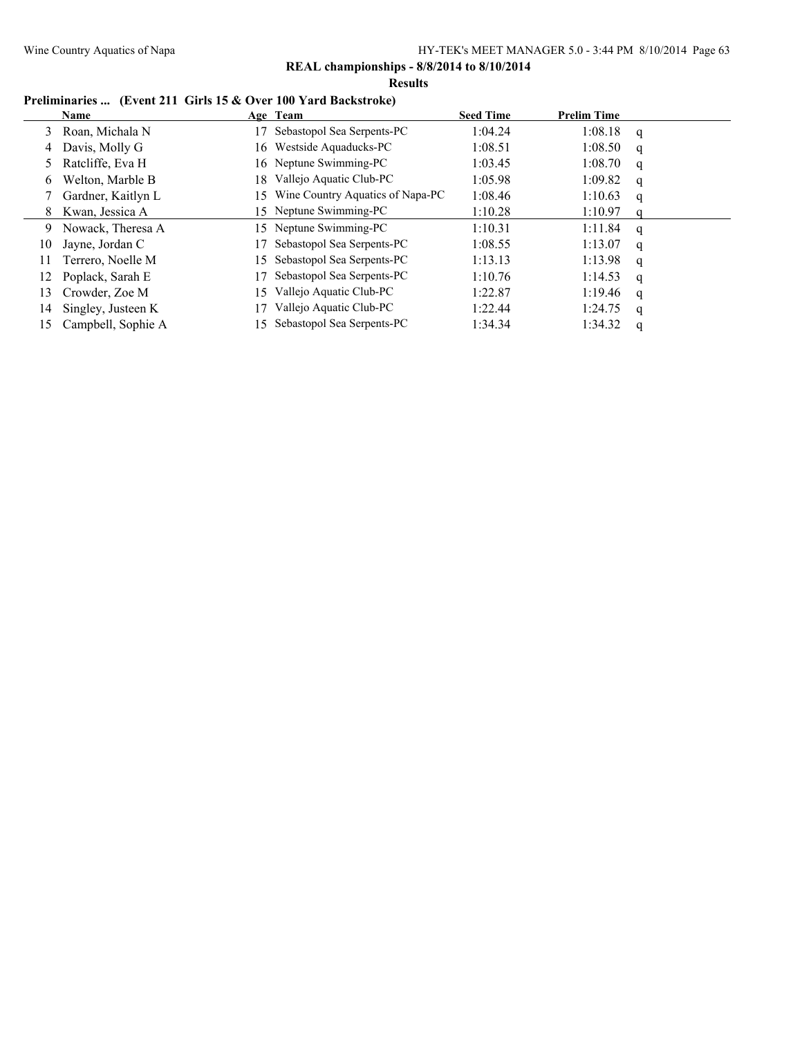**REAL championships - 8/8/2014 to 8/10/2014**

**Results**

### Preliminaries ... (Event 211 Girls 15 & Over 100 Yard Backstroke)

| | Name | Age | Team | Seed Time | Prelim Time | |
|---|---|---|---|---|---|---|
| 3 | Roan, Michala N | 17 | Sebastopol Sea Serpents-PC | 1:04.24 | 1:08.18 | q |
| 4 | Davis, Molly G | 16 | Westside Aquaducks-PC | 1:08.51 | 1:08.50 | q |
| 5 | Ratcliffe, Eva H | 16 | Neptune Swimming-PC | 1:03.45 | 1:08.70 | q |
| 6 | Welton, Marble B | 18 | Vallejo Aquatic Club-PC | 1:05.98 | 1:09.82 | q |
| 7 | Gardner, Kaitlyn L | 15 | Wine Country Aquatics of Napa-PC | 1:08.46 | 1:10.63 | q |
| 8 | Kwan, Jessica A | 15 | Neptune Swimming-PC | 1:10.28 | 1:10.97 | q |
| 9 | Nowack, Theresa A | 15 | Neptune Swimming-PC | 1:10.31 | 1:11.84 | q |
| 10 | Jayne, Jordan C | 17 | Sebastopol Sea Serpents-PC | 1:08.55 | 1:13.07 | q |
| 11 | Terrero, Noelle M | 15 | Sebastopol Sea Serpents-PC | 1:13.13 | 1:13.98 | q |
| 12 | Poplack, Sarah E | 17 | Sebastopol Sea Serpents-PC | 1:10.76 | 1:14.53 | q |
| 13 | Crowder, Zoe M | 15 | Vallejo Aquatic Club-PC | 1:22.87 | 1:19.46 | q |
| 14 | Singley, Justeen K | 17 | Vallejo Aquatic Club-PC | 1:22.44 | 1:24.75 | q |
| 15 | Campbell, Sophie A | 15 | Sebastopol Sea Serpents-PC | 1:34.34 | 1:34.32 | q |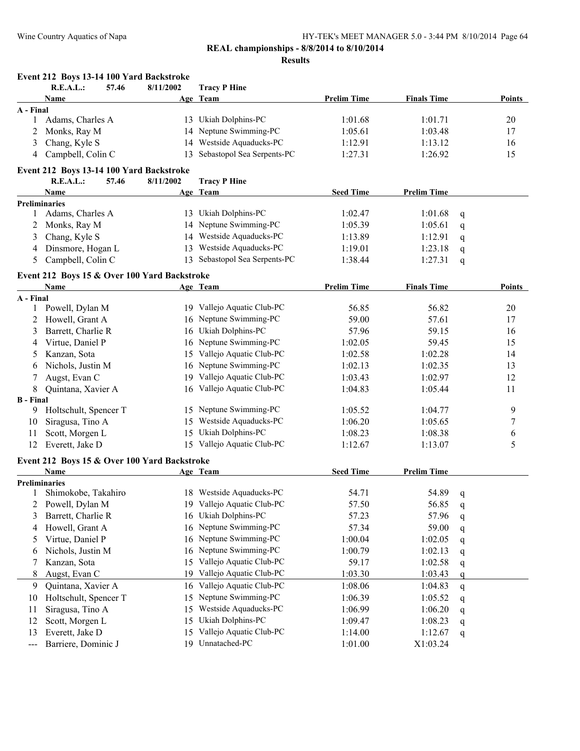**REAL championships - 8/8/2014 to 8/10/2014**

**Results**

### Event 212 Boys 13-14 100 Yard Backstroke

R.E.A.L.: 57.46 8/11/2002 Tracy P Hine

| | Name | Age | Team | Prelim Time | Finals Time | Points |
|---|---|---|---|---|---|---|
| **A - Final** | | | | | | |
| 1 | Adams, Charles A | 13 | Ukiah Dolphins-PC | 1:01.68 | 1:01.71 | 20 |
| 2 | Monks, Ray M | 14 | Neptune Swimming-PC | 1:05.61 | 1:03.48 | 17 |
| 3 | Chang, Kyle S | 14 | Westside Aquaducks-PC | 1:12.91 | 1:13.12 | 16 |
| 4 | Campbell, Colin C | 13 | Sebastopol Sea Serpents-PC | 1:27.31 | 1:26.92 | 15 |

### Event 212 Boys 13-14 100 Yard Backstroke

R.E.A.L.: 57.46 8/11/2002 Tracy P Hine

| | Name | Age | Team | Seed Time | Prelim Time | |
|---|---|---|---|---|---|---|
| **Preliminaries** | | | | | | |
| 1 | Adams, Charles A | 13 | Ukiah Dolphins-PC | 1:02.47 | 1:01.68 | q |
| 2 | Monks, Ray M | 14 | Neptune Swimming-PC | 1:05.39 | 1:05.61 | q |
| 3 | Chang, Kyle S | 14 | Westside Aquaducks-PC | 1:13.89 | 1:12.91 | q |
| 4 | Dinsmore, Hogan L | 13 | Westside Aquaducks-PC | 1:19.01 | 1:23.18 | q |
| 5 | Campbell, Colin C | 13 | Sebastopol Sea Serpents-PC | 1:38.44 | 1:27.31 | q |

### Event 212 Boys 15 & Over 100 Yard Backstroke

| | Name | Age | Team | Prelim Time | Finals Time | Points |
|---|---|---|---|---|---|---|
| **A - Final** | | | | | | |
| 1 | Powell, Dylan M | 19 | Vallejo Aquatic Club-PC | 56.85 | 56.82 | 20 |
| 2 | Howell, Grant A | 16 | Neptune Swimming-PC | 59.00 | 57.61 | 17 |
| 3 | Barrett, Charlie R | 16 | Ukiah Dolphins-PC | 57.96 | 59.15 | 16 |
| 4 | Virtue, Daniel P | 16 | Neptune Swimming-PC | 1:02.05 | 59.45 | 15 |
| 5 | Kanzan, Sota | 15 | Vallejo Aquatic Club-PC | 1:02.58 | 1:02.28 | 14 |
| 6 | Nichols, Justin M | 16 | Neptune Swimming-PC | 1:02.13 | 1:02.35 | 13 |
| 7 | Augst, Evan C | 19 | Vallejo Aquatic Club-PC | 1:03.43 | 1:02.97 | 12 |
| 8 | Quintana, Xavier A | 16 | Vallejo Aquatic Club-PC | 1:04.83 | 1:05.44 | 11 |
| **B - Final** | | | | | | |
| 9 | Holtschult, Spencer T | 15 | Neptune Swimming-PC | 1:05.52 | 1:04.77 | 9 |
| 10 | Siragusa, Tino A | 15 | Westside Aquaducks-PC | 1:06.20 | 1:05.65 | 7 |
| 11 | Scott, Morgen L | 15 | Ukiah Dolphins-PC | 1:08.23 | 1:08.38 | 6 |
| 12 | Everett, Jake D | 15 | Vallejo Aquatic Club-PC | 1:12.67 | 1:13.07 | 5 |

### Event 212 Boys 15 & Over 100 Yard Backstroke

| | Name | Age | Team | Seed Time | Prelim Time | |
|---|---|---|---|---|---|---|
| **Preliminaries** | | | | | | |
| 1 | Shimokobe, Takahiro | 18 | Westside Aquaducks-PC | 54.71 | 54.89 | q |
| 2 | Powell, Dylan M | 19 | Vallejo Aquatic Club-PC | 57.50 | 56.85 | q |
| 3 | Barrett, Charlie R | 16 | Ukiah Dolphins-PC | 57.23 | 57.96 | q |
| 4 | Howell, Grant A | 16 | Neptune Swimming-PC | 57.34 | 59.00 | q |
| 5 | Virtue, Daniel P | 16 | Neptune Swimming-PC | 1:00.04 | 1:02.05 | q |
| 6 | Nichols, Justin M | 16 | Neptune Swimming-PC | 1:00.79 | 1:02.13 | q |
| 7 | Kanzan, Sota | 15 | Vallejo Aquatic Club-PC | 59.17 | 1:02.58 | q |
| 8 | Augst, Evan C | 19 | Vallejo Aquatic Club-PC | 1:03.30 | 1:03.43 | q |
| 9 | Quintana, Xavier A | 16 | Vallejo Aquatic Club-PC | 1:08.06 | 1:04.83 | q |
| 10 | Holtschult, Spencer T | 15 | Neptune Swimming-PC | 1:06.39 | 1:05.52 | q |
| 11 | Siragusa, Tino A | 15 | Westside Aquaducks-PC | 1:06.99 | 1:06.20 | q |
| 12 | Scott, Morgen L | 15 | Ukiah Dolphins-PC | 1:09.47 | 1:08.23 | q |
| 13 | Everett, Jake D | 15 | Vallejo Aquatic Club-PC | 1:14.00 | 1:12.67 | q |
| --- | Barriere, Dominic J | 19 | Unnatached-PC | 1:01.00 | X1:03.24 | |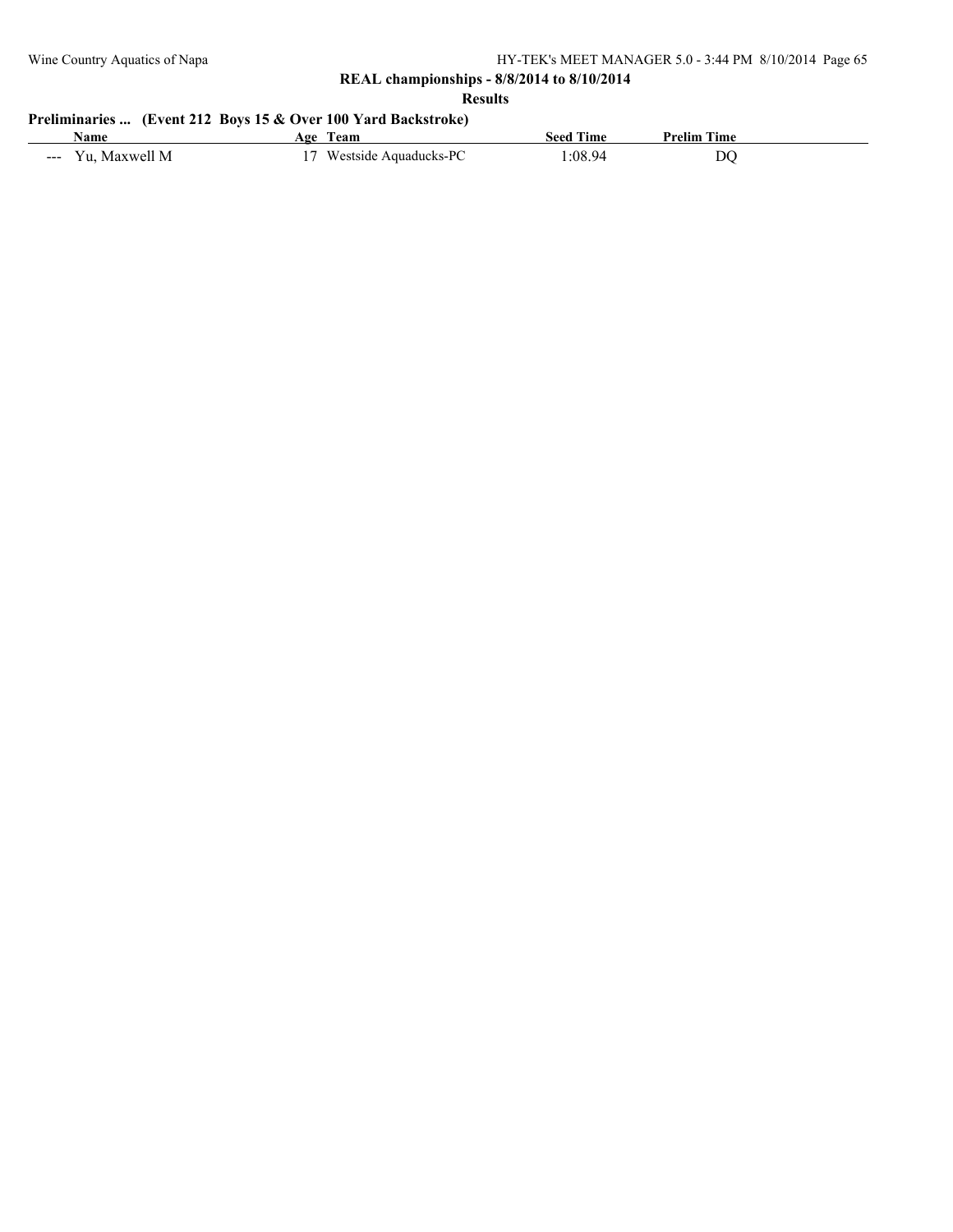**REAL championships - 8/8/2014 to 8/10/2014**

**Results**

**Preliminaries ... (Event 212 Boys 15 & Over 100 Yard Backstroke)**

| | Name | Age | Team | Seed Time | Prelim Time |
|---|---|---|---|---|---|
| --- | Yu, Maxwell M | 17 | Westside Aquaducks-PC | 1:08.94 | DQ |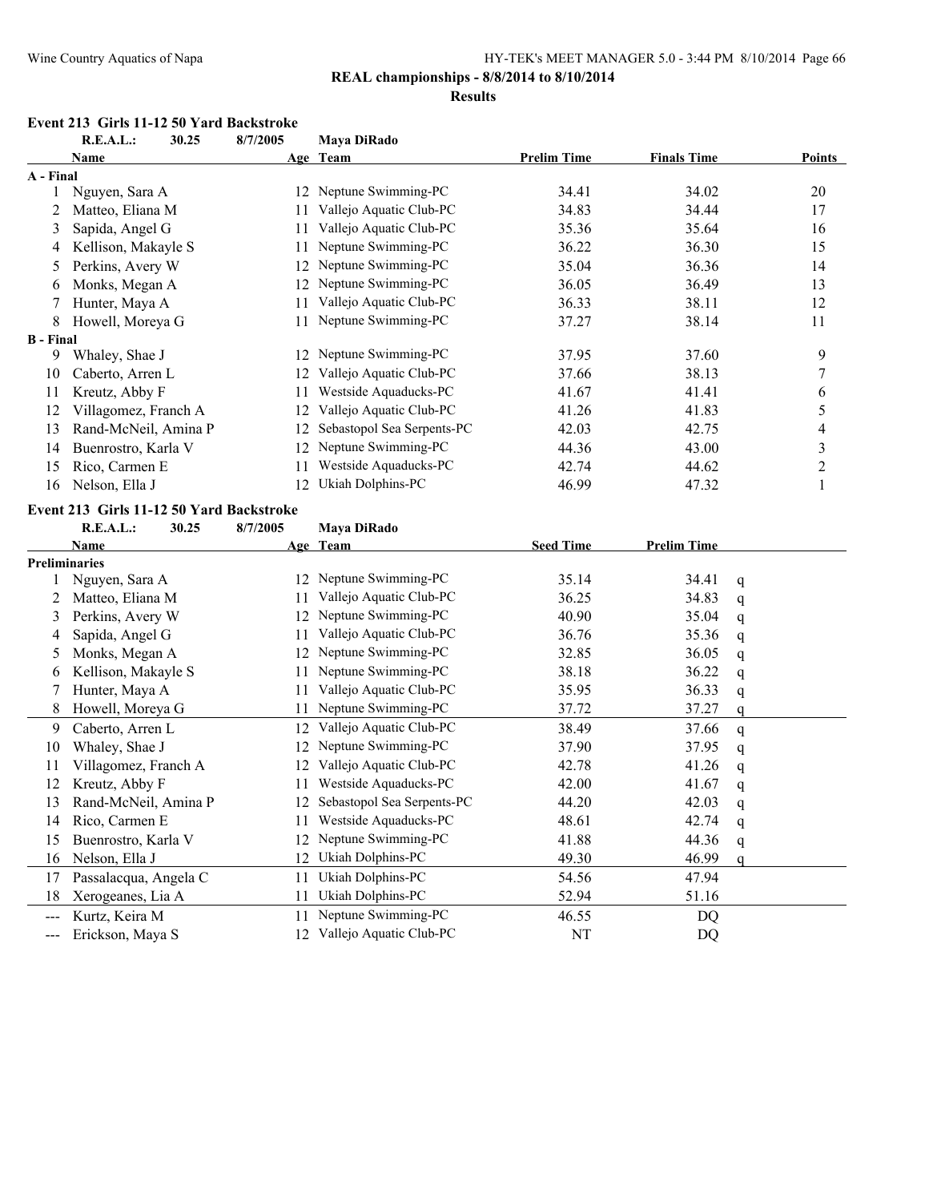**REAL championships - 8/8/2014 to 8/10/2014**

**Results**

### Event 213 Girls 11-12 50 Yard Backstroke

**R.E.A.L.: 30.25 8/7/2005 Maya DiRado**

| | Name | Age | Team | Prelim Time | Finals Time | Points |
|---|---|---|---|---|---|---|
| **A - Final** | | | | | | |
| 1 | Nguyen, Sara A | 12 | Neptune Swimming-PC | 34.41 | 34.02 | 20 |
| 2 | Matteo, Eliana M | 11 | Vallejo Aquatic Club-PC | 34.83 | 34.44 | 17 |
| 3 | Sapida, Angel G | 11 | Vallejo Aquatic Club-PC | 35.36 | 35.64 | 16 |
| 4 | Kellison, Makayle S | 11 | Neptune Swimming-PC | 36.22 | 36.30 | 15 |
| 5 | Perkins, Avery W | 12 | Neptune Swimming-PC | 35.04 | 36.36 | 14 |
| 6 | Monks, Megan A | 12 | Neptune Swimming-PC | 36.05 | 36.49 | 13 |
| 7 | Hunter, Maya A | 11 | Vallejo Aquatic Club-PC | 36.33 | 38.11 | 12 |
| 8 | Howell, Moreya G | 11 | Neptune Swimming-PC | 37.27 | 38.14 | 11 |
| **B - Final** | | | | | | |
| 9 | Whaley, Shae J | 12 | Neptune Swimming-PC | 37.95 | 37.60 | 9 |
| 10 | Caberto, Arren L | 12 | Vallejo Aquatic Club-PC | 37.66 | 38.13 | 7 |
| 11 | Kreutz, Abby F | 11 | Westside Aquaducks-PC | 41.67 | 41.41 | 6 |
| 12 | Villagomez, Franch A | 12 | Vallejo Aquatic Club-PC | 41.26 | 41.83 | 5 |
| 13 | Rand-McNeil, Amina P | 12 | Sebastopol Sea Serpents-PC | 42.03 | 42.75 | 4 |
| 14 | Buenrostro, Karla V | 12 | Neptune Swimming-PC | 44.36 | 43.00 | 3 |
| 15 | Rico, Carmen E | 11 | Westside Aquaducks-PC | 42.74 | 44.62 | 2 |
| 16 | Nelson, Ella J | 12 | Ukiah Dolphins-PC | 46.99 | 47.32 | 1 |

### Event 213 Girls 11-12 50 Yard Backstroke

**R.E.A.L.: 30.25 8/7/2005 Maya DiRado**

| | Name | Age | Team | Seed Time | Prelim Time | |
|---|---|---|---|---|---|---|
| **Preliminaries** | | | | | | |
| 1 | Nguyen, Sara A | 12 | Neptune Swimming-PC | 35.14 | 34.41 | q |
| 2 | Matteo, Eliana M | 11 | Vallejo Aquatic Club-PC | 36.25 | 34.83 | q |
| 3 | Perkins, Avery W | 12 | Neptune Swimming-PC | 40.90 | 35.04 | q |
| 4 | Sapida, Angel G | 11 | Vallejo Aquatic Club-PC | 36.76 | 35.36 | q |
| 5 | Monks, Megan A | 12 | Neptune Swimming-PC | 32.85 | 36.05 | q |
| 6 | Kellison, Makayle S | 11 | Neptune Swimming-PC | 38.18 | 36.22 | q |
| 7 | Hunter, Maya A | 11 | Vallejo Aquatic Club-PC | 35.95 | 36.33 | q |
| 8 | Howell, Moreya G | 11 | Neptune Swimming-PC | 37.72 | 37.27 | q |
| 9 | Caberto, Arren L | 12 | Vallejo Aquatic Club-PC | 38.49 | 37.66 | q |
| 10 | Whaley, Shae J | 12 | Neptune Swimming-PC | 37.90 | 37.95 | q |
| 11 | Villagomez, Franch A | 12 | Vallejo Aquatic Club-PC | 42.78 | 41.26 | q |
| 12 | Kreutz, Abby F | 11 | Westside Aquaducks-PC | 42.00 | 41.67 | q |
| 13 | Rand-McNeil, Amina P | 12 | Sebastopol Sea Serpents-PC | 44.20 | 42.03 | q |
| 14 | Rico, Carmen E | 11 | Westside Aquaducks-PC | 48.61 | 42.74 | q |
| 15 | Buenrostro, Karla V | 12 | Neptune Swimming-PC | 41.88 | 44.36 | q |
| 16 | Nelson, Ella J | 12 | Ukiah Dolphins-PC | 49.30 | 46.99 | q |
| 17 | Passalacqua, Angela C | 11 | Ukiah Dolphins-PC | 54.56 | 47.94 | |
| 18 | Xerogeanes, Lia A | 11 | Ukiah Dolphins-PC | 52.94 | 51.16 | |
| --- | Kurtz, Keira M | 11 | Neptune Swimming-PC | 46.55 | DQ | |
| --- | Erickson, Maya S | 12 | Vallejo Aquatic Club-PC | NT | DQ | |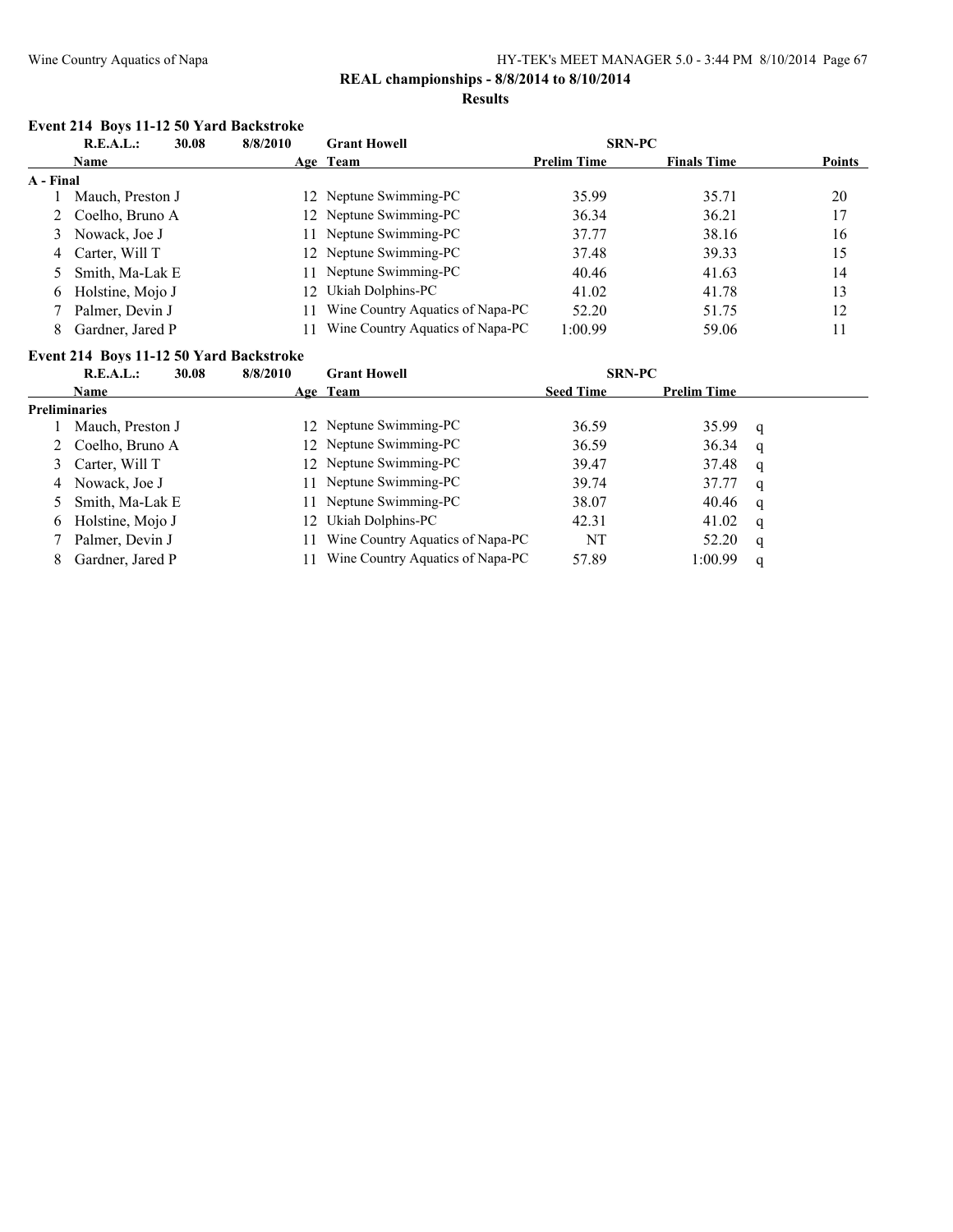**REAL championships - 8/8/2014 to 8/10/2014**

**Results**

### Event 214 Boys 11-12 50 Yard Backstroke

| R.E.A.L.: | 30.08 | 8/8/2010 | Grant Howell | SRN-PC | | |
|---|---|---|---|---|---|---|
| | **Name** | **Age** | **Team** | **Prelim Time** | **Finals Time** | **Points** |
| **A - Final** | | | | | | |
| 1 | Mauch, Preston J | 12 | Neptune Swimming-PC | 35.99 | 35.71 | 20 |
| 2 | Coelho, Bruno A | 12 | Neptune Swimming-PC | 36.34 | 36.21 | 17 |
| 3 | Nowack, Joe J | 11 | Neptune Swimming-PC | 37.77 | 38.16 | 16 |
| 4 | Carter, Will T | 12 | Neptune Swimming-PC | 37.48 | 39.33 | 15 |
| 5 | Smith, Ma-Lak E | 11 | Neptune Swimming-PC | 40.46 | 41.63 | 14 |
| 6 | Holstine, Mojo J | 12 | Ukiah Dolphins-PC | 41.02 | 41.78 | 13 |
| 7 | Palmer, Devin J | 11 | Wine Country Aquatics of Napa-PC | 52.20 | 51.75 | 12 |
| 8 | Gardner, Jared P | 11 | Wine Country Aquatics of Napa-PC | 1:00.99 | 59.06 | 11 |

### Event 214 Boys 11-12 50 Yard Backstroke

| R.E.A.L.: | 30.08 | 8/8/2010 | Grant Howell | SRN-PC | | |
|---|---|---|---|---|---|---|
| | **Name** | **Age** | **Team** | **Seed Time** | **Prelim Time** | |
| **Preliminaries** | | | | | | |
| 1 | Mauch, Preston J | 12 | Neptune Swimming-PC | 36.59 | 35.99 | q |
| 2 | Coelho, Bruno A | 12 | Neptune Swimming-PC | 36.59 | 36.34 | q |
| 3 | Carter, Will T | 12 | Neptune Swimming-PC | 39.47 | 37.48 | q |
| 4 | Nowack, Joe J | 11 | Neptune Swimming-PC | 39.74 | 37.77 | q |
| 5 | Smith, Ma-Lak E | 11 | Neptune Swimming-PC | 38.07 | 40.46 | q |
| 6 | Holstine, Mojo J | 12 | Ukiah Dolphins-PC | 42.31 | 41.02 | q |
| 7 | Palmer, Devin J | 11 | Wine Country Aquatics of Napa-PC | NT | 52.20 | q |
| 8 | Gardner, Jared P | 11 | Wine Country Aquatics of Napa-PC | 57.89 | 1:00.99 | q |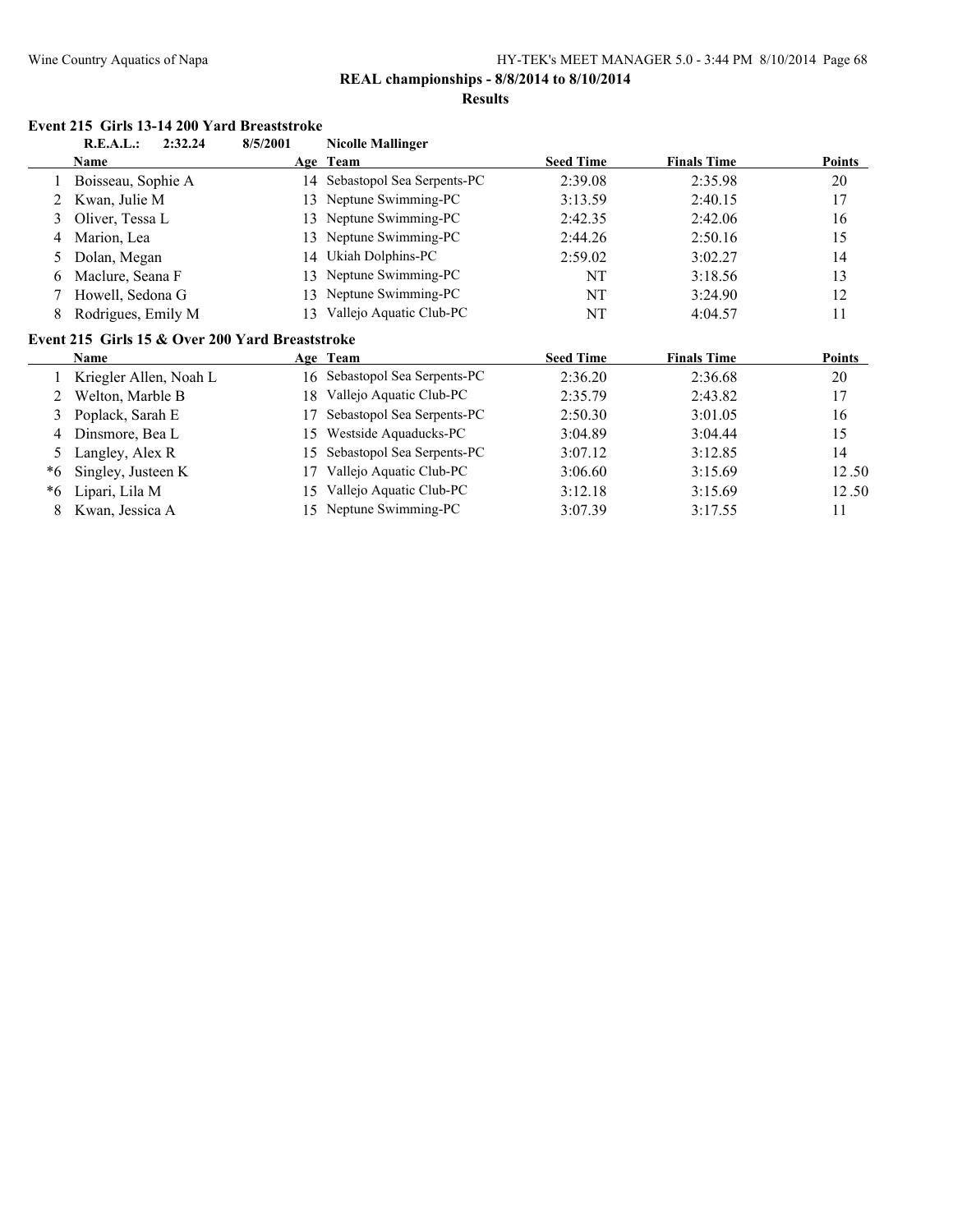**REAL championships - 8/8/2014 to 8/10/2014**

**Results**

### Event 215 Girls 13-14 200 Yard Breaststroke

**R.E.A.L.: 2:32.24 8/5/2001 Nicolle Mallinger**

| | Name | Age | Team | Seed Time | Finals Time | Points |
|---|---|---|---|---|---|---|
| 1 | Boisseau, Sophie A | 14 | Sebastopol Sea Serpents-PC | 2:39.08 | 2:35.98 | 20 |
| 2 | Kwan, Julie M | 13 | Neptune Swimming-PC | 3:13.59 | 2:40.15 | 17 |
| 3 | Oliver, Tessa L | 13 | Neptune Swimming-PC | 2:42.35 | 2:42.06 | 16 |
| 4 | Marion, Lea | 13 | Neptune Swimming-PC | 2:44.26 | 2:50.16 | 15 |
| 5 | Dolan, Megan | 14 | Ukiah Dolphins-PC | 2:59.02 | 3:02.27 | 14 |
| 6 | Maclure, Seana F | 13 | Neptune Swimming-PC | NT | 3:18.56 | 13 |
| 7 | Howell, Sedona G | 13 | Neptune Swimming-PC | NT | 3:24.90 | 12 |
| 8 | Rodrigues, Emily M | 13 | Vallejo Aquatic Club-PC | NT | 4:04.57 | 11 |

### Event 215 Girls 15 & Over 200 Yard Breaststroke

| | Name | Age | Team | Seed Time | Finals Time | Points |
|---|---|---|---|---|---|---|
| 1 | Kriegler Allen, Noah L | 16 | Sebastopol Sea Serpents-PC | 2:36.20 | 2:36.68 | 20 |
| 2 | Welton, Marble B | 18 | Vallejo Aquatic Club-PC | 2:35.79 | 2:43.82 | 17 |
| 3 | Poplack, Sarah E | 17 | Sebastopol Sea Serpents-PC | 2:50.30 | 3:01.05 | 16 |
| 4 | Dinsmore, Bea L | 15 | Westside Aquaducks-PC | 3:04.89 | 3:04.44 | 15 |
| 5 | Langley, Alex R | 15 | Sebastopol Sea Serpents-PC | 3:07.12 | 3:12.85 | 14 |
| *6 | Singley, Justeen K | 17 | Vallejo Aquatic Club-PC | 3:06.60 | 3:15.69 | 12.50 |
| *6 | Lipari, Lila M | 15 | Vallejo Aquatic Club-PC | 3:12.18 | 3:15.69 | 12.50 |
| 8 | Kwan, Jessica A | 15 | Neptune Swimming-PC | 3:07.39 | 3:17.55 | 11 |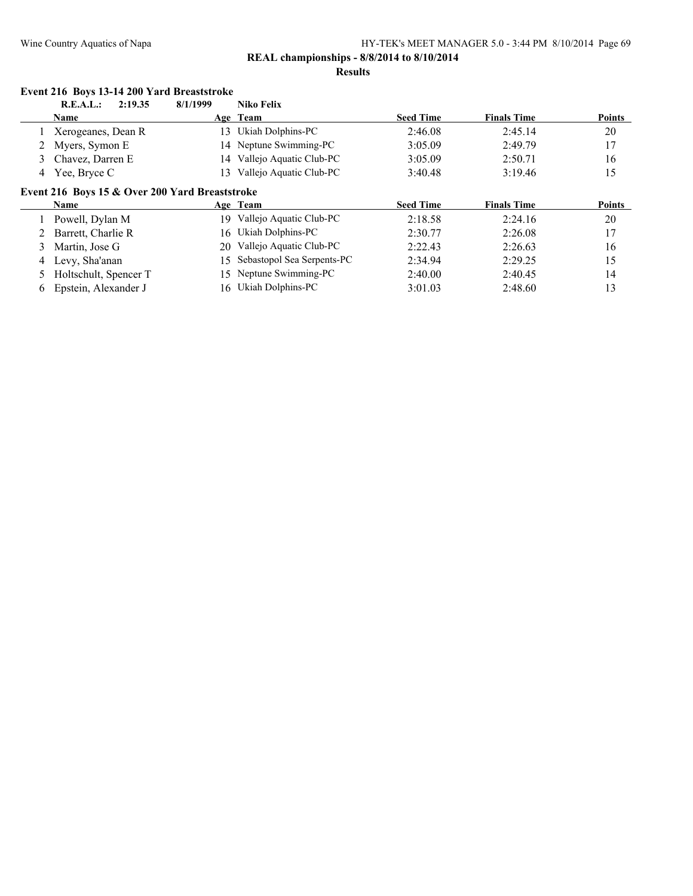**REAL championships - 8/8/2014 to 8/10/2014**

**Results**

### Event 216 Boys 13-14 200 Yard Breaststroke

**R.E.A.L.: 2:19.35 8/1/1999 Niko Felix**

| | Name | Age | Team | Seed Time | Finals Time | Points |
|---|---|---|---|---|---|---|
| 1 | Xerogeanes, Dean R | 13 | Ukiah Dolphins-PC | 2:46.08 | 2:45.14 | 20 |
| 2 | Myers, Symon E | 14 | Neptune Swimming-PC | 3:05.09 | 2:49.79 | 17 |
| 3 | Chavez, Darren E | 14 | Vallejo Aquatic Club-PC | 3:05.09 | 2:50.71 | 16 |
| 4 | Yee, Bryce C | 13 | Vallejo Aquatic Club-PC | 3:40.48 | 3:19.46 | 15 |

### Event 216 Boys 15 & Over 200 Yard Breaststroke

| | Name | Age | Team | Seed Time | Finals Time | Points |
|---|---|---|---|---|---|---|
| 1 | Powell, Dylan M | 19 | Vallejo Aquatic Club-PC | 2:18.58 | 2:24.16 | 20 |
| 2 | Barrett, Charlie R | 16 | Ukiah Dolphins-PC | 2:30.77 | 2:26.08 | 17 |
| 3 | Martin, Jose G | 20 | Vallejo Aquatic Club-PC | 2:22.43 | 2:26.63 | 16 |
| 4 | Levy, Sha'anan | 15 | Sebastopol Sea Serpents-PC | 2:34.94 | 2:29.25 | 15 |
| 5 | Holtschult, Spencer T | 15 | Neptune Swimming-PC | 2:40.00 | 2:40.45 | 14 |
| 6 | Epstein, Alexander J | 16 | Ukiah Dolphins-PC | 3:01.03 | 2:48.60 | 13 |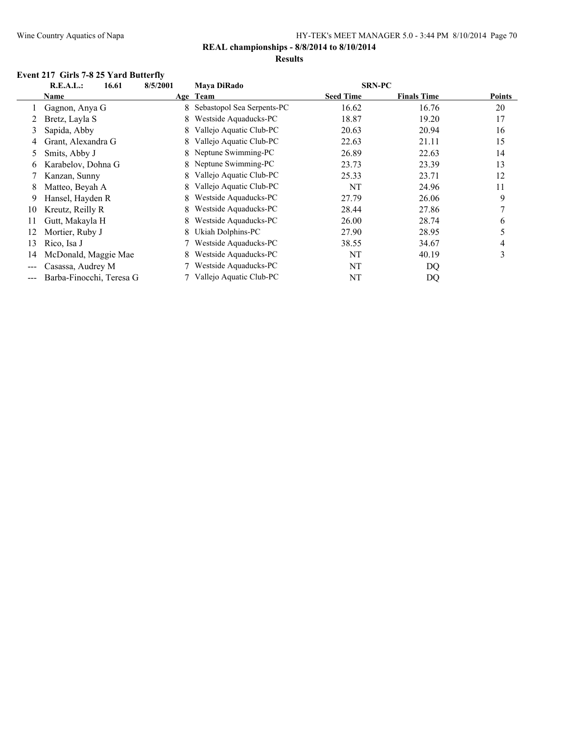**REAL championships - 8/8/2014 to 8/10/2014**

**Results**

### Event 217 Girls 7-8 25 Yard Butterfly

| | R.E.A.L.: | 16.61 | 8/5/2001 Maya DiRado | SRN-PC | | |
|---|---|---|---|---|---|---|
| | **Name** | **Age** | **Team** | **Seed Time** | **Finals Time** | **Points** |
| 1 | Gagnon, Anya G | 8 | Sebastopol Sea Serpents-PC | 16.62 | 16.76 | 20 |
| 2 | Bretz, Layla S | 8 | Westside Aquaducks-PC | 18.87 | 19.20 | 17 |
| 3 | Sapida, Abby | 8 | Vallejo Aquatic Club-PC | 20.63 | 20.94 | 16 |
| 4 | Grant, Alexandra G | 8 | Vallejo Aquatic Club-PC | 22.63 | 21.11 | 15 |
| 5 | Smits, Abby J | 8 | Neptune Swimming-PC | 26.89 | 22.63 | 14 |
| 6 | Karabelov, Dohna G | 8 | Neptune Swimming-PC | 23.73 | 23.39 | 13 |
| 7 | Kanzan, Sunny | 8 | Vallejo Aquatic Club-PC | 25.33 | 23.71 | 12 |
| 8 | Matteo, Beyah A | 8 | Vallejo Aquatic Club-PC | NT | 24.96 | 11 |
| 9 | Hansel, Hayden R | 8 | Westside Aquaducks-PC | 27.79 | 26.06 | 9 |
| 10 | Kreutz, Reilly R | 8 | Westside Aquaducks-PC | 28.44 | 27.86 | 7 |
| 11 | Gutt, Makayla H | 8 | Westside Aquaducks-PC | 26.00 | 28.74 | 6 |
| 12 | Mortier, Ruby J | 8 | Ukiah Dolphins-PC | 27.90 | 28.95 | 5 |
| 13 | Rico, Isa J | 7 | Westside Aquaducks-PC | 38.55 | 34.67 | 4 |
| 14 | McDonald, Maggie Mae | 8 | Westside Aquaducks-PC | NT | 40.19 | 3 |
| --- | Casassa, Audrey M | 7 | Westside Aquaducks-PC | NT | DQ | |
| --- | Barba-Finocchi, Teresa G | 7 | Vallejo Aquatic Club-PC | NT | DQ | |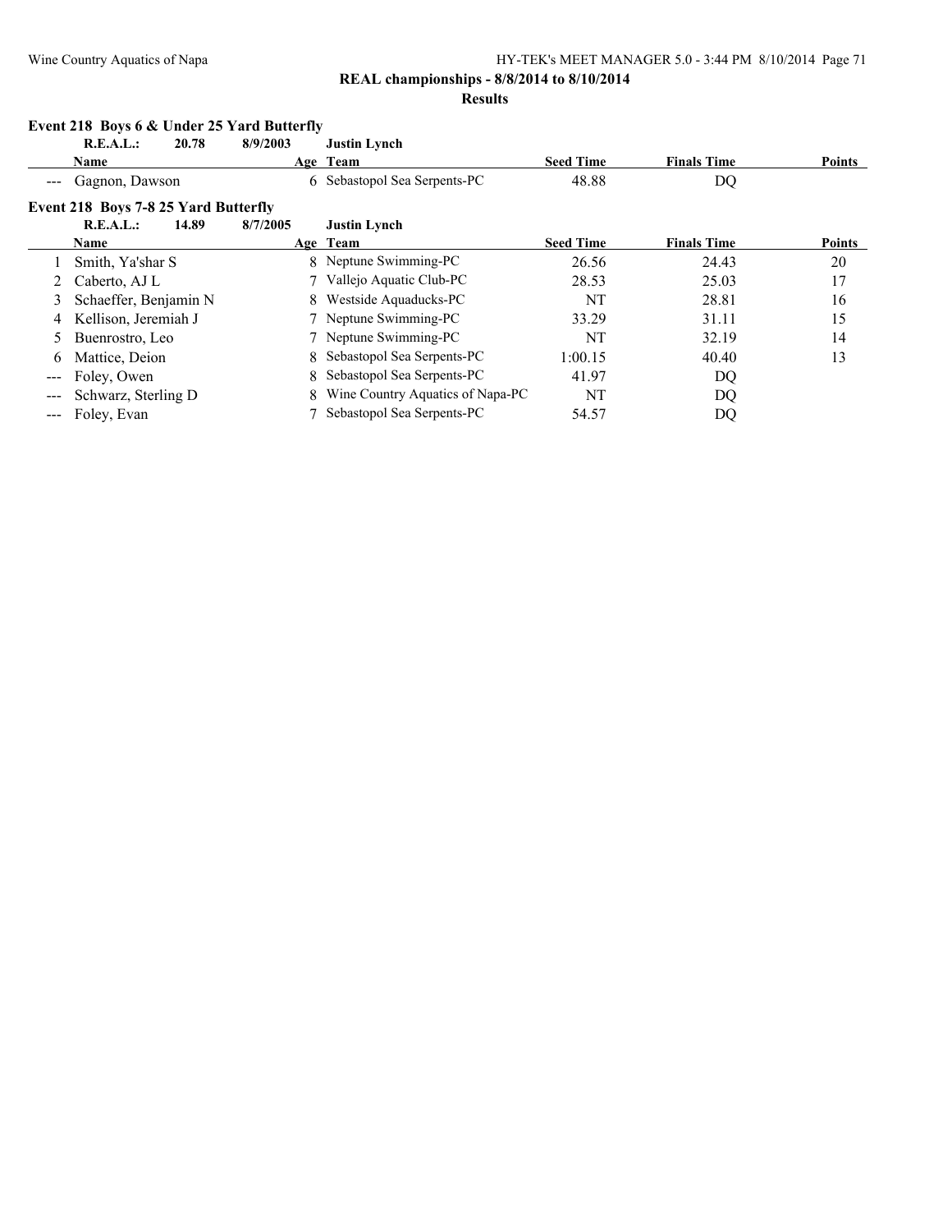**REAL championships - 8/8/2014 to 8/10/2014**

**Results**

### Event 218 Boys 6 & Under 25 Yard Butterfly

**R.E.A.L.: 20.78 8/9/2003 Justin Lynch**

| | Name | Age | Team | Seed Time | Finals Time | Points |
|---|---|---|---|---|---|---|
| --- | Gagnon, Dawson | 6 | Sebastopol Sea Serpents-PC | 48.88 | DQ | |

### Event 218 Boys 7-8 25 Yard Butterfly

**R.E.A.L.: 14.89 8/7/2005 Justin Lynch**

| | Name | Age | Team | Seed Time | Finals Time | Points |
|---|---|---|---|---|---|---|
| 1 | Smith, Ya'shar S | 8 | Neptune Swimming-PC | 26.56 | 24.43 | 20 |
| 2 | Caberto, AJ L | 7 | Vallejo Aquatic Club-PC | 28.53 | 25.03 | 17 |
| 3 | Schaeffer, Benjamin N | 8 | Westside Aquaducks-PC | NT | 28.81 | 16 |
| 4 | Kellison, Jeremiah J | 7 | Neptune Swimming-PC | 33.29 | 31.11 | 15 |
| 5 | Buenrostro, Leo | 7 | Neptune Swimming-PC | NT | 32.19 | 14 |
| 6 | Mattice, Deion | 8 | Sebastopol Sea Serpents-PC | 1:00.15 | 40.40 | 13 |
| --- | Foley, Owen | 8 | Sebastopol Sea Serpents-PC | 41.97 | DQ | |
| --- | Schwarz, Sterling D | 8 | Wine Country Aquatics of Napa-PC | NT | DQ | |
| --- | Foley, Evan | 7 | Sebastopol Sea Serpents-PC | 54.57 | DQ | |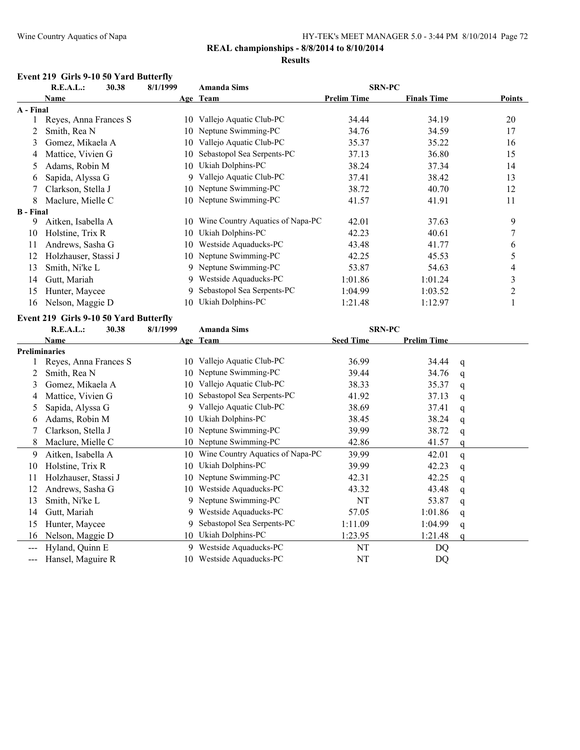**REAL championships - 8/8/2014 to 8/10/2014**

**Results**

### Event 219 Girls 9-10 50 Yard Butterfly

| | Name | Age | Team | Prelim Time | Finals Time | Points |
|---|---|---|---|---|---|---|
| | **R.E.A.L.: 30.38** | **8/1/1999** | **Amanda Sims** | **SRN-PC** | | |
| **A - Final** | | | | | | |
| 1 | Reyes, Anna Frances S | 10 | Vallejo Aquatic Club-PC | 34.44 | 34.19 | 20 |
| 2 | Smith, Rea N | 10 | Neptune Swimming-PC | 34.76 | 34.59 | 17 |
| 3 | Gomez, Mikaela A | 10 | Vallejo Aquatic Club-PC | 35.37 | 35.22 | 16 |
| 4 | Mattice, Vivien G | 10 | Sebastopol Sea Serpents-PC | 37.13 | 36.80 | 15 |
| 5 | Adams, Robin M | 10 | Ukiah Dolphins-PC | 38.24 | 37.34 | 14 |
| 6 | Sapida, Alyssa G | 9 | Vallejo Aquatic Club-PC | 37.41 | 38.42 | 13 |
| 7 | Clarkson, Stella J | 10 | Neptune Swimming-PC | 38.72 | 40.70 | 12 |
| 8 | Maclure, Mielle C | 10 | Neptune Swimming-PC | 41.57 | 41.91 | 11 |
| **B - Final** | | | | | | |
| 9 | Aitken, Isabella A | 10 | Wine Country Aquatics of Napa-PC | 42.01 | 37.63 | 9 |
| 10 | Holstine, Trix R | 10 | Ukiah Dolphins-PC | 42.23 | 40.61 | 7 |
| 11 | Andrews, Sasha G | 10 | Westside Aquaducks-PC | 43.48 | 41.77 | 6 |
| 12 | Holzhauser, Stassi J | 10 | Neptune Swimming-PC | 42.25 | 45.53 | 5 |
| 13 | Smith, Ni'ke L | 9 | Neptune Swimming-PC | 53.87 | 54.63 | 4 |
| 14 | Gutt, Mariah | 9 | Westside Aquaducks-PC | 1:01.86 | 1:01.24 | 3 |
| 15 | Hunter, Maycee | 9 | Sebastopol Sea Serpents-PC | 1:04.99 | 1:03.52 | 2 |
| 16 | Nelson, Maggie D | 10 | Ukiah Dolphins-PC | 1:21.48 | 1:12.97 | 1 |

### Event 219 Girls 9-10 50 Yard Butterfly

| | Name | Age | Team | Seed Time | Prelim Time | |
|---|---|---|---|---|---|---|
| | **R.E.A.L.: 30.38** | **8/1/1999** | **Amanda Sims** | **SRN-PC** | | |
| **Preliminaries** | | | | | | |
| 1 | Reyes, Anna Frances S | 10 | Vallejo Aquatic Club-PC | 36.99 | 34.44 | q |
| 2 | Smith, Rea N | 10 | Neptune Swimming-PC | 39.44 | 34.76 | q |
| 3 | Gomez, Mikaela A | 10 | Vallejo Aquatic Club-PC | 38.33 | 35.37 | q |
| 4 | Mattice, Vivien G | 10 | Sebastopol Sea Serpents-PC | 41.92 | 37.13 | q |
| 5 | Sapida, Alyssa G | 9 | Vallejo Aquatic Club-PC | 38.69 | 37.41 | q |
| 6 | Adams, Robin M | 10 | Ukiah Dolphins-PC | 38.45 | 38.24 | q |
| 7 | Clarkson, Stella J | 10 | Neptune Swimming-PC | 39.99 | 38.72 | q |
| 8 | Maclure, Mielle C | 10 | Neptune Swimming-PC | 42.86 | 41.57 | q |
| 9 | Aitken, Isabella A | 10 | Wine Country Aquatics of Napa-PC | 39.99 | 42.01 | q |
| 10 | Holstine, Trix R | 10 | Ukiah Dolphins-PC | 39.99 | 42.23 | q |
| 11 | Holzhauser, Stassi J | 10 | Neptune Swimming-PC | 42.31 | 42.25 | q |
| 12 | Andrews, Sasha G | 10 | Westside Aquaducks-PC | 43.32 | 43.48 | q |
| 13 | Smith, Ni'ke L | 9 | Neptune Swimming-PC | NT | 53.87 | q |
| 14 | Gutt, Mariah | 9 | Westside Aquaducks-PC | 57.05 | 1:01.86 | q |
| 15 | Hunter, Maycee | 9 | Sebastopol Sea Serpents-PC | 1:11.09 | 1:04.99 | q |
| 16 | Nelson, Maggie D | 10 | Ukiah Dolphins-PC | 1:23.95 | 1:21.48 | q |
| --- | Hyland, Quinn E | 9 | Westside Aquaducks-PC | NT | DQ | |
| --- | Hansel, Maguire R | 10 | Westside Aquaducks-PC | NT | DQ | |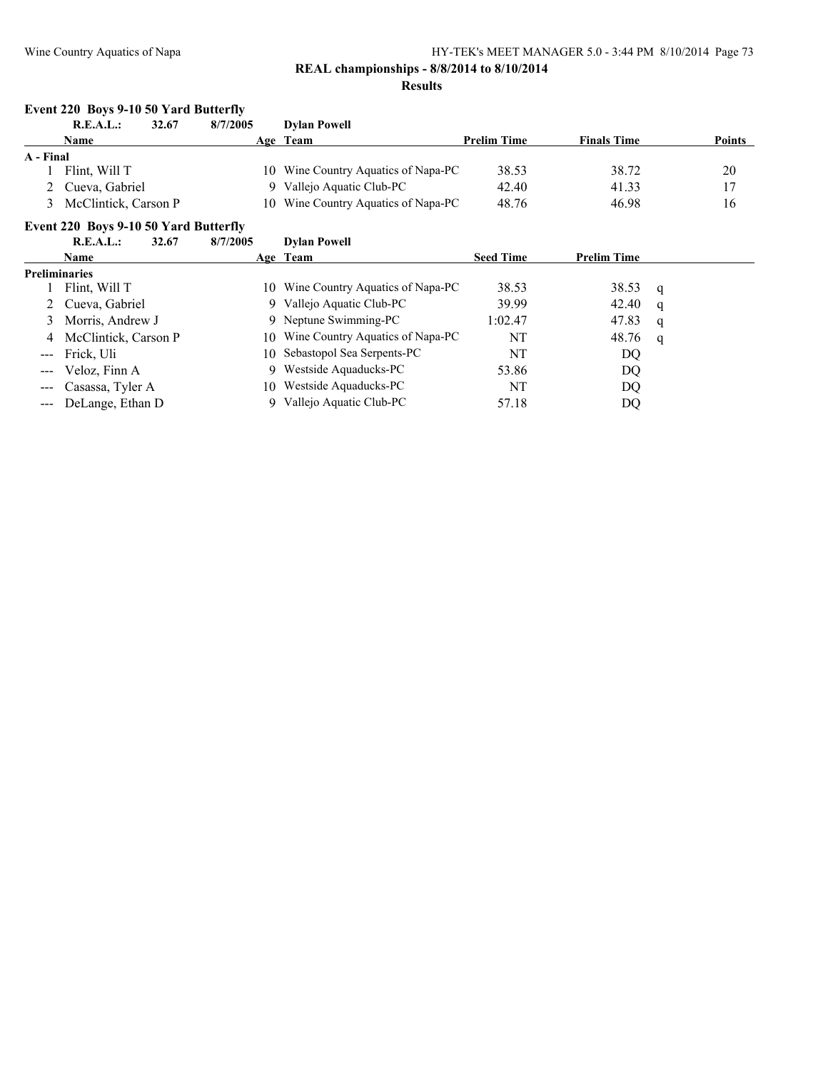**REAL championships - 8/8/2014 to 8/10/2014**

**Results**

### Event 220 Boys 9-10 50 Yard Butterfly

**R.E.A.L.: 32.67 8/7/2005 Dylan Powell**

| | Name | Age | Team | Prelim Time | Finals Time | Points |
|---|---|---|---|---|---|---|
| **A - Final** | | | | | | |
| 1 | Flint, Will T | 10 | Wine Country Aquatics of Napa-PC | 38.53 | 38.72 | 20 |
| 2 | Cueva, Gabriel | 9 | Vallejo Aquatic Club-PC | 42.40 | 41.33 | 17 |
| 3 | McClintick, Carson P | 10 | Wine Country Aquatics of Napa-PC | 48.76 | 46.98 | 16 |

### Event 220 Boys 9-10 50 Yard Butterfly

**R.E.A.L.: 32.67 8/7/2005 Dylan Powell**

| | Name | Age | Team | Seed Time | Prelim Time | |
|---|---|---|---|---|---|---|
| **Preliminaries** | | | | | | |
| 1 | Flint, Will T | 10 | Wine Country Aquatics of Napa-PC | 38.53 | 38.53 | q |
| 2 | Cueva, Gabriel | 9 | Vallejo Aquatic Club-PC | 39.99 | 42.40 | q |
| 3 | Morris, Andrew J | 9 | Neptune Swimming-PC | 1:02.47 | 47.83 | q |
| 4 | McClintick, Carson P | 10 | Wine Country Aquatics of Napa-PC | NT | 48.76 | q |
| --- | Frick, Uli | 10 | Sebastopol Sea Serpents-PC | NT | DQ | |
| --- | Veloz, Finn A | 9 | Westside Aquaducks-PC | 53.86 | DQ | |
| --- | Casassa, Tyler A | 10 | Westside Aquaducks-PC | NT | DQ | |
| --- | DeLange, Ethan D | 9 | Vallejo Aquatic Club-PC | 57.18 | DQ | |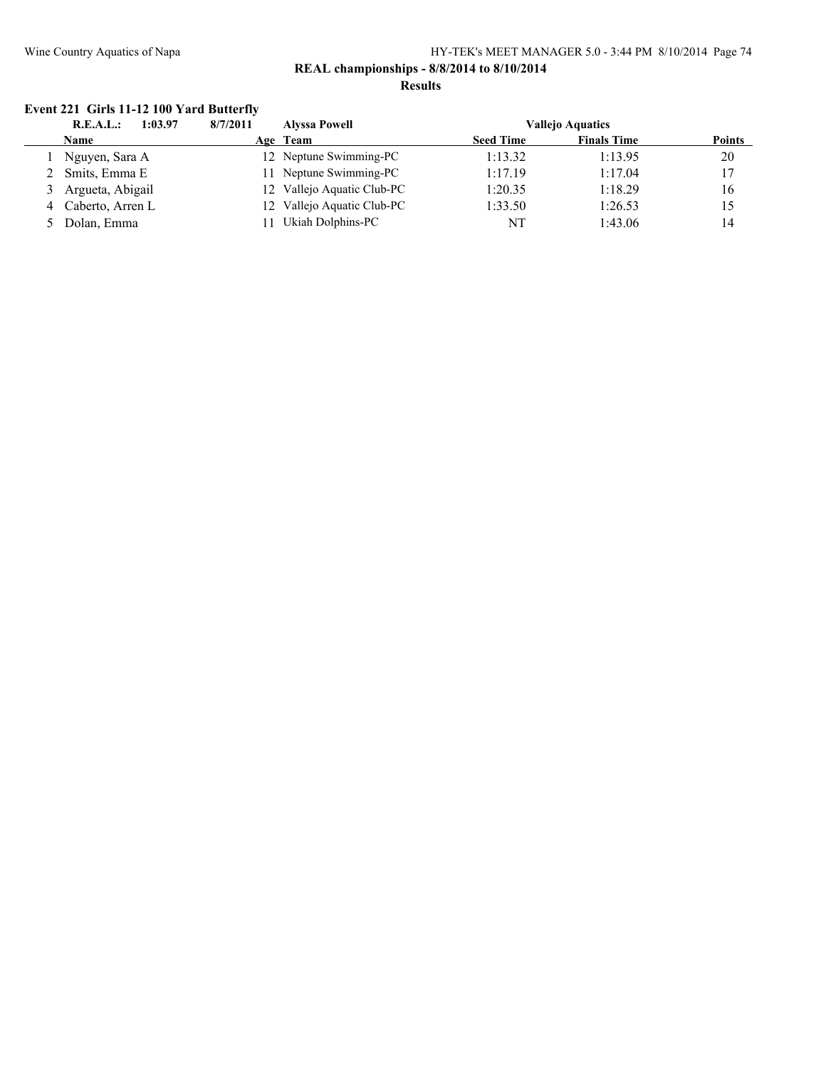**REAL championships - 8/8/2014 to 8/10/2014**

**Results**

### Event 221 Girls 11-12 100 Yard Butterfly

| | R.E.A.L.: 1:03.97 | 8/7/2011 | Alyssa Powell | Vallejo Aquatics | | |
|---|---|---|---|---|---|---|
| | **Name** | **Age** | **Team** | **Seed Time** | **Finals Time** | **Points** |
| 1 | Nguyen, Sara A | 12 | Neptune Swimming-PC | 1:13.32 | 1:13.95 | 20 |
| 2 | Smits, Emma E | 11 | Neptune Swimming-PC | 1:17.19 | 1:17.04 | 17 |
| 3 | Argueta, Abigail | 12 | Vallejo Aquatic Club-PC | 1:20.35 | 1:18.29 | 16 |
| 4 | Caberto, Arren L | 12 | Vallejo Aquatic Club-PC | 1:33.50 | 1:26.53 | 15 |
| 5 | Dolan, Emma | 11 | Ukiah Dolphins-PC | NT | 1:43.06 | 14 |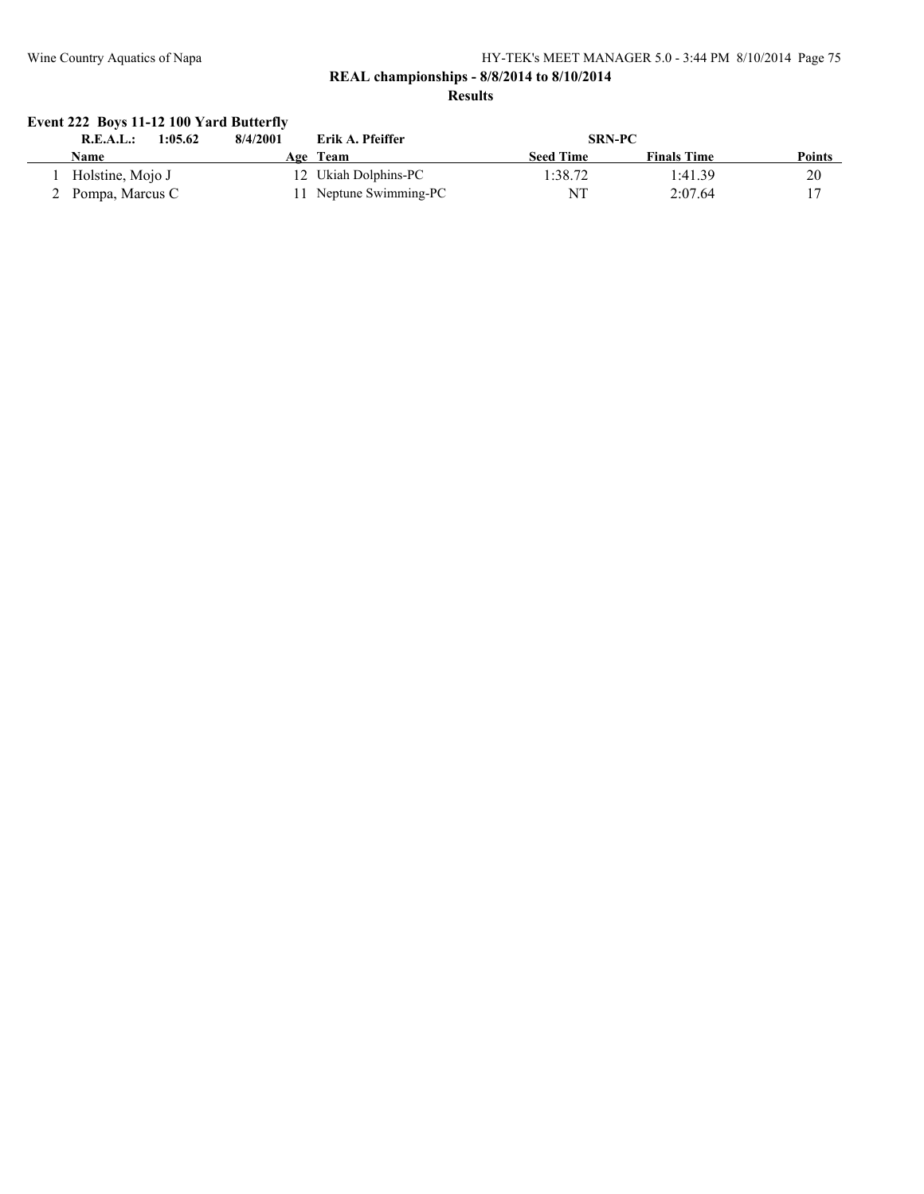## REAL championships - 8/8/2014 to 8/10/2014

### Results

**Event 222 Boys 11-12 100 Yard Butterfly**

| | R.E.A.L.: 1:05.62 | 8/4/2001 | Erik A. Pfeiffer | SRN-PC | | |
|---|---|---|---|---|---|---|
| | **Name** | **Age** | **Team** | **Seed Time** | **Finals Time** | **Points** |
| 1 | Holstine, Mojo J | 12 | Ukiah Dolphins-PC | 1:38.72 | 1:41.39 | 20 |
| 2 | Pompa, Marcus C | 11 | Neptune Swimming-PC | NT | 2:07.64 | 17 |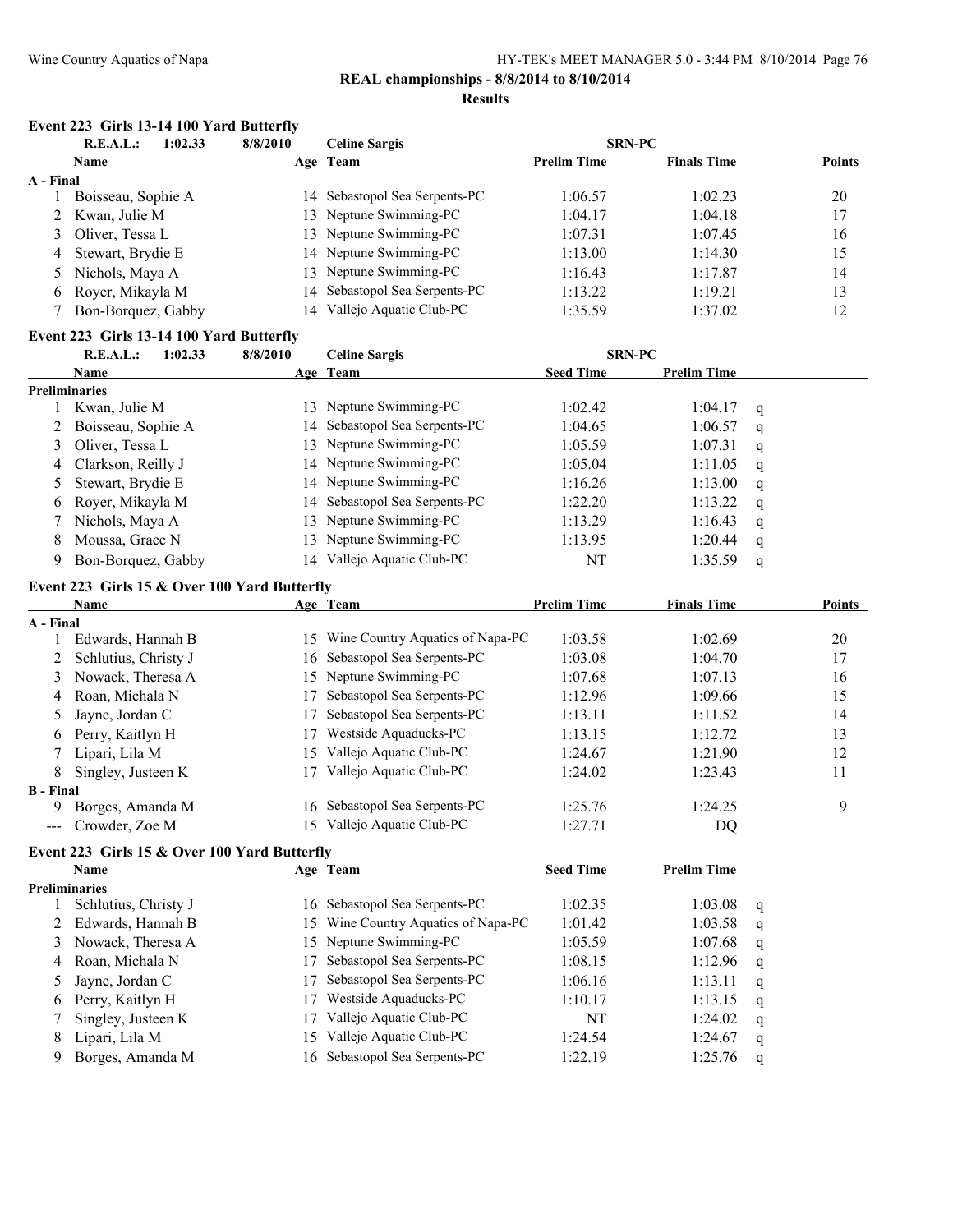**REAL championships - 8/8/2014 to 8/10/2014**

**Results**

### Event 223 Girls 13-14 100 Yard Butterfly

R.E.A.L.: 1:02.33 8/8/2010 Celine Sargis SRN-PC

| | Name | Age | Team | Prelim Time | Finals Time | Points |
|---|---|---|---|---|---|---|
| **A - Final** | | | | | | |
| 1 | Boisseau, Sophie A | 14 | Sebastopol Sea Serpents-PC | 1:06.57 | 1:02.23 | 20 |
| 2 | Kwan, Julie M | 13 | Neptune Swimming-PC | 1:04.17 | 1:04.18 | 17 |
| 3 | Oliver, Tessa L | 13 | Neptune Swimming-PC | 1:07.31 | 1:07.45 | 16 |
| 4 | Stewart, Brydie E | 14 | Neptune Swimming-PC | 1:13.00 | 1:14.30 | 15 |
| 5 | Nichols, Maya A | 13 | Neptune Swimming-PC | 1:16.43 | 1:17.87 | 14 |
| 6 | Royer, Mikayla M | 14 | Sebastopol Sea Serpents-PC | 1:13.22 | 1:19.21 | 13 |
| 7 | Bon-Borquez, Gabby | 14 | Vallejo Aquatic Club-PC | 1:35.59 | 1:37.02 | 12 |

### Event 223 Girls 13-14 100 Yard Butterfly

R.E.A.L.: 1:02.33 8/8/2010 Celine Sargis SRN-PC

| | Name | Age | Team | Seed Time | Prelim Time | |
|---|---|---|---|---|---|---|
| **Preliminaries** | | | | | | |
| 1 | Kwan, Julie M | 13 | Neptune Swimming-PC | 1:02.42 | 1:04.17 | q |
| 2 | Boisseau, Sophie A | 14 | Sebastopol Sea Serpents-PC | 1:04.65 | 1:06.57 | q |
| 3 | Oliver, Tessa L | 13 | Neptune Swimming-PC | 1:05.59 | 1:07.31 | q |
| 4 | Clarkson, Reilly J | 14 | Neptune Swimming-PC | 1:05.04 | 1:11.05 | q |
| 5 | Stewart, Brydie E | 14 | Neptune Swimming-PC | 1:16.26 | 1:13.00 | q |
| 6 | Royer, Mikayla M | 14 | Sebastopol Sea Serpents-PC | 1:22.20 | 1:13.22 | q |
| 7 | Nichols, Maya A | 13 | Neptune Swimming-PC | 1:13.29 | 1:16.43 | q |
| 8 | Moussa, Grace N | 13 | Neptune Swimming-PC | 1:13.95 | 1:20.44 | q |
| 9 | Bon-Borquez, Gabby | 14 | Vallejo Aquatic Club-PC | NT | 1:35.59 | q |

### Event 223 Girls 15 & Over 100 Yard Butterfly

| | Name | Age | Team | Prelim Time | Finals Time | Points |
|---|---|---|---|---|---|---|
| **A - Final** | | | | | | |
| 1 | Edwards, Hannah B | 15 | Wine Country Aquatics of Napa-PC | 1:03.58 | 1:02.69 | 20 |
| 2 | Schlutius, Christy J | 16 | Sebastopol Sea Serpents-PC | 1:03.08 | 1:04.70 | 17 |
| 3 | Nowack, Theresa A | 15 | Neptune Swimming-PC | 1:07.68 | 1:07.13 | 16 |
| 4 | Roan, Michala N | 17 | Sebastopol Sea Serpents-PC | 1:12.96 | 1:09.66 | 15 |
| 5 | Jayne, Jordan C | 17 | Sebastopol Sea Serpents-PC | 1:13.11 | 1:11.52 | 14 |
| 6 | Perry, Kaitlyn H | 17 | Westside Aquaducks-PC | 1:13.15 | 1:12.72 | 13 |
| 7 | Lipari, Lila M | 15 | Vallejo Aquatic Club-PC | 1:24.67 | 1:21.90 | 12 |
| 8 | Singley, Justeen K | 17 | Vallejo Aquatic Club-PC | 1:24.02 | 1:23.43 | 11 |
| **B - Final** | | | | | | |
| 9 | Borges, Amanda M | 16 | Sebastopol Sea Serpents-PC | 1:25.76 | 1:24.25 | 9 |
| --- | Crowder, Zoe M | 15 | Vallejo Aquatic Club-PC | 1:27.71 | DQ | |

### Event 223 Girls 15 & Over 100 Yard Butterfly

| | Name | Age | Team | Seed Time | Prelim Time | |
|---|---|---|---|---|---|---|
| **Preliminaries** | | | | | | |
| 1 | Schlutius, Christy J | 16 | Sebastopol Sea Serpents-PC | 1:02.35 | 1:03.08 | q |
| 2 | Edwards, Hannah B | 15 | Wine Country Aquatics of Napa-PC | 1:01.42 | 1:03.58 | q |
| 3 | Nowack, Theresa A | 15 | Neptune Swimming-PC | 1:05.59 | 1:07.68 | q |
| 4 | Roan, Michala N | 17 | Sebastopol Sea Serpents-PC | 1:08.15 | 1:12.96 | q |
| 5 | Jayne, Jordan C | 17 | Sebastopol Sea Serpents-PC | 1:06.16 | 1:13.11 | q |
| 6 | Perry, Kaitlyn H | 17 | Westside Aquaducks-PC | 1:10.17 | 1:13.15 | q |
| 7 | Singley, Justeen K | 17 | Vallejo Aquatic Club-PC | NT | 1:24.02 | q |
| 8 | Lipari, Lila M | 15 | Vallejo Aquatic Club-PC | 1:24.54 | 1:24.67 | q |
| 9 | Borges, Amanda M | 16 | Sebastopol Sea Serpents-PC | 1:22.19 | 1:25.76 | q |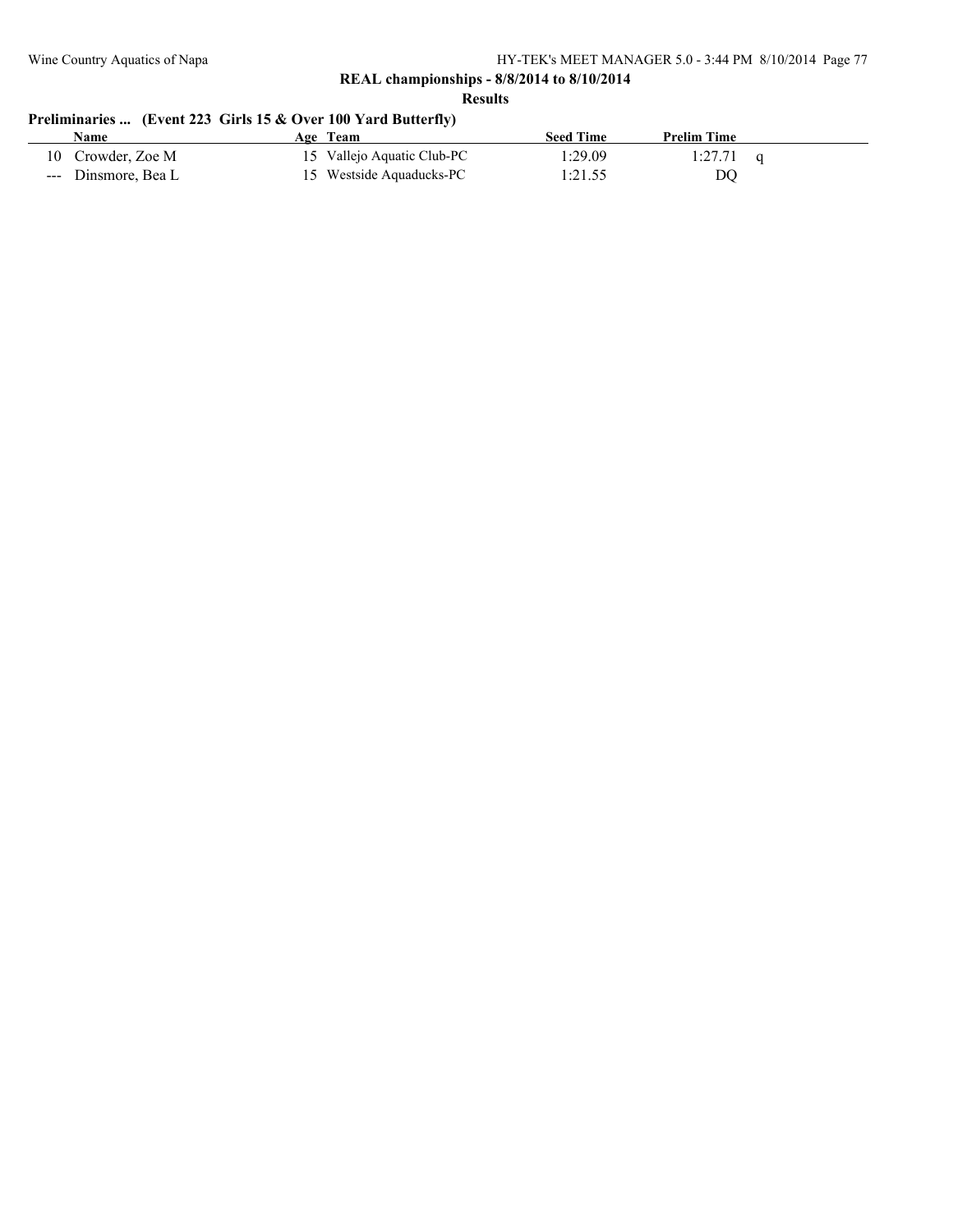## REAL championships - 8/8/2014 to 8/10/2014

### Results

#### Preliminaries ... (Event 223 Girls 15 & Over 100 Yard Butterfly)

| | Name | Age | Team | Seed Time | Prelim Time | |
|---|---|---|---|---|---|---|
| 10 | Crowder, Zoe M | 15 | Vallejo Aquatic Club-PC | 1:29.09 | 1:27.71 | q |
| --- | Dinsmore, Bea L | 15 | Westside Aquaducks-PC | 1:21.55 | DQ | |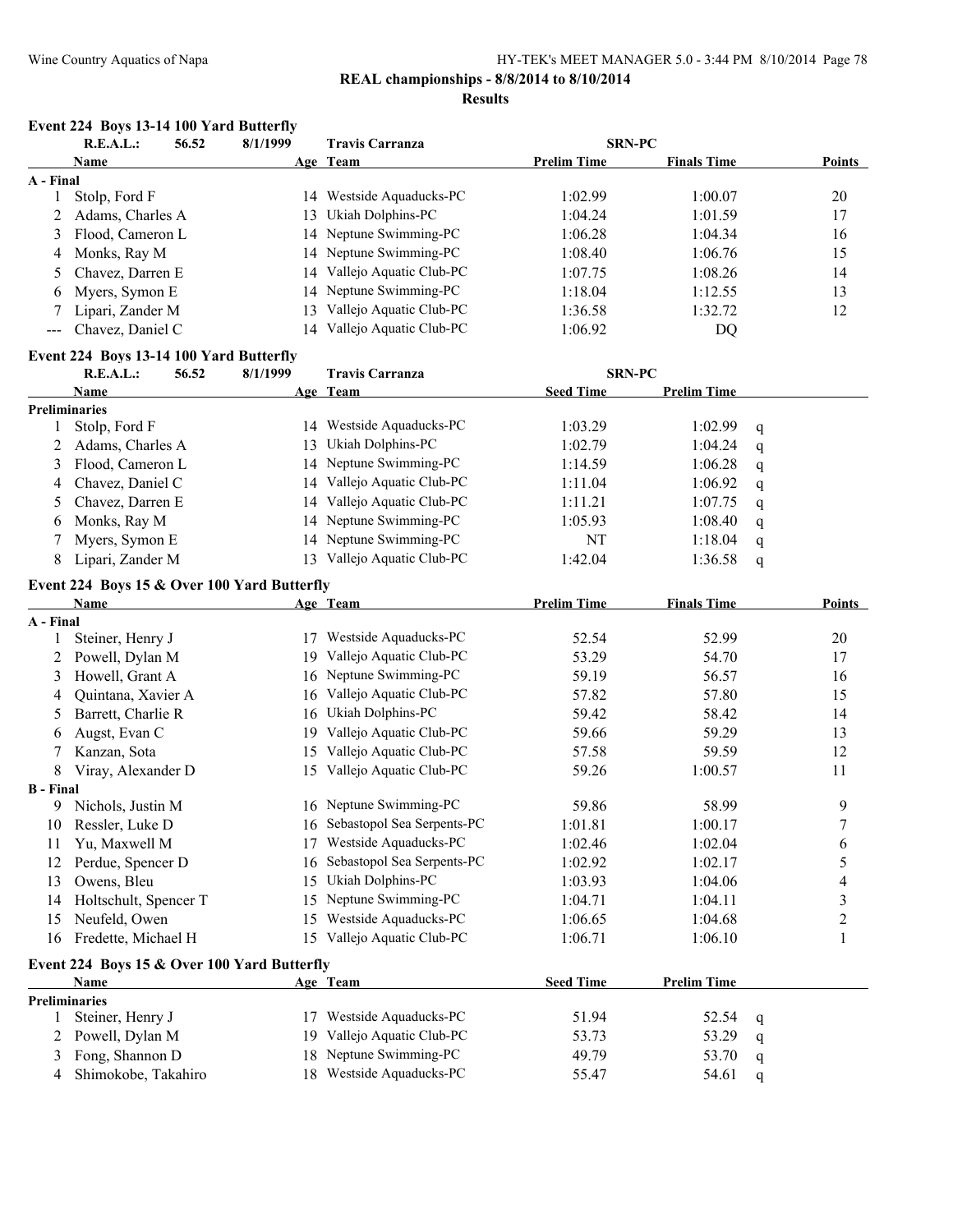**REAL championships - 8/8/2014 to 8/10/2014**

**Results**

### Event 224 Boys 13-14 100 Yard Butterfly

R.E.A.L.: 56.52 8/1/1999 Travis Carranza SRN-PC

| | Name | Age | Team | Prelim Time | Finals Time | Points |
|---|---|---|---|---|---|---|
| **A - Final** | | | | | | |
| 1 | Stolp, Ford F | 14 | Westside Aquaducks-PC | 1:02.99 | 1:00.07 | 20 |
| 2 | Adams, Charles A | 13 | Ukiah Dolphins-PC | 1:04.24 | 1:01.59 | 17 |
| 3 | Flood, Cameron L | 14 | Neptune Swimming-PC | 1:06.28 | 1:04.34 | 16 |
| 4 | Monks, Ray M | 14 | Neptune Swimming-PC | 1:08.40 | 1:06.76 | 15 |
| 5 | Chavez, Darren E | 14 | Vallejo Aquatic Club-PC | 1:07.75 | 1:08.26 | 14 |
| 6 | Myers, Symon E | 14 | Neptune Swimming-PC | 1:18.04 | 1:12.55 | 13 |
| 7 | Lipari, Zander M | 13 | Vallejo Aquatic Club-PC | 1:36.58 | 1:32.72 | 12 |
| --- | Chavez, Daniel C | 14 | Vallejo Aquatic Club-PC | 1:06.92 | DQ | |

### Event 224 Boys 13-14 100 Yard Butterfly

R.E.A.L.: 56.52 8/1/1999 Travis Carranza SRN-PC

| | Name | Age | Team | Seed Time | Prelim Time | |
|---|---|---|---|---|---|---|
| **Preliminaries** | | | | | | |
| 1 | Stolp, Ford F | 14 | Westside Aquaducks-PC | 1:03.29 | 1:02.99 | q |
| 2 | Adams, Charles A | 13 | Ukiah Dolphins-PC | 1:02.79 | 1:04.24 | q |
| 3 | Flood, Cameron L | 14 | Neptune Swimming-PC | 1:14.59 | 1:06.28 | q |
| 4 | Chavez, Daniel C | 14 | Vallejo Aquatic Club-PC | 1:11.04 | 1:06.92 | q |
| 5 | Chavez, Darren E | 14 | Vallejo Aquatic Club-PC | 1:11.21 | 1:07.75 | q |
| 6 | Monks, Ray M | 14 | Neptune Swimming-PC | 1:05.93 | 1:08.40 | q |
| 7 | Myers, Symon E | 14 | Neptune Swimming-PC | NT | 1:18.04 | q |
| 8 | Lipari, Zander M | 13 | Vallejo Aquatic Club-PC | 1:42.04 | 1:36.58 | q |

### Event 224 Boys 15 & Over 100 Yard Butterfly

| | Name | Age | Team | Prelim Time | Finals Time | Points |
|---|---|---|---|---|---|---|
| **A - Final** | | | | | | |
| 1 | Steiner, Henry J | 17 | Westside Aquaducks-PC | 52.54 | 52.99 | 20 |
| 2 | Powell, Dylan M | 19 | Vallejo Aquatic Club-PC | 53.29 | 54.70 | 17 |
| 3 | Howell, Grant A | 16 | Neptune Swimming-PC | 59.19 | 56.57 | 16 |
| 4 | Quintana, Xavier A | 16 | Vallejo Aquatic Club-PC | 57.82 | 57.80 | 15 |
| 5 | Barrett, Charlie R | 16 | Ukiah Dolphins-PC | 59.42 | 58.42 | 14 |
| 6 | Augst, Evan C | 19 | Vallejo Aquatic Club-PC | 59.66 | 59.29 | 13 |
| 7 | Kanzan, Sota | 15 | Vallejo Aquatic Club-PC | 57.58 | 59.59 | 12 |
| 8 | Viray, Alexander D | 15 | Vallejo Aquatic Club-PC | 59.26 | 1:00.57 | 11 |
| **B - Final** | | | | | | |
| 9 | Nichols, Justin M | 16 | Neptune Swimming-PC | 59.86 | 58.99 | 9 |
| 10 | Ressler, Luke D | 16 | Sebastopol Sea Serpents-PC | 1:01.81 | 1:00.17 | 7 |
| 11 | Yu, Maxwell M | 17 | Westside Aquaducks-PC | 1:02.46 | 1:02.04 | 6 |
| 12 | Perdue, Spencer D | 16 | Sebastopol Sea Serpents-PC | 1:02.92 | 1:02.17 | 5 |
| 13 | Owens, Bleu | 15 | Ukiah Dolphins-PC | 1:03.93 | 1:04.06 | 4 |
| 14 | Holtschult, Spencer T | 15 | Neptune Swimming-PC | 1:04.71 | 1:04.11 | 3 |
| 15 | Neufeld, Owen | 15 | Westside Aquaducks-PC | 1:06.65 | 1:04.68 | 2 |
| 16 | Fredette, Michael H | 15 | Vallejo Aquatic Club-PC | 1:06.71 | 1:06.10 | 1 |

### Event 224 Boys 15 & Over 100 Yard Butterfly

| | Name | Age | Team | Seed Time | Prelim Time | |
|---|---|---|---|---|---|---|
| **Preliminaries** | | | | | | |
| 1 | Steiner, Henry J | 17 | Westside Aquaducks-PC | 51.94 | 52.54 | q |
| 2 | Powell, Dylan M | 19 | Vallejo Aquatic Club-PC | 53.73 | 53.29 | q |
| 3 | Fong, Shannon D | 18 | Neptune Swimming-PC | 49.79 | 53.70 | q |
| 4 | Shimokobe, Takahiro | 18 | Westside Aquaducks-PC | 55.47 | 54.61 | q |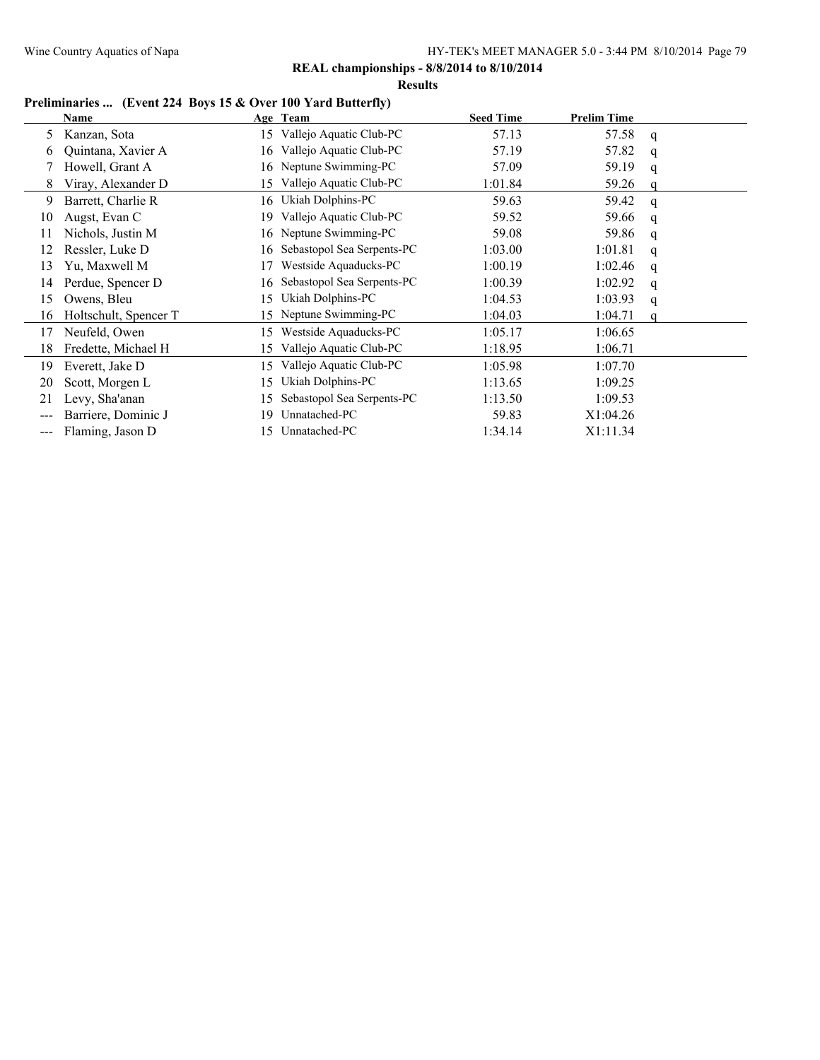**REAL championships - 8/8/2014 to 8/10/2014**

**Results**

### Preliminaries ... (Event 224 Boys 15 & Over 100 Yard Butterfly)

| | Name | Age | Team | Seed Time | Prelim Time | |
|---|---|---|---|---|---|---|
| 5 | Kanzan, Sota | 15 | Vallejo Aquatic Club-PC | 57.13 | 57.58 | q |
| 6 | Quintana, Xavier A | 16 | Vallejo Aquatic Club-PC | 57.19 | 57.82 | q |
| 7 | Howell, Grant A | 16 | Neptune Swimming-PC | 57.09 | 59.19 | q |
| 8 | Viray, Alexander D | 15 | Vallejo Aquatic Club-PC | 1:01.84 | 59.26 | q |
| 9 | Barrett, Charlie R | 16 | Ukiah Dolphins-PC | 59.63 | 59.42 | q |
| 10 | Augst, Evan C | 19 | Vallejo Aquatic Club-PC | 59.52 | 59.66 | q |
| 11 | Nichols, Justin M | 16 | Neptune Swimming-PC | 59.08 | 59.86 | q |
| 12 | Ressler, Luke D | 16 | Sebastopol Sea Serpents-PC | 1:03.00 | 1:01.81 | q |
| 13 | Yu, Maxwell M | 17 | Westside Aquaducks-PC | 1:00.19 | 1:02.46 | q |
| 14 | Perdue, Spencer D | 16 | Sebastopol Sea Serpents-PC | 1:00.39 | 1:02.92 | q |
| 15 | Owens, Bleu | 15 | Ukiah Dolphins-PC | 1:04.53 | 1:03.93 | q |
| 16 | Holtschult, Spencer T | 15 | Neptune Swimming-PC | 1:04.03 | 1:04.71 | q |
| 17 | Neufeld, Owen | 15 | Westside Aquaducks-PC | 1:05.17 | 1:06.65 | |
| 18 | Fredette, Michael H | 15 | Vallejo Aquatic Club-PC | 1:18.95 | 1:06.71 | |
| 19 | Everett, Jake D | 15 | Vallejo Aquatic Club-PC | 1:05.98 | 1:07.70 | |
| 20 | Scott, Morgen L | 15 | Ukiah Dolphins-PC | 1:13.65 | 1:09.25 | |
| 21 | Levy, Sha'anan | 15 | Sebastopol Sea Serpents-PC | 1:13.50 | 1:09.53 | |
| --- | Barriere, Dominic J | 19 | Unnatached-PC | 59.83 | X1:04.26 | |
| --- | Flaming, Jason D | 15 | Unnatached-PC | 1:34.14 | X1:11.34 | |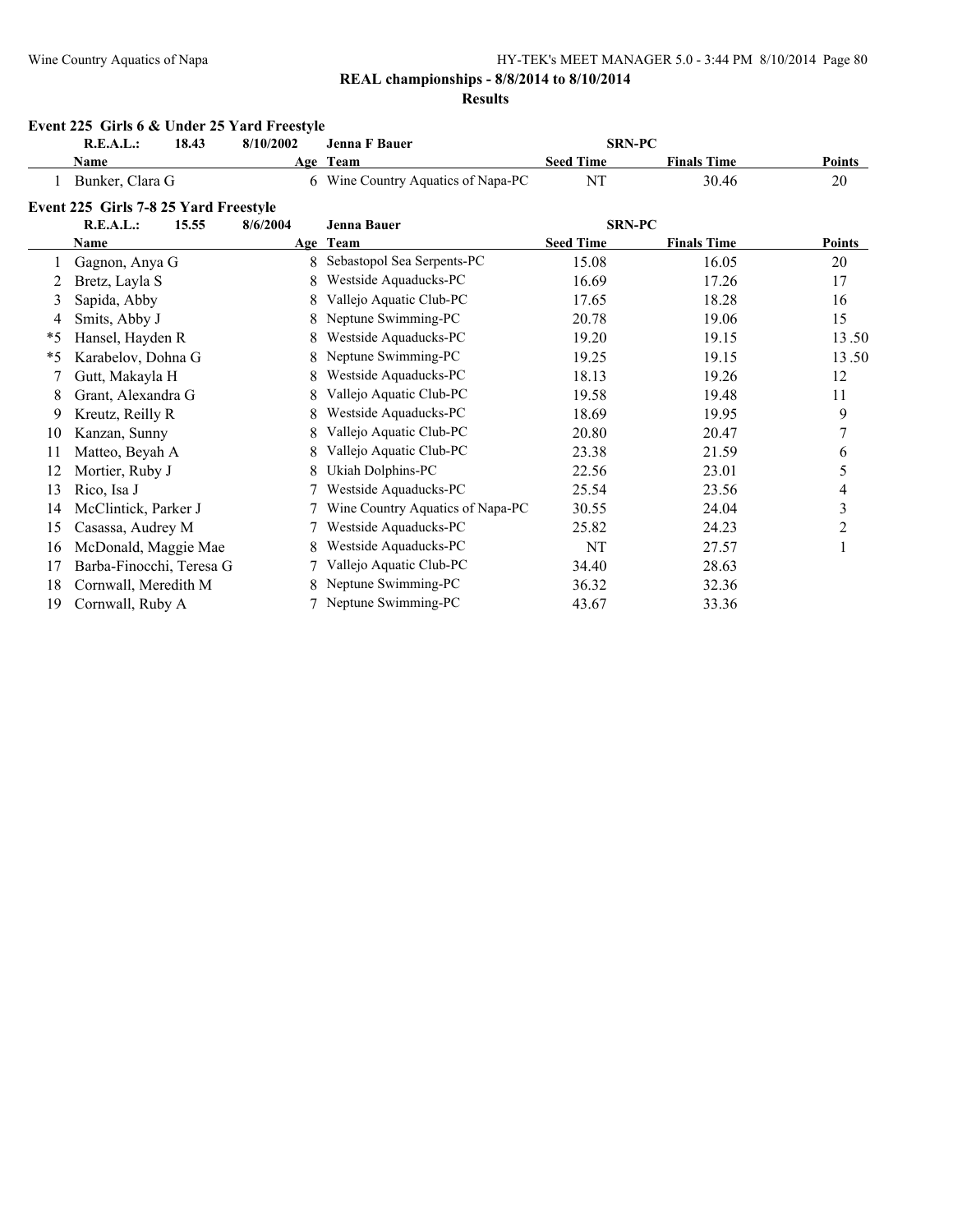**REAL championships - 8/8/2014 to 8/10/2014**

**Results**

### Event 225 Girls 6 & Under 25 Yard Freestyle

| | R.E.A.L.: | 18.43 | 8/10/2002 | Jenna F Bauer | SRN-PC | | |
|---|---|---|---|---|---|---|---|
| | **Name** | | **Age** | **Team** | **Seed Time** | **Finals Time** | **Points** |
| 1 | Bunker, Clara G | | 6 | Wine Country Aquatics of Napa-PC | NT | 30.46 | 20 |

### Event 225 Girls 7-8 25 Yard Freestyle

| | R.E.A.L.: | 15.55 | 8/6/2004 | Jenna Bauer | SRN-PC | | |
|---|---|---|---|---|---|---|---|
| | **Name** | | **Age** | **Team** | **Seed Time** | **Finals Time** | **Points** |
| 1 | Gagnon, Anya G | | 8 | Sebastopol Sea Serpents-PC | 15.08 | 16.05 | 20 |
| 2 | Bretz, Layla S | | 8 | Westside Aquaducks-PC | 16.69 | 17.26 | 17 |
| 3 | Sapida, Abby | | 8 | Vallejo Aquatic Club-PC | 17.65 | 18.28 | 16 |
| 4 | Smits, Abby J | | 8 | Neptune Swimming-PC | 20.78 | 19.06 | 15 |
| *5 | Hansel, Hayden R | | 8 | Westside Aquaducks-PC | 19.20 | 19.15 | 13.50 |
| *5 | Karabelov, Dohna G | | 8 | Neptune Swimming-PC | 19.25 | 19.15 | 13.50 |
| 7 | Gutt, Makayla H | | 8 | Westside Aquaducks-PC | 18.13 | 19.26 | 12 |
| 8 | Grant, Alexandra G | | 8 | Vallejo Aquatic Club-PC | 19.58 | 19.48 | 11 |
| 9 | Kreutz, Reilly R | | 8 | Westside Aquaducks-PC | 18.69 | 19.95 | 9 |
| 10 | Kanzan, Sunny | | 8 | Vallejo Aquatic Club-PC | 20.80 | 20.47 | 7 |
| 11 | Matteo, Beyah A | | 8 | Vallejo Aquatic Club-PC | 23.38 | 21.59 | 6 |
| 12 | Mortier, Ruby J | | 8 | Ukiah Dolphins-PC | 22.56 | 23.01 | 5 |
| 13 | Rico, Isa J | | 7 | Westside Aquaducks-PC | 25.54 | 23.56 | 4 |
| 14 | McClintick, Parker J | | 7 | Wine Country Aquatics of Napa-PC | 30.55 | 24.04 | 3 |
| 15 | Casassa, Audrey M | | 7 | Westside Aquaducks-PC | 25.82 | 24.23 | 2 |
| 16 | McDonald, Maggie Mae | | 8 | Westside Aquaducks-PC | NT | 27.57 | 1 |
| 17 | Barba-Finocchi, Teresa G | | 7 | Vallejo Aquatic Club-PC | 34.40 | 28.63 | |
| 18 | Cornwall, Meredith M | | 8 | Neptune Swimming-PC | 36.32 | 32.36 | |
| 19 | Cornwall, Ruby A | | 7 | Neptune Swimming-PC | 43.67 | 33.36 | |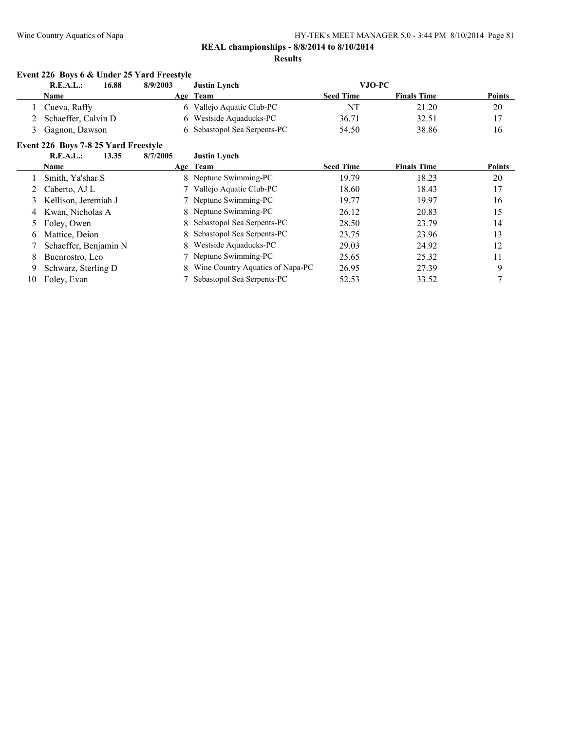**REAL championships - 8/8/2014 to 8/10/2014**

**Results**

### Event 226 Boys 6 & Under 25 Yard Freestyle

**R.E.A.L.: 16.88 8/9/2003 Justin Lynch VJO-PC**

| | Name | Age | Team | Seed Time | Finals Time | Points |
|---|---|---|---|---|---|---|
| 1 | Cueva, Raffy | 6 | Vallejo Aquatic Club-PC | NT | 21.20 | 20 |
| 2 | Schaeffer, Calvin D | 6 | Westside Aquaducks-PC | 36.71 | 32.51 | 17 |
| 3 | Gagnon, Dawson | 6 | Sebastopol Sea Serpents-PC | 54.50 | 38.86 | 16 |

### Event 226 Boys 7-8 25 Yard Freestyle

**R.E.A.L.: 13.35 8/7/2005 Justin Lynch**

| | Name | Age | Team | Seed Time | Finals Time | Points |
|---|---|---|---|---|---|---|
| 1 | Smith, Ya'shar S | 8 | Neptune Swimming-PC | 19.79 | 18.23 | 20 |
| 2 | Caberto, AJ L | 7 | Vallejo Aquatic Club-PC | 18.60 | 18.43 | 17 |
| 3 | Kellison, Jeremiah J | 7 | Neptune Swimming-PC | 19.77 | 19.97 | 16 |
| 4 | Kwan, Nicholas A | 8 | Neptune Swimming-PC | 26.12 | 20.83 | 15 |
| 5 | Foley, Owen | 8 | Sebastopol Sea Serpents-PC | 28.50 | 23.79 | 14 |
| 6 | Mattice, Deion | 8 | Sebastopol Sea Serpents-PC | 23.75 | 23.96 | 13 |
| 7 | Schaeffer, Benjamin N | 8 | Westside Aquaducks-PC | 29.03 | 24.92 | 12 |
| 8 | Buenrostro, Leo | 7 | Neptune Swimming-PC | 25.65 | 25.32 | 11 |
| 9 | Schwarz, Sterling D | 8 | Wine Country Aquatics of Napa-PC | 26.95 | 27.39 | 9 |
| 10 | Foley, Evan | 7 | Sebastopol Sea Serpents-PC | 52.53 | 33.52 | 7 |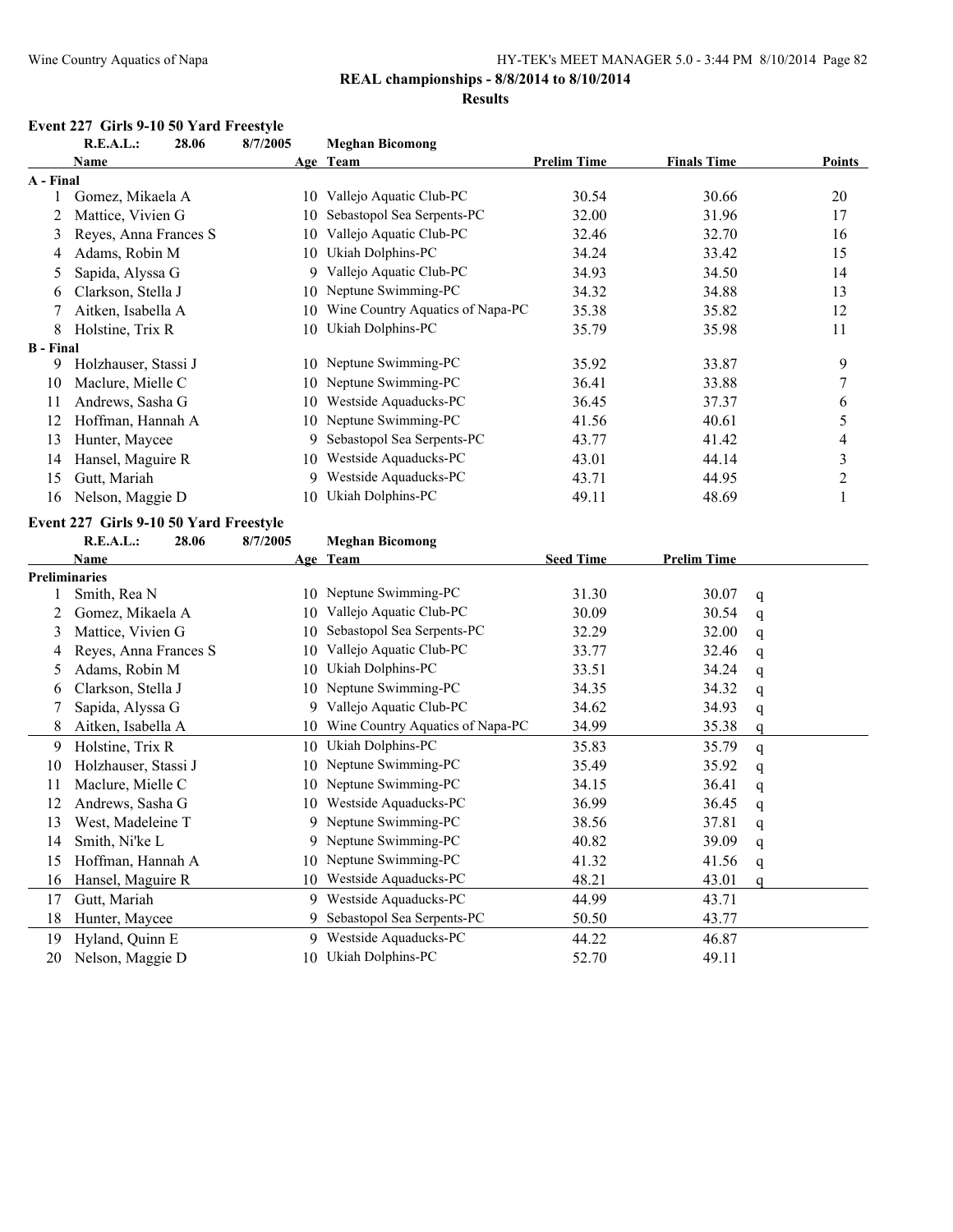**REAL championships - 8/8/2014 to 8/10/2014**

**Results**

### Event 227 Girls 9-10 50 Yard Freestyle

R.E.A.L.: 28.06 8/7/2005 Meghan Bicomong

| | Name | Age | Team | Prelim Time | Finals Time | Points |
|---|---|---|---|---|---|---|
| **A - Final** | | | | | | |
| 1 | Gomez, Mikaela A | 10 | Vallejo Aquatic Club-PC | 30.54 | 30.66 | 20 |
| 2 | Mattice, Vivien G | 10 | Sebastopol Sea Serpents-PC | 32.00 | 31.96 | 17 |
| 3 | Reyes, Anna Frances S | 10 | Vallejo Aquatic Club-PC | 32.46 | 32.70 | 16 |
| 4 | Adams, Robin M | 10 | Ukiah Dolphins-PC | 34.24 | 33.42 | 15 |
| 5 | Sapida, Alyssa G | 9 | Vallejo Aquatic Club-PC | 34.93 | 34.50 | 14 |
| 6 | Clarkson, Stella J | 10 | Neptune Swimming-PC | 34.32 | 34.88 | 13 |
| 7 | Aitken, Isabella A | 10 | Wine Country Aquatics of Napa-PC | 35.38 | 35.82 | 12 |
| 8 | Holstine, Trix R | 10 | Ukiah Dolphins-PC | 35.79 | 35.98 | 11 |
| **B - Final** | | | | | | |
| 9 | Holzhauser, Stassi J | 10 | Neptune Swimming-PC | 35.92 | 33.87 | 9 |
| 10 | Maclure, Mielle C | 10 | Neptune Swimming-PC | 36.41 | 33.88 | 7 |
| 11 | Andrews, Sasha G | 10 | Westside Aquaducks-PC | 36.45 | 37.37 | 6 |
| 12 | Hoffman, Hannah A | 10 | Neptune Swimming-PC | 41.56 | 40.61 | 5 |
| 13 | Hunter, Maycee | 9 | Sebastopol Sea Serpents-PC | 43.77 | 41.42 | 4 |
| 14 | Hansel, Maguire R | 10 | Westside Aquaducks-PC | 43.01 | 44.14 | 3 |
| 15 | Gutt, Mariah | 9 | Westside Aquaducks-PC | 43.71 | 44.95 | 2 |
| 16 | Nelson, Maggie D | 10 | Ukiah Dolphins-PC | 49.11 | 48.69 | 1 |

### Event 227 Girls 9-10 50 Yard Freestyle

R.E.A.L.: 28.06 8/7/2005 Meghan Bicomong

| | Name | Age | Team | Seed Time | Prelim Time | |
|---|---|---|---|---|---|---|
| **Preliminaries** | | | | | | |
| 1 | Smith, Rea N | 10 | Neptune Swimming-PC | 31.30 | 30.07 | q |
| 2 | Gomez, Mikaela A | 10 | Vallejo Aquatic Club-PC | 30.09 | 30.54 | q |
| 3 | Mattice, Vivien G | 10 | Sebastopol Sea Serpents-PC | 32.29 | 32.00 | q |
| 4 | Reyes, Anna Frances S | 10 | Vallejo Aquatic Club-PC | 33.77 | 32.46 | q |
| 5 | Adams, Robin M | 10 | Ukiah Dolphins-PC | 33.51 | 34.24 | q |
| 6 | Clarkson, Stella J | 10 | Neptune Swimming-PC | 34.35 | 34.32 | q |
| 7 | Sapida, Alyssa G | 9 | Vallejo Aquatic Club-PC | 34.62 | 34.93 | q |
| 8 | Aitken, Isabella A | 10 | Wine Country Aquatics of Napa-PC | 34.99 | 35.38 | q |
| 9 | Holstine, Trix R | 10 | Ukiah Dolphins-PC | 35.83 | 35.79 | q |
| 10 | Holzhauser, Stassi J | 10 | Neptune Swimming-PC | 35.49 | 35.92 | q |
| 11 | Maclure, Mielle C | 10 | Neptune Swimming-PC | 34.15 | 36.41 | q |
| 12 | Andrews, Sasha G | 10 | Westside Aquaducks-PC | 36.99 | 36.45 | q |
| 13 | West, Madeleine T | 9 | Neptune Swimming-PC | 38.56 | 37.81 | q |
| 14 | Smith, Ni'ke L | 9 | Neptune Swimming-PC | 40.82 | 39.09 | q |
| 15 | Hoffman, Hannah A | 10 | Neptune Swimming-PC | 41.32 | 41.56 | q |
| 16 | Hansel, Maguire R | 10 | Westside Aquaducks-PC | 48.21 | 43.01 | q |
| 17 | Gutt, Mariah | 9 | Westside Aquaducks-PC | 44.99 | 43.71 | |
| 18 | Hunter, Maycee | 9 | Sebastopol Sea Serpents-PC | 50.50 | 43.77 | |
| 19 | Hyland, Quinn E | 9 | Westside Aquaducks-PC | 44.22 | 46.87 | |
| 20 | Nelson, Maggie D | 10 | Ukiah Dolphins-PC | 52.70 | 49.11 | |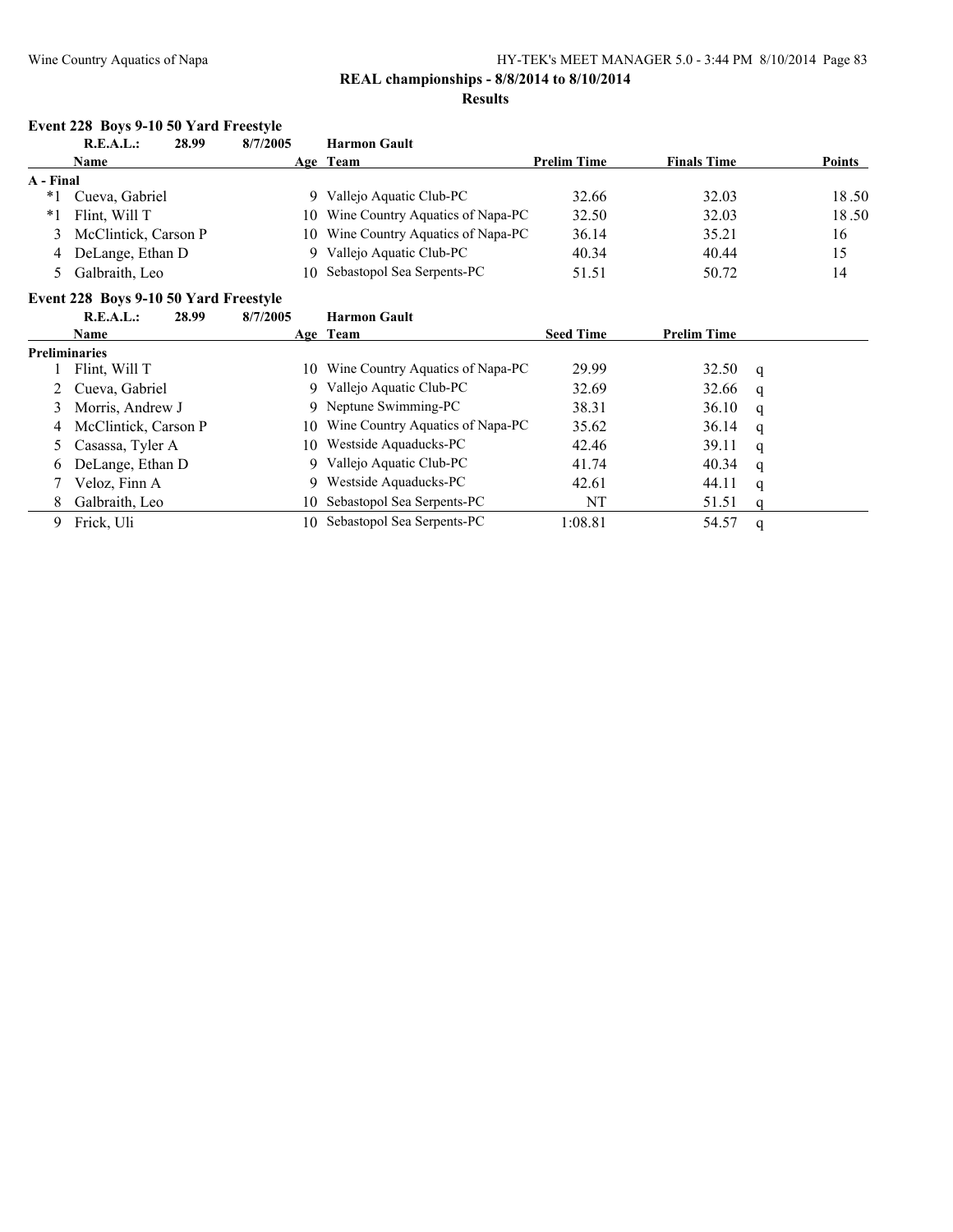**REAL championships - 8/8/2014 to 8/10/2014**

**Results**

### Event 228 Boys 9-10 50 Yard Freestyle

| | R.E.A.L.: | 28.99 | 8/7/2005 | Harmon Gault | | |
|---|---|---|---|---|---|---|
| | **Name** | **Age** | **Team** | **Prelim Time** | **Finals Time** | **Points** |
| **A - Final** | | | | | | |
| *1 | Cueva, Gabriel | 9 | Vallejo Aquatic Club-PC | 32.66 | 32.03 | 18.50 |
| *1 | Flint, Will T | 10 | Wine Country Aquatics of Napa-PC | 32.50 | 32.03 | 18.50 |
| 3 | McClintick, Carson P | 10 | Wine Country Aquatics of Napa-PC | 36.14 | 35.21 | 16 |
| 4 | DeLange, Ethan D | 9 | Vallejo Aquatic Club-PC | 40.34 | 40.44 | 15 |
| 5 | Galbraith, Leo | 10 | Sebastopol Sea Serpents-PC | 51.51 | 50.72 | 14 |

### Event 228 Boys 9-10 50 Yard Freestyle

| | R.E.A.L.: | 28.99 | 8/7/2005 | Harmon Gault | | |
|---|---|---|---|---|---|---|
| | **Name** | **Age** | **Team** | **Seed Time** | **Prelim Time** | |
| **Preliminaries** | | | | | | |
| 1 | Flint, Will T | 10 | Wine Country Aquatics of Napa-PC | 29.99 | 32.50 | q |
| 2 | Cueva, Gabriel | 9 | Vallejo Aquatic Club-PC | 32.69 | 32.66 | q |
| 3 | Morris, Andrew J | 9 | Neptune Swimming-PC | 38.31 | 36.10 | q |
| 4 | McClintick, Carson P | 10 | Wine Country Aquatics of Napa-PC | 35.62 | 36.14 | q |
| 5 | Casassa, Tyler A | 10 | Westside Aquaducks-PC | 42.46 | 39.11 | q |
| 6 | DeLange, Ethan D | 9 | Vallejo Aquatic Club-PC | 41.74 | 40.34 | q |
| 7 | Veloz, Finn A | 9 | Westside Aquaducks-PC | 42.61 | 44.11 | q |
| 8 | Galbraith, Leo | 10 | Sebastopol Sea Serpents-PC | NT | 51.51 | q |
| 9 | Frick, Uli | 10 | Sebastopol Sea Serpents-PC | 1:08.81 | 54.57 | q |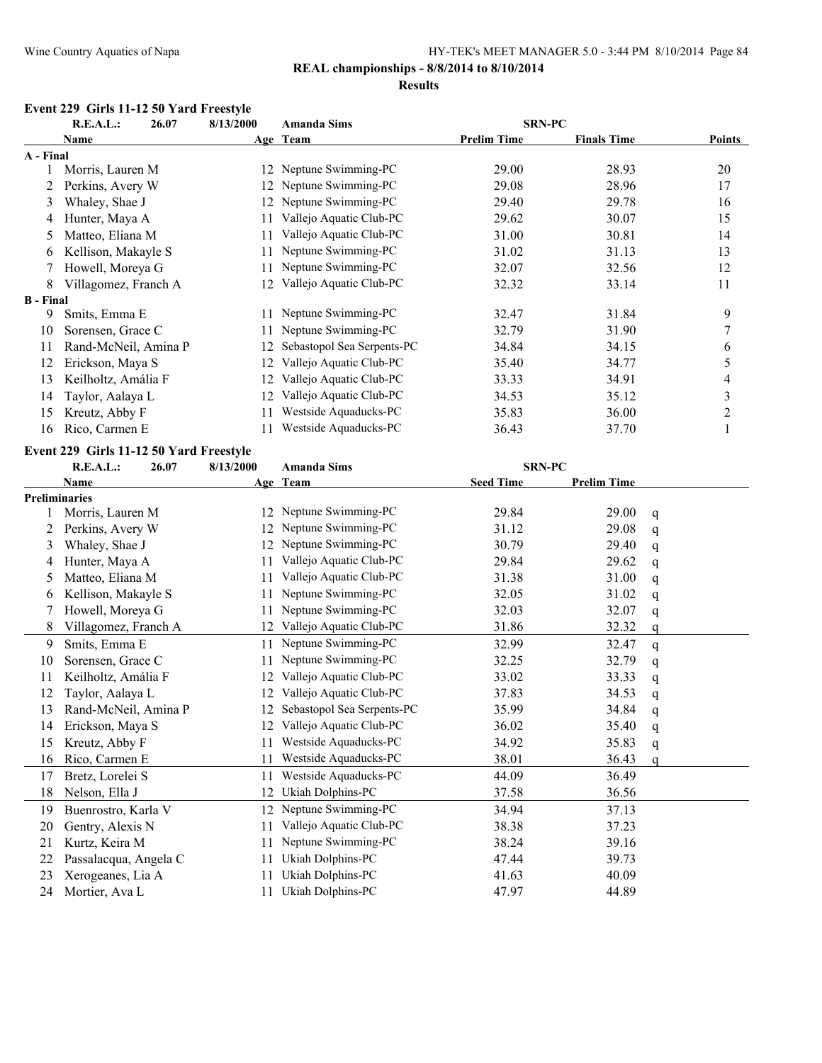**REAL championships - 8/8/2014 to 8/10/2014**

**Results**

### Event 229 Girls 11-12 50 Yard Freestyle

**R.E.A.L.: 26.07 8/13/2000 Amanda Sims SRN-PC**

| | Name | Age | Team | Prelim Time | Finals Time | Points |
|---|---|---|---|---|---|---|
| **A - Final** | | | | | | |
| 1 | Morris, Lauren M | 12 | Neptune Swimming-PC | 29.00 | 28.93 | 20 |
| 2 | Perkins, Avery W | 12 | Neptune Swimming-PC | 29.08 | 28.96 | 17 |
| 3 | Whaley, Shae J | 12 | Neptune Swimming-PC | 29.40 | 29.78 | 16 |
| 4 | Hunter, Maya A | 11 | Vallejo Aquatic Club-PC | 29.62 | 30.07 | 15 |
| 5 | Matteo, Eliana M | 11 | Vallejo Aquatic Club-PC | 31.00 | 30.81 | 14 |
| 6 | Kellison, Makayle S | 11 | Neptune Swimming-PC | 31.02 | 31.13 | 13 |
| 7 | Howell, Moreya G | 11 | Neptune Swimming-PC | 32.07 | 32.56 | 12 |
| 8 | Villagomez, Franch A | 12 | Vallejo Aquatic Club-PC | 32.32 | 33.14 | 11 |
| **B - Final** | | | | | | |
| 9 | Smits, Emma E | 11 | Neptune Swimming-PC | 32.47 | 31.84 | 9 |
| 10 | Sorensen, Grace C | 11 | Neptune Swimming-PC | 32.79 | 31.90 | 7 |
| 11 | Rand-McNeil, Amina P | 12 | Sebastopol Sea Serpents-PC | 34.84 | 34.15 | 6 |
| 12 | Erickson, Maya S | 12 | Vallejo Aquatic Club-PC | 35.40 | 34.77 | 5 |
| 13 | Keilholtz, Amália F | 12 | Vallejo Aquatic Club-PC | 33.33 | 34.91 | 4 |
| 14 | Taylor, Aalaya L | 12 | Vallejo Aquatic Club-PC | 34.53 | 35.12 | 3 |
| 15 | Kreutz, Abby F | 11 | Westside Aquaducks-PC | 35.83 | 36.00 | 2 |
| 16 | Rico, Carmen E | 11 | Westside Aquaducks-PC | 36.43 | 37.70 | 1 |

### Event 229 Girls 11-12 50 Yard Freestyle

**R.E.A.L.: 26.07 8/13/2000 Amanda Sims SRN-PC**

| | Name | Age | Team | Seed Time | Prelim Time | |
|---|---|---|---|---|---|---|
| **Preliminaries** | | | | | | |
| 1 | Morris, Lauren M | 12 | Neptune Swimming-PC | 29.84 | 29.00 | q |
| 2 | Perkins, Avery W | 12 | Neptune Swimming-PC | 31.12 | 29.08 | q |
| 3 | Whaley, Shae J | 12 | Neptune Swimming-PC | 30.79 | 29.40 | q |
| 4 | Hunter, Maya A | 11 | Vallejo Aquatic Club-PC | 29.84 | 29.62 | q |
| 5 | Matteo, Eliana M | 11 | Vallejo Aquatic Club-PC | 31.38 | 31.00 | q |
| 6 | Kellison, Makayle S | 11 | Neptune Swimming-PC | 32.05 | 31.02 | q |
| 7 | Howell, Moreya G | 11 | Neptune Swimming-PC | 32.03 | 32.07 | q |
| 8 | Villagomez, Franch A | 12 | Vallejo Aquatic Club-PC | 31.86 | 32.32 | q |
| 9 | Smits, Emma E | 11 | Neptune Swimming-PC | 32.99 | 32.47 | q |
| 10 | Sorensen, Grace C | 11 | Neptune Swimming-PC | 32.25 | 32.79 | q |
| 11 | Keilholtz, Amália F | 12 | Vallejo Aquatic Club-PC | 33.02 | 33.33 | q |
| 12 | Taylor, Aalaya L | 12 | Vallejo Aquatic Club-PC | 37.83 | 34.53 | q |
| 13 | Rand-McNeil, Amina P | 12 | Sebastopol Sea Serpents-PC | 35.99 | 34.84 | q |
| 14 | Erickson, Maya S | 12 | Vallejo Aquatic Club-PC | 36.02 | 35.40 | q |
| 15 | Kreutz, Abby F | 11 | Westside Aquaducks-PC | 34.92 | 35.83 | q |
| 16 | Rico, Carmen E | 11 | Westside Aquaducks-PC | 38.01 | 36.43 | q |
| 17 | Bretz, Lorelei S | 11 | Westside Aquaducks-PC | 44.09 | 36.49 | |
| 18 | Nelson, Ella J | 12 | Ukiah Dolphins-PC | 37.58 | 36.56 | |
| 19 | Buenrostro, Karla V | 12 | Neptune Swimming-PC | 34.94 | 37.13 | |
| 20 | Gentry, Alexis N | 11 | Vallejo Aquatic Club-PC | 38.38 | 37.23 | |
| 21 | Kurtz, Keira M | 11 | Neptune Swimming-PC | 38.24 | 39.16 | |
| 22 | Passalacqua, Angela C | 11 | Ukiah Dolphins-PC | 47.44 | 39.73 | |
| 23 | Xerogeanes, Lia A | 11 | Ukiah Dolphins-PC | 41.63 | 40.09 | |
| 24 | Mortier, Ava L | 11 | Ukiah Dolphins-PC | 47.97 | 44.89 | |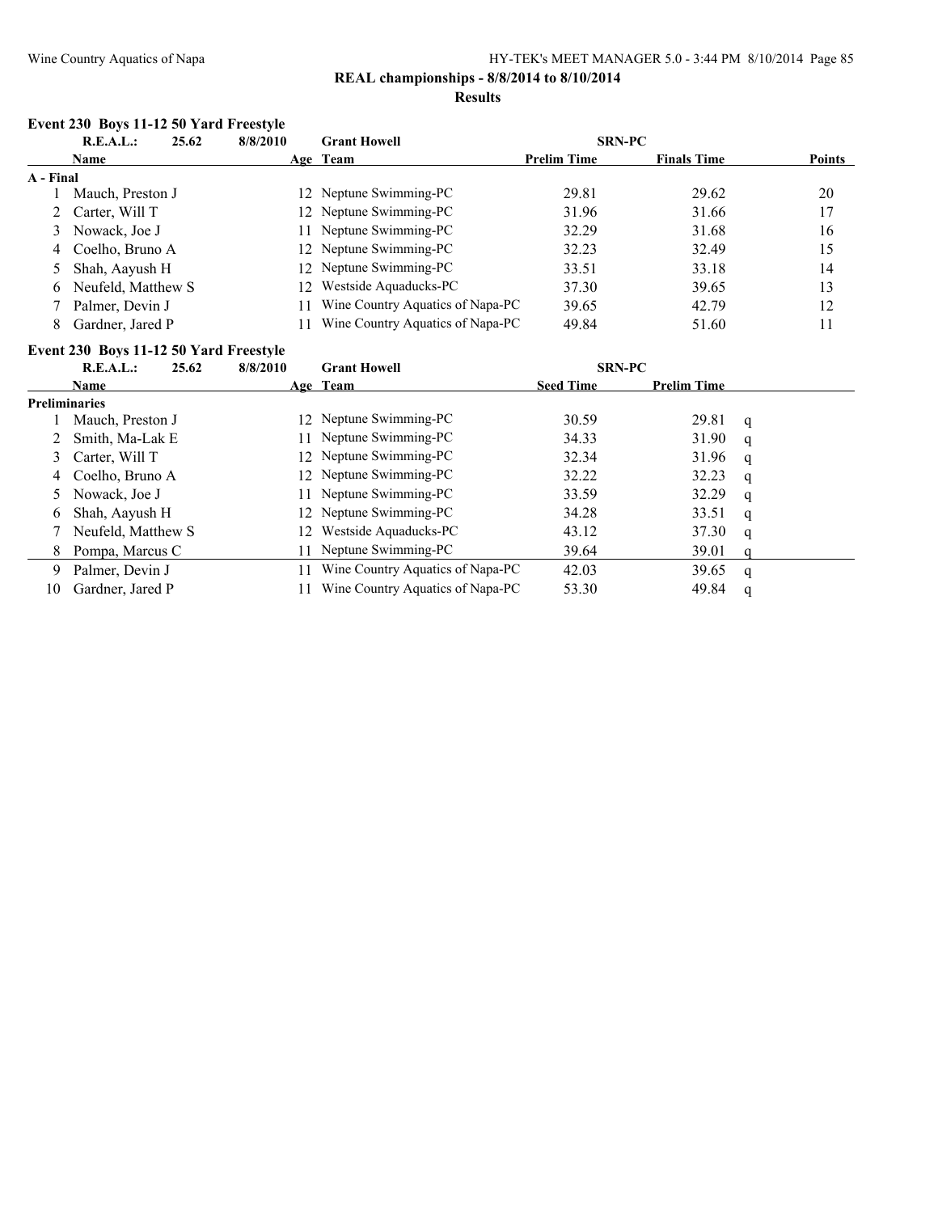**REAL championships - 8/8/2014 to 8/10/2014**

**Results**

### Event 230 Boys 11-12 50 Yard Freestyle

| R.E.A.L.: | 25.62 | 8/8/2010 | Grant Howell | SRN-PC | | |
|---|---|---|---|---|---|---|
| | **Name** | **Age** | **Team** | **Prelim Time** | **Finals Time** | **Points** |
| **A - Final** | | | | | | |
| 1 | Mauch, Preston J | 12 | Neptune Swimming-PC | 29.81 | 29.62 | 20 |
| 2 | Carter, Will T | 12 | Neptune Swimming-PC | 31.96 | 31.66 | 17 |
| 3 | Nowack, Joe J | 11 | Neptune Swimming-PC | 32.29 | 31.68 | 16 |
| 4 | Coelho, Bruno A | 12 | Neptune Swimming-PC | 32.23 | 32.49 | 15 |
| 5 | Shah, Aayush H | 12 | Neptune Swimming-PC | 33.51 | 33.18 | 14 |
| 6 | Neufeld, Matthew S | 12 | Westside Aquaducks-PC | 37.30 | 39.65 | 13 |
| 7 | Palmer, Devin J | 11 | Wine Country Aquatics of Napa-PC | 39.65 | 42.79 | 12 |
| 8 | Gardner, Jared P | 11 | Wine Country Aquatics of Napa-PC | 49.84 | 51.60 | 11 |

### Event 230 Boys 11-12 50 Yard Freestyle

| R.E.A.L.: | 25.62 | 8/8/2010 | Grant Howell | SRN-PC | | |
|---|---|---|---|---|---|---|
| | **Name** | **Age** | **Team** | **Seed Time** | **Prelim Time** | |
| **Preliminaries** | | | | | | |
| 1 | Mauch, Preston J | 12 | Neptune Swimming-PC | 30.59 | 29.81 | q |
| 2 | Smith, Ma-Lak E | 11 | Neptune Swimming-PC | 34.33 | 31.90 | q |
| 3 | Carter, Will T | 12 | Neptune Swimming-PC | 32.34 | 31.96 | q |
| 4 | Coelho, Bruno A | 12 | Neptune Swimming-PC | 32.22 | 32.23 | q |
| 5 | Nowack, Joe J | 11 | Neptune Swimming-PC | 33.59 | 32.29 | q |
| 6 | Shah, Aayush H | 12 | Neptune Swimming-PC | 34.28 | 33.51 | q |
| 7 | Neufeld, Matthew S | 12 | Westside Aquaducks-PC | 43.12 | 37.30 | q |
| 8 | Pompa, Marcus C | 11 | Neptune Swimming-PC | 39.64 | 39.01 | q |
| 9 | Palmer, Devin J | 11 | Wine Country Aquatics of Napa-PC | 42.03 | 39.65 | q |
| 10 | Gardner, Jared P | 11 | Wine Country Aquatics of Napa-PC | 53.30 | 49.84 | q |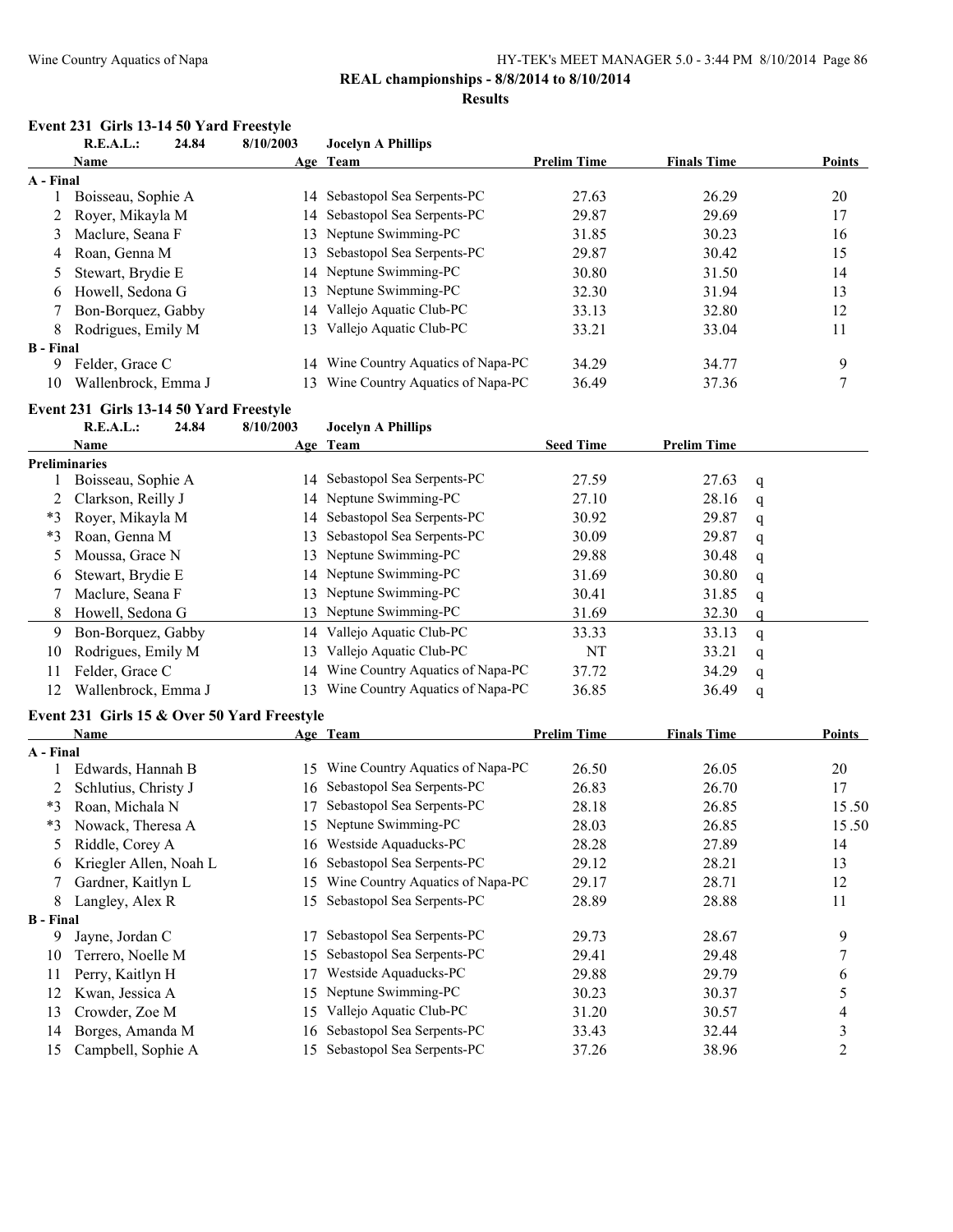## REAL championships - 8/8/2014 to 8/10/2014

### Results

#### Event 231 Girls 13-14 50 Yard Freestyle

**R.E.A.L.: 24.84 8/10/2003 Jocelyn A Phillips**

| | Name | Age | Team | Prelim Time | Finals Time | Points |
|---|---|---|---|---|---|---|
| **A - Final** | | | | | | |
| 1 | Boisseau, Sophie A | 14 | Sebastopol Sea Serpents-PC | 27.63 | 26.29 | 20 |
| 2 | Royer, Mikayla M | 14 | Sebastopol Sea Serpents-PC | 29.87 | 29.69 | 17 |
| 3 | Maclure, Seana F | 13 | Neptune Swimming-PC | 31.85 | 30.23 | 16 |
| 4 | Roan, Genna M | 13 | Sebastopol Sea Serpents-PC | 29.87 | 30.42 | 15 |
| 5 | Stewart, Brydie E | 14 | Neptune Swimming-PC | 30.80 | 31.50 | 14 |
| 6 | Howell, Sedona G | 13 | Neptune Swimming-PC | 32.30 | 31.94 | 13 |
| 7 | Bon-Borquez, Gabby | 14 | Vallejo Aquatic Club-PC | 33.13 | 32.80 | 12 |
| 8 | Rodrigues, Emily M | 13 | Vallejo Aquatic Club-PC | 33.21 | 33.04 | 11 |
| **B - Final** | | | | | | |
| 9 | Felder, Grace C | 14 | Wine Country Aquatics of Napa-PC | 34.29 | 34.77 | 9 |
| 10 | Wallenbrock, Emma J | 13 | Wine Country Aquatics of Napa-PC | 36.49 | 37.36 | 7 |

#### Event 231 Girls 13-14 50 Yard Freestyle

**R.E.A.L.: 24.84 8/10/2003 Jocelyn A Phillips**

| | Name | Age | Team | Seed Time | Prelim Time | |
|---|---|---|---|---|---|---|
| **Preliminaries** | | | | | | |
| 1 | Boisseau, Sophie A | 14 | Sebastopol Sea Serpents-PC | 27.59 | 27.63 | q |
| 2 | Clarkson, Reilly J | 14 | Neptune Swimming-PC | 27.10 | 28.16 | q |
| *3 | Royer, Mikayla M | 14 | Sebastopol Sea Serpents-PC | 30.92 | 29.87 | q |
| *3 | Roan, Genna M | 13 | Sebastopol Sea Serpents-PC | 30.09 | 29.87 | q |
| 5 | Moussa, Grace N | 13 | Neptune Swimming-PC | 29.88 | 30.48 | q |
| 6 | Stewart, Brydie E | 14 | Neptune Swimming-PC | 31.69 | 30.80 | q |
| 7 | Maclure, Seana F | 13 | Neptune Swimming-PC | 30.41 | 31.85 | q |
| 8 | Howell, Sedona G | 13 | Neptune Swimming-PC | 31.69 | 32.30 | q |
| 9 | Bon-Borquez, Gabby | 14 | Vallejo Aquatic Club-PC | 33.33 | 33.13 | q |
| 10 | Rodrigues, Emily M | 13 | Vallejo Aquatic Club-PC | NT | 33.21 | q |
| 11 | Felder, Grace C | 14 | Wine Country Aquatics of Napa-PC | 37.72 | 34.29 | q |
| 12 | Wallenbrock, Emma J | 13 | Wine Country Aquatics of Napa-PC | 36.85 | 36.49 | q |

#### Event 231 Girls 15 & Over 50 Yard Freestyle

| | Name | Age | Team | Prelim Time | Finals Time | Points |
|---|---|---|---|---|---|---|
| **A - Final** | | | | | | |
| 1 | Edwards, Hannah B | 15 | Wine Country Aquatics of Napa-PC | 26.50 | 26.05 | 20 |
| 2 | Schlutius, Christy J | 16 | Sebastopol Sea Serpents-PC | 26.83 | 26.70 | 17 |
| *3 | Roan, Michala N | 17 | Sebastopol Sea Serpents-PC | 28.18 | 26.85 | 15.50 |
| *3 | Nowack, Theresa A | 15 | Neptune Swimming-PC | 28.03 | 26.85 | 15.50 |
| 5 | Riddle, Corey A | 16 | Westside Aquaducks-PC | 28.28 | 27.89 | 14 |
| 6 | Kriegler Allen, Noah L | 16 | Sebastopol Sea Serpents-PC | 29.12 | 28.21 | 13 |
| 7 | Gardner, Kaitlyn L | 15 | Wine Country Aquatics of Napa-PC | 29.17 | 28.71 | 12 |
| 8 | Langley, Alex R | 15 | Sebastopol Sea Serpents-PC | 28.89 | 28.88 | 11 |
| **B - Final** | | | | | | |
| 9 | Jayne, Jordan C | 17 | Sebastopol Sea Serpents-PC | 29.73 | 28.67 | 9 |
| 10 | Terrero, Noelle M | 15 | Sebastopol Sea Serpents-PC | 29.41 | 29.48 | 7 |
| 11 | Perry, Kaitlyn H | 17 | Westside Aquaducks-PC | 29.88 | 29.79 | 6 |
| 12 | Kwan, Jessica A | 15 | Neptune Swimming-PC | 30.23 | 30.37 | 5 |
| 13 | Crowder, Zoe M | 15 | Vallejo Aquatic Club-PC | 31.20 | 30.57 | 4 |
| 14 | Borges, Amanda M | 16 | Sebastopol Sea Serpents-PC | 33.43 | 32.44 | 3 |
| 15 | Campbell, Sophie A | 15 | Sebastopol Sea Serpents-PC | 37.26 | 38.96 | 2 |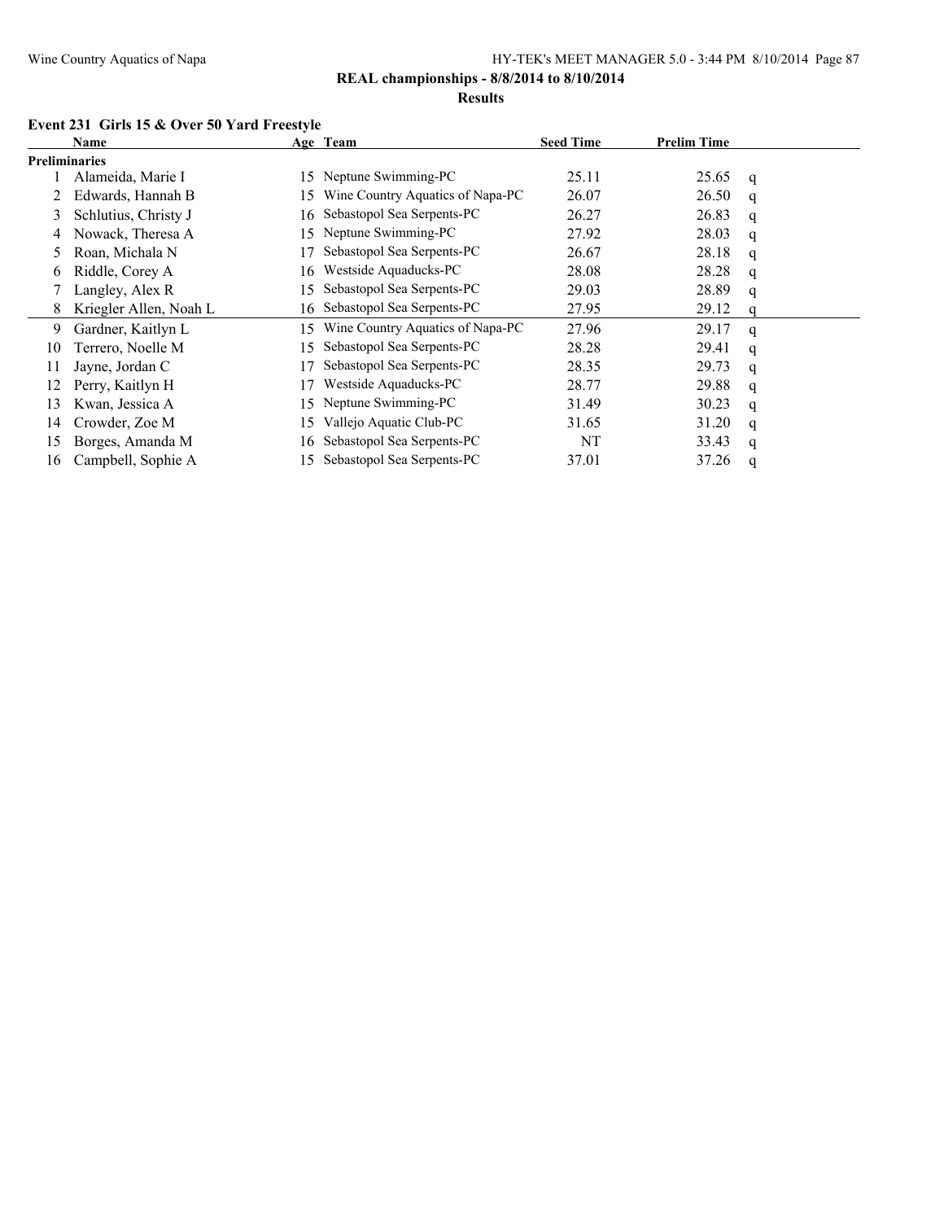**REAL championships - 8/8/2014 to 8/10/2014**

**Results**

### Event 231 Girls 15 & Over 50 Yard Freestyle

| | Name | Age | Team | Seed Time | Prelim Time | |
|---|---|---|---|---|---|---|
| **Preliminaries** | | | | | | |
| 1 | Alameida, Marie I | 15 | Neptune Swimming-PC | 25.11 | 25.65 | q |
| 2 | Edwards, Hannah B | 15 | Wine Country Aquatics of Napa-PC | 26.07 | 26.50 | q |
| 3 | Schlutius, Christy J | 16 | Sebastopol Sea Serpents-PC | 26.27 | 26.83 | q |
| 4 | Nowack, Theresa A | 15 | Neptune Swimming-PC | 27.92 | 28.03 | q |
| 5 | Roan, Michala N | 17 | Sebastopol Sea Serpents-PC | 26.67 | 28.18 | q |
| 6 | Riddle, Corey A | 16 | Westside Aquaducks-PC | 28.08 | 28.28 | q |
| 7 | Langley, Alex R | 15 | Sebastopol Sea Serpents-PC | 29.03 | 28.89 | q |
| 8 | Kriegler Allen, Noah L | 16 | Sebastopol Sea Serpents-PC | 27.95 | 29.12 | q |
| 9 | Gardner, Kaitlyn L | 15 | Wine Country Aquatics of Napa-PC | 27.96 | 29.17 | q |
| 10 | Terrero, Noelle M | 15 | Sebastopol Sea Serpents-PC | 28.28 | 29.41 | q |
| 11 | Jayne, Jordan C | 17 | Sebastopol Sea Serpents-PC | 28.35 | 29.73 | q |
| 12 | Perry, Kaitlyn H | 17 | Westside Aquaducks-PC | 28.77 | 29.88 | q |
| 13 | Kwan, Jessica A | 15 | Neptune Swimming-PC | 31.49 | 30.23 | q |
| 14 | Crowder, Zoe M | 15 | Vallejo Aquatic Club-PC | 31.65 | 31.20 | q |
| 15 | Borges, Amanda M | 16 | Sebastopol Sea Serpents-PC | NT | 33.43 | q |
| 16 | Campbell, Sophie A | 15 | Sebastopol Sea Serpents-PC | 37.01 | 37.26 | q |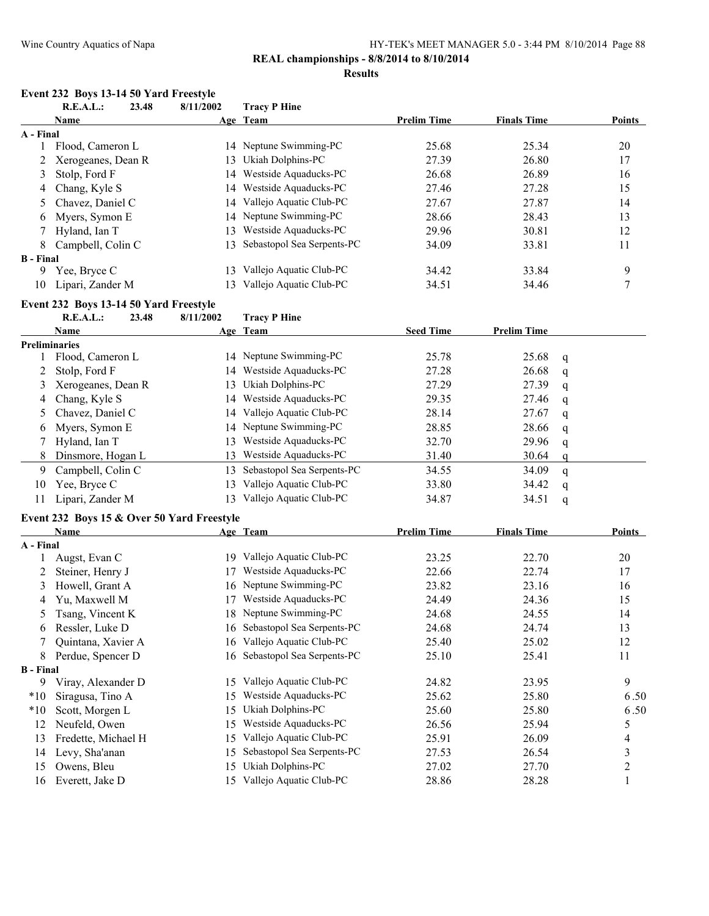**REAL championships - 8/8/2014 to 8/10/2014**

**Results**

## Event 232 Boys 13-14 50 Yard Freestyle

R.E.A.L.: 23.48 8/11/2002 Tracy P Hine

| | Name | Age | Team | Prelim Time | Finals Time | Points |
|---|---|---|---|---|---|---|
| **A - Final** | | | | | | |
| 1 | Flood, Cameron L | 14 | Neptune Swimming-PC | 25.68 | 25.34 | 20 |
| 2 | Xerogeanes, Dean R | 13 | Ukiah Dolphins-PC | 27.39 | 26.80 | 17 |
| 3 | Stolp, Ford F | 14 | Westside Aquaducks-PC | 26.68 | 26.89 | 16 |
| 4 | Chang, Kyle S | 14 | Westside Aquaducks-PC | 27.46 | 27.28 | 15 |
| 5 | Chavez, Daniel C | 14 | Vallejo Aquatic Club-PC | 27.67 | 27.87 | 14 |
| 6 | Myers, Symon E | 14 | Neptune Swimming-PC | 28.66 | 28.43 | 13 |
| 7 | Hyland, Ian T | 13 | Westside Aquaducks-PC | 29.96 | 30.81 | 12 |
| 8 | Campbell, Colin C | 13 | Sebastopol Sea Serpents-PC | 34.09 | 33.81 | 11 |
| **B - Final** | | | | | | |
| 9 | Yee, Bryce C | 13 | Vallejo Aquatic Club-PC | 34.42 | 33.84 | 9 |
| 10 | Lipari, Zander M | 13 | Vallejo Aquatic Club-PC | 34.51 | 34.46 | 7 |

## Event 232 Boys 13-14 50 Yard Freestyle

R.E.A.L.: 23.48 8/11/2002 Tracy P Hine

| | Name | Age | Team | Seed Time | Prelim Time | |
|---|---|---|---|---|---|---|
| **Preliminaries** | | | | | | |
| 1 | Flood, Cameron L | 14 | Neptune Swimming-PC | 25.78 | 25.68 | q |
| 2 | Stolp, Ford F | 14 | Westside Aquaducks-PC | 27.28 | 26.68 | q |
| 3 | Xerogeanes, Dean R | 13 | Ukiah Dolphins-PC | 27.29 | 27.39 | q |
| 4 | Chang, Kyle S | 14 | Westside Aquaducks-PC | 29.35 | 27.46 | q |
| 5 | Chavez, Daniel C | 14 | Vallejo Aquatic Club-PC | 28.14 | 27.67 | q |
| 6 | Myers, Symon E | 14 | Neptune Swimming-PC | 28.85 | 28.66 | q |
| 7 | Hyland, Ian T | 13 | Westside Aquaducks-PC | 32.70 | 29.96 | q |
| 8 | Dinsmore, Hogan L | 13 | Westside Aquaducks-PC | 31.40 | 30.64 | q |
| 9 | Campbell, Colin C | 13 | Sebastopol Sea Serpents-PC | 34.55 | 34.09 | q |
| 10 | Yee, Bryce C | 13 | Vallejo Aquatic Club-PC | 33.80 | 34.42 | q |
| 11 | Lipari, Zander M | 13 | Vallejo Aquatic Club-PC | 34.87 | 34.51 | q |

## Event 232 Boys 15 & Over 50 Yard Freestyle

| | Name | Age | Team | Prelim Time | Finals Time | Points |
|---|---|---|---|---|---|---|
| **A - Final** | | | | | | |
| 1 | Augst, Evan C | 19 | Vallejo Aquatic Club-PC | 23.25 | 22.70 | 20 |
| 2 | Steiner, Henry J | 17 | Westside Aquaducks-PC | 22.66 | 22.74 | 17 |
| 3 | Howell, Grant A | 16 | Neptune Swimming-PC | 23.82 | 23.16 | 16 |
| 4 | Yu, Maxwell M | 17 | Westside Aquaducks-PC | 24.49 | 24.36 | 15 |
| 5 | Tsang, Vincent K | 18 | Neptune Swimming-PC | 24.68 | 24.55 | 14 |
| 6 | Ressler, Luke D | 16 | Sebastopol Sea Serpents-PC | 24.68 | 24.74 | 13 |
| 7 | Quintana, Xavier A | 16 | Vallejo Aquatic Club-PC | 25.40 | 25.02 | 12 |
| 8 | Perdue, Spencer D | 16 | Sebastopol Sea Serpents-PC | 25.10 | 25.41 | 11 |
| **B - Final** | | | | | | |
| 9 | Viray, Alexander D | 15 | Vallejo Aquatic Club-PC | 24.82 | 23.95 | 9 |
| *10 | Siragusa, Tino A | 15 | Westside Aquaducks-PC | 25.62 | 25.80 | 6.50 |
| *10 | Scott, Morgen L | 15 | Ukiah Dolphins-PC | 25.60 | 25.80 | 6.50 |
| 12 | Neufeld, Owen | 15 | Westside Aquaducks-PC | 26.56 | 25.94 | 5 |
| 13 | Fredette, Michael H | 15 | Vallejo Aquatic Club-PC | 25.91 | 26.09 | 4 |
| 14 | Levy, Sha'anan | 15 | Sebastopol Sea Serpents-PC | 27.53 | 26.54 | 3 |
| 15 | Owens, Bleu | 15 | Ukiah Dolphins-PC | 27.02 | 27.70 | 2 |
| 16 | Everett, Jake D | 15 | Vallejo Aquatic Club-PC | 28.86 | 28.28 | 1 |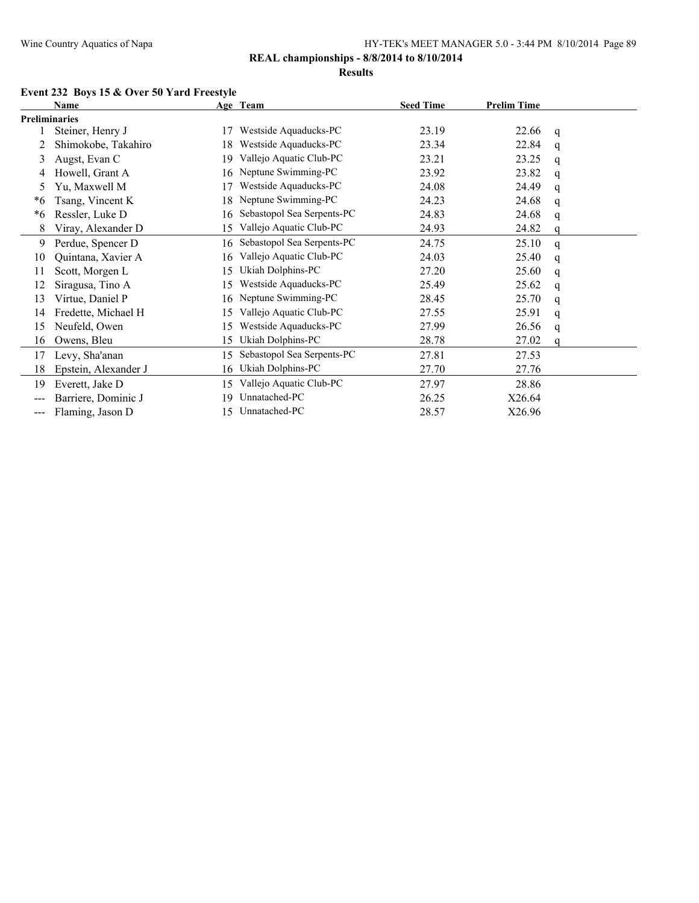**REAL championships - 8/8/2014 to 8/10/2014**

**Results**

### Event 232 Boys 15 & Over 50 Yard Freestyle

| | Name | Age | Team | Seed Time | Prelim Time | |
|---|---|---|---|---|---|---|
| **Preliminaries** | | | | | | |
| 1 | Steiner, Henry J | 17 | Westside Aquaducks-PC | 23.19 | 22.66 | q |
| 2 | Shimokobe, Takahiro | 18 | Westside Aquaducks-PC | 23.34 | 22.84 | q |
| 3 | Augst, Evan C | 19 | Vallejo Aquatic Club-PC | 23.21 | 23.25 | q |
| 4 | Howell, Grant A | 16 | Neptune Swimming-PC | 23.92 | 23.82 | q |
| 5 | Yu, Maxwell M | 17 | Westside Aquaducks-PC | 24.08 | 24.49 | q |
| *6 | Tsang, Vincent K | 18 | Neptune Swimming-PC | 24.23 | 24.68 | q |
| *6 | Ressler, Luke D | 16 | Sebastopol Sea Serpents-PC | 24.83 | 24.68 | q |
| 8 | Viray, Alexander D | 15 | Vallejo Aquatic Club-PC | 24.93 | 24.82 | q |
| 9 | Perdue, Spencer D | 16 | Sebastopol Sea Serpents-PC | 24.75 | 25.10 | q |
| 10 | Quintana, Xavier A | 16 | Vallejo Aquatic Club-PC | 24.03 | 25.40 | q |
| 11 | Scott, Morgen L | 15 | Ukiah Dolphins-PC | 27.20 | 25.60 | q |
| 12 | Siragusa, Tino A | 15 | Westside Aquaducks-PC | 25.49 | 25.62 | q |
| 13 | Virtue, Daniel P | 16 | Neptune Swimming-PC | 28.45 | 25.70 | q |
| 14 | Fredette, Michael H | 15 | Vallejo Aquatic Club-PC | 27.55 | 25.91 | q |
| 15 | Neufeld, Owen | 15 | Westside Aquaducks-PC | 27.99 | 26.56 | q |
| 16 | Owens, Bleu | 15 | Ukiah Dolphins-PC | 28.78 | 27.02 | q |
| 17 | Levy, Sha'anan | 15 | Sebastopol Sea Serpents-PC | 27.81 | 27.53 | |
| 18 | Epstein, Alexander J | 16 | Ukiah Dolphins-PC | 27.70 | 27.76 | |
| 19 | Everett, Jake D | 15 | Vallejo Aquatic Club-PC | 27.97 | 28.86 | |
| --- | Barriere, Dominic J | 19 | Unnatached-PC | 26.25 | X26.64 | |
| --- | Flaming, Jason D | 15 | Unnatached-PC | 28.57 | X26.96 | |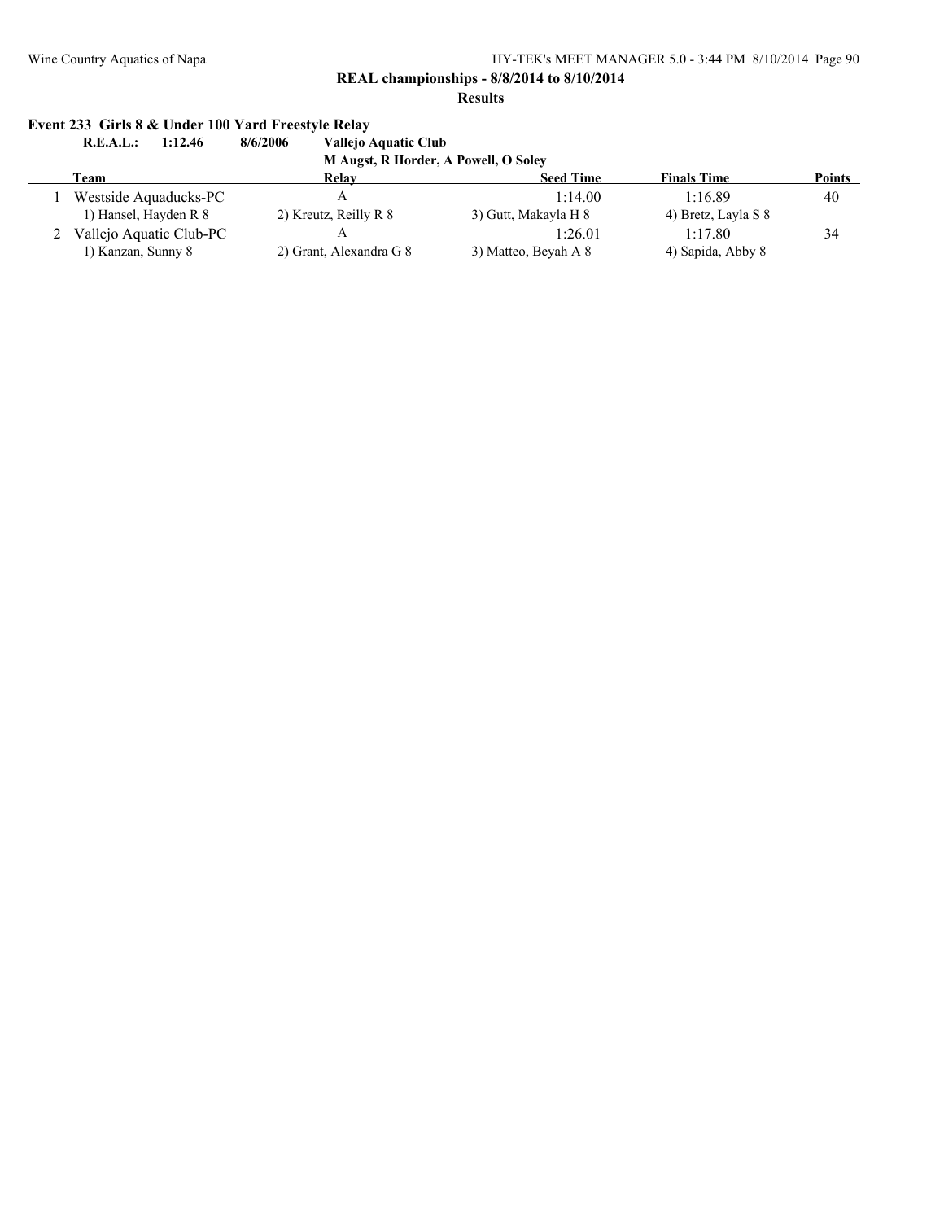**REAL championships - 8/8/2014 to 8/10/2014**

**Results**

### Event 233 Girls 8 & Under 100 Yard Freestyle Relay

**R.E.A.L.: 1:12.46 8/6/2006 Vallejo Aquatic Club**
**M Augst, R Horder, A Powell, O Soley**

| | Team | Relay | Seed Time | Finals Time | Points |
|---|---|---|---|---|---|
| 1 | Westside Aquaducks-PC | A | 1:14.00 | 1:16.89 | 40 |
| | 1) Hansel, Hayden R 8 | 2) Kreutz, Reilly R 8 | 3) Gutt, Makayla H 8 | 4) Bretz, Layla S 8 | |
| 2 | Vallejo Aquatic Club-PC | A | 1:26.01 | 1:17.80 | 34 |
| | 1) Kanzan, Sunny 8 | 2) Grant, Alexandra G 8 | 3) Matteo, Beyah A 8 | 4) Sapida, Abby 8 | |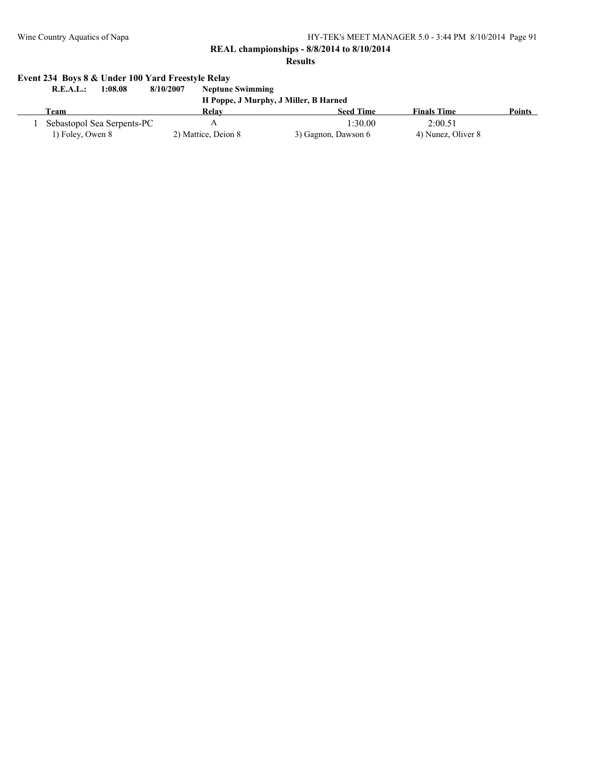**REAL championships - 8/8/2014 to 8/10/2014**

**Results**

## Event 234 Boys 8 & Under 100 Yard Freestyle Relay

**R.E.A.L.: 1:08.08 8/10/2007 Neptune Swimming**
**H Poppe, J Murphy, J Miller, B Harned**

| | Team | Relay | Seed Time | Finals Time | Points |
|---|---|---|---|---|---|
| 1 | Sebastopol Sea Serpents-PC | A | 1:30.00 | 2:00.51 | |
| | 1) Foley, Owen 8 | 2) Mattice, Deion 8 | 3) Gagnon, Dawson 6 | 4) Nunez, Oliver 8 | |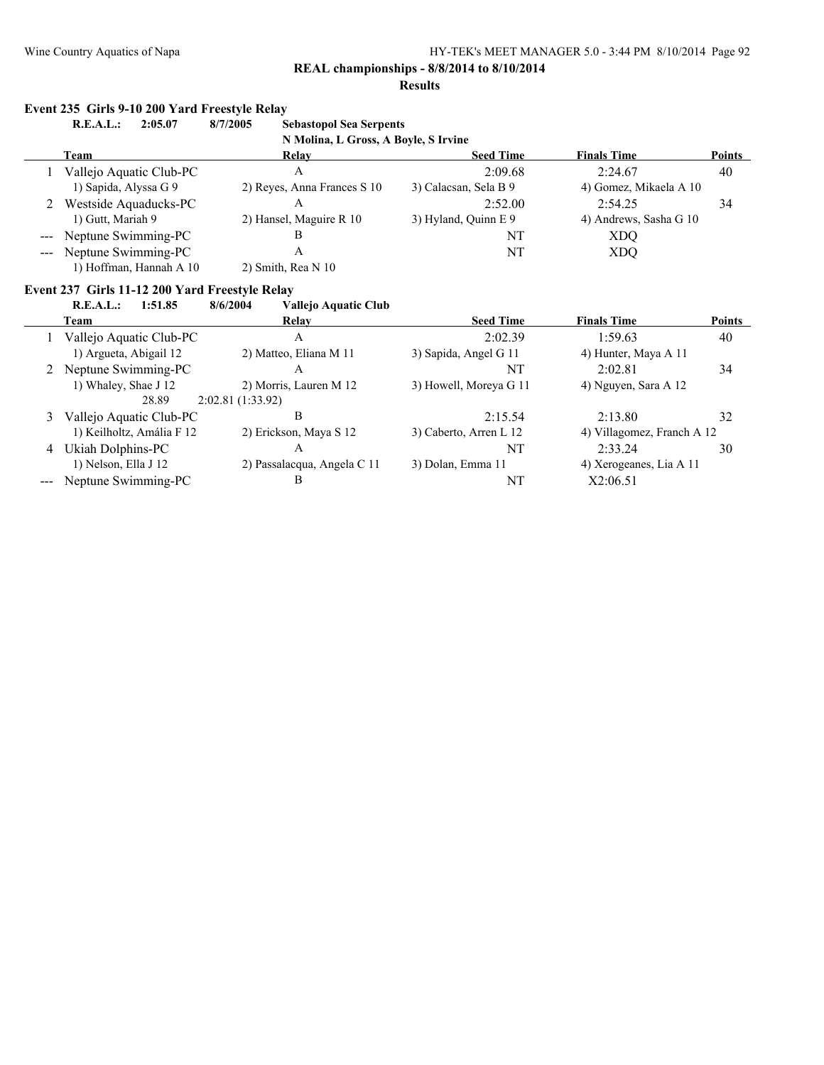**REAL championships - 8/8/2014 to 8/10/2014**

**Results**

## Event 235 Girls 9-10 200 Yard Freestyle Relay

**R.E.A.L.: 2:05.07 8/7/2005 Sebastopol Sea Serpents**
N Molina, L Gross, A Boyle, S Irvine

| | Team | Relay | Seed Time | Finals Time | Points |
|---|---|---|---|---|---|
| 1 | Vallejo Aquatic Club-PC | A | 2:09.68 | 2:24.67 | 40 |
| | 1) Sapida, Alyssa G 9 | 2) Reyes, Anna Frances S 10 | 3) Calacsan, Sela B 9 | 4) Gomez, Mikaela A 10 | |
| 2 | Westside Aquaducks-PC | A | 2:52.00 | 2:54.25 | 34 |
| | 1) Gutt, Mariah 9 | 2) Hansel, Maguire R 10 | 3) Hyland, Quinn E 9 | 4) Andrews, Sasha G 10 | |
| --- | Neptune Swimming-PC | B | NT | XDQ | |
| --- | Neptune Swimming-PC | A | NT | XDQ | |
| | 1) Hoffman, Hannah A 10 | 2) Smith, Rea N 10 | | | |

## Event 237 Girls 11-12 200 Yard Freestyle Relay

**R.E.A.L.: 1:51.85 8/6/2004 Vallejo Aquatic Club**

| | Team | Relay | Seed Time | Finals Time | Points |
|---|---|---|---|---|---|
| 1 | Vallejo Aquatic Club-PC | A | 2:02.39 | 1:59.63 | 40 |
| | 1) Argueta, Abigail 12 | 2) Matteo, Eliana M 11 | 3) Sapida, Angel G 11 | 4) Hunter, Maya A 11 | |
| 2 | Neptune Swimming-PC | A | NT | 2:02.81 | 34 |
| | 1) Whaley, Shae J 12 | 2) Morris, Lauren M 12 | 3) Howell, Moreya G 11 | 4) Nguyen, Sara A 12 | |
| | 28.89 | 2:02.81 (1:33.92) | | | |
| 3 | Vallejo Aquatic Club-PC | B | 2:15.54 | 2:13.80 | 32 |
| | 1) Keilholtz, Amália F 12 | 2) Erickson, Maya S 12 | 3) Caberto, Arren L 12 | 4) Villagomez, Franch A 12 | |
| 4 | Ukiah Dolphins-PC | A | NT | 2:33.24 | 30 |
| | 1) Nelson, Ella J 12 | 2) Passalacqua, Angela C 11 | 3) Dolan, Emma 11 | 4) Xerogeanes, Lia A 11 | |
| --- | Neptune Swimming-PC | B | NT | X2:06.51 | |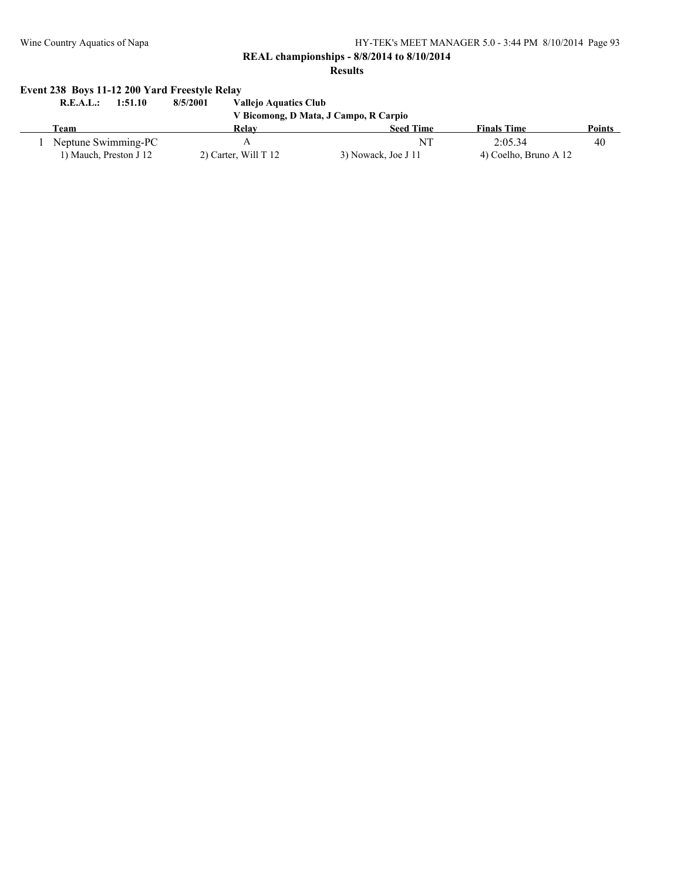**REAL championships - 8/8/2014 to 8/10/2014**

**Results**

### Event 238 Boys 11-12 200 Yard Freestyle Relay

**R.E.A.L.: 1:51.10 8/5/2001 Vallejo Aquatics Club**
**V Bicomong, D Mata, J Campo, R Carpio**

| | Team | Relay | Seed Time | Finals Time | Points |
|---|---|---|---|---|---|
| 1 | Neptune Swimming-PC | A | NT | 2:05.34 | 40 |
| | 1) Mauch, Preston J 12 | 2) Carter, Will T 12 | 3) Nowack, Joe J 11 | 4) Coelho, Bruno A 12 | |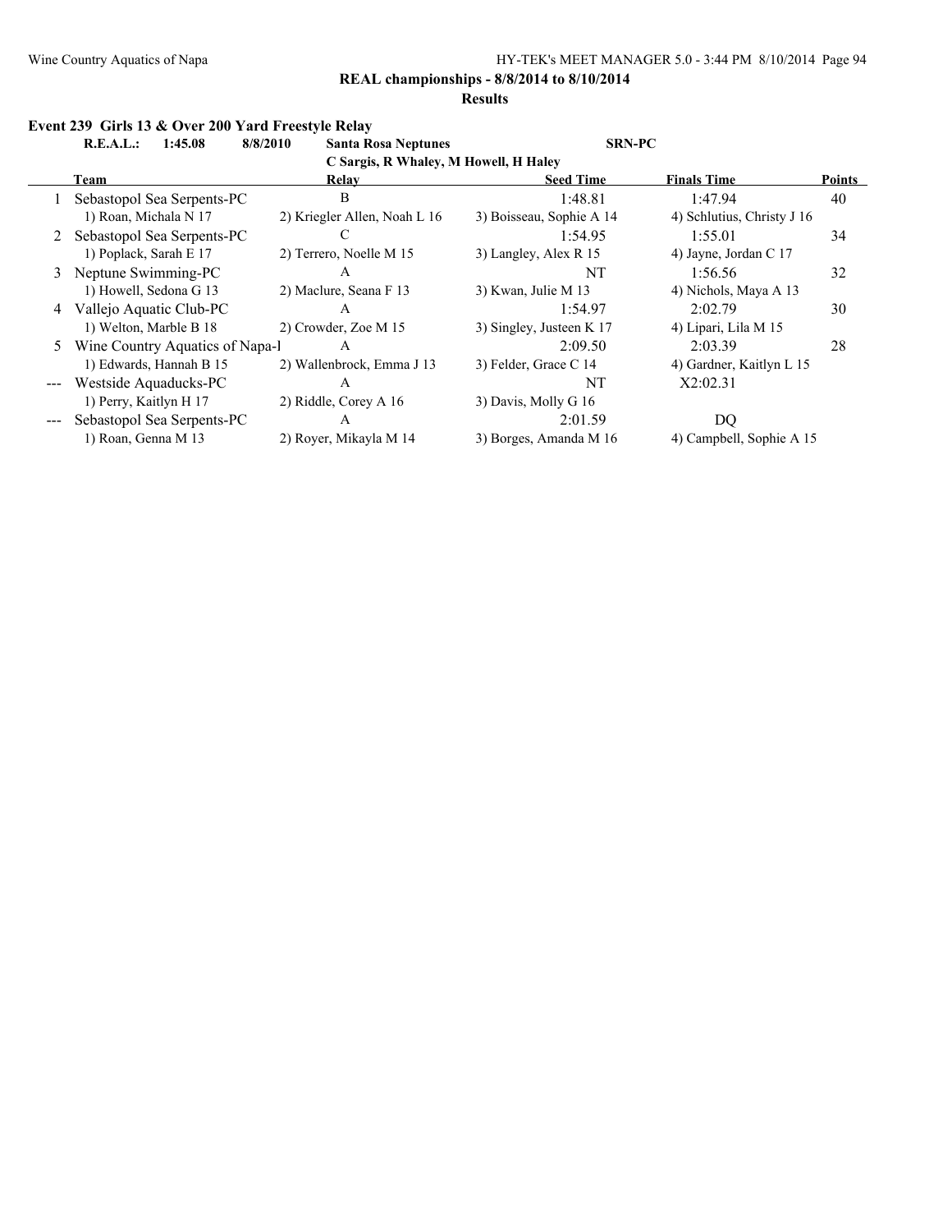**REAL championships - 8/8/2014 to 8/10/2014**

**Results**

### Event 239 Girls 13 & Over 200 Yard Freestyle Relay

**R.E.A.L.: 1:45.08 8/8/2010 Santa Rosa Neptunes SRN-PC**
**C Sargis, R Whaley, M Howell, H Haley**

| | Team | Relay | Seed Time | Finals Time | Points |
|---|---|---|---|---|---|
| 1 | Sebastopol Sea Serpents-PC | B | 1:48.81 | 1:47.94 | 40 |
| | 1) Roan, Michala N 17 | 2) Kriegler Allen, Noah L 16 | 3) Boisseau, Sophie A 14 | 4) Schlutius, Christy J 16 | |
| 2 | Sebastopol Sea Serpents-PC | C | 1:54.95 | 1:55.01 | 34 |
| | 1) Poplack, Sarah E 17 | 2) Terrero, Noelle M 15 | 3) Langley, Alex R 15 | 4) Jayne, Jordan C 17 | |
| 3 | Neptune Swimming-PC | A | NT | 1:56.56 | 32 |
| | 1) Howell, Sedona G 13 | 2) Maclure, Seana F 13 | 3) Kwan, Julie M 13 | 4) Nichols, Maya A 13 | |
| 4 | Vallejo Aquatic Club-PC | A | 1:54.97 | 2:02.79 | 30 |
| | 1) Welton, Marble B 18 | 2) Crowder, Zoe M 15 | 3) Singley, Justeen K 17 | 4) Lipari, Lila M 15 | |
| 5 | Wine Country Aquatics of Napa-I | A | 2:09.50 | 2:03.39 | 28 |
| | 1) Edwards, Hannah B 15 | 2) Wallenbrock, Emma J 13 | 3) Felder, Grace C 14 | 4) Gardner, Kaitlyn L 15 | |
| --- | Westside Aquaducks-PC | A | NT | X2:02.31 | |
| | 1) Perry, Kaitlyn H 17 | 2) Riddle, Corey A 16 | 3) Davis, Molly G 16 | | |
| --- | Sebastopol Sea Serpents-PC | A | 2:01.59 | DQ | |
| | 1) Roan, Genna M 13 | 2) Royer, Mikayla M 14 | 3) Borges, Amanda M 16 | 4) Campbell, Sophie A 15 | |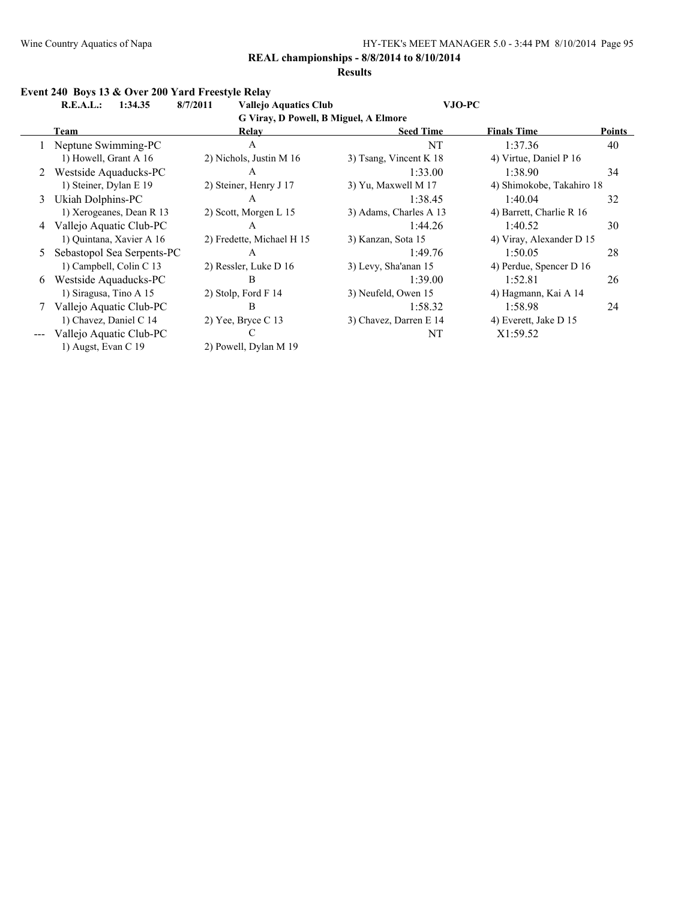**REAL championships - 8/8/2014 to 8/10/2014**

**Results**

### Event 240 Boys 13 & Over 200 Yard Freestyle Relay

**R.E.A.L.: 1:34.35 8/7/2011 Vallejo Aquatics Club VJO-PC**

**G Viray, D Powell, B Miguel, A Elmore**

| | Team | Relay | Seed Time | Finals Time | Points |
|---|---|---|---|---|---|
| 1 | Neptune Swimming-PC | A | NT | 1:37.36 | 40 |
| | 1) Howell, Grant A 16 | 2) Nichols, Justin M 16 | 3) Tsang, Vincent K 18 | 4) Virtue, Daniel P 16 | |
| 2 | Westside Aquaducks-PC | A | 1:33.00 | 1:38.90 | 34 |
| | 1) Steiner, Dylan E 19 | 2) Steiner, Henry J 17 | 3) Yu, Maxwell M 17 | 4) Shimokobe, Takahiro 18 | |
| 3 | Ukiah Dolphins-PC | A | 1:38.45 | 1:40.04 | 32 |
| | 1) Xerogeanes, Dean R 13 | 2) Scott, Morgen L 15 | 3) Adams, Charles A 13 | 4) Barrett, Charlie R 16 | |
| 4 | Vallejo Aquatic Club-PC | A | 1:44.26 | 1:40.52 | 30 |
| | 1) Quintana, Xavier A 16 | 2) Fredette, Michael H 15 | 3) Kanzan, Sota 15 | 4) Viray, Alexander D 15 | |
| 5 | Sebastopol Sea Serpents-PC | A | 1:49.76 | 1:50.05 | 28 |
| | 1) Campbell, Colin C 13 | 2) Ressler, Luke D 16 | 3) Levy, Sha'anan 15 | 4) Perdue, Spencer D 16 | |
| 6 | Westside Aquaducks-PC | B | 1:39.00 | 1:52.81 | 26 |
| | 1) Siragusa, Tino A 15 | 2) Stolp, Ford F 14 | 3) Neufeld, Owen 15 | 4) Hagmann, Kai A 14 | |
| 7 | Vallejo Aquatic Club-PC | B | 1:58.32 | 1:58.98 | 24 |
| | 1) Chavez, Daniel C 14 | 2) Yee, Bryce C 13 | 3) Chavez, Darren E 14 | 4) Everett, Jake D 15 | |
| --- | Vallejo Aquatic Club-PC | C | NT | X1:59.52 | |
| | 1) Augst, Evan C 19 | 2) Powell, Dylan M 19 | | | |